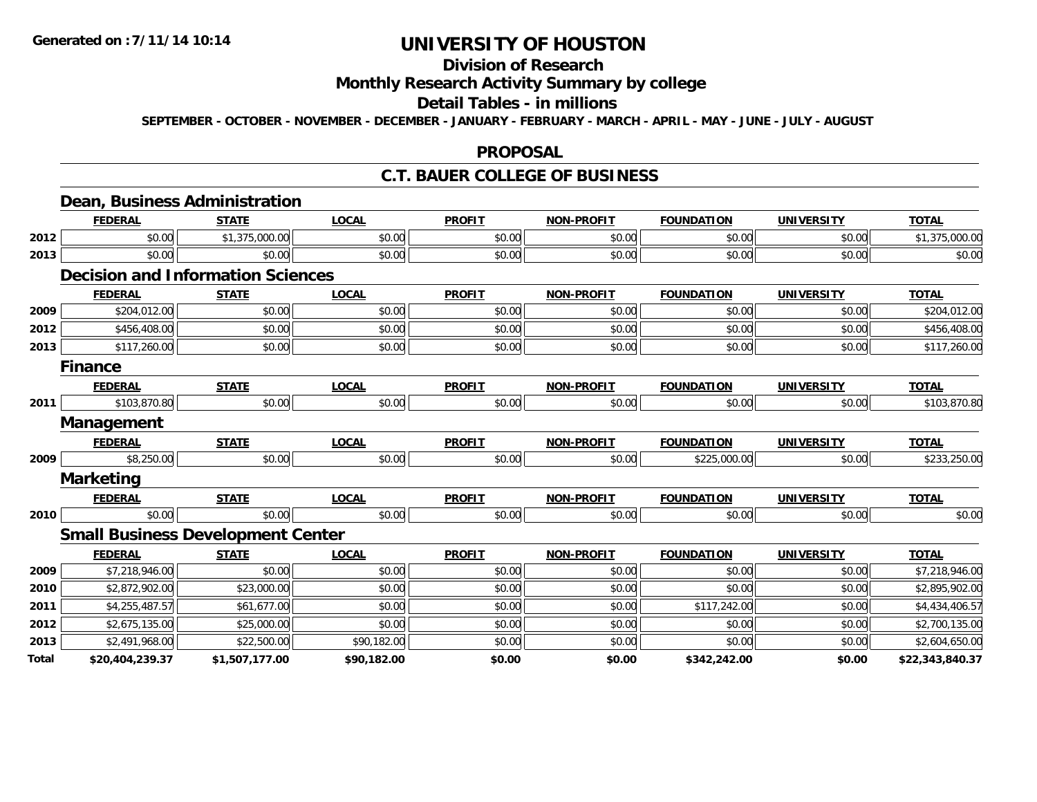Generated on :7/11/14 10:14

# UNIVERSITY OF HOUSTON

## Division of Research

## Monthly Research Activity Summary by college

## Detail Tables - in millions

SEPTEMBER - OCTOBER - NOVEMBER - DECEMBER - JANUARY - FEBRUARY - MARCH - APRIL - MAY - JUNE - JULY - AUGUST

## PROPOSAL

## C.T. BAUER COLLEGE OF BUSINESS

### Dean, Business Administration

| | FEDERAL | STATE | LOCAL | PROFIT | NON-PROFIT | FOUNDATION | UNIVERSITY | TOTAL |
|---|---|---|---|---|---|---|---|---|
| 2012 | $0.00 | $1,375,000.00 | $0.00 | $0.00 | $0.00 | $0.00 | $0.00 | $1,375,000.00 |
| 2013 | $0.00 | $0.00 | $0.00 | $0.00 | $0.00 | $0.00 | $0.00 | $0.00 |

### Decision and Information Sciences

| | FEDERAL | STATE | LOCAL | PROFIT | NON-PROFIT | FOUNDATION | UNIVERSITY | TOTAL |
|---|---|---|---|---|---|---|---|---|
| 2009 | $204,012.00 | $0.00 | $0.00 | $0.00 | $0.00 | $0.00 | $0.00 | $204,012.00 |
| 2012 | $456,408.00 | $0.00 | $0.00 | $0.00 | $0.00 | $0.00 | $0.00 | $456,408.00 |
| 2013 | $117,260.00 | $0.00 | $0.00 | $0.00 | $0.00 | $0.00 | $0.00 | $117,260.00 |

### Finance

| | FEDERAL | STATE | LOCAL | PROFIT | NON-PROFIT | FOUNDATION | UNIVERSITY | TOTAL |
|---|---|---|---|---|---|---|---|---|
| 2011 | $103,870.80 | $0.00 | $0.00 | $0.00 | $0.00 | $0.00 | $0.00 | $103,870.80 |

### Management

| | FEDERAL | STATE | LOCAL | PROFIT | NON-PROFIT | FOUNDATION | UNIVERSITY | TOTAL |
|---|---|---|---|---|---|---|---|---|
| 2009 | $8,250.00 | $0.00 | $0.00 | $0.00 | $0.00 | $225,000.00 | $0.00 | $233,250.00 |

### Marketing

| | FEDERAL | STATE | LOCAL | PROFIT | NON-PROFIT | FOUNDATION | UNIVERSITY | TOTAL |
|---|---|---|---|---|---|---|---|---|
| 2010 | $0.00 | $0.00 | $0.00 | $0.00 | $0.00 | $0.00 | $0.00 | $0.00 |

### Small Business Development Center

| | FEDERAL | STATE | LOCAL | PROFIT | NON-PROFIT | FOUNDATION | UNIVERSITY | TOTAL |
|---|---|---|---|---|---|---|---|---|
| 2009 | $7,218,946.00 | $0.00 | $0.00 | $0.00 | $0.00 | $0.00 | $0.00 | $7,218,946.00 |
| 2010 | $2,872,902.00 | $23,000.00 | $0.00 | $0.00 | $0.00 | $0.00 | $0.00 | $2,895,902.00 |
| 2011 | $4,255,487.57 | $61,677.00 | $0.00 | $0.00 | $0.00 | $117,242.00 | $0.00 | $4,434,406.57 |
| 2012 | $2,675,135.00 | $25,000.00 | $0.00 | $0.00 | $0.00 | $0.00 | $0.00 | $2,700,135.00 |
| 2013 | $2,491,968.00 | $22,500.00 | $90,182.00 | $0.00 | $0.00 | $0.00 | $0.00 | $2,604,650.00 |
| **Total** | **$20,404,239.37** | **$1,507,177.00** | **$90,182.00** | **$0.00** | **$0.00** | **$342,242.00** | **$0.00** | **$22,343,840.37** |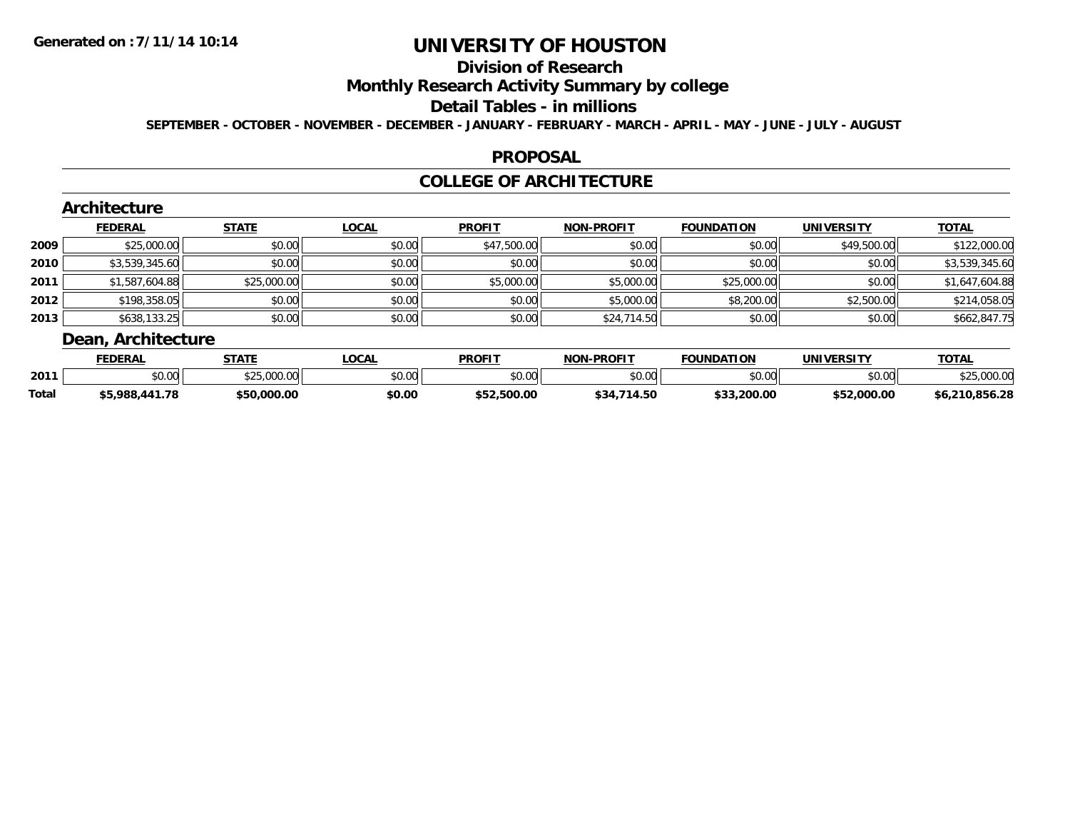# UNIVERSITY OF HOUSTON

## Division of Research

## Monthly Research Activity Summary by college

## Detail Tables - in millions

**SEPTEMBER - OCTOBER - NOVEMBER - DECEMBER - JANUARY - FEBRUARY - MARCH - APRIL - MAY - JUNE - JULY - AUGUST**

## PROPOSAL

## COLLEGE OF ARCHITECTURE

### Architecture

| | FEDERAL | STATE | LOCAL | PROFIT | NON-PROFIT | FOUNDATION | UNIVERSITY | TOTAL |
|---|---|---|---|---|---|---|---|---|
| 2009 | $25,000.00 | $0.00 | $0.00 | $47,500.00 | $0.00 | $0.00 | $49,500.00 | $122,000.00 |
| 2010 | $3,539,345.60 | $0.00 | $0.00 | $0.00 | $0.00 | $0.00 | $0.00 | $3,539,345.60 |
| 2011 | $1,587,604.88 | $25,000.00 | $0.00 | $5,000.00 | $5,000.00 | $25,000.00 | $0.00 | $1,647,604.88 |
| 2012 | $198,358.05 | $0.00 | $0.00 | $0.00 | $5,000.00 | $8,200.00 | $2,500.00 | $214,058.05 |
| 2013 | $638,133.25 | $0.00 | $0.00 | $0.00 | $24,714.50 | $0.00 | $0.00 | $662,847.75 |

### Dean, Architecture

| | FEDERAL | STATE | LOCAL | PROFIT | NON-PROFIT | FOUNDATION | UNIVERSITY | TOTAL |
|---|---|---|---|---|---|---|---|---|
| 2011 | $0.00 | $25,000.00 | $0.00 | $0.00 | $0.00 | $0.00 | $0.00 | $25,000.00 |
| **Total** | **$5,988,441.78** | **$50,000.00** | **$0.00** | **$52,500.00** | **$34,714.50** | **$33,200.00** | **$52,000.00** | **$6,210,856.28** |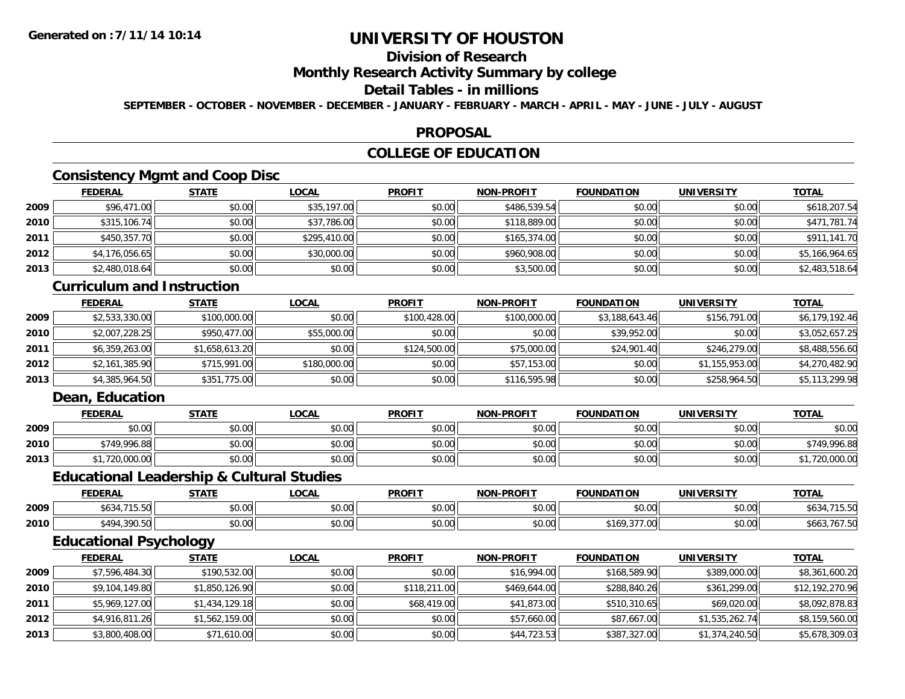**Generated on :7/11/14 10:14**

# UNIVERSITY OF HOUSTON

## Division of Research

## Monthly Research Activity Summary by college

## Detail Tables - in millions

**SEPTEMBER - OCTOBER - NOVEMBER - DECEMBER - JANUARY - FEBRUARY - MARCH - APRIL - MAY - JUNE - JULY - AUGUST**

## PROPOSAL

## COLLEGE OF EDUCATION

### Consistency Mgmt and Coop Disc

| | FEDERAL | STATE | LOCAL | PROFIT | NON-PROFIT | FOUNDATION | UNIVERSITY | TOTAL |
|---|---|---|---|---|---|---|---|---|
| 2009 | $96,471.00 | $0.00 | $35,197.00 | $0.00 | $486,539.54 | $0.00 | $0.00 | $618,207.54 |
| 2010 | $315,106.74 | $0.00 | $37,786.00 | $0.00 | $118,889.00 | $0.00 | $0.00 | $471,781.74 |
| 2011 | $450,357.70 | $0.00 | $295,410.00 | $0.00 | $165,374.00 | $0.00 | $0.00 | $911,141.70 |
| 2012 | $4,176,056.65 | $0.00 | $30,000.00 | $0.00 | $960,908.00 | $0.00 | $0.00 | $5,166,964.65 |
| 2013 | $2,480,018.64 | $0.00 | $0.00 | $0.00 | $3,500.00 | $0.00 | $0.00 | $2,483,518.64 |

### Curriculum and Instruction

| | FEDERAL | STATE | LOCAL | PROFIT | NON-PROFIT | FOUNDATION | UNIVERSITY | TOTAL |
|---|---|---|---|---|---|---|---|---|
| 2009 | $2,533,330.00 | $100,000.00 | $0.00 | $100,428.00 | $100,000.00 | $3,188,643.46 | $156,791.00 | $6,179,192.46 |
| 2010 | $2,007,228.25 | $950,477.00 | $55,000.00 | $0.00 | $0.00 | $39,952.00 | $0.00 | $3,052,657.25 |
| 2011 | $6,359,263.00 | $1,658,613.20 | $0.00 | $124,500.00 | $75,000.00 | $24,901.40 | $246,279.00 | $8,488,556.60 |
| 2012 | $2,161,385.90 | $715,991.00 | $180,000.00 | $0.00 | $57,153.00 | $0.00 | $1,155,953.00 | $4,270,482.90 |
| 2013 | $4,385,964.50 | $351,775.00 | $0.00 | $0.00 | $116,595.98 | $0.00 | $258,964.50 | $5,113,299.98 |

### Dean, Education

| | FEDERAL | STATE | LOCAL | PROFIT | NON-PROFIT | FOUNDATION | UNIVERSITY | TOTAL |
|---|---|---|---|---|---|---|---|---|
| 2009 | $0.00 | $0.00 | $0.00 | $0.00 | $0.00 | $0.00 | $0.00 | $0.00 |
| 2010 | $749,996.88 | $0.00 | $0.00 | $0.00 | $0.00 | $0.00 | $0.00 | $749,996.88 |
| 2013 | $1,720,000.00 | $0.00 | $0.00 | $0.00 | $0.00 | $0.00 | $0.00 | $1,720,000.00 |

### Educational Leadership & Cultural Studies

| | FEDERAL | STATE | LOCAL | PROFIT | NON-PROFIT | FOUNDATION | UNIVERSITY | TOTAL |
|---|---|---|---|---|---|---|---|---|
| 2009 | $634,715.50 | $0.00 | $0.00 | $0.00 | $0.00 | $0.00 | $0.00 | $634,715.50 |
| 2010 | $494,390.50 | $0.00 | $0.00 | $0.00 | $0.00 | $169,377.00 | $0.00 | $663,767.50 |

### Educational Psychology

| | FEDERAL | STATE | LOCAL | PROFIT | NON-PROFIT | FOUNDATION | UNIVERSITY | TOTAL |
|---|---|---|---|---|---|---|---|---|
| 2009 | $7,596,484.30 | $190,532.00 | $0.00 | $0.00 | $16,994.00 | $168,589.90 | $389,000.00 | $8,361,600.20 |
| 2010 | $9,104,149.80 | $1,850,126.90 | $0.00 | $118,211.00 | $469,644.00 | $288,840.26 | $361,299.00 | $12,192,270.96 |
| 2011 | $5,969,127.00 | $1,434,129.18 | $0.00 | $68,419.00 | $41,873.00 | $510,310.65 | $69,020.00 | $8,092,878.83 |
| 2012 | $4,916,811.26 | $1,562,159.00 | $0.00 | $0.00 | $57,660.00 | $87,667.00 | $1,535,262.74 | $8,159,560.00 |
| 2013 | $3,800,408.00 | $71,610.00 | $0.00 | $0.00 | $44,723.53 | $387,327.00 | $1,374,240.50 | $5,678,309.03 |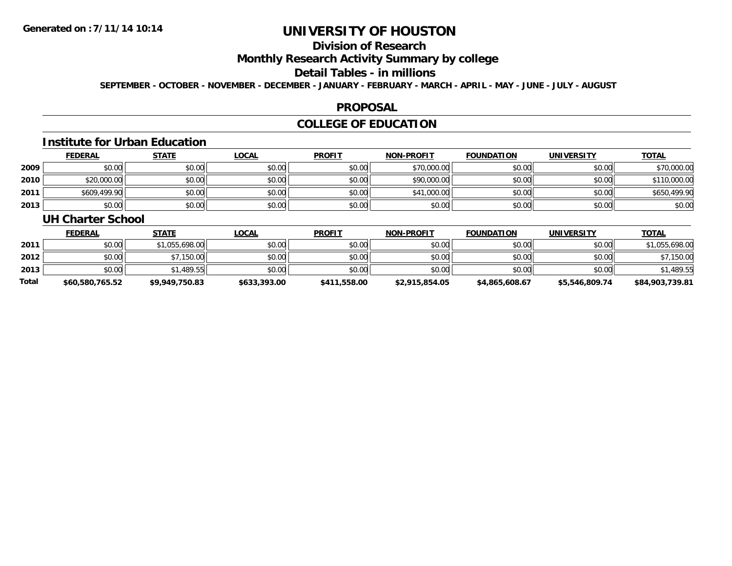# UNIVERSITY OF HOUSTON

## Division of Research

## Monthly Research Activity Summary by college

## Detail Tables - in millions

SEPTEMBER - OCTOBER - NOVEMBER - DECEMBER - JANUARY - FEBRUARY - MARCH - APRIL - MAY - JUNE - JULY - AUGUST

## PROPOSAL

## COLLEGE OF EDUCATION

### Institute for Urban Education

| | FEDERAL | STATE | LOCAL | PROFIT | NON-PROFIT | FOUNDATION | UNIVERSITY | TOTAL |
|---|---|---|---|---|---|---|---|---|
| 2009 | $0.00 | $0.00 | $0.00 | $0.00 | $70,000.00 | $0.00 | $0.00 | $70,000.00 |
| 2010 | $20,000.00 | $0.00 | $0.00 | $0.00 | $90,000.00 | $0.00 | $0.00 | $110,000.00 |
| 2011 | $609,499.90 | $0.00 | $0.00 | $0.00 | $41,000.00 | $0.00 | $0.00 | $650,499.90 |
| 2013 | $0.00 | $0.00 | $0.00 | $0.00 | $0.00 | $0.00 | $0.00 | $0.00 |

### UH Charter School

| | FEDERAL | STATE | LOCAL | PROFIT | NON-PROFIT | FOUNDATION | UNIVERSITY | TOTAL |
|---|---|---|---|---|---|---|---|---|
| 2011 | $0.00 | $1,055,698.00 | $0.00 | $0.00 | $0.00 | $0.00 | $0.00 | $1,055,698.00 |
| 2012 | $0.00 | $7,150.00 | $0.00 | $0.00 | $0.00 | $0.00 | $0.00 | $7,150.00 |
| 2013 | $0.00 | $1,489.55 | $0.00 | $0.00 | $0.00 | $0.00 | $0.00 | $1,489.55 |
| **Total** | **$60,580,765.52** | **$9,949,750.83** | **$633,393.00** | **$411,558.00** | **$2,915,854.05** | **$4,865,608.67** | **$5,546,809.74** | **$84,903,739.81** |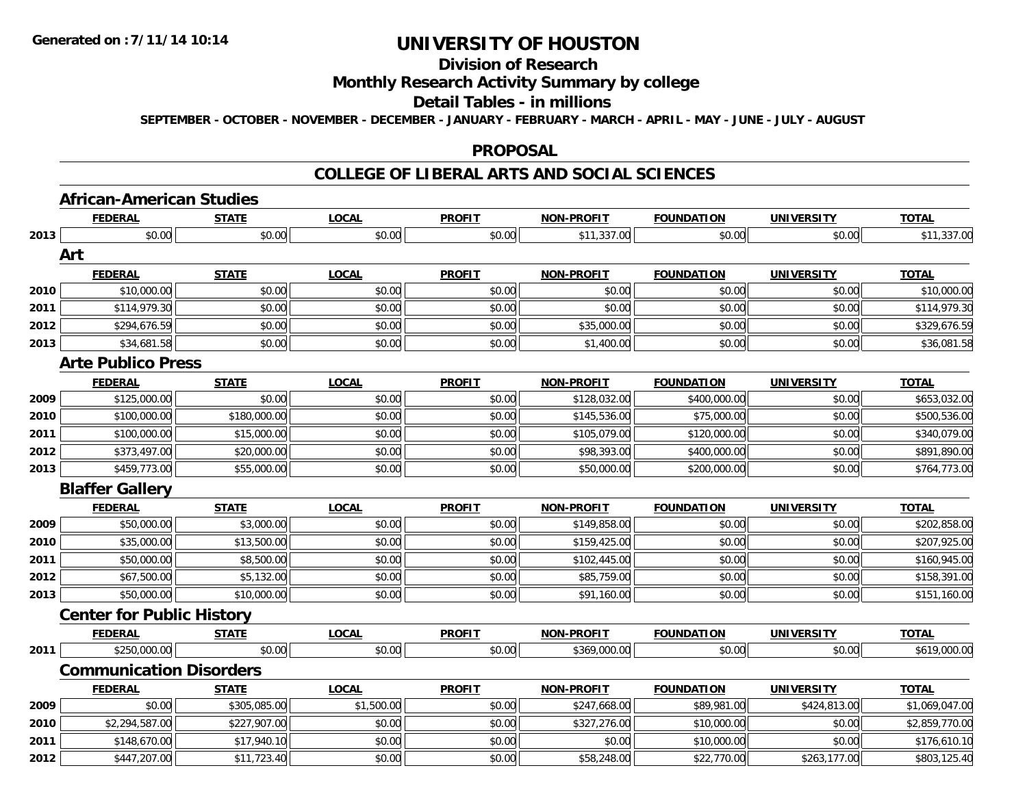# UNIVERSITY OF HOUSTON

## Division of Research

## Monthly Research Activity Summary by college

## Detail Tables - in millions

**SEPTEMBER - OCTOBER - NOVEMBER - DECEMBER - JANUARY - FEBRUARY - MARCH - APRIL - MAY - JUNE - JULY - AUGUST**

## PROPOSAL

## COLLEGE OF LIBERAL ARTS AND SOCIAL SCIENCES

### African-American Studies

| | FEDERAL | STATE | LOCAL | PROFIT | NON-PROFIT | FOUNDATION | UNIVERSITY | TOTAL |
|---|---|---|---|---|---|---|---|---|
| 2013 | $0.00 | $0.00 | $0.00 | $0.00 | $11,337.00 | $0.00 | $0.00 | $11,337.00 |

### Art

| | FEDERAL | STATE | LOCAL | PROFIT | NON-PROFIT | FOUNDATION | UNIVERSITY | TOTAL |
|---|---|---|---|---|---|---|---|---|
| 2010 | $10,000.00 | $0.00 | $0.00 | $0.00 | $0.00 | $0.00 | $0.00 | $10,000.00 |
| 2011 | $114,979.30 | $0.00 | $0.00 | $0.00 | $0.00 | $0.00 | $0.00 | $114,979.30 |
| 2012 | $294,676.59 | $0.00 | $0.00 | $0.00 | $35,000.00 | $0.00 | $0.00 | $329,676.59 |
| 2013 | $34,681.58 | $0.00 | $0.00 | $0.00 | $1,400.00 | $0.00 | $0.00 | $36,081.58 |

### Arte Publico Press

| | FEDERAL | STATE | LOCAL | PROFIT | NON-PROFIT | FOUNDATION | UNIVERSITY | TOTAL |
|---|---|---|---|---|---|---|---|---|
| 2009 | $125,000.00 | $0.00 | $0.00 | $0.00 | $128,032.00 | $400,000.00 | $0.00 | $653,032.00 |
| 2010 | $100,000.00 | $180,000.00 | $0.00 | $0.00 | $145,536.00 | $75,000.00 | $0.00 | $500,536.00 |
| 2011 | $100,000.00 | $15,000.00 | $0.00 | $0.00 | $105,079.00 | $120,000.00 | $0.00 | $340,079.00 |
| 2012 | $373,497.00 | $20,000.00 | $0.00 | $0.00 | $98,393.00 | $400,000.00 | $0.00 | $891,890.00 |
| 2013 | $459,773.00 | $55,000.00 | $0.00 | $0.00 | $50,000.00 | $200,000.00 | $0.00 | $764,773.00 |

### Blaffer Gallery

| | FEDERAL | STATE | LOCAL | PROFIT | NON-PROFIT | FOUNDATION | UNIVERSITY | TOTAL |
|---|---|---|---|---|---|---|---|---|
| 2009 | $50,000.00 | $3,000.00 | $0.00 | $0.00 | $149,858.00 | $0.00 | $0.00 | $202,858.00 |
| 2010 | $35,000.00 | $13,500.00 | $0.00 | $0.00 | $159,425.00 | $0.00 | $0.00 | $207,925.00 |
| 2011 | $50,000.00 | $8,500.00 | $0.00 | $0.00 | $102,445.00 | $0.00 | $0.00 | $160,945.00 |
| 2012 | $67,500.00 | $5,132.00 | $0.00 | $0.00 | $85,759.00 | $0.00 | $0.00 | $158,391.00 |
| 2013 | $50,000.00 | $10,000.00 | $0.00 | $0.00 | $91,160.00 | $0.00 | $0.00 | $151,160.00 |

### Center for Public History

| | FEDERAL | STATE | LOCAL | PROFIT | NON-PROFIT | FOUNDATION | UNIVERSITY | TOTAL |
|---|---|---|---|---|---|---|---|---|
| 2011 | $250,000.00 | $0.00 | $0.00 | $0.00 | $369,000.00 | $0.00 | $0.00 | $619,000.00 |

### Communication Disorders

| | FEDERAL | STATE | LOCAL | PROFIT | NON-PROFIT | FOUNDATION | UNIVERSITY | TOTAL |
|---|---|---|---|---|---|---|---|---|
| 2009 | $0.00 | $305,085.00 | $1,500.00 | $0.00 | $247,668.00 | $89,981.00 | $424,813.00 | $1,069,047.00 |
| 2010 | $2,294,587.00 | $227,907.00 | $0.00 | $0.00 | $327,276.00 | $10,000.00 | $0.00 | $2,859,770.00 |
| 2011 | $148,670.00 | $17,940.10 | $0.00 | $0.00 | $0.00 | $10,000.00 | $0.00 | $176,610.10 |
| 2012 | $447,207.00 | $11,723.40 | $0.00 | $0.00 | $58,248.00 | $22,770.00 | $263,177.00 | $803,125.40 |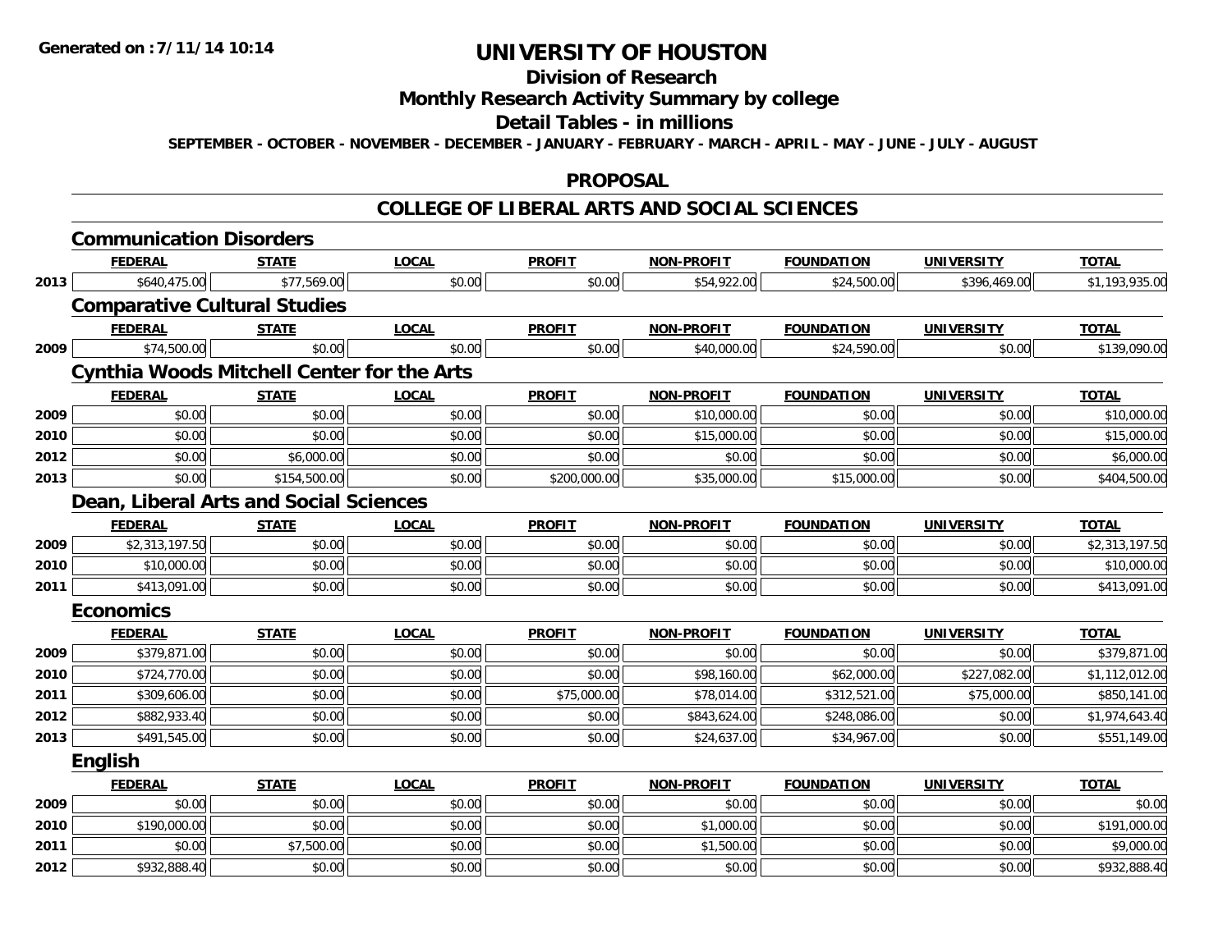**Generated on :7/11/14 10:14**

# UNIVERSITY OF HOUSTON

## Division of Research

## Monthly Research Activity Summary by college

## Detail Tables - in millions

**SEPTEMBER - OCTOBER - NOVEMBER - DECEMBER - JANUARY - FEBRUARY - MARCH - APRIL - MAY - JUNE - JULY - AUGUST**

## PROPOSAL

## COLLEGE OF LIBERAL ARTS AND SOCIAL SCIENCES

### Communication Disorders

| | FEDERAL | STATE | LOCAL | PROFIT | NON-PROFIT | FOUNDATION | UNIVERSITY | TOTAL |
|---|---|---|---|---|---|---|---|---|
| 2013 | $640,475.00 | $77,569.00 | $0.00 | $0.00 | $54,922.00 | $24,500.00 | $396,469.00 | $1,193,935.00 |

### Comparative Cultural Studies

| | FEDERAL | STATE | LOCAL | PROFIT | NON-PROFIT | FOUNDATION | UNIVERSITY | TOTAL |
|---|---|---|---|---|---|---|---|---|
| 2009 | $74,500.00 | $0.00 | $0.00 | $0.00 | $40,000.00 | $24,590.00 | $0.00 | $139,090.00 |

### Cynthia Woods Mitchell Center for the Arts

| | FEDERAL | STATE | LOCAL | PROFIT | NON-PROFIT | FOUNDATION | UNIVERSITY | TOTAL |
|---|---|---|---|---|---|---|---|---|
| 2009 | $0.00 | $0.00 | $0.00 | $0.00 | $10,000.00 | $0.00 | $0.00 | $10,000.00 |
| 2010 | $0.00 | $0.00 | $0.00 | $0.00 | $15,000.00 | $0.00 | $0.00 | $15,000.00 |
| 2012 | $0.00 | $6,000.00 | $0.00 | $0.00 | $0.00 | $0.00 | $0.00 | $6,000.00 |
| 2013 | $0.00 | $154,500.00 | $0.00 | $200,000.00 | $35,000.00 | $15,000.00 | $0.00 | $404,500.00 |

### Dean, Liberal Arts and Social Sciences

| | FEDERAL | STATE | LOCAL | PROFIT | NON-PROFIT | FOUNDATION | UNIVERSITY | TOTAL |
|---|---|---|---|---|---|---|---|---|
| 2009 | $2,313,197.50 | $0.00 | $0.00 | $0.00 | $0.00 | $0.00 | $0.00 | $2,313,197.50 |
| 2010 | $10,000.00 | $0.00 | $0.00 | $0.00 | $0.00 | $0.00 | $0.00 | $10,000.00 |
| 2011 | $413,091.00 | $0.00 | $0.00 | $0.00 | $0.00 | $0.00 | $0.00 | $413,091.00 |

### Economics

| | FEDERAL | STATE | LOCAL | PROFIT | NON-PROFIT | FOUNDATION | UNIVERSITY | TOTAL |
|---|---|---|---|---|---|---|---|---|
| 2009 | $379,871.00 | $0.00 | $0.00 | $0.00 | $0.00 | $0.00 | $0.00 | $379,871.00 |
| 2010 | $724,770.00 | $0.00 | $0.00 | $0.00 | $98,160.00 | $62,000.00 | $227,082.00 | $1,112,012.00 |
| 2011 | $309,606.00 | $0.00 | $0.00 | $75,000.00 | $78,014.00 | $312,521.00 | $75,000.00 | $850,141.00 |
| 2012 | $882,933.40 | $0.00 | $0.00 | $0.00 | $843,624.00 | $248,086.00 | $0.00 | $1,974,643.40 |
| 2013 | $491,545.00 | $0.00 | $0.00 | $0.00 | $24,637.00 | $34,967.00 | $0.00 | $551,149.00 |

### English

| | FEDERAL | STATE | LOCAL | PROFIT | NON-PROFIT | FOUNDATION | UNIVERSITY | TOTAL |
|---|---|---|---|---|---|---|---|---|
| 2009 | $0.00 | $0.00 | $0.00 | $0.00 | $0.00 | $0.00 | $0.00 | $0.00 |
| 2010 | $190,000.00 | $0.00 | $0.00 | $0.00 | $1,000.00 | $0.00 | $0.00 | $191,000.00 |
| 2011 | $0.00 | $7,500.00 | $0.00 | $0.00 | $1,500.00 | $0.00 | $0.00 | $9,000.00 |
| 2012 | $932,888.40 | $0.00 | $0.00 | $0.00 | $0.00 | $0.00 | $0.00 | $932,888.40 |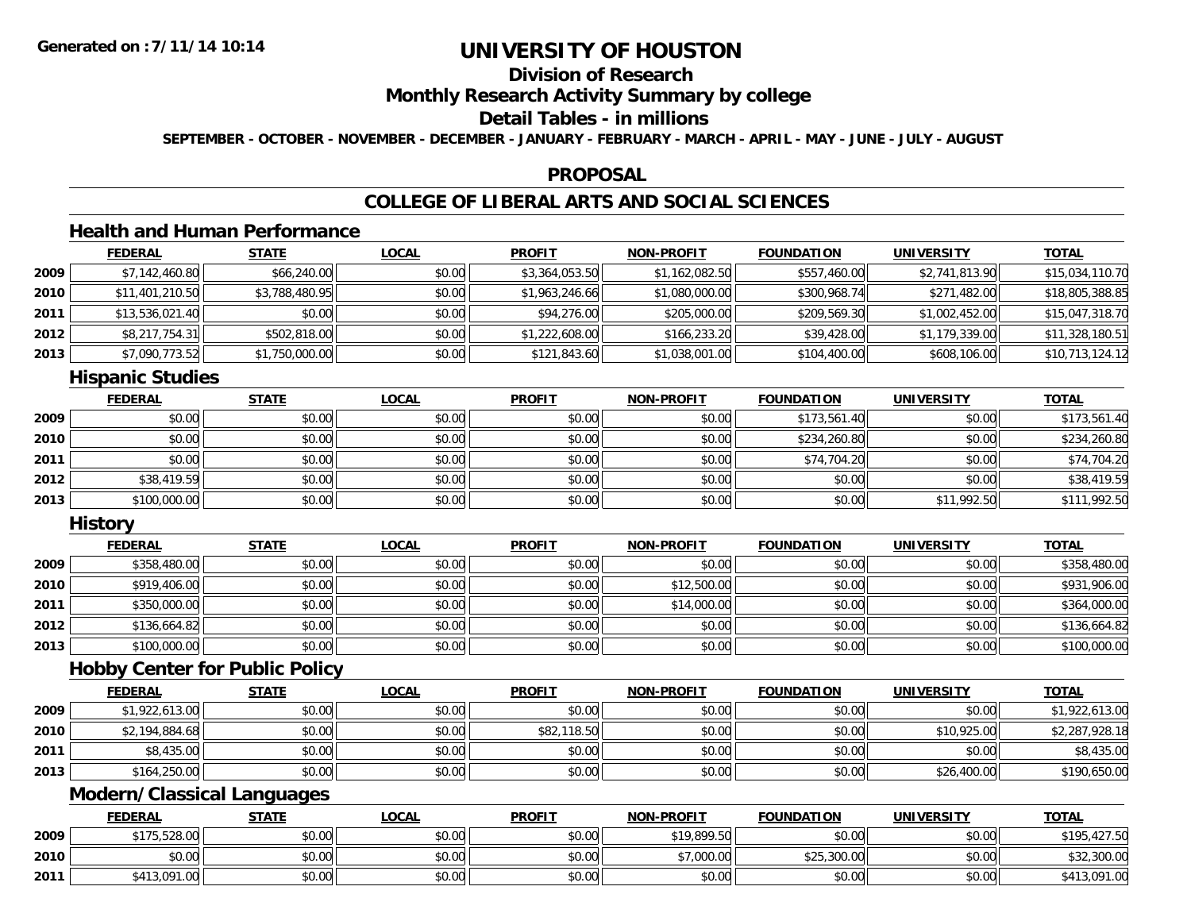**Generated on :7/11/14 10:14**

# UNIVERSITY OF HOUSTON

## Division of Research

## Monthly Research Activity Summary by college

## Detail Tables - in millions

**SEPTEMBER - OCTOBER - NOVEMBER - DECEMBER - JANUARY - FEBRUARY - MARCH - APRIL - MAY - JUNE - JULY - AUGUST**

## PROPOSAL

## COLLEGE OF LIBERAL ARTS AND SOCIAL SCIENCES

### Health and Human Performance

| | FEDERAL | STATE | LOCAL | PROFIT | NON-PROFIT | FOUNDATION | UNIVERSITY | TOTAL |
|---|---|---|---|---|---|---|---|---|
| 2009 | $7,142,460.80 | $66,240.00 | $0.00 | $3,364,053.50 | $1,162,082.50 | $557,460.00 | $2,741,813.90 | $15,034,110.70 |
| 2010 | $11,401,210.50 | $3,788,480.95 | $0.00 | $1,963,246.66 | $1,080,000.00 | $300,968.74 | $271,482.00 | $18,805,388.85 |
| 2011 | $13,536,021.40 | $0.00 | $0.00 | $94,276.00 | $205,000.00 | $209,569.30 | $1,002,452.00 | $15,047,318.70 |
| 2012 | $8,217,754.31 | $502,818.00 | $0.00 | $1,222,608.00 | $166,233.20 | $39,428.00 | $1,179,339.00 | $11,328,180.51 |
| 2013 | $7,090,773.52 | $1,750,000.00 | $0.00 | $121,843.60 | $1,038,001.00 | $104,400.00 | $608,106.00 | $10,713,124.12 |

### Hispanic Studies

| | FEDERAL | STATE | LOCAL | PROFIT | NON-PROFIT | FOUNDATION | UNIVERSITY | TOTAL |
|---|---|---|---|---|---|---|---|---|
| 2009 | $0.00 | $0.00 | $0.00 | $0.00 | $0.00 | $173,561.40 | $0.00 | $173,561.40 |
| 2010 | $0.00 | $0.00 | $0.00 | $0.00 | $0.00 | $234,260.80 | $0.00 | $234,260.80 |
| 2011 | $0.00 | $0.00 | $0.00 | $0.00 | $0.00 | $74,704.20 | $0.00 | $74,704.20 |
| 2012 | $38,419.59 | $0.00 | $0.00 | $0.00 | $0.00 | $0.00 | $0.00 | $38,419.59 |
| 2013 | $100,000.00 | $0.00 | $0.00 | $0.00 | $0.00 | $0.00 | $11,992.50 | $111,992.50 |

### History

| | FEDERAL | STATE | LOCAL | PROFIT | NON-PROFIT | FOUNDATION | UNIVERSITY | TOTAL |
|---|---|---|---|---|---|---|---|---|
| 2009 | $358,480.00 | $0.00 | $0.00 | $0.00 | $0.00 | $0.00 | $0.00 | $358,480.00 |
| 2010 | $919,406.00 | $0.00 | $0.00 | $0.00 | $12,500.00 | $0.00 | $0.00 | $931,906.00 |
| 2011 | $350,000.00 | $0.00 | $0.00 | $0.00 | $14,000.00 | $0.00 | $0.00 | $364,000.00 |
| 2012 | $136,664.82 | $0.00 | $0.00 | $0.00 | $0.00 | $0.00 | $0.00 | $136,664.82 |
| 2013 | $100,000.00 | $0.00 | $0.00 | $0.00 | $0.00 | $0.00 | $0.00 | $100,000.00 |

### Hobby Center for Public Policy

| | FEDERAL | STATE | LOCAL | PROFIT | NON-PROFIT | FOUNDATION | UNIVERSITY | TOTAL |
|---|---|---|---|---|---|---|---|---|
| 2009 | $1,922,613.00 | $0.00 | $0.00 | $0.00 | $0.00 | $0.00 | $0.00 | $1,922,613.00 |
| 2010 | $2,194,884.68 | $0.00 | $0.00 | $82,118.50 | $0.00 | $0.00 | $10,925.00 | $2,287,928.18 |
| 2011 | $8,435.00 | $0.00 | $0.00 | $0.00 | $0.00 | $0.00 | $0.00 | $8,435.00 |
| 2013 | $164,250.00 | $0.00 | $0.00 | $0.00 | $0.00 | $0.00 | $26,400.00 | $190,650.00 |

### Modern/Classical Languages

| | FEDERAL | STATE | LOCAL | PROFIT | NON-PROFIT | FOUNDATION | UNIVERSITY | TOTAL |
|---|---|---|---|---|---|---|---|---|
| 2009 | $175,528.00 | $0.00 | $0.00 | $0.00 | $19,899.50 | $0.00 | $0.00 | $195,427.50 |
| 2010 | $0.00 | $0.00 | $0.00 | $0.00 | $7,000.00 | $25,300.00 | $0.00 | $32,300.00 |
| 2011 | $413,091.00 | $0.00 | $0.00 | $0.00 | $0.00 | $0.00 | $0.00 | $413,091.00 |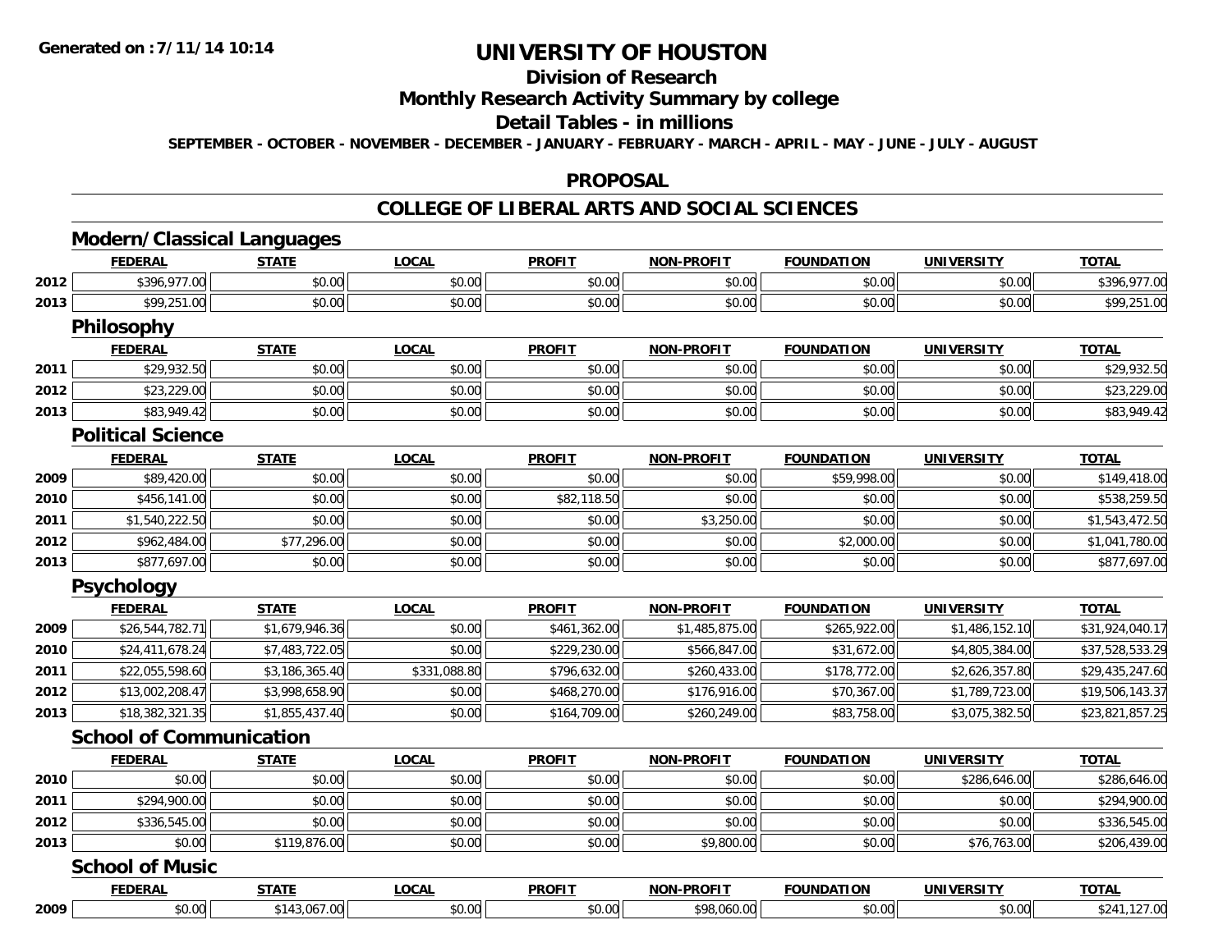# UNIVERSITY OF HOUSTON

## Division of Research

## Monthly Research Activity Summary by college

## Detail Tables - in millions

**SEPTEMBER - OCTOBER - NOVEMBER - DECEMBER - JANUARY - FEBRUARY - MARCH - APRIL - MAY - JUNE - JULY - AUGUST**

## PROPOSAL

## COLLEGE OF LIBERAL ARTS AND SOCIAL SCIENCES

### Modern/Classical Languages

| | FEDERAL | STATE | LOCAL | PROFIT | NON-PROFIT | FOUNDATION | UNIVERSITY | TOTAL |
|---|---|---|---|---|---|---|---|---|
| 2012 | $396,977.00 | $0.00 | $0.00 | $0.00 | $0.00 | $0.00 | $0.00 | $396,977.00 |
| 2013 | $99,251.00 | $0.00 | $0.00 | $0.00 | $0.00 | $0.00 | $0.00 | $99,251.00 |

### Philosophy

| | FEDERAL | STATE | LOCAL | PROFIT | NON-PROFIT | FOUNDATION | UNIVERSITY | TOTAL |
|---|---|---|---|---|---|---|---|---|
| 2011 | $29,932.50 | $0.00 | $0.00 | $0.00 | $0.00 | $0.00 | $0.00 | $29,932.50 |
| 2012 | $23,229.00 | $0.00 | $0.00 | $0.00 | $0.00 | $0.00 | $0.00 | $23,229.00 |
| 2013 | $83,949.42 | $0.00 | $0.00 | $0.00 | $0.00 | $0.00 | $0.00 | $83,949.42 |

### Political Science

| | FEDERAL | STATE | LOCAL | PROFIT | NON-PROFIT | FOUNDATION | UNIVERSITY | TOTAL |
|---|---|---|---|---|---|---|---|---|
| 2009 | $89,420.00 | $0.00 | $0.00 | $0.00 | $0.00 | $59,998.00 | $0.00 | $149,418.00 |
| 2010 | $456,141.00 | $0.00 | $0.00 | $82,118.50 | $0.00 | $0.00 | $0.00 | $538,259.50 |
| 2011 | $1,540,222.50 | $0.00 | $0.00 | $0.00 | $3,250.00 | $0.00 | $0.00 | $1,543,472.50 |
| 2012 | $962,484.00 | $77,296.00 | $0.00 | $0.00 | $0.00 | $2,000.00 | $0.00 | $1,041,780.00 |
| 2013 | $877,697.00 | $0.00 | $0.00 | $0.00 | $0.00 | $0.00 | $0.00 | $877,697.00 |

### Psychology

| | FEDERAL | STATE | LOCAL | PROFIT | NON-PROFIT | FOUNDATION | UNIVERSITY | TOTAL |
|---|---|---|---|---|---|---|---|---|
| 2009 | $26,544,782.71 | $1,679,946.36 | $0.00 | $461,362.00 | $1,485,875.00 | $265,922.00 | $1,486,152.10 | $31,924,040.17 |
| 2010 | $24,411,678.24 | $7,483,722.05 | $0.00 | $229,230.00 | $566,847.00 | $31,672.00 | $4,805,384.00 | $37,528,533.29 |
| 2011 | $22,055,598.60 | $3,186,365.40 | $331,088.80 | $796,632.00 | $260,433.00 | $178,772.00 | $2,626,357.80 | $29,435,247.60 |
| 2012 | $13,002,208.47 | $3,998,658.90 | $0.00 | $468,270.00 | $176,916.00 | $70,367.00 | $1,789,723.00 | $19,506,143.37 |
| 2013 | $18,382,321.35 | $1,855,437.40 | $0.00 | $164,709.00 | $260,249.00 | $83,758.00 | $3,075,382.50 | $23,821,857.25 |

### School of Communication

| | FEDERAL | STATE | LOCAL | PROFIT | NON-PROFIT | FOUNDATION | UNIVERSITY | TOTAL |
|---|---|---|---|---|---|---|---|---|
| 2010 | $0.00 | $0.00 | $0.00 | $0.00 | $0.00 | $0.00 | $286,646.00 | $286,646.00 |
| 2011 | $294,900.00 | $0.00 | $0.00 | $0.00 | $0.00 | $0.00 | $0.00 | $294,900.00 |
| 2012 | $336,545.00 | $0.00 | $0.00 | $0.00 | $0.00 | $0.00 | $0.00 | $336,545.00 |
| 2013 | $0.00 | $119,876.00 | $0.00 | $0.00 | $9,800.00 | $0.00 | $76,763.00 | $206,439.00 |

### School of Music

| | FEDERAL | STATE | LOCAL | PROFIT | NON-PROFIT | FOUNDATION | UNIVERSITY | TOTAL |
|---|---|---|---|---|---|---|---|---|
| 2009 | $0.00 | $143,067.00 | $0.00 | $0.00 | $98,060.00 | $0.00 | $0.00 | $241,127.00 |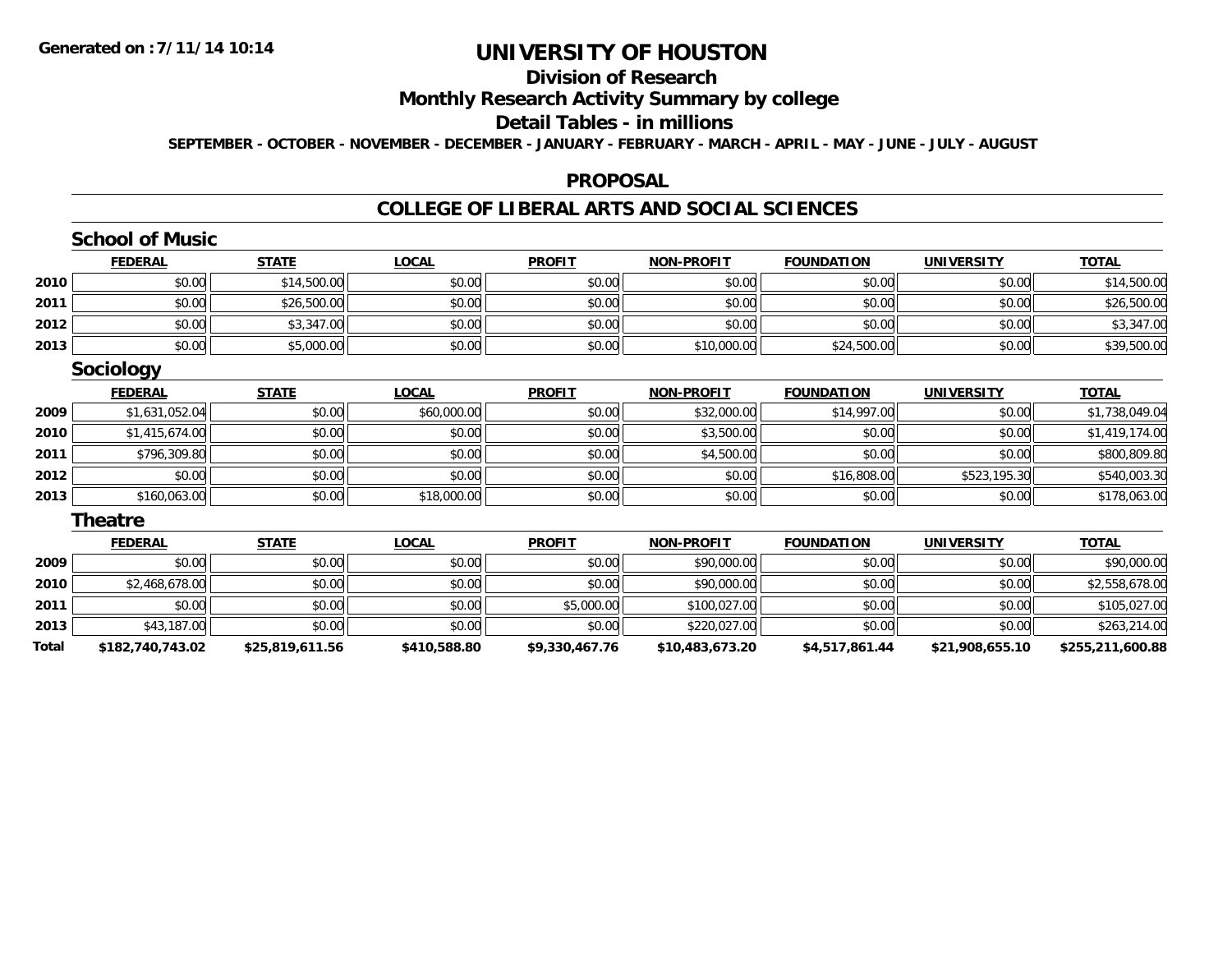# UNIVERSITY OF HOUSTON

## Division of Research

## Monthly Research Activity Summary by college

## Detail Tables - in millions

**SEPTEMBER - OCTOBER - NOVEMBER - DECEMBER - JANUARY - FEBRUARY - MARCH - APRIL - MAY - JUNE - JULY - AUGUST**

## PROPOSAL

## COLLEGE OF LIBERAL ARTS AND SOCIAL SCIENCES

### School of Music

| | FEDERAL | STATE | LOCAL | PROFIT | NON-PROFIT | FOUNDATION | UNIVERSITY | TOTAL |
|---|---|---|---|---|---|---|---|---|
| 2010 | $0.00 | $14,500.00 | $0.00 | $0.00 | $0.00 | $0.00 | $0.00 | $14,500.00 |
| 2011 | $0.00 | $26,500.00 | $0.00 | $0.00 | $0.00 | $0.00 | $0.00 | $26,500.00 |
| 2012 | $0.00 | $3,347.00 | $0.00 | $0.00 | $0.00 | $0.00 | $0.00 | $3,347.00 |
| 2013 | $0.00 | $5,000.00 | $0.00 | $0.00 | $10,000.00 | $24,500.00 | $0.00 | $39,500.00 |

### Sociology

| | FEDERAL | STATE | LOCAL | PROFIT | NON-PROFIT | FOUNDATION | UNIVERSITY | TOTAL |
|---|---|---|---|---|---|---|---|---|
| 2009 | $1,631,052.04 | $0.00 | $60,000.00 | $0.00 | $32,000.00 | $14,997.00 | $0.00 | $1,738,049.04 |
| 2010 | $1,415,674.00 | $0.00 | $0.00 | $0.00 | $3,500.00 | $0.00 | $0.00 | $1,419,174.00 |
| 2011 | $796,309.80 | $0.00 | $0.00 | $0.00 | $4,500.00 | $0.00 | $0.00 | $800,809.80 |
| 2012 | $0.00 | $0.00 | $0.00 | $0.00 | $0.00 | $16,808.00 | $523,195.30 | $540,003.30 |
| 2013 | $160,063.00 | $0.00 | $18,000.00 | $0.00 | $0.00 | $0.00 | $0.00 | $178,063.00 |

### Theatre

| | FEDERAL | STATE | LOCAL | PROFIT | NON-PROFIT | FOUNDATION | UNIVERSITY | TOTAL |
|---|---|---|---|---|---|---|---|---|
| 2009 | $0.00 | $0.00 | $0.00 | $0.00 | $90,000.00 | $0.00 | $0.00 | $90,000.00 |
| 2010 | $2,468,678.00 | $0.00 | $0.00 | $0.00 | $90,000.00 | $0.00 | $0.00 | $2,558,678.00 |
| 2011 | $0.00 | $0.00 | $0.00 | $5,000.00 | $100,027.00 | $0.00 | $0.00 | $105,027.00 |
| 2013 | $43,187.00 | $0.00 | $0.00 | $0.00 | $220,027.00 | $0.00 | $0.00 | $263,214.00 |
| **Total** | **$182,740,743.02** | **$25,819,611.56** | **$410,588.80** | **$9,330,467.76** | **$10,483,673.20** | **$4,517,861.44** | **$21,908,655.10** | **$255,211,600.88** |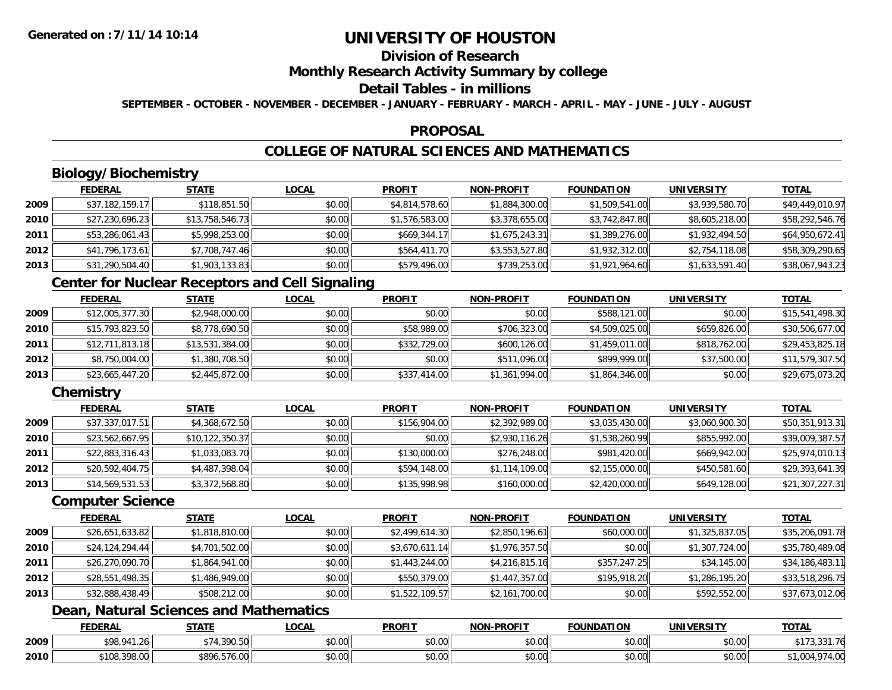**Generated on :7/11/14 10:14**

# UNIVERSITY OF HOUSTON

## Division of Research

## Monthly Research Activity Summary by college

## Detail Tables - in millions

**SEPTEMBER - OCTOBER - NOVEMBER - DECEMBER - JANUARY - FEBRUARY - MARCH - APRIL - MAY - JUNE - JULY - AUGUST**

## PROPOSAL

## COLLEGE OF NATURAL SCIENCES AND MATHEMATICS

### Biology/Biochemistry

| | FEDERAL | STATE | LOCAL | PROFIT | NON-PROFIT | FOUNDATION | UNIVERSITY | TOTAL |
|---|---|---|---|---|---|---|---|---|
| 2009 | $37,182,159.17 | $118,851.50 | $0.00 | $4,814,578.60 | $1,884,300.00 | $1,509,541.00 | $3,939,580.70 | $49,449,010.97 |
| 2010 | $27,230,696.23 | $13,758,546.73 | $0.00 | $1,576,583.00 | $3,378,655.00 | $3,742,847.80 | $8,605,218.00 | $58,292,546.76 |
| 2011 | $53,286,061.43 | $5,998,253.00 | $0.00 | $669,344.17 | $1,675,243.31 | $1,389,276.00 | $1,932,494.50 | $64,950,672.41 |
| 2012 | $41,796,173.61 | $7,708,747.46 | $0.00 | $564,411.70 | $3,553,527.80 | $1,932,312.00 | $2,754,118.08 | $58,309,290.65 |
| 2013 | $31,290,504.40 | $1,903,133.83 | $0.00 | $579,496.00 | $739,253.00 | $1,921,964.60 | $1,633,591.40 | $38,067,943.23 |

### Center for Nuclear Receptors and Cell Signaling

| | FEDERAL | STATE | LOCAL | PROFIT | NON-PROFIT | FOUNDATION | UNIVERSITY | TOTAL |
|---|---|---|---|---|---|---|---|---|
| 2009 | $12,005,377.30 | $2,948,000.00 | $0.00 | $0.00 | $0.00 | $588,121.00 | $0.00 | $15,541,498.30 |
| 2010 | $15,793,823.50 | $8,778,690.50 | $0.00 | $58,989.00 | $706,323.00 | $4,509,025.00 | $659,826.00 | $30,506,677.00 |
| 2011 | $12,711,813.18 | $13,531,384.00 | $0.00 | $332,729.00 | $600,126.00 | $1,459,011.00 | $818,762.00 | $29,453,825.18 |
| 2012 | $8,750,004.00 | $1,380,708.50 | $0.00 | $0.00 | $511,096.00 | $899,999.00 | $37,500.00 | $11,579,307.50 |
| 2013 | $23,665,447.20 | $2,445,872.00 | $0.00 | $337,414.00 | $1,361,994.00 | $1,864,346.00 | $0.00 | $29,675,073.20 |

### Chemistry

| | FEDERAL | STATE | LOCAL | PROFIT | NON-PROFIT | FOUNDATION | UNIVERSITY | TOTAL |
|---|---|---|---|---|---|---|---|---|
| 2009 | $37,337,017.51 | $4,368,672.50 | $0.00 | $156,904.00 | $2,392,989.00 | $3,035,430.00 | $3,060,900.30 | $50,351,913.31 |
| 2010 | $23,562,667.95 | $10,122,350.37 | $0.00 | $0.00 | $2,930,116.26 | $1,538,260.99 | $855,992.00 | $39,009,387.57 |
| 2011 | $22,883,316.43 | $1,033,083.70 | $0.00 | $130,000.00 | $276,248.00 | $981,420.00 | $669,942.00 | $25,974,010.13 |
| 2012 | $20,592,404.75 | $4,487,398.04 | $0.00 | $594,148.00 | $1,114,109.00 | $2,155,000.00 | $450,581.60 | $29,393,641.39 |
| 2013 | $14,569,531.53 | $3,372,568.80 | $0.00 | $135,998.98 | $160,000.00 | $2,420,000.00 | $649,128.00 | $21,307,227.31 |

### Computer Science

| | FEDERAL | STATE | LOCAL | PROFIT | NON-PROFIT | FOUNDATION | UNIVERSITY | TOTAL |
|---|---|---|---|---|---|---|---|---|
| 2009 | $26,651,633.82 | $1,818,810.00 | $0.00 | $2,499,614.30 | $2,850,196.61 | $60,000.00 | $1,325,837.05 | $35,206,091.78 |
| 2010 | $24,124,294.44 | $4,701,502.00 | $0.00 | $3,670,611.14 | $1,976,357.50 | $0.00 | $1,307,724.00 | $35,780,489.08 |
| 2011 | $26,270,090.70 | $1,864,941.00 | $0.00 | $1,443,244.00 | $4,216,815.16 | $357,247.25 | $34,145.00 | $34,186,483.11 |
| 2012 | $28,551,498.35 | $1,486,949.00 | $0.00 | $550,379.00 | $1,447,357.00 | $195,918.20 | $1,286,195.20 | $33,518,296.75 |
| 2013 | $32,888,438.49 | $508,212.00 | $0.00 | $1,522,109.57 | $2,161,700.00 | $0.00 | $592,552.00 | $37,673,012.06 |

### Dean, Natural Sciences and Mathematics

| | FEDERAL | STATE | LOCAL | PROFIT | NON-PROFIT | FOUNDATION | UNIVERSITY | TOTAL |
|---|---|---|---|---|---|---|---|---|
| 2009 | $98,941.26 | $74,390.50 | $0.00 | $0.00 | $0.00 | $0.00 | $0.00 | $173,331.76 |
| 2010 | $108,398.00 | $896,576.00 | $0.00 | $0.00 | $0.00 | $0.00 | $0.00 | $1,004,974.00 |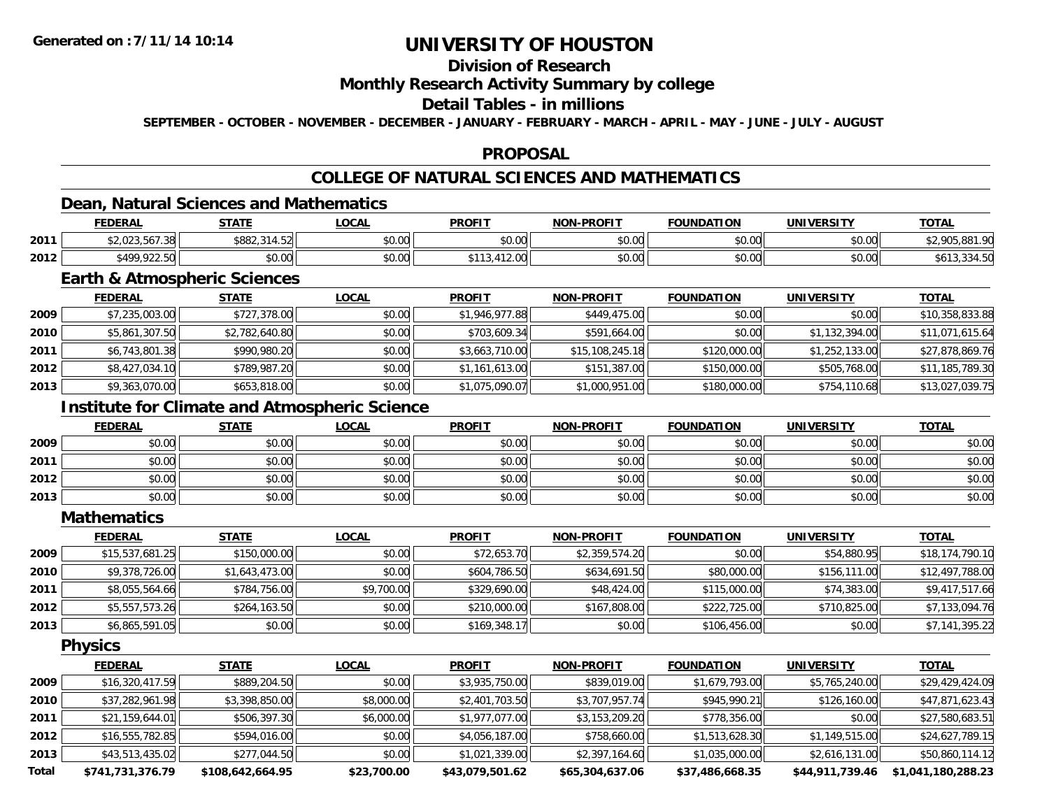# UNIVERSITY OF HOUSTON

## Division of Research

## Monthly Research Activity Summary by college

## Detail Tables - in millions

**SEPTEMBER - OCTOBER - NOVEMBER - DECEMBER - JANUARY - FEBRUARY - MARCH - APRIL - MAY - JUNE - JULY - AUGUST**

## PROPOSAL

## COLLEGE OF NATURAL SCIENCES AND MATHEMATICS

### Dean, Natural Sciences and Mathematics

| | FEDERAL | STATE | LOCAL | PROFIT | NON-PROFIT | FOUNDATION | UNIVERSITY | TOTAL |
|---|---|---|---|---|---|---|---|---|
| 2011 | $2,023,567.38 | $882,314.52 | $0.00 | $0.00 | $0.00 | $0.00 | $0.00 | $2,905,881.90 |
| 2012 | $499,922.50 | $0.00 | $0.00 | $113,412.00 | $0.00 | $0.00 | $0.00 | $613,334.50 |

### Earth & Atmospheric Sciences

| | FEDERAL | STATE | LOCAL | PROFIT | NON-PROFIT | FOUNDATION | UNIVERSITY | TOTAL |
|---|---|---|---|---|---|---|---|---|
| 2009 | $7,235,003.00 | $727,378.00 | $0.00 | $1,946,977.88 | $449,475.00 | $0.00 | $0.00 | $10,358,833.88 |
| 2010 | $5,861,307.50 | $2,782,640.80 | $0.00 | $703,609.34 | $591,664.00 | $0.00 | $1,132,394.00 | $11,071,615.64 |
| 2011 | $6,743,801.38 | $990,980.20 | $0.00 | $3,663,710.00 | $15,108,245.18 | $120,000.00 | $1,252,133.00 | $27,878,869.76 |
| 2012 | $8,427,034.10 | $789,987.20 | $0.00 | $1,161,613.00 | $151,387.00 | $150,000.00 | $505,768.00 | $11,185,789.30 |
| 2013 | $9,363,070.00 | $653,818.00 | $0.00 | $1,075,090.07 | $1,000,951.00 | $180,000.00 | $754,110.68 | $13,027,039.75 |

### Institute for Climate and Atmospheric Science

| | FEDERAL | STATE | LOCAL | PROFIT | NON-PROFIT | FOUNDATION | UNIVERSITY | TOTAL |
|---|---|---|---|---|---|---|---|---|
| 2009 | $0.00 | $0.00 | $0.00 | $0.00 | $0.00 | $0.00 | $0.00 | $0.00 |
| 2011 | $0.00 | $0.00 | $0.00 | $0.00 | $0.00 | $0.00 | $0.00 | $0.00 |
| 2012 | $0.00 | $0.00 | $0.00 | $0.00 | $0.00 | $0.00 | $0.00 | $0.00 |
| 2013 | $0.00 | $0.00 | $0.00 | $0.00 | $0.00 | $0.00 | $0.00 | $0.00 |

### Mathematics

| | FEDERAL | STATE | LOCAL | PROFIT | NON-PROFIT | FOUNDATION | UNIVERSITY | TOTAL |
|---|---|---|---|---|---|---|---|---|
| 2009 | $15,537,681.25 | $150,000.00 | $0.00 | $72,653.70 | $2,359,574.20 | $0.00 | $54,880.95 | $18,174,790.10 |
| 2010 | $9,378,726.00 | $1,643,473.00 | $0.00 | $604,786.50 | $634,691.50 | $80,000.00 | $156,111.00 | $12,497,788.00 |
| 2011 | $8,055,564.66 | $784,756.00 | $9,700.00 | $329,690.00 | $48,424.00 | $115,000.00 | $74,383.00 | $9,417,517.66 |
| 2012 | $5,557,573.26 | $264,163.50 | $0.00 | $210,000.00 | $167,808.00 | $222,725.00 | $710,825.00 | $7,133,094.76 |
| 2013 | $6,865,591.05 | $0.00 | $0.00 | $169,348.17 | $0.00 | $106,456.00 | $0.00 | $7,141,395.22 |

### Physics

| | FEDERAL | STATE | LOCAL | PROFIT | NON-PROFIT | FOUNDATION | UNIVERSITY | TOTAL |
|---|---|---|---|---|---|---|---|---|
| 2009 | $16,320,417.59 | $889,204.50 | $0.00 | $3,935,750.00 | $839,019.00 | $1,679,793.00 | $5,765,240.00 | $29,429,424.09 |
| 2010 | $37,282,961.98 | $3,398,850.00 | $8,000.00 | $2,401,703.50 | $3,707,957.74 | $945,990.21 | $126,160.00 | $47,871,623.43 |
| 2011 | $21,159,644.01 | $506,397.30 | $6,000.00 | $1,977,077.00 | $3,153,209.20 | $778,356.00 | $0.00 | $27,580,683.51 |
| 2012 | $16,555,782.85 | $594,016.00 | $0.00 | $4,056,187.00 | $758,660.00 | $1,513,628.30 | $1,149,515.00 | $24,627,789.15 |
| 2013 | $43,513,435.02 | $277,044.50 | $0.00 | $1,021,339.00 | $2,397,164.60 | $1,035,000.00 | $2,616,131.00 | $50,860,114.12 |
| **Total** | **$741,731,376.79** | **$108,642,664.95** | **$23,700.00** | **$43,079,501.62** | **$65,304,637.06** | **$37,486,668.35** | **$44,911,739.46** | **$1,041,180,288.23** |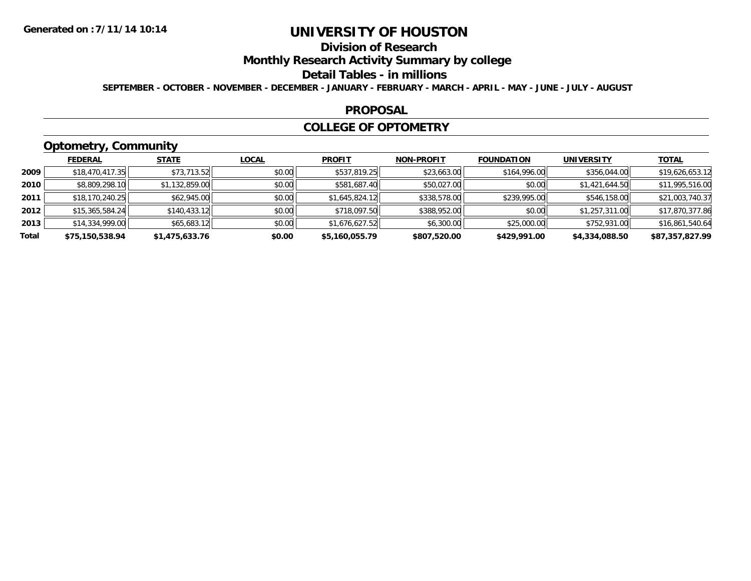# UNIVERSITY OF HOUSTON

## Division of Research

## Monthly Research Activity Summary by college

## Detail Tables - in millions

**SEPTEMBER - OCTOBER - NOVEMBER - DECEMBER - JANUARY - FEBRUARY - MARCH - APRIL - MAY - JUNE - JULY - AUGUST**

## PROPOSAL

## COLLEGE OF OPTOMETRY

### Optometry, Community

| | FEDERAL | STATE | LOCAL | PROFIT | NON-PROFIT | FOUNDATION | UNIVERSITY | TOTAL |
|---|---|---|---|---|---|---|---|---|
| **2009** | $18,470,417.35 | $73,713.52 | $0.00 | $537,819.25 | $23,663.00 | $164,996.00 | $356,044.00 | $19,626,653.12 |
| **2010** | $8,809,298.10 | $1,132,859.00 | $0.00 | $581,687.40 | $50,027.00 | $0.00 | $1,421,644.50 | $11,995,516.00 |
| **2011** | $18,170,240.25 | $62,945.00 | $0.00 | $1,645,824.12 | $338,578.00 | $239,995.00 | $546,158.00 | $21,003,740.37 |
| **2012** | $15,365,584.24 | $140,433.12 | $0.00 | $718,097.50 | $388,952.00 | $0.00 | $1,257,311.00 | $17,870,377.86 |
| **2013** | $14,334,999.00 | $65,683.12 | $0.00 | $1,676,627.52 | $6,300.00 | $25,000.00 | $752,931.00 | $16,861,540.64 |
| **Total** | **$75,150,538.94** | **$1,475,633.76** | **$0.00** | **$5,160,055.79** | **$807,520.00** | **$429,991.00** | **$4,334,088.50** | **$87,357,827.99** |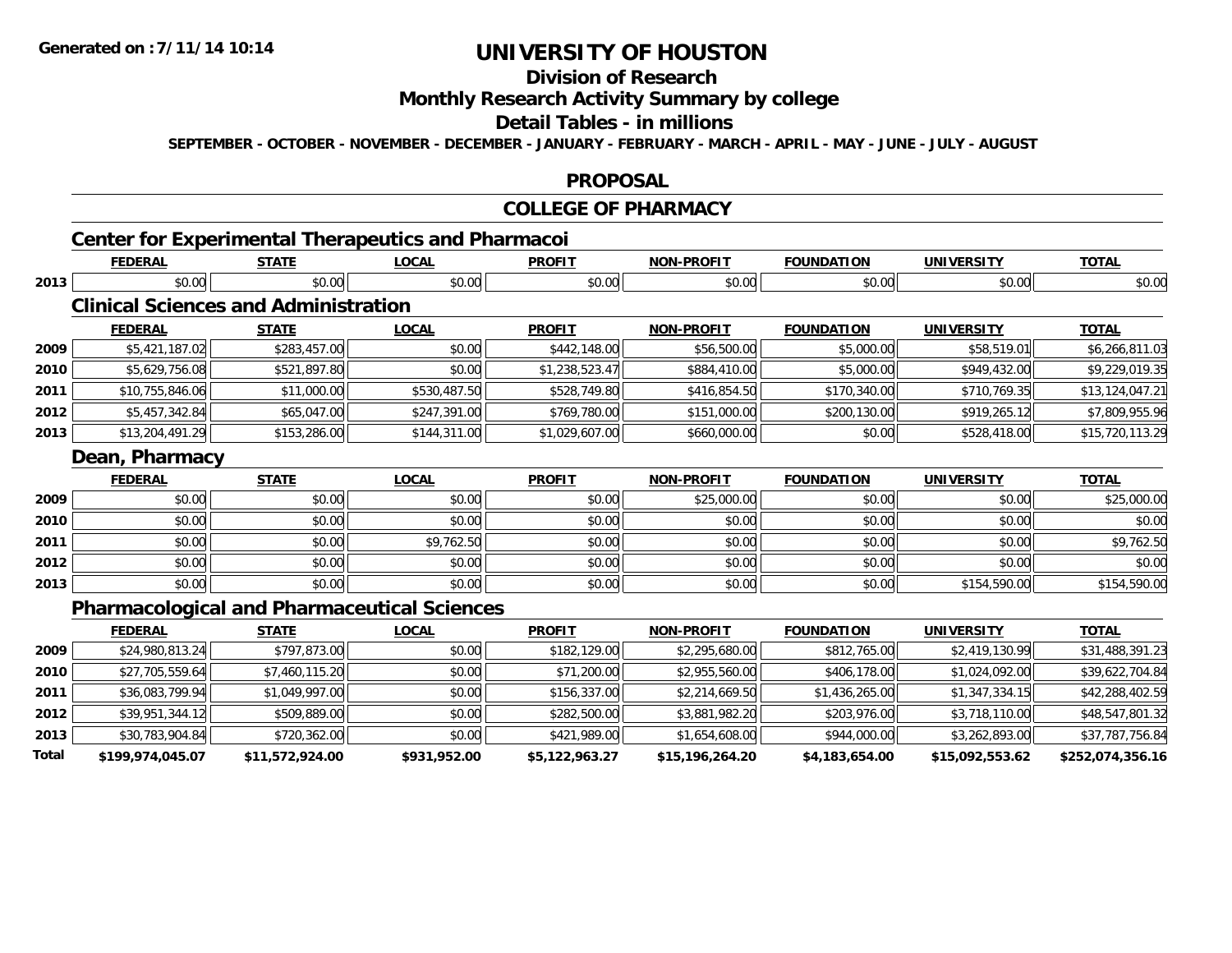# UNIVERSITY OF HOUSTON

## Division of Research

## Monthly Research Activity Summary by college

## Detail Tables - in millions

**SEPTEMBER - OCTOBER - NOVEMBER - DECEMBER - JANUARY - FEBRUARY - MARCH - APRIL - MAY - JUNE - JULY - AUGUST**

Generated on :7/11/14 10:14

## PROPOSAL

## COLLEGE OF PHARMACY

### Center for Experimental Therapeutics and Pharmacoi

| | FEDERAL | STATE | LOCAL | PROFIT | NON-PROFIT | FOUNDATION | UNIVERSITY | TOTAL |
|---|---|---|---|---|---|---|---|---|
| 2013 | $0.00 | $0.00 | $0.00 | $0.00 | $0.00 | $0.00 | $0.00 | $0.00 |

### Clinical Sciences and Administration

| | FEDERAL | STATE | LOCAL | PROFIT | NON-PROFIT | FOUNDATION | UNIVERSITY | TOTAL |
|---|---|---|---|---|---|---|---|---|
| 2009 | $5,421,187.02 | $283,457.00 | $0.00 | $442,148.00 | $56,500.00 | $5,000.00 | $58,519.01 | $6,266,811.03 |
| 2010 | $5,629,756.08 | $521,897.80 | $0.00 | $1,238,523.47 | $884,410.00 | $5,000.00 | $949,432.00 | $9,229,019.35 |
| 2011 | $10,755,846.06 | $11,000.00 | $530,487.50 | $528,749.80 | $416,854.50 | $170,340.00 | $710,769.35 | $13,124,047.21 |
| 2012 | $5,457,342.84 | $65,047.00 | $247,391.00 | $769,780.00 | $151,000.00 | $200,130.00 | $919,265.12 | $7,809,955.96 |
| 2013 | $13,204,491.29 | $153,286.00 | $144,311.00 | $1,029,607.00 | $660,000.00 | $0.00 | $528,418.00 | $15,720,113.29 |

### Dean, Pharmacy

| | FEDERAL | STATE | LOCAL | PROFIT | NON-PROFIT | FOUNDATION | UNIVERSITY | TOTAL |
|---|---|---|---|---|---|---|---|---|
| 2009 | $0.00 | $0.00 | $0.00 | $0.00 | $25,000.00 | $0.00 | $0.00 | $25,000.00 |
| 2010 | $0.00 | $0.00 | $0.00 | $0.00 | $0.00 | $0.00 | $0.00 | $0.00 |
| 2011 | $0.00 | $0.00 | $9,762.50 | $0.00 | $0.00 | $0.00 | $0.00 | $9,762.50 |
| 2012 | $0.00 | $0.00 | $0.00 | $0.00 | $0.00 | $0.00 | $0.00 | $0.00 |
| 2013 | $0.00 | $0.00 | $0.00 | $0.00 | $0.00 | $0.00 | $154,590.00 | $154,590.00 |

### Pharmacological and Pharmaceutical Sciences

| | FEDERAL | STATE | LOCAL | PROFIT | NON-PROFIT | FOUNDATION | UNIVERSITY | TOTAL |
|---|---|---|---|---|---|---|---|---|
| 2009 | $24,980,813.24 | $797,873.00 | $0.00 | $182,129.00 | $2,295,680.00 | $812,765.00 | $2,419,130.99 | $31,488,391.23 |
| 2010 | $27,705,559.64 | $7,460,115.20 | $0.00 | $71,200.00 | $2,955,560.00 | $406,178.00 | $1,024,092.00 | $39,622,704.84 |
| 2011 | $36,083,799.94 | $1,049,997.00 | $0.00 | $156,337.00 | $2,214,669.50 | $1,436,265.00 | $1,347,334.15 | $42,288,402.59 |
| 2012 | $39,951,344.12 | $509,889.00 | $0.00 | $282,500.00 | $3,881,982.20 | $203,976.00 | $3,718,110.00 | $48,547,801.32 |
| 2013 | $30,783,904.84 | $720,362.00 | $0.00 | $421,989.00 | $1,654,608.00 | $944,000.00 | $3,262,893.00 | $37,787,756.84 |
| **Total** | **$199,974,045.07** | **$11,572,924.00** | **$931,952.00** | **$5,122,963.27** | **$15,196,264.20** | **$4,183,654.00** | **$15,092,553.62** | **$252,074,356.16** |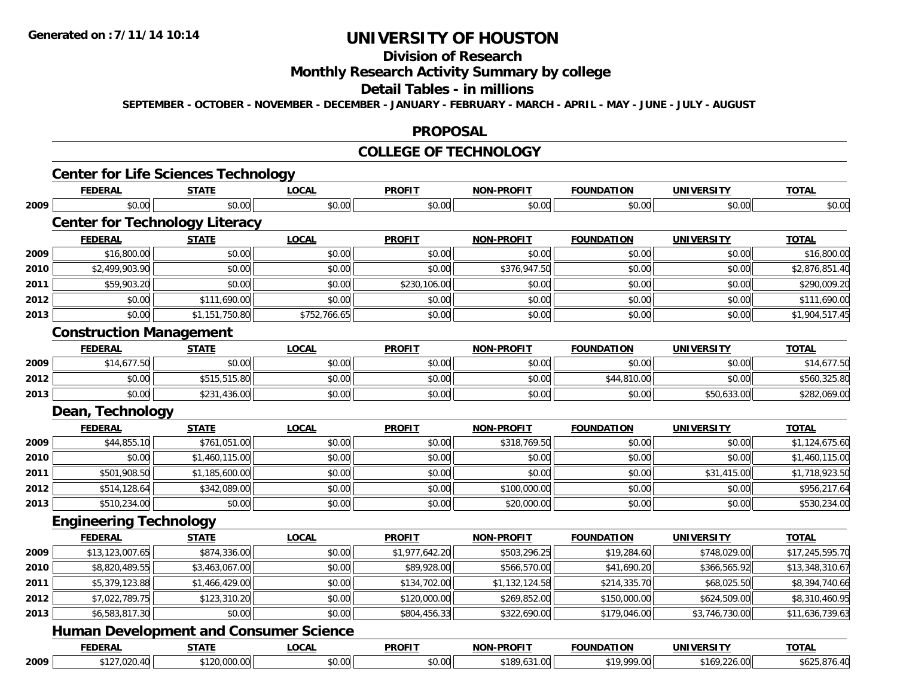**Generated on :7/11/14 10:14**

# UNIVERSITY OF HOUSTON

## Division of Research

## Monthly Research Activity Summary by college

## Detail Tables - in millions

**SEPTEMBER - OCTOBER - NOVEMBER - DECEMBER - JANUARY - FEBRUARY - MARCH - APRIL - MAY - JUNE - JULY - AUGUST**

## PROPOSAL

## COLLEGE OF TECHNOLOGY

### Center for Life Sciences Technology

| | FEDERAL | STATE | LOCAL | PROFIT | NON-PROFIT | FOUNDATION | UNIVERSITY | TOTAL |
|---|---|---|---|---|---|---|---|---|
| 2009 | $0.00 | $0.00 | $0.00 | $0.00 | $0.00 | $0.00 | $0.00 | $0.00 |

### Center for Technology Literacy

| | FEDERAL | STATE | LOCAL | PROFIT | NON-PROFIT | FOUNDATION | UNIVERSITY | TOTAL |
|---|---|---|---|---|---|---|---|---|
| 2009 | $16,800.00 | $0.00 | $0.00 | $0.00 | $0.00 | $0.00 | $0.00 | $16,800.00 |
| 2010 | $2,499,903.90 | $0.00 | $0.00 | $0.00 | $376,947.50 | $0.00 | $0.00 | $2,876,851.40 |
| 2011 | $59,903.20 | $0.00 | $0.00 | $230,106.00 | $0.00 | $0.00 | $0.00 | $290,009.20 |
| 2012 | $0.00 | $111,690.00 | $0.00 | $0.00 | $0.00 | $0.00 | $0.00 | $111,690.00 |
| 2013 | $0.00 | $1,151,750.80 | $752,766.65 | $0.00 | $0.00 | $0.00 | $0.00 | $1,904,517.45 |

### Construction Management

| | FEDERAL | STATE | LOCAL | PROFIT | NON-PROFIT | FOUNDATION | UNIVERSITY | TOTAL |
|---|---|---|---|---|---|---|---|---|
| 2009 | $14,677.50 | $0.00 | $0.00 | $0.00 | $0.00 | $0.00 | $0.00 | $14,677.50 |
| 2012 | $0.00 | $515,515.80 | $0.00 | $0.00 | $0.00 | $44,810.00 | $0.00 | $560,325.80 |
| 2013 | $0.00 | $231,436.00 | $0.00 | $0.00 | $0.00 | $0.00 | $50,633.00 | $282,069.00 |

### Dean, Technology

| | FEDERAL | STATE | LOCAL | PROFIT | NON-PROFIT | FOUNDATION | UNIVERSITY | TOTAL |
|---|---|---|---|---|---|---|---|---|
| 2009 | $44,855.10 | $761,051.00 | $0.00 | $0.00 | $318,769.50 | $0.00 | $0.00 | $1,124,675.60 |
| 2010 | $0.00 | $1,460,115.00 | $0.00 | $0.00 | $0.00 | $0.00 | $0.00 | $1,460,115.00 |
| 2011 | $501,908.50 | $1,185,600.00 | $0.00 | $0.00 | $0.00 | $0.00 | $31,415.00 | $1,718,923.50 |
| 2012 | $514,128.64 | $342,089.00 | $0.00 | $0.00 | $100,000.00 | $0.00 | $0.00 | $956,217.64 |
| 2013 | $510,234.00 | $0.00 | $0.00 | $0.00 | $20,000.00 | $0.00 | $0.00 | $530,234.00 |

### Engineering Technology

| | FEDERAL | STATE | LOCAL | PROFIT | NON-PROFIT | FOUNDATION | UNIVERSITY | TOTAL |
|---|---|---|---|---|---|---|---|---|
| 2009 | $13,123,007.65 | $874,336.00 | $0.00 | $1,977,642.20 | $503,296.25 | $19,284.60 | $748,029.00 | $17,245,595.70 |
| 2010 | $8,820,489.55 | $3,463,067.00 | $0.00 | $89,928.00 | $566,570.00 | $41,690.20 | $366,565.92 | $13,348,310.67 |
| 2011 | $5,379,123.88 | $1,466,429.00 | $0.00 | $134,702.00 | $1,132,124.58 | $214,335.70 | $68,025.50 | $8,394,740.66 |
| 2012 | $7,022,789.75 | $123,310.20 | $0.00 | $120,000.00 | $269,852.00 | $150,000.00 | $624,509.00 | $8,310,460.95 |
| 2013 | $6,583,817.30 | $0.00 | $0.00 | $804,456.33 | $322,690.00 | $179,046.00 | $3,746,730.00 | $11,636,739.63 |

### Human Development and Consumer Science

| | FEDERAL | STATE | LOCAL | PROFIT | NON-PROFIT | FOUNDATION | UNIVERSITY | TOTAL |
|---|---|---|---|---|---|---|---|---|
| 2009 | $127,020.40 | $120,000.00 | $0.00 | $0.00 | $189,631.00 | $19,999.00 | $169,226.00 | $625,876.40 |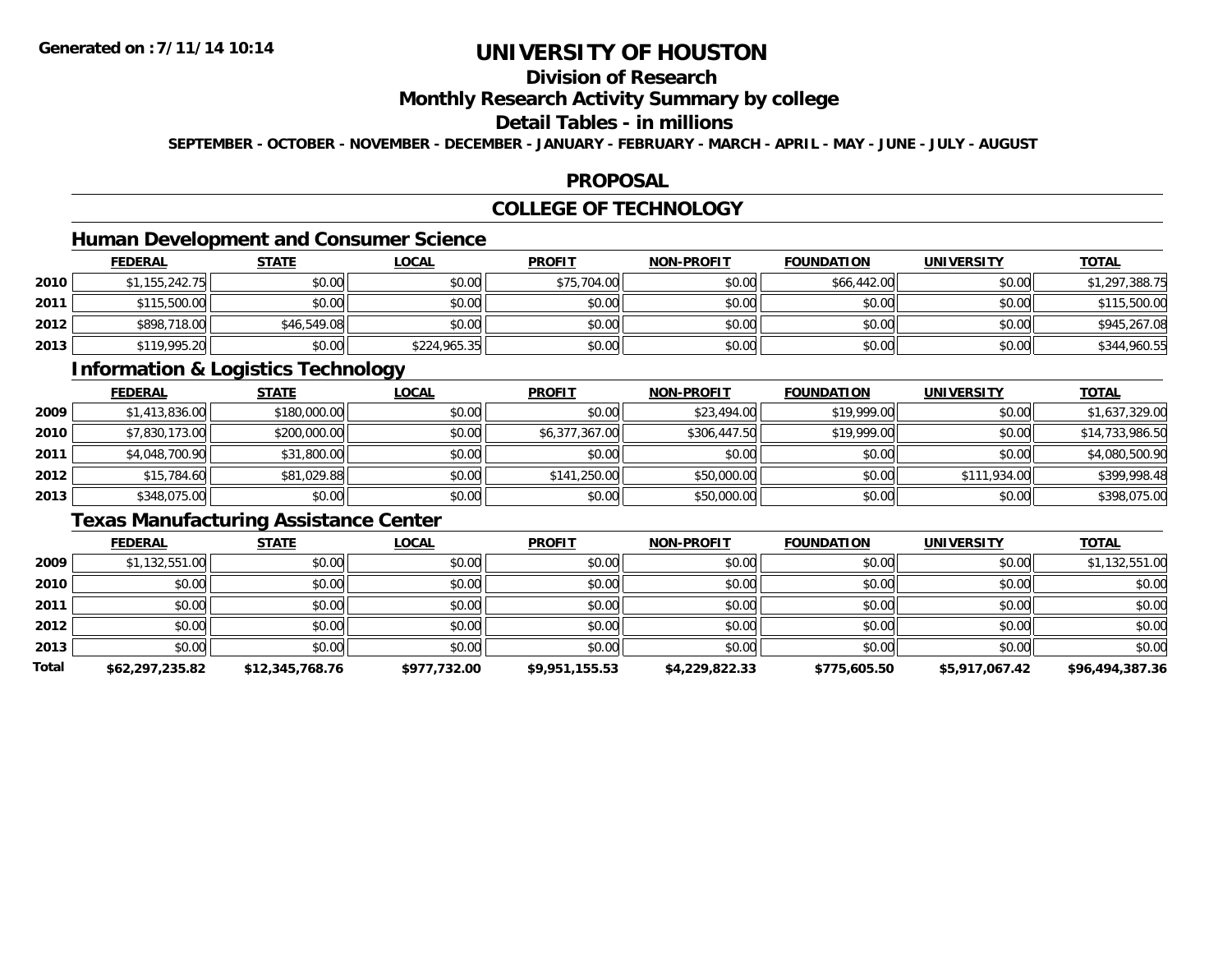# UNIVERSITY OF HOUSTON

## Division of Research

## Monthly Research Activity Summary by college

## Detail Tables - in millions

**SEPTEMBER - OCTOBER - NOVEMBER - DECEMBER - JANUARY - FEBRUARY - MARCH - APRIL - MAY - JUNE - JULY - AUGUST**

## PROPOSAL

## COLLEGE OF TECHNOLOGY

### Human Development and Consumer Science

| | FEDERAL | STATE | LOCAL | PROFIT | NON-PROFIT | FOUNDATION | UNIVERSITY | TOTAL |
|---|---|---|---|---|---|---|---|---|
| 2010 | $1,155,242.75 | $0.00 | $0.00 | $75,704.00 | $0.00 | $66,442.00 | $0.00 | $1,297,388.75 |
| 2011 | $115,500.00 | $0.00 | $0.00 | $0.00 | $0.00 | $0.00 | $0.00 | $115,500.00 |
| 2012 | $898,718.00 | $46,549.08 | $0.00 | $0.00 | $0.00 | $0.00 | $0.00 | $945,267.08 |
| 2013 | $119,995.20 | $0.00 | $224,965.35 | $0.00 | $0.00 | $0.00 | $0.00 | $344,960.55 |

### Information & Logistics Technology

| | FEDERAL | STATE | LOCAL | PROFIT | NON-PROFIT | FOUNDATION | UNIVERSITY | TOTAL |
|---|---|---|---|---|---|---|---|---|
| 2009 | $1,413,836.00 | $180,000.00 | $0.00 | $0.00 | $23,494.00 | $19,999.00 | $0.00 | $1,637,329.00 |
| 2010 | $7,830,173.00 | $200,000.00 | $0.00 | $6,377,367.00 | $306,447.50 | $19,999.00 | $0.00 | $14,733,986.50 |
| 2011 | $4,048,700.90 | $31,800.00 | $0.00 | $0.00 | $0.00 | $0.00 | $0.00 | $4,080,500.90 |
| 2012 | $15,784.60 | $81,029.88 | $0.00 | $141,250.00 | $50,000.00 | $0.00 | $111,934.00 | $399,998.48 |
| 2013 | $348,075.00 | $0.00 | $0.00 | $0.00 | $50,000.00 | $0.00 | $0.00 | $398,075.00 |

### Texas Manufacturing Assistance Center

| | FEDERAL | STATE | LOCAL | PROFIT | NON-PROFIT | FOUNDATION | UNIVERSITY | TOTAL |
|---|---|---|---|---|---|---|---|---|
| 2009 | $1,132,551.00 | $0.00 | $0.00 | $0.00 | $0.00 | $0.00 | $0.00 | $1,132,551.00 |
| 2010 | $0.00 | $0.00 | $0.00 | $0.00 | $0.00 | $0.00 | $0.00 | $0.00 |
| 2011 | $0.00 | $0.00 | $0.00 | $0.00 | $0.00 | $0.00 | $0.00 | $0.00 |
| 2012 | $0.00 | $0.00 | $0.00 | $0.00 | $0.00 | $0.00 | $0.00 | $0.00 |
| 2013 | $0.00 | $0.00 | $0.00 | $0.00 | $0.00 | $0.00 | $0.00 | $0.00 |
| **Total** | **$62,297,235.82** | **$12,345,768.76** | **$977,732.00** | **$9,951,155.53** | **$4,229,822.33** | **$775,605.50** | **$5,917,067.42** | **$96,494,387.36** |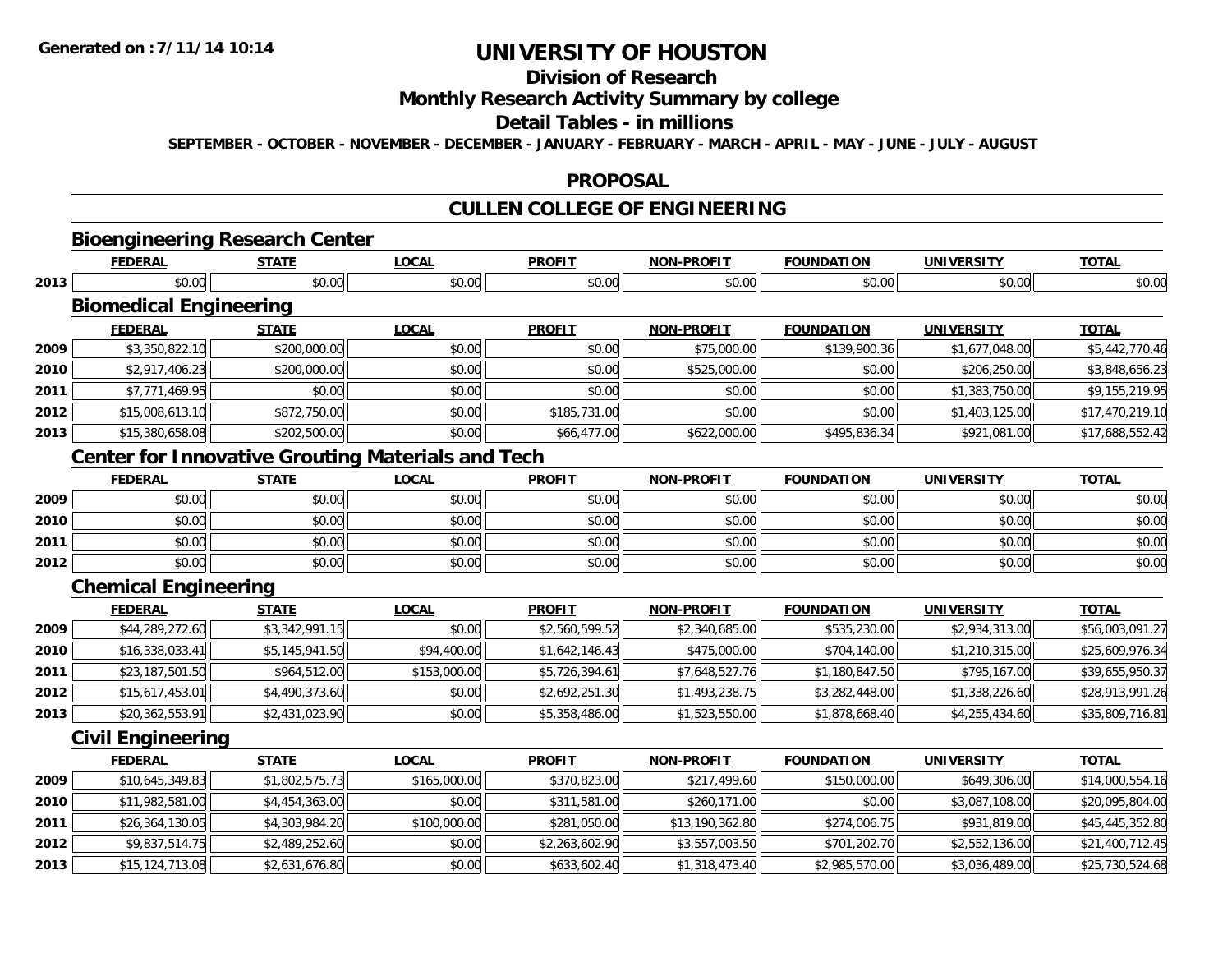# UNIVERSITY OF HOUSTON

## Division of Research

## Monthly Research Activity Summary by college

## Detail Tables - in millions

**SEPTEMBER - OCTOBER - NOVEMBER - DECEMBER - JANUARY - FEBRUARY - MARCH - APRIL - MAY - JUNE - JULY - AUGUST**

## PROPOSAL

## CULLEN COLLEGE OF ENGINEERING

### Bioengineering Research Center

| | FEDERAL | STATE | LOCAL | PROFIT | NON-PROFIT | FOUNDATION | UNIVERSITY | TOTAL |
|---|---|---|---|---|---|---|---|---|
| 2013 | $0.00 | $0.00 | $0.00 | $0.00 | $0.00 | $0.00 | $0.00 | $0.00 |

### Biomedical Engineering

| | FEDERAL | STATE | LOCAL | PROFIT | NON-PROFIT | FOUNDATION | UNIVERSITY | TOTAL |
|---|---|---|---|---|---|---|---|---|
| 2009 | $3,350,822.10 | $200,000.00 | $0.00 | $0.00 | $75,000.00 | $139,900.36 | $1,677,048.00 | $5,442,770.46 |
| 2010 | $2,917,406.23 | $200,000.00 | $0.00 | $0.00 | $525,000.00 | $0.00 | $206,250.00 | $3,848,656.23 |
| 2011 | $7,771,469.95 | $0.00 | $0.00 | $0.00 | $0.00 | $0.00 | $1,383,750.00 | $9,155,219.95 |
| 2012 | $15,008,613.10 | $872,750.00 | $0.00 | $185,731.00 | $0.00 | $0.00 | $1,403,125.00 | $17,470,219.10 |
| 2013 | $15,380,658.08 | $202,500.00 | $0.00 | $66,477.00 | $622,000.00 | $495,836.34 | $921,081.00 | $17,688,552.42 |

### Center for Innovative Grouting Materials and Tech

| | FEDERAL | STATE | LOCAL | PROFIT | NON-PROFIT | FOUNDATION | UNIVERSITY | TOTAL |
|---|---|---|---|---|---|---|---|---|
| 2009 | $0.00 | $0.00 | $0.00 | $0.00 | $0.00 | $0.00 | $0.00 | $0.00 |
| 2010 | $0.00 | $0.00 | $0.00 | $0.00 | $0.00 | $0.00 | $0.00 | $0.00 |
| 2011 | $0.00 | $0.00 | $0.00 | $0.00 | $0.00 | $0.00 | $0.00 | $0.00 |
| 2012 | $0.00 | $0.00 | $0.00 | $0.00 | $0.00 | $0.00 | $0.00 | $0.00 |

### Chemical Engineering

| | FEDERAL | STATE | LOCAL | PROFIT | NON-PROFIT | FOUNDATION | UNIVERSITY | TOTAL |
|---|---|---|---|---|---|---|---|---|
| 2009 | $44,289,272.60 | $3,342,991.15 | $0.00 | $2,560,599.52 | $2,340,685.00 | $535,230.00 | $2,934,313.00 | $56,003,091.27 |
| 2010 | $16,338,033.41 | $5,145,941.50 | $94,400.00 | $1,642,146.43 | $475,000.00 | $704,140.00 | $1,210,315.00 | $25,609,976.34 |
| 2011 | $23,187,501.50 | $964,512.00 | $153,000.00 | $5,726,394.61 | $7,648,527.76 | $1,180,847.50 | $795,167.00 | $39,655,950.37 |
| 2012 | $15,617,453.01 | $4,490,373.60 | $0.00 | $2,692,251.30 | $1,493,238.75 | $3,282,448.00 | $1,338,226.60 | $28,913,991.26 |
| 2013 | $20,362,553.91 | $2,431,023.90 | $0.00 | $5,358,486.00 | $1,523,550.00 | $1,878,668.40 | $4,255,434.60 | $35,809,716.81 |

### Civil Engineering

| | FEDERAL | STATE | LOCAL | PROFIT | NON-PROFIT | FOUNDATION | UNIVERSITY | TOTAL |
|---|---|---|---|---|---|---|---|---|
| 2009 | $10,645,349.83 | $1,802,575.73 | $165,000.00 | $370,823.00 | $217,499.60 | $150,000.00 | $649,306.00 | $14,000,554.16 |
| 2010 | $11,982,581.00 | $4,454,363.00 | $0.00 | $311,581.00 | $260,171.00 | $0.00 | $3,087,108.00 | $20,095,804.00 |
| 2011 | $26,364,130.05 | $4,303,984.20 | $100,000.00 | $281,050.00 | $13,190,362.80 | $274,006.75 | $931,819.00 | $45,445,352.80 |
| 2012 | $9,837,514.75 | $2,489,252.60 | $0.00 | $2,263,602.90 | $3,557,003.50 | $701,202.70 | $2,552,136.00 | $21,400,712.45 |
| 2013 | $15,124,713.08 | $2,631,676.80 | $0.00 | $633,602.40 | $1,318,473.40 | $2,985,570.00 | $3,036,489.00 | $25,730,524.68 |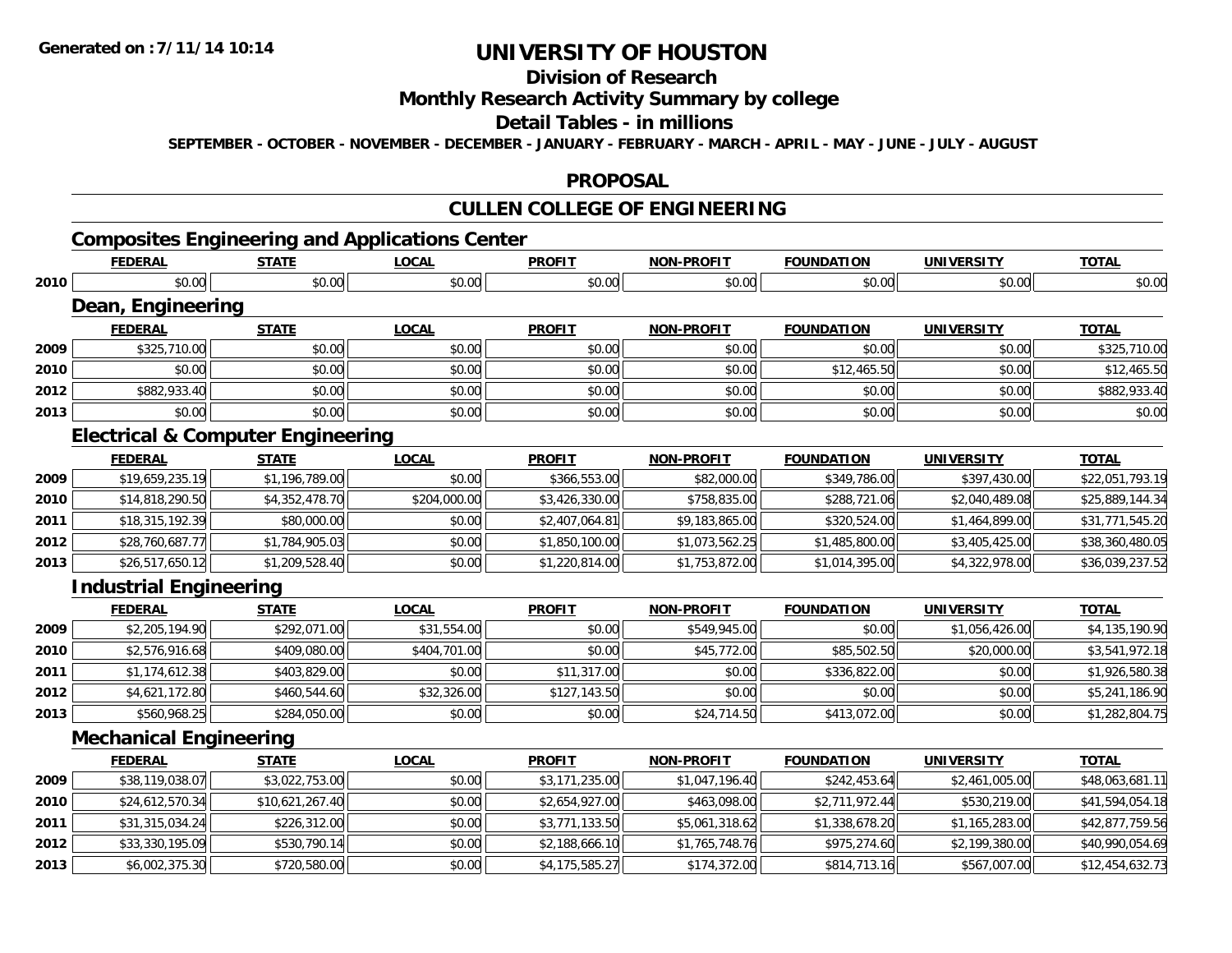# UNIVERSITY OF HOUSTON

## Division of Research

## Monthly Research Activity Summary by college

## Detail Tables - in millions

**SEPTEMBER - OCTOBER - NOVEMBER - DECEMBER - JANUARY - FEBRUARY - MARCH - APRIL - MAY - JUNE - JULY - AUGUST**

## PROPOSAL

## CULLEN COLLEGE OF ENGINEERING

### Composites Engineering and Applications Center

| | FEDERAL | STATE | LOCAL | PROFIT | NON-PROFIT | FOUNDATION | UNIVERSITY | TOTAL |
|---|---|---|---|---|---|---|---|---|
| 2010 | $0.00 | $0.00 | $0.00 | $0.00 | $0.00 | $0.00 | $0.00 | $0.00 |

### Dean, Engineering

| | FEDERAL | STATE | LOCAL | PROFIT | NON-PROFIT | FOUNDATION | UNIVERSITY | TOTAL |
|---|---|---|---|---|---|---|---|---|
| 2009 | $325,710.00 | $0.00 | $0.00 | $0.00 | $0.00 | $0.00 | $0.00 | $325,710.00 |
| 2010 | $0.00 | $0.00 | $0.00 | $0.00 | $0.00 | $12,465.50 | $0.00 | $12,465.50 |
| 2012 | $882,933.40 | $0.00 | $0.00 | $0.00 | $0.00 | $0.00 | $0.00 | $882,933.40 |
| 2013 | $0.00 | $0.00 | $0.00 | $0.00 | $0.00 | $0.00 | $0.00 | $0.00 |

### Electrical & Computer Engineering

| | FEDERAL | STATE | LOCAL | PROFIT | NON-PROFIT | FOUNDATION | UNIVERSITY | TOTAL |
|---|---|---|---|---|---|---|---|---|
| 2009 | $19,659,235.19 | $1,196,789.00 | $0.00 | $366,553.00 | $82,000.00 | $349,786.00 | $397,430.00 | $22,051,793.19 |
| 2010 | $14,818,290.50 | $4,352,478.70 | $204,000.00 | $3,426,330.00 | $758,835.00 | $288,721.06 | $2,040,489.08 | $25,889,144.34 |
| 2011 | $18,315,192.39 | $80,000.00 | $0.00 | $2,407,064.81 | $9,183,865.00 | $320,524.00 | $1,464,899.00 | $31,771,545.20 |
| 2012 | $28,760,687.77 | $1,784,905.03 | $0.00 | $1,850,100.00 | $1,073,562.25 | $1,485,800.00 | $3,405,425.00 | $38,360,480.05 |
| 2013 | $26,517,650.12 | $1,209,528.40 | $0.00 | $1,220,814.00 | $1,753,872.00 | $1,014,395.00 | $4,322,978.00 | $36,039,237.52 |

### Industrial Engineering

| | FEDERAL | STATE | LOCAL | PROFIT | NON-PROFIT | FOUNDATION | UNIVERSITY | TOTAL |
|---|---|---|---|---|---|---|---|---|
| 2009 | $2,205,194.90 | $292,071.00 | $31,554.00 | $0.00 | $549,945.00 | $0.00 | $1,056,426.00 | $4,135,190.90 |
| 2010 | $2,576,916.68 | $409,080.00 | $404,701.00 | $0.00 | $45,772.00 | $85,502.50 | $20,000.00 | $3,541,972.18 |
| 2011 | $1,174,612.38 | $403,829.00 | $0.00 | $11,317.00 | $0.00 | $336,822.00 | $0.00 | $1,926,580.38 |
| 2012 | $4,621,172.80 | $460,544.60 | $32,326.00 | $127,143.50 | $0.00 | $0.00 | $0.00 | $5,241,186.90 |
| 2013 | $560,968.25 | $284,050.00 | $0.00 | $0.00 | $24,714.50 | $413,072.00 | $0.00 | $1,282,804.75 |

### Mechanical Engineering

| | FEDERAL | STATE | LOCAL | PROFIT | NON-PROFIT | FOUNDATION | UNIVERSITY | TOTAL |
|---|---|---|---|---|---|---|---|---|
| 2009 | $38,119,038.07 | $3,022,753.00 | $0.00 | $3,171,235.00 | $1,047,196.40 | $242,453.64 | $2,461,005.00 | $48,063,681.11 |
| 2010 | $24,612,570.34 | $10,621,267.40 | $0.00 | $2,654,927.00 | $463,098.00 | $2,711,972.44 | $530,219.00 | $41,594,054.18 |
| 2011 | $31,315,034.24 | $226,312.00 | $0.00 | $3,771,133.50 | $5,061,318.62 | $1,338,678.20 | $1,165,283.00 | $42,877,759.56 |
| 2012 | $33,330,195.09 | $530,790.14 | $0.00 | $2,188,666.10 | $1,765,748.76 | $975,274.60 | $2,199,380.00 | $40,990,054.69 |
| 2013 | $6,002,375.30 | $720,580.00 | $0.00 | $4,175,585.27 | $174,372.00 | $814,713.16 | $567,007.00 | $12,454,632.73 |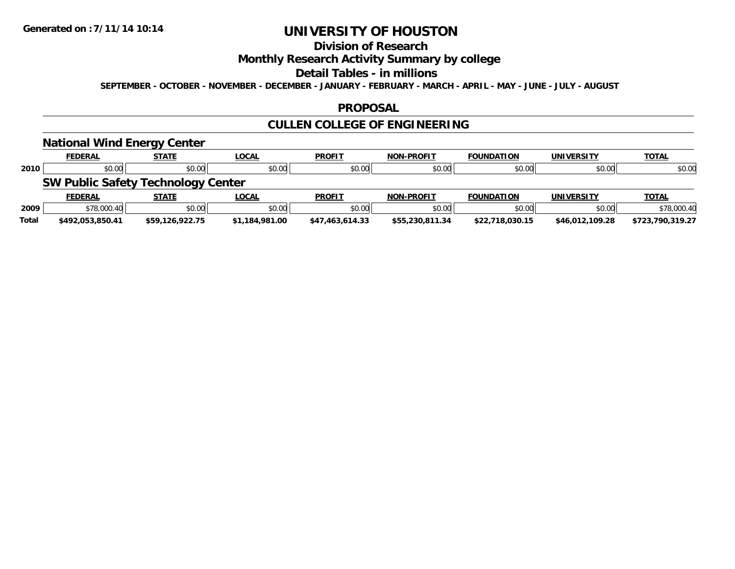# UNIVERSITY OF HOUSTON

## Division of Research

## Monthly Research Activity Summary by college

## Detail Tables - in millions

SEPTEMBER - OCTOBER - NOVEMBER - DECEMBER - JANUARY - FEBRUARY - MARCH - APRIL - MAY - JUNE - JULY - AUGUST

## PROPOSAL

## CULLEN COLLEGE OF ENGINEERING

### National Wind Energy Center

| | FEDERAL | STATE | LOCAL | PROFIT | NON-PROFIT | FOUNDATION | UNIVERSITY | TOTAL |
|---|---|---|---|---|---|---|---|---|
| 2010 | $0.00 | $0.00 | $0.00 | $0.00 | $0.00 | $0.00 | $0.00 | $0.00 |

### SW Public Safety Technology Center

| | FEDERAL | STATE | LOCAL | PROFIT | NON-PROFIT | FOUNDATION | UNIVERSITY | TOTAL |
|---|---|---|---|---|---|---|---|---|
| 2009 | $78,000.40 | $0.00 | $0.00 | $0.00 | $0.00 | $0.00 | $0.00 | $78,000.40 |
| **Total** | **$492,053,850.41** | **$59,126,922.75** | **$1,184,981.00** | **$47,463,614.33** | **$55,230,811.34** | **$22,718,030.15** | **$46,012,109.28** | **$723,790,319.27** |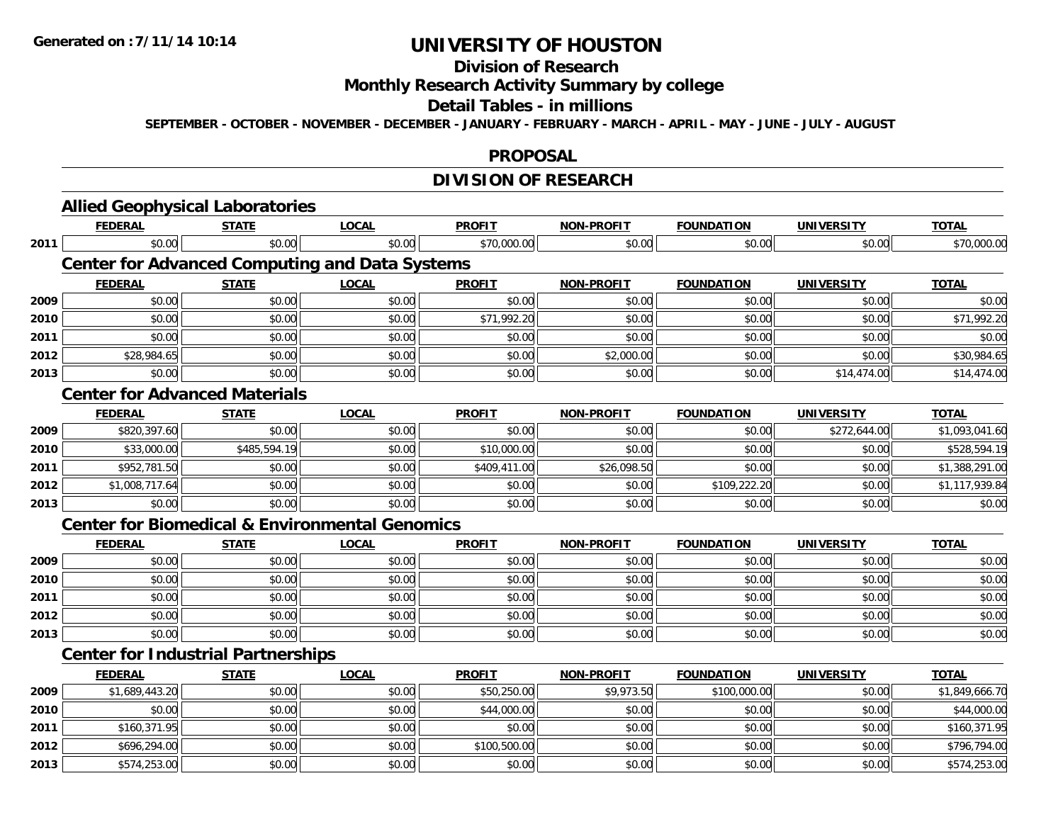# UNIVERSITY OF HOUSTON

## Division of Research

## Monthly Research Activity Summary by college

## Detail Tables - in millions

**SEPTEMBER - OCTOBER - NOVEMBER - DECEMBER - JANUARY - FEBRUARY - MARCH - APRIL - MAY - JUNE - JULY - AUGUST**

## PROPOSAL

## DIVISION OF RESEARCH

### Allied Geophysical Laboratories

| | FEDERAL | STATE | LOCAL | PROFIT | NON-PROFIT | FOUNDATION | UNIVERSITY | TOTAL |
|---|---|---|---|---|---|---|---|---|
| 2011 | $0.00 | $0.00 | $0.00 | $70,000.00 | $0.00 | $0.00 | $0.00 | $70,000.00 |

### Center for Advanced Computing and Data Systems

| | FEDERAL | STATE | LOCAL | PROFIT | NON-PROFIT | FOUNDATION | UNIVERSITY | TOTAL |
|---|---|---|---|---|---|---|---|---|
| 2009 | $0.00 | $0.00 | $0.00 | $0.00 | $0.00 | $0.00 | $0.00 | $0.00 |
| 2010 | $0.00 | $0.00 | $0.00 | $71,992.20 | $0.00 | $0.00 | $0.00 | $71,992.20 |
| 2011 | $0.00 | $0.00 | $0.00 | $0.00 | $0.00 | $0.00 | $0.00 | $0.00 |
| 2012 | $28,984.65 | $0.00 | $0.00 | $0.00 | $2,000.00 | $0.00 | $0.00 | $30,984.65 |
| 2013 | $0.00 | $0.00 | $0.00 | $0.00 | $0.00 | $0.00 | $14,474.00 | $14,474.00 |

### Center for Advanced Materials

| | FEDERAL | STATE | LOCAL | PROFIT | NON-PROFIT | FOUNDATION | UNIVERSITY | TOTAL |
|---|---|---|---|---|---|---|---|---|
| 2009 | $820,397.60 | $0.00 | $0.00 | $0.00 | $0.00 | $0.00 | $272,644.00 | $1,093,041.60 |
| 2010 | $33,000.00 | $485,594.19 | $0.00 | $10,000.00 | $0.00 | $0.00 | $0.00 | $528,594.19 |
| 2011 | $952,781.50 | $0.00 | $0.00 | $409,411.00 | $26,098.50 | $0.00 | $0.00 | $1,388,291.00 |
| 2012 | $1,008,717.64 | $0.00 | $0.00 | $0.00 | $0.00 | $109,222.20 | $0.00 | $1,117,939.84 |
| 2013 | $0.00 | $0.00 | $0.00 | $0.00 | $0.00 | $0.00 | $0.00 | $0.00 |

### Center for Biomedical & Environmental Genomics

| | FEDERAL | STATE | LOCAL | PROFIT | NON-PROFIT | FOUNDATION | UNIVERSITY | TOTAL |
|---|---|---|---|---|---|---|---|---|
| 2009 | $0.00 | $0.00 | $0.00 | $0.00 | $0.00 | $0.00 | $0.00 | $0.00 |
| 2010 | $0.00 | $0.00 | $0.00 | $0.00 | $0.00 | $0.00 | $0.00 | $0.00 |
| 2011 | $0.00 | $0.00 | $0.00 | $0.00 | $0.00 | $0.00 | $0.00 | $0.00 |
| 2012 | $0.00 | $0.00 | $0.00 | $0.00 | $0.00 | $0.00 | $0.00 | $0.00 |
| 2013 | $0.00 | $0.00 | $0.00 | $0.00 | $0.00 | $0.00 | $0.00 | $0.00 |

### Center for Industrial Partnerships

| | FEDERAL | STATE | LOCAL | PROFIT | NON-PROFIT | FOUNDATION | UNIVERSITY | TOTAL |
|---|---|---|---|---|---|---|---|---|
| 2009 | $1,689,443.20 | $0.00 | $0.00 | $50,250.00 | $9,973.50 | $100,000.00 | $0.00 | $1,849,666.70 |
| 2010 | $0.00 | $0.00 | $0.00 | $44,000.00 | $0.00 | $0.00 | $0.00 | $44,000.00 |
| 2011 | $160,371.95 | $0.00 | $0.00 | $0.00 | $0.00 | $0.00 | $0.00 | $160,371.95 |
| 2012 | $696,294.00 | $0.00 | $0.00 | $100,500.00 | $0.00 | $0.00 | $0.00 | $796,794.00 |
| 2013 | $574,253.00 | $0.00 | $0.00 | $0.00 | $0.00 | $0.00 | $0.00 | $574,253.00 |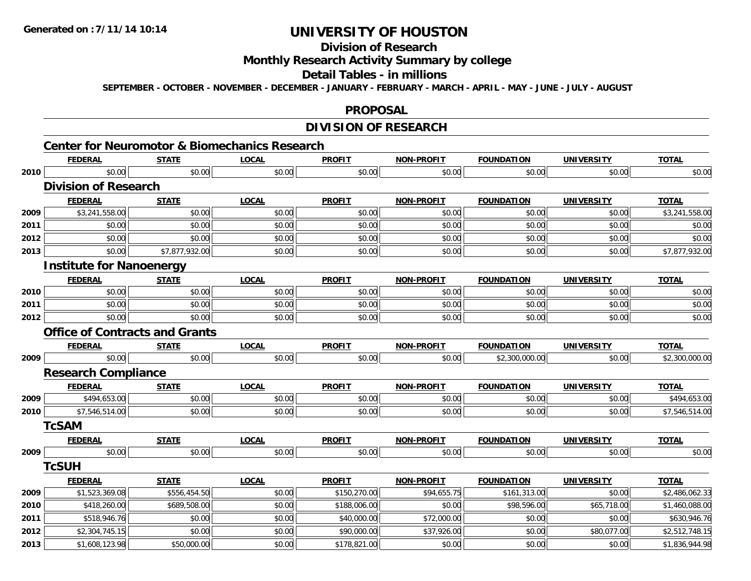# UNIVERSITY OF HOUSTON

## Division of Research

## Monthly Research Activity Summary by college

## Detail Tables - in millions

**SEPTEMBER - OCTOBER - NOVEMBER - DECEMBER - JANUARY - FEBRUARY - MARCH - APRIL - MAY - JUNE - JULY - AUGUST**

## PROPOSAL

## DIVISION OF RESEARCH

### Center for Neuromotor & Biomechanics Research

| | FEDERAL | STATE | LOCAL | PROFIT | NON-PROFIT | FOUNDATION | UNIVERSITY | TOTAL |
|---|---|---|---|---|---|---|---|---|
| 2010 | $0.00 | $0.00 | $0.00 | $0.00 | $0.00 | $0.00 | $0.00 | $0.00 |

### Division of Research

| | FEDERAL | STATE | LOCAL | PROFIT | NON-PROFIT | FOUNDATION | UNIVERSITY | TOTAL |
|---|---|---|---|---|---|---|---|---|
| 2009 | $3,241,558.00 | $0.00 | $0.00 | $0.00 | $0.00 | $0.00 | $0.00 | $3,241,558.00 |
| 2011 | $0.00 | $0.00 | $0.00 | $0.00 | $0.00 | $0.00 | $0.00 | $0.00 |
| 2012 | $0.00 | $0.00 | $0.00 | $0.00 | $0.00 | $0.00 | $0.00 | $0.00 |
| 2013 | $0.00 | $7,877,932.00 | $0.00 | $0.00 | $0.00 | $0.00 | $0.00 | $7,877,932.00 |

### Institute for Nanoenergy

| | FEDERAL | STATE | LOCAL | PROFIT | NON-PROFIT | FOUNDATION | UNIVERSITY | TOTAL |
|---|---|---|---|---|---|---|---|---|
| 2010 | $0.00 | $0.00 | $0.00 | $0.00 | $0.00 | $0.00 | $0.00 | $0.00 |
| 2011 | $0.00 | $0.00 | $0.00 | $0.00 | $0.00 | $0.00 | $0.00 | $0.00 |
| 2012 | $0.00 | $0.00 | $0.00 | $0.00 | $0.00 | $0.00 | $0.00 | $0.00 |

### Office of Contracts and Grants

| | FEDERAL | STATE | LOCAL | PROFIT | NON-PROFIT | FOUNDATION | UNIVERSITY | TOTAL |
|---|---|---|---|---|---|---|---|---|
| 2009 | $0.00 | $0.00 | $0.00 | $0.00 | $0.00 | $2,300,000.00 | $0.00 | $2,300,000.00 |

### Research Compliance

| | FEDERAL | STATE | LOCAL | PROFIT | NON-PROFIT | FOUNDATION | UNIVERSITY | TOTAL |
|---|---|---|---|---|---|---|---|---|
| 2009 | $494,653.00 | $0.00 | $0.00 | $0.00 | $0.00 | $0.00 | $0.00 | $494,653.00 |
| 2010 | $7,546,514.00 | $0.00 | $0.00 | $0.00 | $0.00 | $0.00 | $0.00 | $7,546,514.00 |

### TcSAM

| | FEDERAL | STATE | LOCAL | PROFIT | NON-PROFIT | FOUNDATION | UNIVERSITY | TOTAL |
|---|---|---|---|---|---|---|---|---|
| 2009 | $0.00 | $0.00 | $0.00 | $0.00 | $0.00 | $0.00 | $0.00 | $0.00 |

### TcSUH

| | FEDERAL | STATE | LOCAL | PROFIT | NON-PROFIT | FOUNDATION | UNIVERSITY | TOTAL |
|---|---|---|---|---|---|---|---|---|
| 2009 | $1,523,369.08 | $556,454.50 | $0.00 | $150,270.00 | $94,655.75 | $161,313.00 | $0.00 | $2,486,062.33 |
| 2010 | $418,260.00 | $689,508.00 | $0.00 | $188,006.00 | $0.00 | $98,596.00 | $65,718.00 | $1,460,088.00 |
| 2011 | $518,946.76 | $0.00 | $0.00 | $40,000.00 | $72,000.00 | $0.00 | $0.00 | $630,946.76 |
| 2012 | $2,304,745.15 | $0.00 | $0.00 | $90,000.00 | $37,926.00 | $0.00 | $80,077.00 | $2,512,748.15 |
| 2013 | $1,608,123.98 | $50,000.00 | $0.00 | $178,821.00 | $0.00 | $0.00 | $0.00 | $1,836,944.98 |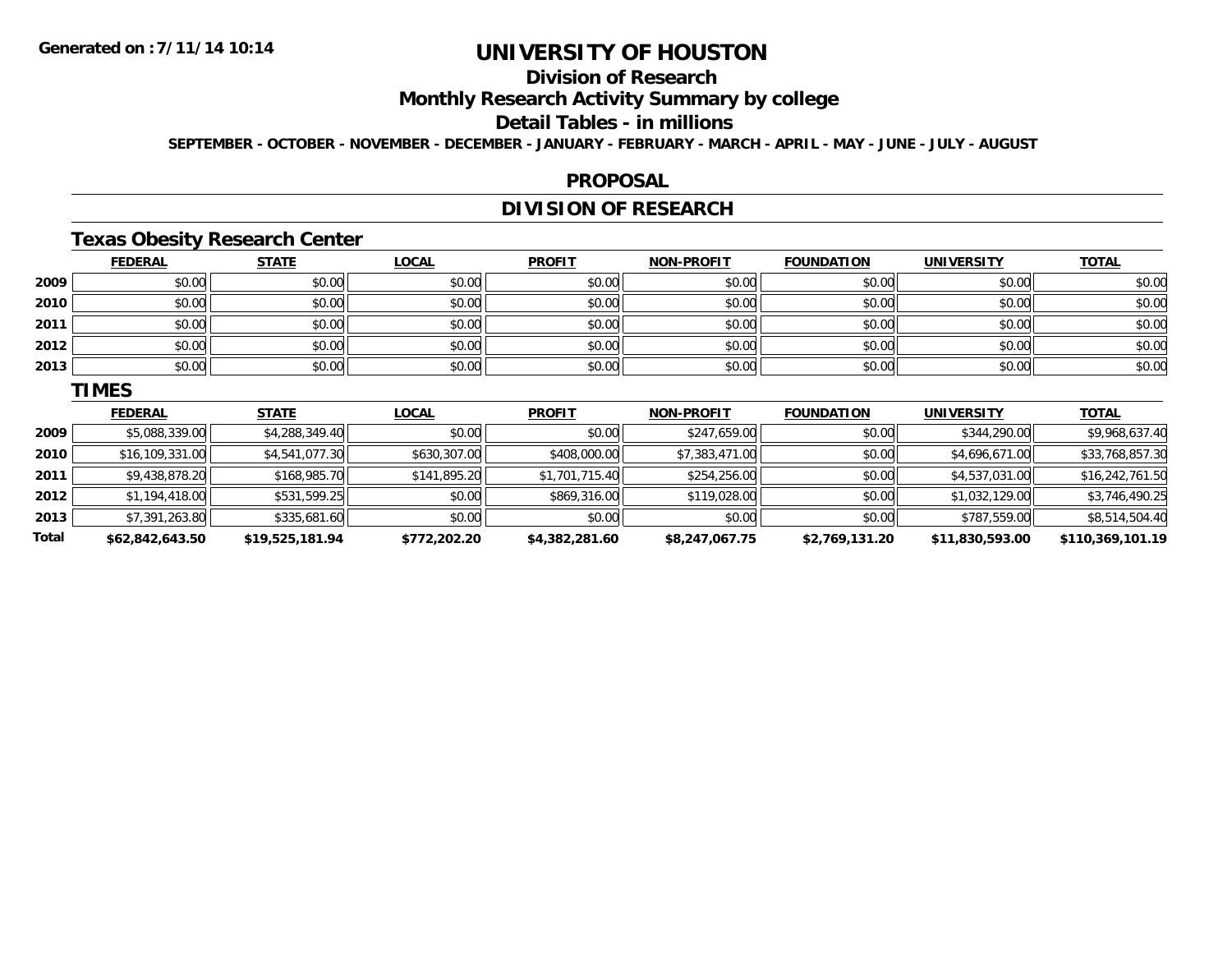# UNIVERSITY OF HOUSTON

## Division of Research

## Monthly Research Activity Summary by college

## Detail Tables - in millions

**SEPTEMBER - OCTOBER - NOVEMBER - DECEMBER - JANUARY - FEBRUARY - MARCH - APRIL - MAY - JUNE - JULY - AUGUST**

## PROPOSAL

## DIVISION OF RESEARCH

### Texas Obesity Research Center

| | FEDERAL | STATE | LOCAL | PROFIT | NON-PROFIT | FOUNDATION | UNIVERSITY | TOTAL |
|---|---|---|---|---|---|---|---|---|
| 2009 | $0.00 | $0.00 | $0.00 | $0.00 | $0.00 | $0.00 | $0.00 | $0.00 |
| 2010 | $0.00 | $0.00 | $0.00 | $0.00 | $0.00 | $0.00 | $0.00 | $0.00 |
| 2011 | $0.00 | $0.00 | $0.00 | $0.00 | $0.00 | $0.00 | $0.00 | $0.00 |
| 2012 | $0.00 | $0.00 | $0.00 | $0.00 | $0.00 | $0.00 | $0.00 | $0.00 |
| 2013 | $0.00 | $0.00 | $0.00 | $0.00 | $0.00 | $0.00 | $0.00 | $0.00 |

### TIMES

| | FEDERAL | STATE | LOCAL | PROFIT | NON-PROFIT | FOUNDATION | UNIVERSITY | TOTAL |
|---|---|---|---|---|---|---|---|---|
| 2009 | $5,088,339.00 | $4,288,349.40 | $0.00 | $0.00 | $247,659.00 | $0.00 | $344,290.00 | $9,968,637.40 |
| 2010 | $16,109,331.00 | $4,541,077.30 | $630,307.00 | $408,000.00 | $7,383,471.00 | $0.00 | $4,696,671.00 | $33,768,857.30 |
| 2011 | $9,438,878.20 | $168,985.70 | $141,895.20 | $1,701,715.40 | $254,256.00 | $0.00 | $4,537,031.00 | $16,242,761.50 |
| 2012 | $1,194,418.00 | $531,599.25 | $0.00 | $869,316.00 | $119,028.00 | $0.00 | $1,032,129.00 | $3,746,490.25 |
| 2013 | $7,391,263.80 | $335,681.60 | $0.00 | $0.00 | $0.00 | $0.00 | $787,559.00 | $8,514,504.40 |
| **Total** | **$62,842,643.50** | **$19,525,181.94** | **$772,202.20** | **$4,382,281.60** | **$8,247,067.75** | **$2,769,131.20** | **$11,830,593.00** | **$110,369,101.19** |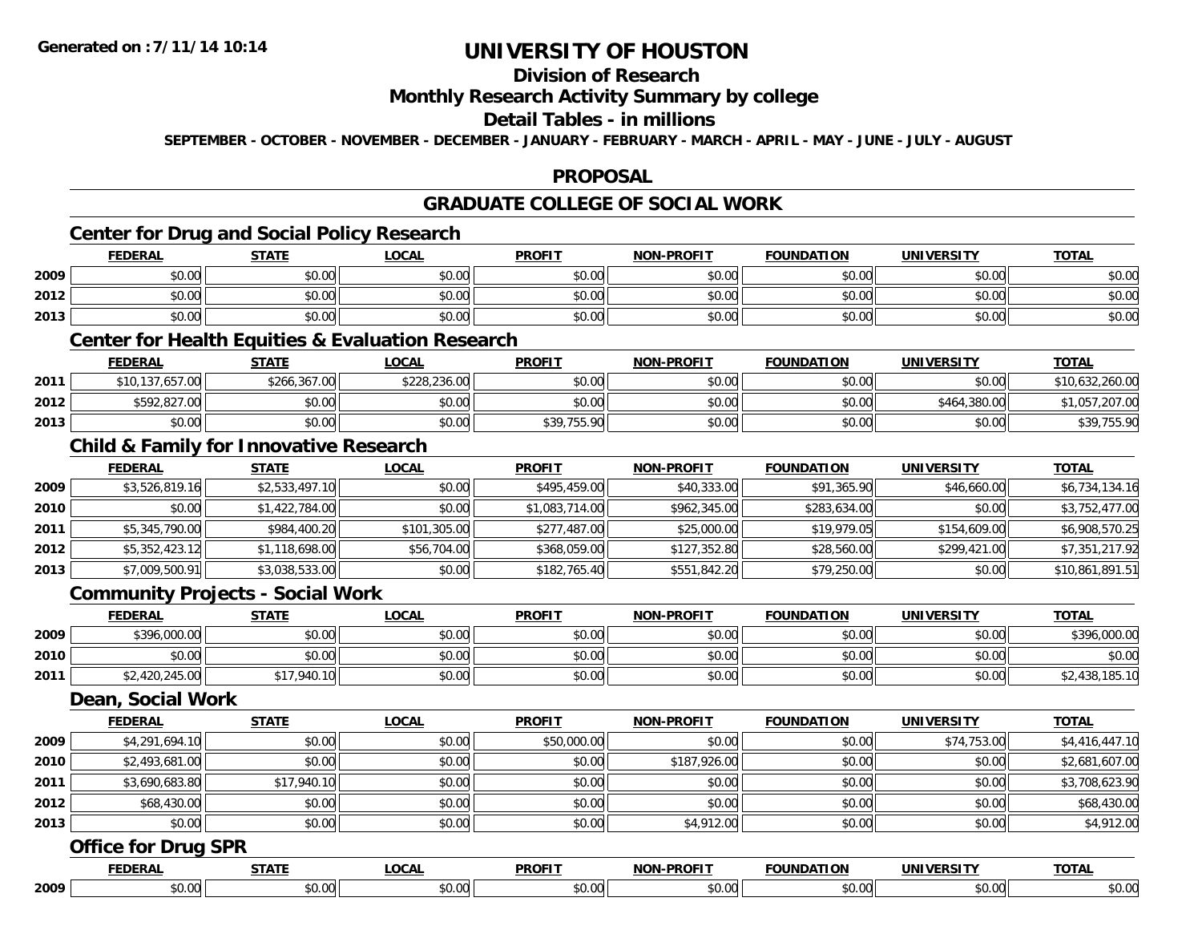# UNIVERSITY OF HOUSTON

## Division of Research

## Monthly Research Activity Summary by college

## Detail Tables - in millions

**SEPTEMBER - OCTOBER - NOVEMBER - DECEMBER - JANUARY - FEBRUARY - MARCH - APRIL - MAY - JUNE - JULY - AUGUST**

## PROPOSAL

## GRADUATE COLLEGE OF SOCIAL WORK

### Center for Drug and Social Policy Research

| | FEDERAL | STATE | LOCAL | PROFIT | NON-PROFIT | FOUNDATION | UNIVERSITY | TOTAL |
|---|---|---|---|---|---|---|---|---|
| 2009 | $0.00 | $0.00 | $0.00 | $0.00 | $0.00 | $0.00 | $0.00 | $0.00 |
| 2012 | $0.00 | $0.00 | $0.00 | $0.00 | $0.00 | $0.00 | $0.00 | $0.00 |
| 2013 | $0.00 | $0.00 | $0.00 | $0.00 | $0.00 | $0.00 | $0.00 | $0.00 |

### Center for Health Equities & Evaluation Research

| | FEDERAL | STATE | LOCAL | PROFIT | NON-PROFIT | FOUNDATION | UNIVERSITY | TOTAL |
|---|---|---|---|---|---|---|---|---|
| 2011 | $10,137,657.00 | $266,367.00 | $228,236.00 | $0.00 | $0.00 | $0.00 | $0.00 | $10,632,260.00 |
| 2012 | $592,827.00 | $0.00 | $0.00 | $0.00 | $0.00 | $0.00 | $464,380.00 | $1,057,207.00 |
| 2013 | $0.00 | $0.00 | $0.00 | $39,755.90 | $0.00 | $0.00 | $0.00 | $39,755.90 |

### Child & Family for Innovative Research

| | FEDERAL | STATE | LOCAL | PROFIT | NON-PROFIT | FOUNDATION | UNIVERSITY | TOTAL |
|---|---|---|---|---|---|---|---|---|
| 2009 | $3,526,819.16 | $2,533,497.10 | $0.00 | $495,459.00 | $40,333.00 | $91,365.90 | $46,660.00 | $6,734,134.16 |
| 2010 | $0.00 | $1,422,784.00 | $0.00 | $1,083,714.00 | $962,345.00 | $283,634.00 | $0.00 | $3,752,477.00 |
| 2011 | $5,345,790.00 | $984,400.20 | $101,305.00 | $277,487.00 | $25,000.00 | $19,979.05 | $154,609.00 | $6,908,570.25 |
| 2012 | $5,352,423.12 | $1,118,698.00 | $56,704.00 | $368,059.00 | $127,352.80 | $28,560.00 | $299,421.00 | $7,351,217.92 |
| 2013 | $7,009,500.91 | $3,038,533.00 | $0.00 | $182,765.40 | $551,842.20 | $79,250.00 | $0.00 | $10,861,891.51 |

### Community Projects - Social Work

| | FEDERAL | STATE | LOCAL | PROFIT | NON-PROFIT | FOUNDATION | UNIVERSITY | TOTAL |
|---|---|---|---|---|---|---|---|---|
| 2009 | $396,000.00 | $0.00 | $0.00 | $0.00 | $0.00 | $0.00 | $0.00 | $396,000.00 |
| 2010 | $0.00 | $0.00 | $0.00 | $0.00 | $0.00 | $0.00 | $0.00 | $0.00 |
| 2011 | $2,420,245.00 | $17,940.10 | $0.00 | $0.00 | $0.00 | $0.00 | $0.00 | $2,438,185.10 |

### Dean, Social Work

| | FEDERAL | STATE | LOCAL | PROFIT | NON-PROFIT | FOUNDATION | UNIVERSITY | TOTAL |
|---|---|---|---|---|---|---|---|---|
| 2009 | $4,291,694.10 | $0.00 | $0.00 | $50,000.00 | $0.00 | $0.00 | $74,753.00 | $4,416,447.10 |
| 2010 | $2,493,681.00 | $0.00 | $0.00 | $0.00 | $187,926.00 | $0.00 | $0.00 | $2,681,607.00 |
| 2011 | $3,690,683.80 | $17,940.10 | $0.00 | $0.00 | $0.00 | $0.00 | $0.00 | $3,708,623.90 |
| 2012 | $68,430.00 | $0.00 | $0.00 | $0.00 | $0.00 | $0.00 | $0.00 | $68,430.00 |
| 2013 | $0.00 | $0.00 | $0.00 | $0.00 | $4,912.00 | $0.00 | $0.00 | $4,912.00 |

### Office for Drug SPR

| | FEDERAL | STATE | LOCAL | PROFIT | NON-PROFIT | FOUNDATION | UNIVERSITY | TOTAL |
|---|---|---|---|---|---|---|---|---|
| 2009 | $0.00 | $0.00 | $0.00 | $0.00 | $0.00 | $0.00 | $0.00 | $0.00 |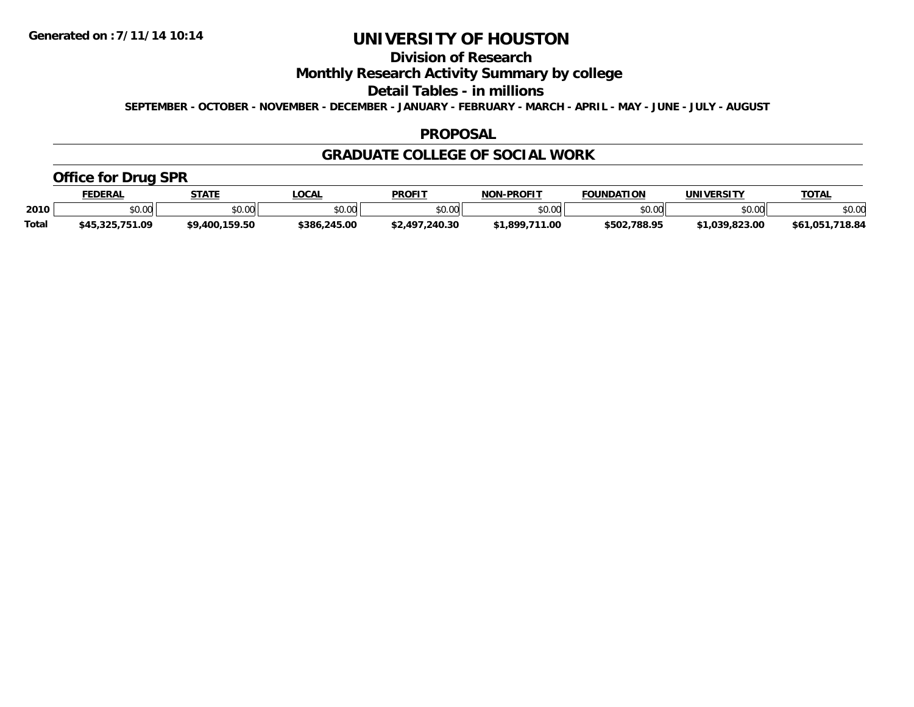# UNIVERSITY OF HOUSTON

## Division of Research

## Monthly Research Activity Summary by college

## Detail Tables - in millions

**SEPTEMBER - OCTOBER - NOVEMBER - DECEMBER - JANUARY - FEBRUARY - MARCH - APRIL - MAY - JUNE - JULY - AUGUST**

### PROPOSAL

### GRADUATE COLLEGE OF SOCIAL WORK

#### Office for Drug SPR

| | FEDERAL | STATE | LOCAL | PROFIT | NON-PROFIT | FOUNDATION | UNIVERSITY | TOTAL |
|---|---|---|---|---|---|---|---|---|
| 2010 | $0.00 | $0.00 | $0.00 | $0.00 | $0.00 | $0.00 | $0.00 | $0.00 |
| Total | $45,325,751.09 | $9,400,159.50 | $386,245.00 | $2,497,240.30 | $1,899,711.00 | $502,788.95 | $1,039,823.00 | $61,051,718.84 |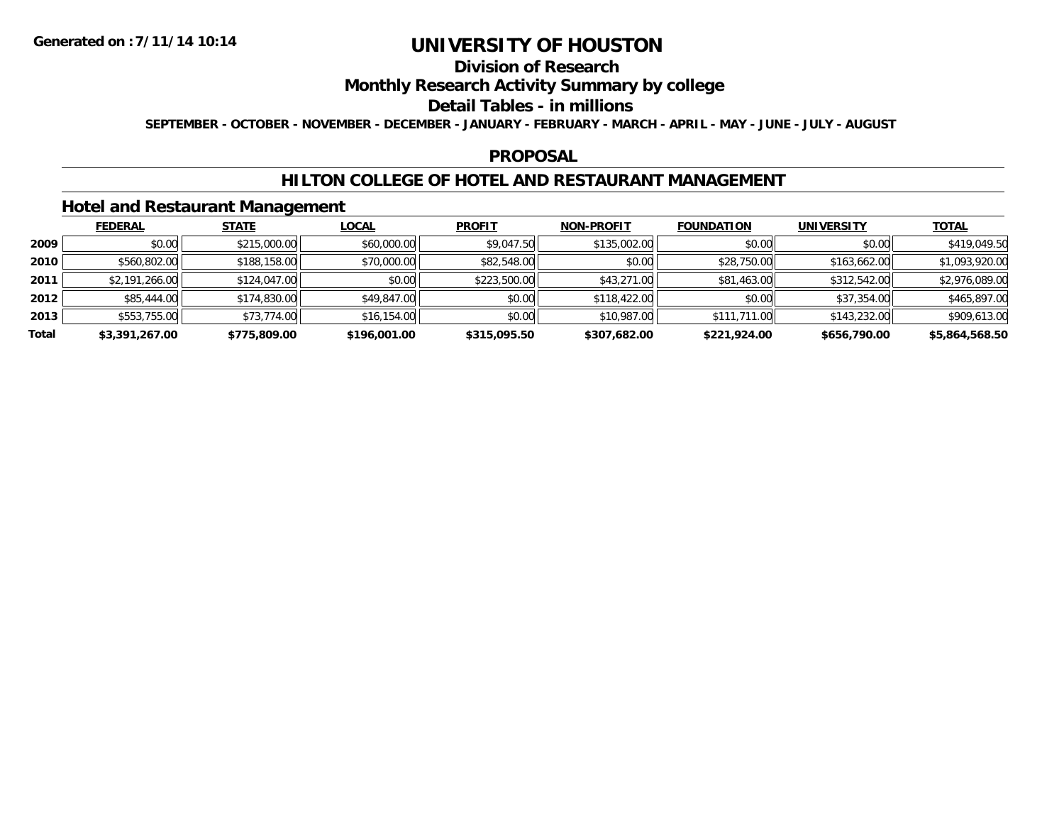# UNIVERSITY OF HOUSTON

## Division of Research

## Monthly Research Activity Summary by college

## Detail Tables - in millions

**SEPTEMBER - OCTOBER - NOVEMBER - DECEMBER - JANUARY - FEBRUARY - MARCH - APRIL - MAY - JUNE - JULY - AUGUST**

## PROPOSAL

## HILTON COLLEGE OF HOTEL AND RESTAURANT MANAGEMENT

### Hotel and Restaurant Management

| | FEDERAL | STATE | LOCAL | PROFIT | NON-PROFIT | FOUNDATION | UNIVERSITY | TOTAL |
|---|---|---|---|---|---|---|---|---|
| 2009 | $0.00 | $215,000.00 | $60,000.00 | $9,047.50 | $135,002.00 | $0.00 | $0.00 | $419,049.50 |
| 2010 | $560,802.00 | $188,158.00 | $70,000.00 | $82,548.00 | $0.00 | $28,750.00 | $163,662.00 | $1,093,920.00 |
| 2011 | $2,191,266.00 | $124,047.00 | $0.00 | $223,500.00 | $43,271.00 | $81,463.00 | $312,542.00 | $2,976,089.00 |
| 2012 | $85,444.00 | $174,830.00 | $49,847.00 | $0.00 | $118,422.00 | $0.00 | $37,354.00 | $465,897.00 |
| 2013 | $553,755.00 | $73,774.00 | $16,154.00 | $0.00 | $10,987.00 | $111,711.00 | $143,232.00 | $909,613.00 |
| **Total** | **$3,391,267.00** | **$775,809.00** | **$196,001.00** | **$315,095.50** | **$307,682.00** | **$221,924.00** | **$656,790.00** | **$5,864,568.50** |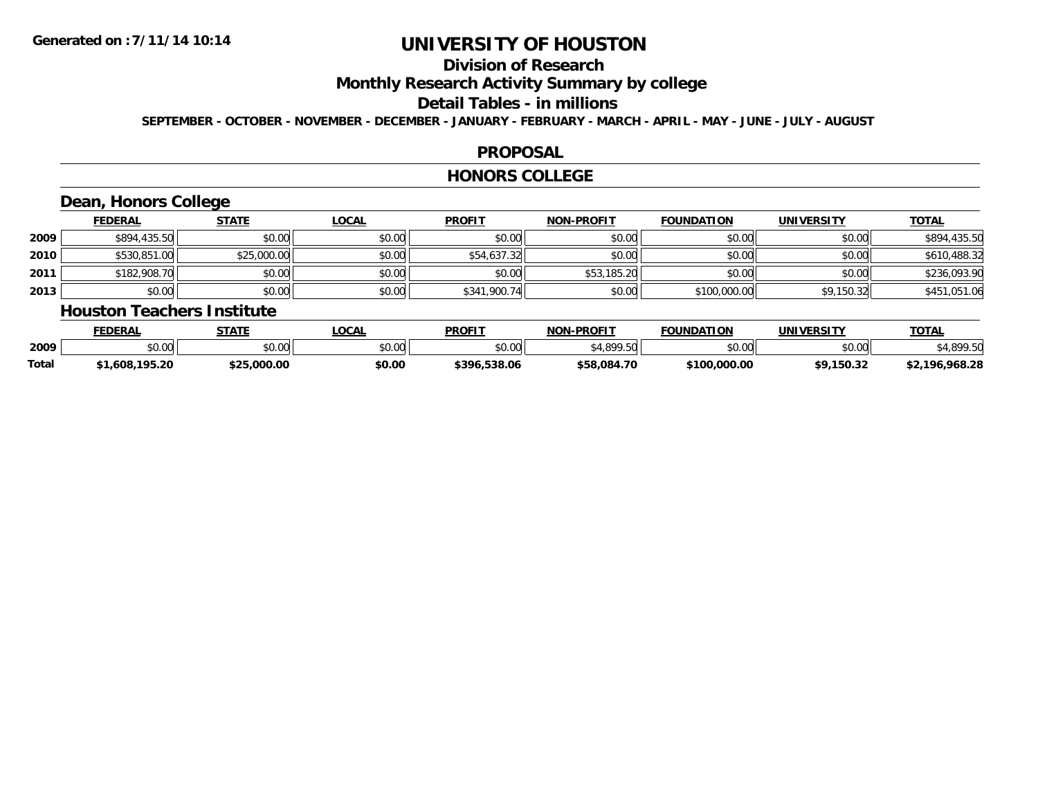Generated on :7/11/14 10:14

# UNIVERSITY OF HOUSTON

## Division of Research

## Monthly Research Activity Summary by college

## Detail Tables - in millions

SEPTEMBER - OCTOBER - NOVEMBER - DECEMBER - JANUARY - FEBRUARY - MARCH - APRIL - MAY - JUNE - JULY - AUGUST

### PROPOSAL

### HONORS COLLEGE

#### Dean, Honors College

| | FEDERAL | STATE | LOCAL | PROFIT | NON-PROFIT | FOUNDATION | UNIVERSITY | TOTAL |
|---|---|---|---|---|---|---|---|---|
| 2009 | $894,435.50 | $0.00 | $0.00 | $0.00 | $0.00 | $0.00 | $0.00 | $894,435.50 |
| 2010 | $530,851.00 | $25,000.00 | $0.00 | $54,637.32 | $0.00 | $0.00 | $0.00 | $610,488.32 |
| 2011 | $182,908.70 | $0.00 | $0.00 | $0.00 | $53,185.20 | $0.00 | $0.00 | $236,093.90 |
| 2013 | $0.00 | $0.00 | $0.00 | $341,900.74 | $0.00 | $100,000.00 | $9,150.32 | $451,051.06 |

#### Houston Teachers Institute

| | FEDERAL | STATE | LOCAL | PROFIT | NON-PROFIT | FOUNDATION | UNIVERSITY | TOTAL |
|---|---|---|---|---|---|---|---|---|
| 2009 | $0.00 | $0.00 | $0.00 | $0.00 | $4,899.50 | $0.00 | $0.00 | $4,899.50 |
| **Total** | **$1,608,195.20** | **$25,000.00** | **$0.00** | **$396,538.06** | **$58,084.70** | **$100,000.00** | **$9,150.32** | **$2,196,968.28** |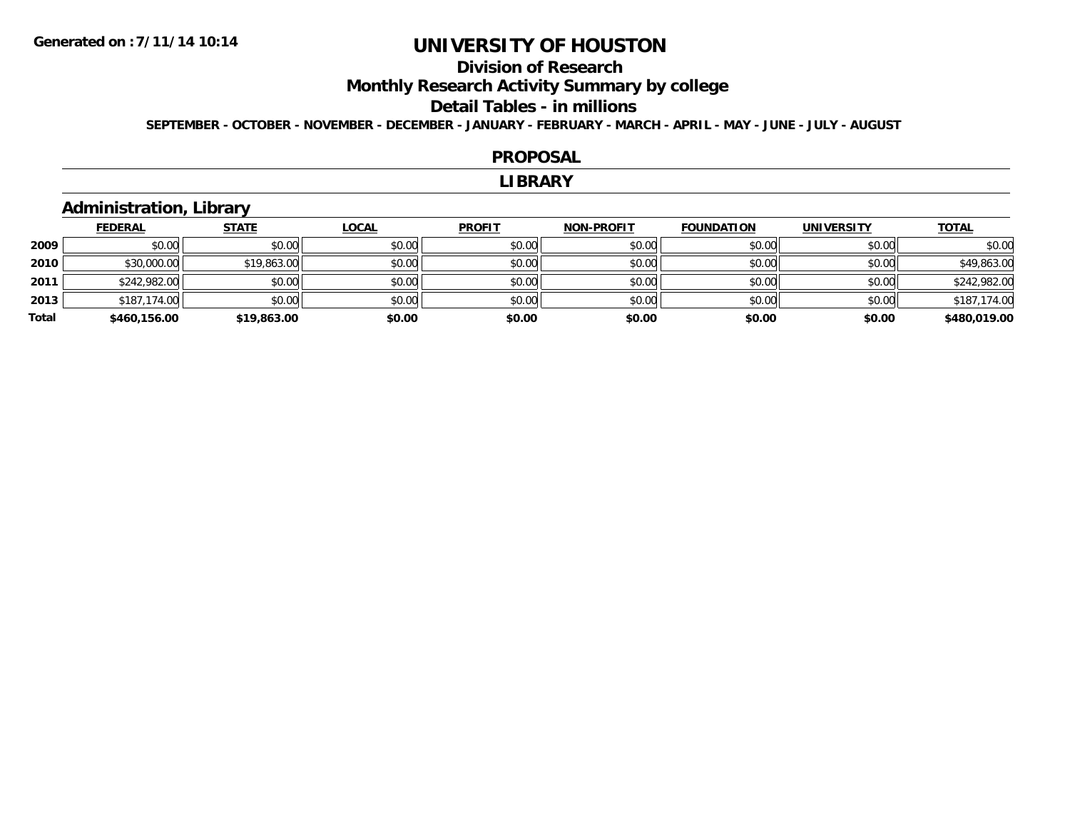# UNIVERSITY OF HOUSTON

## Division of Research

## Monthly Research Activity Summary by college

## Detail Tables - in millions

**SEPTEMBER - OCTOBER - NOVEMBER - DECEMBER - JANUARY - FEBRUARY - MARCH - APRIL - MAY - JUNE - JULY - AUGUST**

## PROPOSAL

## LIBRARY

### Administration, Library

| | FEDERAL | STATE | LOCAL | PROFIT | NON-PROFIT | FOUNDATION | UNIVERSITY | TOTAL |
|---|---|---|---|---|---|---|---|---|
| 2009 | $0.00 | $0.00 | $0.00 | $0.00 | $0.00 | $0.00 | $0.00 | $0.00 |
| 2010 | $30,000.00 | $19,863.00 | $0.00 | $0.00 | $0.00 | $0.00 | $0.00 | $49,863.00 |
| 2011 | $242,982.00 | $0.00 | $0.00 | $0.00 | $0.00 | $0.00 | $0.00 | $242,982.00 |
| 2013 | $187,174.00 | $0.00 | $0.00 | $0.00 | $0.00 | $0.00 | $0.00 | $187,174.00 |
| **Total** | **$460,156.00** | **$19,863.00** | **$0.00** | **$0.00** | **$0.00** | **$0.00** | **$0.00** | **$480,019.00** |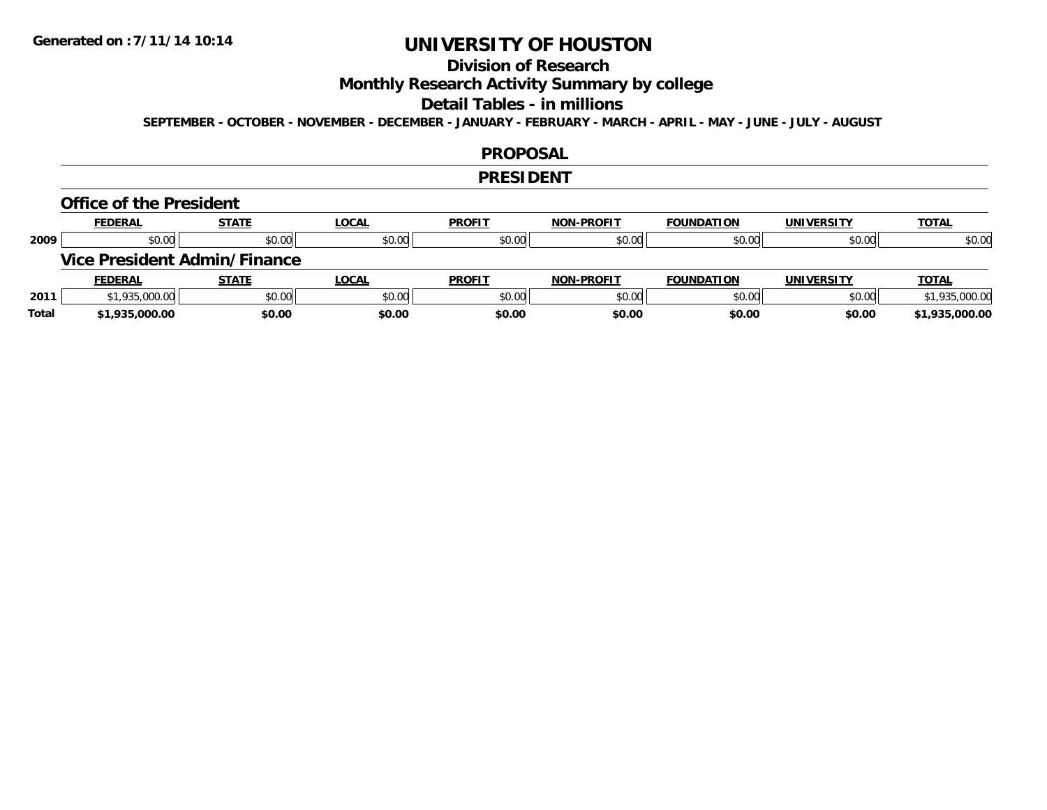# UNIVERSITY OF HOUSTON

## Division of Research

## Monthly Research Activity Summary by college

## Detail Tables - in millions

SEPTEMBER - OCTOBER - NOVEMBER - DECEMBER - JANUARY - FEBRUARY - MARCH - APRIL - MAY - JUNE - JULY - AUGUST

## PROPOSAL

## PRESIDENT

### Office of the President

| | FEDERAL | STATE | LOCAL | PROFIT | NON-PROFIT | FOUNDATION | UNIVERSITY | TOTAL |
|---|---|---|---|---|---|---|---|---|
| 2009 | $0.00 | $0.00 | $0.00 | $0.00 | $0.00 | $0.00 | $0.00 | $0.00 |

### Vice President Admin/Finance

| | FEDERAL | STATE | LOCAL | PROFIT | NON-PROFIT | FOUNDATION | UNIVERSITY | TOTAL |
|---|---|---|---|---|---|---|---|---|
| 2011 | $1,935,000.00 | $0.00 | $0.00 | $0.00 | $0.00 | $0.00 | $0.00 | $1,935,000.00 |
| **Total** | **$1,935,000.00** | **$0.00** | **$0.00** | **$0.00** | **$0.00** | **$0.00** | **$0.00** | **$1,935,000.00** |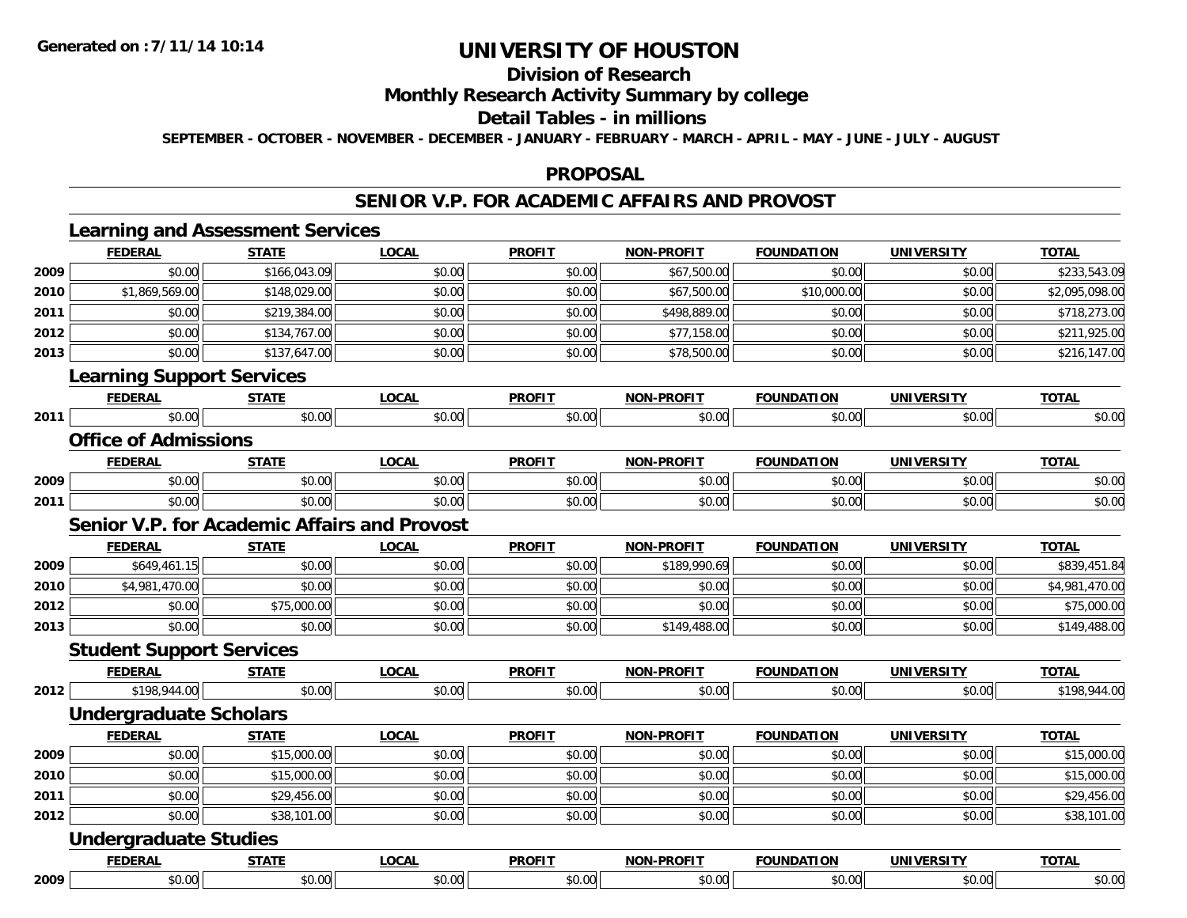# UNIVERSITY OF HOUSTON

## Division of Research

## Monthly Research Activity Summary by college

## Detail Tables - in millions

**SEPTEMBER - OCTOBER - NOVEMBER - DECEMBER - JANUARY - FEBRUARY - MARCH - APRIL - MAY - JUNE - JULY - AUGUST**

## PROPOSAL

## SENIOR V.P. FOR ACADEMIC AFFAIRS AND PROVOST

### Learning and Assessment Services

| | FEDERAL | STATE | LOCAL | PROFIT | NON-PROFIT | FOUNDATION | UNIVERSITY | TOTAL |
|---|---|---|---|---|---|---|---|---|
| 2009 | $0.00 | $166,043.09 | $0.00 | $0.00 | $67,500.00 | $0.00 | $0.00 | $233,543.09 |
| 2010 | $1,869,569.00 | $148,029.00 | $0.00 | $0.00 | $67,500.00 | $10,000.00 | $0.00 | $2,095,098.00 |
| 2011 | $0.00 | $219,384.00 | $0.00 | $0.00 | $498,889.00 | $0.00 | $0.00 | $718,273.00 |
| 2012 | $0.00 | $134,767.00 | $0.00 | $0.00 | $77,158.00 | $0.00 | $0.00 | $211,925.00 |
| 2013 | $0.00 | $137,647.00 | $0.00 | $0.00 | $78,500.00 | $0.00 | $0.00 | $216,147.00 |

### Learning Support Services

| | FEDERAL | STATE | LOCAL | PROFIT | NON-PROFIT | FOUNDATION | UNIVERSITY | TOTAL |
|---|---|---|---|---|---|---|---|---|
| 2011 | $0.00 | $0.00 | $0.00 | $0.00 | $0.00 | $0.00 | $0.00 | $0.00 |

### Office of Admissions

| | FEDERAL | STATE | LOCAL | PROFIT | NON-PROFIT | FOUNDATION | UNIVERSITY | TOTAL |
|---|---|---|---|---|---|---|---|---|
| 2009 | $0.00 | $0.00 | $0.00 | $0.00 | $0.00 | $0.00 | $0.00 | $0.00 |
| 2011 | $0.00 | $0.00 | $0.00 | $0.00 | $0.00 | $0.00 | $0.00 | $0.00 |

### Senior V.P. for Academic Affairs and Provost

| | FEDERAL | STATE | LOCAL | PROFIT | NON-PROFIT | FOUNDATION | UNIVERSITY | TOTAL |
|---|---|---|---|---|---|---|---|---|
| 2009 | $649,461.15 | $0.00 | $0.00 | $0.00 | $189,990.69 | $0.00 | $0.00 | $839,451.84 |
| 2010 | $4,981,470.00 | $0.00 | $0.00 | $0.00 | $0.00 | $0.00 | $0.00 | $4,981,470.00 |
| 2012 | $0.00 | $75,000.00 | $0.00 | $0.00 | $0.00 | $0.00 | $0.00 | $75,000.00 |
| 2013 | $0.00 | $0.00 | $0.00 | $0.00 | $149,488.00 | $0.00 | $0.00 | $149,488.00 |

### Student Support Services

| | FEDERAL | STATE | LOCAL | PROFIT | NON-PROFIT | FOUNDATION | UNIVERSITY | TOTAL |
|---|---|---|---|---|---|---|---|---|
| 2012 | $198,944.00 | $0.00 | $0.00 | $0.00 | $0.00 | $0.00 | $0.00 | $198,944.00 |

### Undergraduate Scholars

| | FEDERAL | STATE | LOCAL | PROFIT | NON-PROFIT | FOUNDATION | UNIVERSITY | TOTAL |
|---|---|---|---|---|---|---|---|---|
| 2009 | $0.00 | $15,000.00 | $0.00 | $0.00 | $0.00 | $0.00 | $0.00 | $15,000.00 |
| 2010 | $0.00 | $15,000.00 | $0.00 | $0.00 | $0.00 | $0.00 | $0.00 | $15,000.00 |
| 2011 | $0.00 | $29,456.00 | $0.00 | $0.00 | $0.00 | $0.00 | $0.00 | $29,456.00 |
| 2012 | $0.00 | $38,101.00 | $0.00 | $0.00 | $0.00 | $0.00 | $0.00 | $38,101.00 |

### Undergraduate Studies

| | FEDERAL | STATE | LOCAL | PROFIT | NON-PROFIT | FOUNDATION | UNIVERSITY | TOTAL |
|---|---|---|---|---|---|---|---|---|
| 2009 | $0.00 | $0.00 | $0.00 | $0.00 | $0.00 | $0.00 | $0.00 | $0.00 |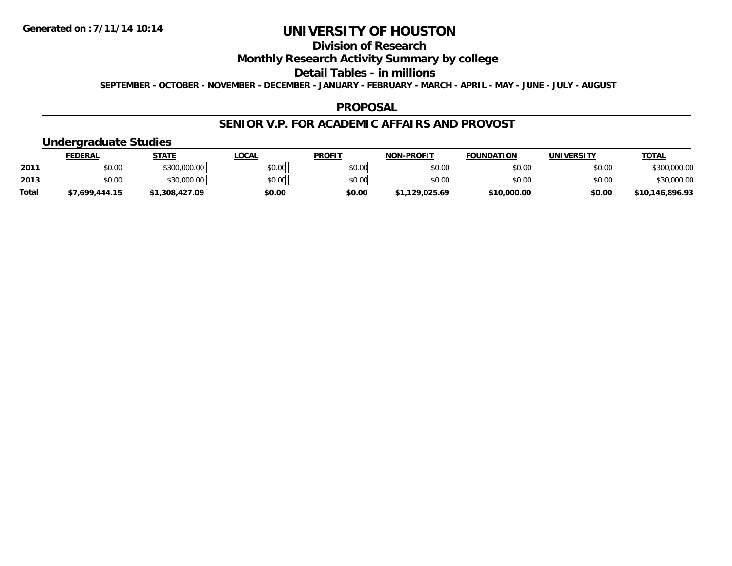# UNIVERSITY OF HOUSTON

## Division of Research

## Monthly Research Activity Summary by college

## Detail Tables - in millions

**SEPTEMBER - OCTOBER - NOVEMBER - DECEMBER - JANUARY - FEBRUARY - MARCH - APRIL - MAY - JUNE - JULY - AUGUST**

## PROPOSAL

## SENIOR V.P. FOR ACADEMIC AFFAIRS AND PROVOST

### Undergraduate Studies

| | FEDERAL | STATE | LOCAL | PROFIT | NON-PROFIT | FOUNDATION | UNIVERSITY | TOTAL |
|---|---|---|---|---|---|---|---|---|
| 2011 | $0.00 | $300,000.00 | $0.00 | $0.00 | $0.00 | $0.00 | $0.00 | $300,000.00 |
| 2013 | $0.00 | $30,000.00 | $0.00 | $0.00 | $0.00 | $0.00 | $0.00 | $30,000.00 |
| **Total** | **$7,699,444.15** | **$1,308,427.09** | **$0.00** | **$0.00** | **$1,129,025.69** | **$10,000.00** | **$0.00** | **$10,146,896.93** |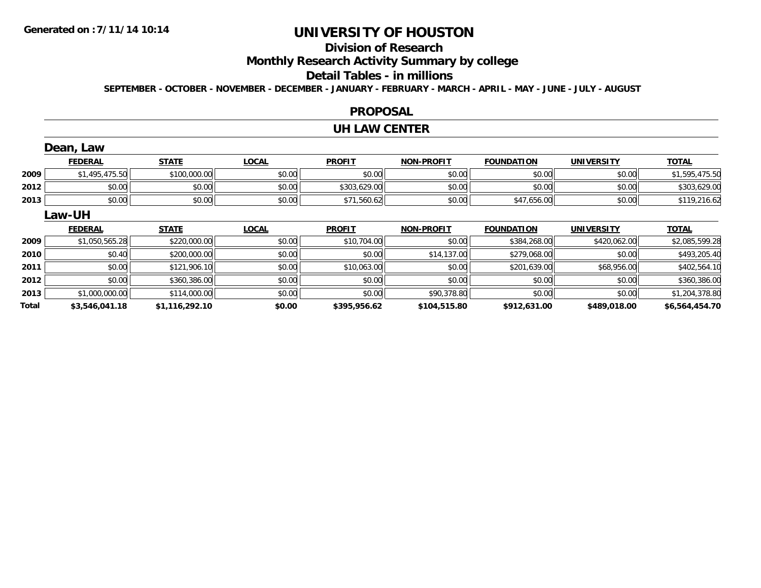Generated on :7/11/14 10:14

# UNIVERSITY OF HOUSTON

## Division of Research

## Monthly Research Activity Summary by college

## Detail Tables - in millions

**SEPTEMBER - OCTOBER - NOVEMBER - DECEMBER - JANUARY - FEBRUARY - MARCH - APRIL - MAY - JUNE - JULY - AUGUST**

## PROPOSAL

## UH LAW CENTER

### Dean, Law

| | FEDERAL | STATE | LOCAL | PROFIT | NON-PROFIT | FOUNDATION | UNIVERSITY | TOTAL |
|---|---|---|---|---|---|---|---|---|
| 2009 | $1,495,475.50 | $100,000.00 | $0.00 | $0.00 | $0.00 | $0.00 | $0.00 | $1,595,475.50 |
| 2012 | $0.00 | $0.00 | $0.00 | $303,629.00 | $0.00 | $0.00 | $0.00 | $303,629.00 |
| 2013 | $0.00 | $0.00 | $0.00 | $71,560.62 | $0.00 | $47,656.00 | $0.00 | $119,216.62 |

### Law-UH

| | FEDERAL | STATE | LOCAL | PROFIT | NON-PROFIT | FOUNDATION | UNIVERSITY | TOTAL |
|---|---|---|---|---|---|---|---|---|
| 2009 | $1,050,565.28 | $220,000.00 | $0.00 | $10,704.00 | $0.00 | $384,268.00 | $420,062.00 | $2,085,599.28 |
| 2010 | $0.40 | $200,000.00 | $0.00 | $0.00 | $14,137.00 | $279,068.00 | $0.00 | $493,205.40 |
| 2011 | $0.00 | $121,906.10 | $0.00 | $10,063.00 | $0.00 | $201,639.00 | $68,956.00 | $402,564.10 |
| 2012 | $0.00 | $360,386.00 | $0.00 | $0.00 | $0.00 | $0.00 | $0.00 | $360,386.00 |
| 2013 | $1,000,000.00 | $114,000.00 | $0.00 | $0.00 | $90,378.80 | $0.00 | $0.00 | $1,204,378.80 |
| **Total** | **$3,546,041.18** | **$1,116,292.10** | **$0.00** | **$395,956.62** | **$104,515.80** | **$912,631.00** | **$489,018.00** | **$6,564,454.70** |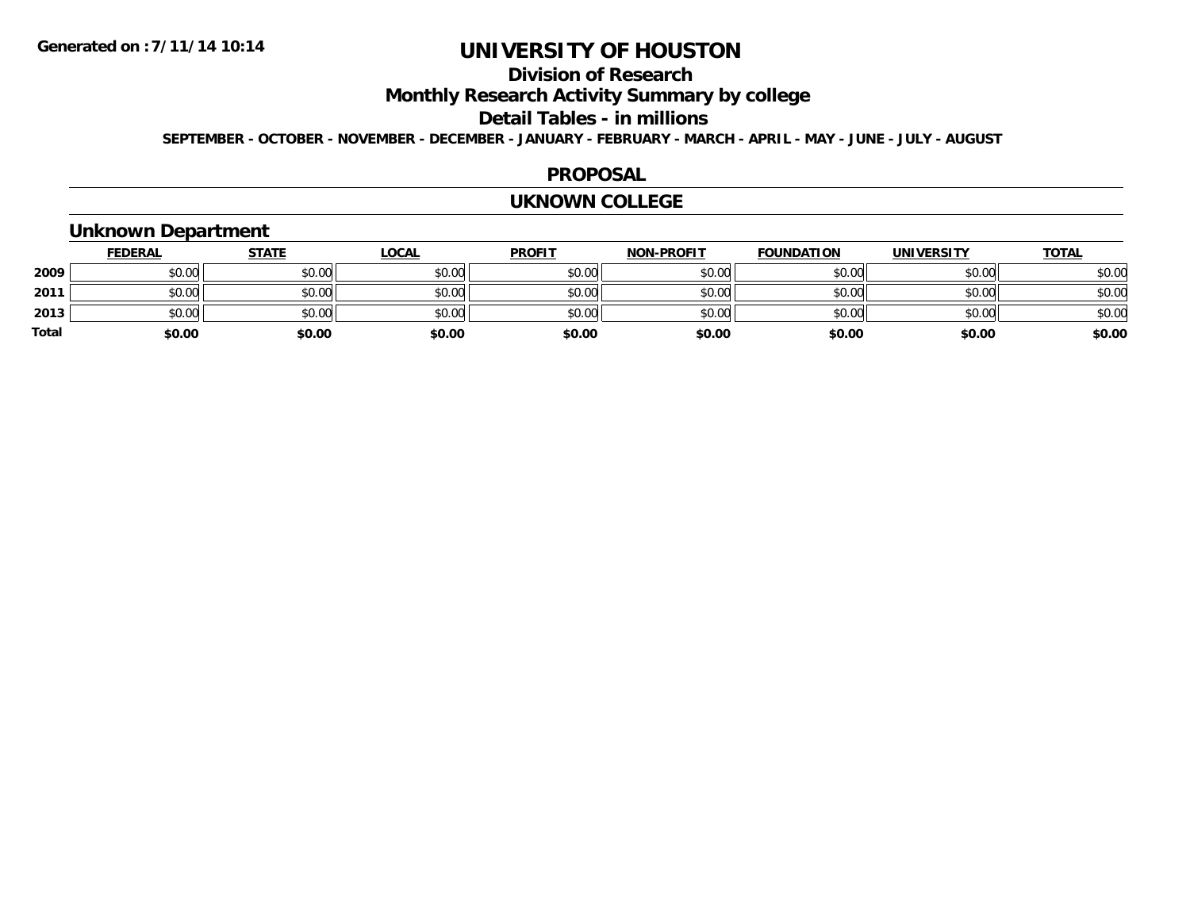# UNIVERSITY OF HOUSTON

## Division of Research

## Monthly Research Activity Summary by college

## Detail Tables - in millions

**SEPTEMBER - OCTOBER - NOVEMBER - DECEMBER - JANUARY - FEBRUARY - MARCH - APRIL - MAY - JUNE - JULY - AUGUST**

## PROPOSAL

## UKNOWN COLLEGE

### Unknown Department

| | FEDERAL | STATE | LOCAL | PROFIT | NON-PROFIT | FOUNDATION | UNIVERSITY | TOTAL |
|---|---|---|---|---|---|---|---|---|
| 2009 | $0.00 | $0.00 | $0.00 | $0.00 | $0.00 | $0.00 | $0.00 | $0.00 |
| 2011 | $0.00 | $0.00 | $0.00 | $0.00 | $0.00 | $0.00 | $0.00 | $0.00 |
| 2013 | $0.00 | $0.00 | $0.00 | $0.00 | $0.00 | $0.00 | $0.00 | $0.00 |
| **Total** | **$0.00** | **$0.00** | **$0.00** | **$0.00** | **$0.00** | **$0.00** | **$0.00** | **$0.00** |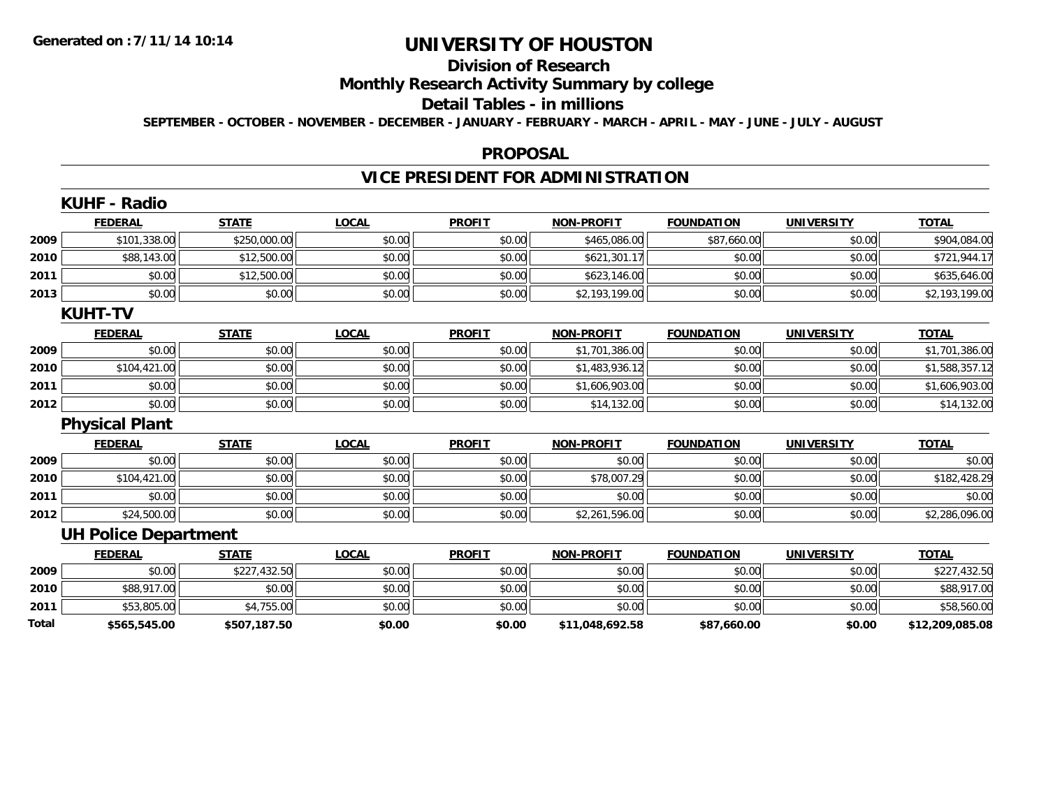# UNIVERSITY OF HOUSTON

## Division of Research

## Monthly Research Activity Summary by college

## Detail Tables - in millions

**SEPTEMBER - OCTOBER - NOVEMBER - DECEMBER - JANUARY - FEBRUARY - MARCH - APRIL - MAY - JUNE - JULY - AUGUST**

## PROPOSAL

## VICE PRESIDENT FOR ADMINISTRATION

### KUHF - Radio

| | FEDERAL | STATE | LOCAL | PROFIT | NON-PROFIT | FOUNDATION | UNIVERSITY | TOTAL |
|---|---|---|---|---|---|---|---|---|
| 2009 | $101,338.00 | $250,000.00 | $0.00 | $0.00 | $465,086.00 | $87,660.00 | $0.00 | $904,084.00 |
| 2010 | $88,143.00 | $12,500.00 | $0.00 | $0.00 | $621,301.17 | $0.00 | $0.00 | $721,944.17 |
| 2011 | $0.00 | $12,500.00 | $0.00 | $0.00 | $623,146.00 | $0.00 | $0.00 | $635,646.00 |
| 2013 | $0.00 | $0.00 | $0.00 | $0.00 | $2,193,199.00 | $0.00 | $0.00 | $2,193,199.00 |

### KUHT-TV

| | FEDERAL | STATE | LOCAL | PROFIT | NON-PROFIT | FOUNDATION | UNIVERSITY | TOTAL |
|---|---|---|---|---|---|---|---|---|
| 2009 | $0.00 | $0.00 | $0.00 | $0.00 | $1,701,386.00 | $0.00 | $0.00 | $1,701,386.00 |
| 2010 | $104,421.00 | $0.00 | $0.00 | $0.00 | $1,483,936.12 | $0.00 | $0.00 | $1,588,357.12 |
| 2011 | $0.00 | $0.00 | $0.00 | $0.00 | $1,606,903.00 | $0.00 | $0.00 | $1,606,903.00 |
| 2012 | $0.00 | $0.00 | $0.00 | $0.00 | $14,132.00 | $0.00 | $0.00 | $14,132.00 |

### Physical Plant

| | FEDERAL | STATE | LOCAL | PROFIT | NON-PROFIT | FOUNDATION | UNIVERSITY | TOTAL |
|---|---|---|---|---|---|---|---|---|
| 2009 | $0.00 | $0.00 | $0.00 | $0.00 | $0.00 | $0.00 | $0.00 | $0.00 |
| 2010 | $104,421.00 | $0.00 | $0.00 | $0.00 | $78,007.29 | $0.00 | $0.00 | $182,428.29 |
| 2011 | $0.00 | $0.00 | $0.00 | $0.00 | $0.00 | $0.00 | $0.00 | $0.00 |
| 2012 | $24,500.00 | $0.00 | $0.00 | $0.00 | $2,261,596.00 | $0.00 | $0.00 | $2,286,096.00 |

### UH Police Department

| | FEDERAL | STATE | LOCAL | PROFIT | NON-PROFIT | FOUNDATION | UNIVERSITY | TOTAL |
|---|---|---|---|---|---|---|---|---|
| 2009 | $0.00 | $227,432.50 | $0.00 | $0.00 | $0.00 | $0.00 | $0.00 | $227,432.50 |
| 2010 | $88,917.00 | $0.00 | $0.00 | $0.00 | $0.00 | $0.00 | $0.00 | $88,917.00 |
| 2011 | $53,805.00 | $4,755.00 | $0.00 | $0.00 | $0.00 | $0.00 | $0.00 | $58,560.00 |
| **Total** | **$565,545.00** | **$507,187.50** | **$0.00** | **$0.00** | **$11,048,692.58** | **$87,660.00** | **$0.00** | **$12,209,085.08** |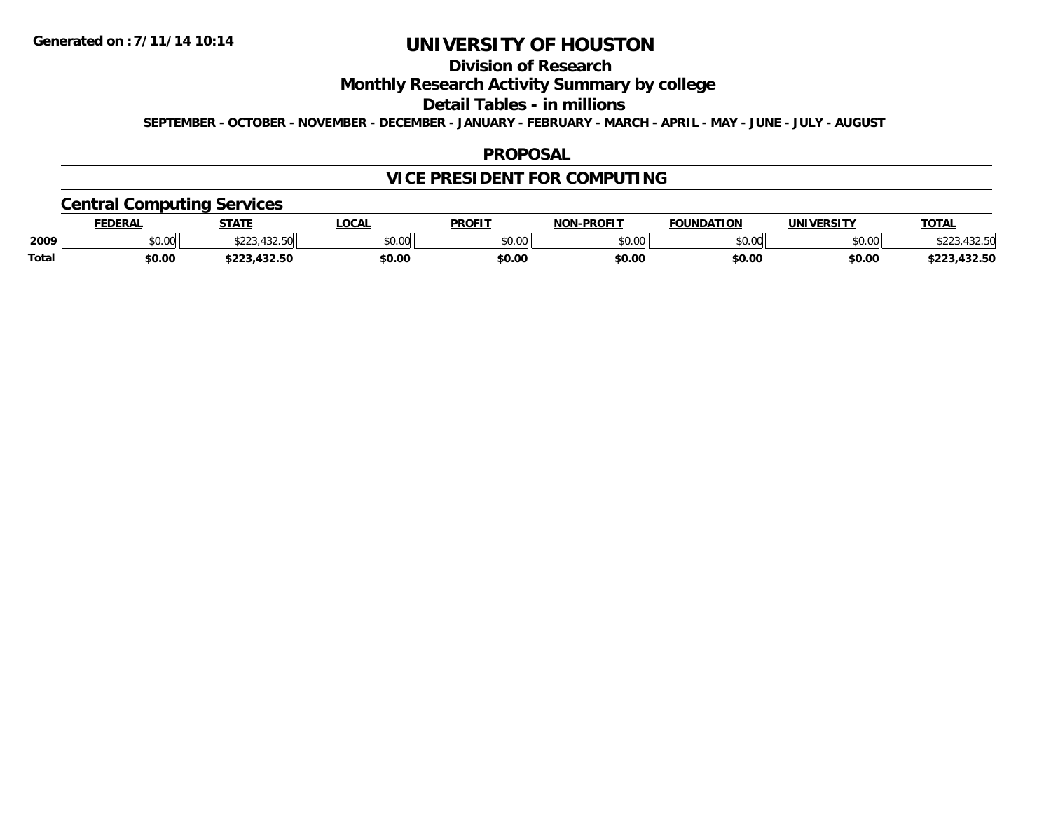# UNIVERSITY OF HOUSTON

## Division of Research

## Monthly Research Activity Summary by college

## Detail Tables - in millions

**SEPTEMBER - OCTOBER - NOVEMBER - DECEMBER - JANUARY - FEBRUARY - MARCH - APRIL - MAY - JUNE - JULY - AUGUST**

## PROPOSAL

## VICE PRESIDENT FOR COMPUTING

### Central Computing Services

| | FEDERAL | STATE | LOCAL | PROFIT | NON-PROFIT | FOUNDATION | UNIVERSITY | TOTAL |
|---|---|---|---|---|---|---|---|---|
| 2009 | $0.00 | $223,432.50 | $0.00 | $0.00 | $0.00 | $0.00 | $0.00 | $223,432.50 |
| **Total** | **$0.00** | **$223,432.50** | **$0.00** | **$0.00** | **$0.00** | **$0.00** | **$0.00** | **$223,432.50** |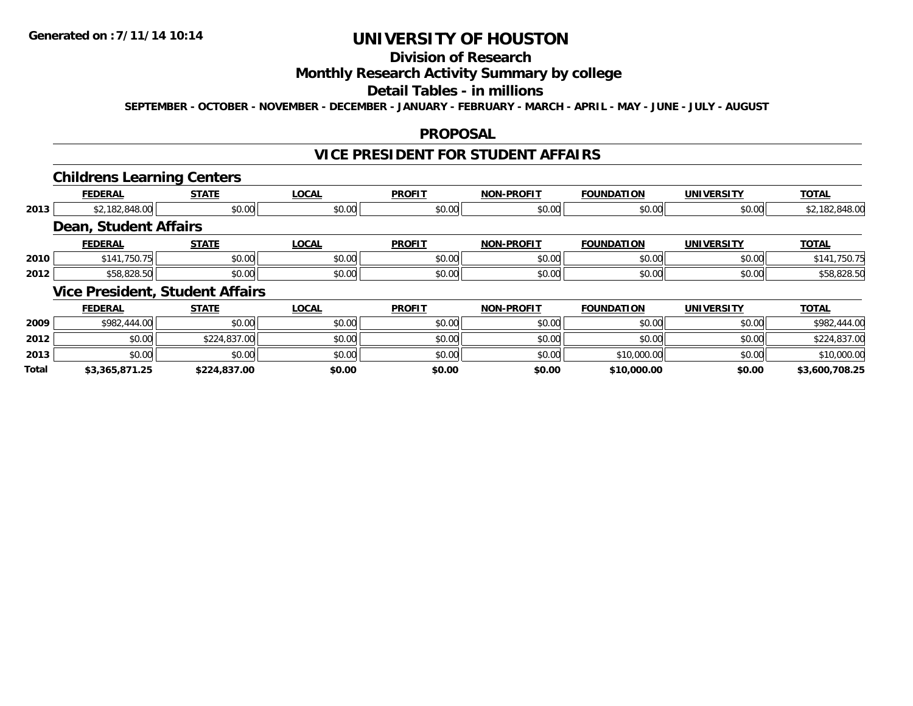**Generated on :7/11/14 10:14**

# UNIVERSITY OF HOUSTON

## Division of Research

## Monthly Research Activity Summary by college

## Detail Tables - in millions

**SEPTEMBER - OCTOBER - NOVEMBER - DECEMBER - JANUARY - FEBRUARY - MARCH - APRIL - MAY - JUNE - JULY - AUGUST**

### PROPOSAL

### VICE PRESIDENT FOR STUDENT AFFAIRS

#### Childrens Learning Centers

| | FEDERAL | STATE | LOCAL | PROFIT | NON-PROFIT | FOUNDATION | UNIVERSITY | TOTAL |
|---|---|---|---|---|---|---|---|---|
| 2013 | $2,182,848.00 | $0.00 | $0.00 | $0.00 | $0.00 | $0.00 | $0.00 | $2,182,848.00 |

#### Dean, Student Affairs

| | FEDERAL | STATE | LOCAL | PROFIT | NON-PROFIT | FOUNDATION | UNIVERSITY | TOTAL |
|---|---|---|---|---|---|---|---|---|
| 2010 | $141,750.75 | $0.00 | $0.00 | $0.00 | $0.00 | $0.00 | $0.00 | $141,750.75 |
| 2012 | $58,828.50 | $0.00 | $0.00 | $0.00 | $0.00 | $0.00 | $0.00 | $58,828.50 |

#### Vice President, Student Affairs

| | FEDERAL | STATE | LOCAL | PROFIT | NON-PROFIT | FOUNDATION | UNIVERSITY | TOTAL |
|---|---|---|---|---|---|---|---|---|
| 2009 | $982,444.00 | $0.00 | $0.00 | $0.00 | $0.00 | $0.00 | $0.00 | $982,444.00 |
| 2012 | $0.00 | $224,837.00 | $0.00 | $0.00 | $0.00 | $0.00 | $0.00 | $224,837.00 |
| 2013 | $0.00 | $0.00 | $0.00 | $0.00 | $0.00 | $10,000.00 | $0.00 | $10,000.00 |
| **Total** | **$3,365,871.25** | **$224,837.00** | **$0.00** | **$0.00** | **$0.00** | **$10,000.00** | **$0.00** | **$3,600,708.25** |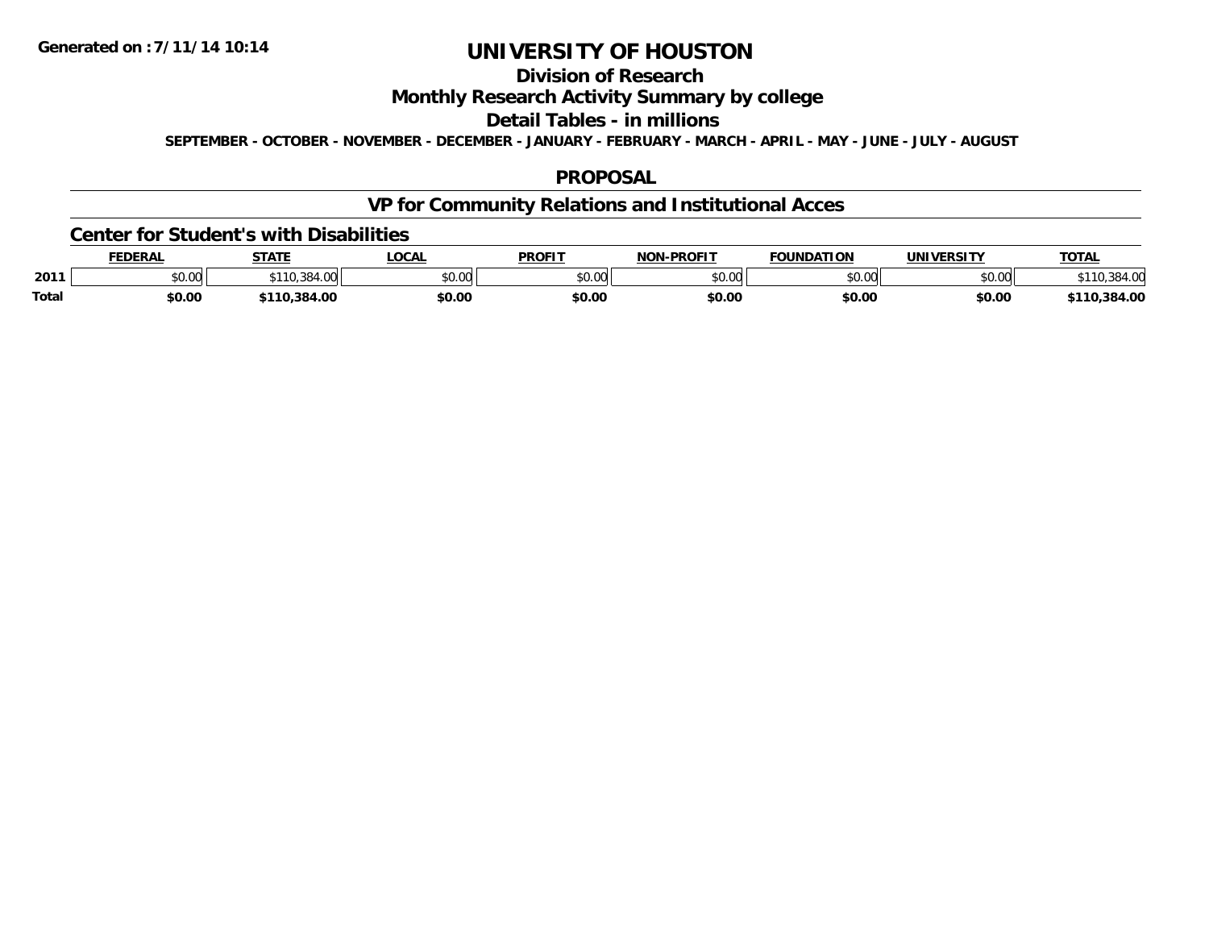Generated on :7/11/14 10:14

# UNIVERSITY OF HOUSTON

## Division of Research

## Monthly Research Activity Summary by college

## Detail Tables - in millions

SEPTEMBER - OCTOBER - NOVEMBER - DECEMBER - JANUARY - FEBRUARY - MARCH - APRIL - MAY - JUNE - JULY - AUGUST

## PROPOSAL

## VP for Community Relations and Institutional Acces

### Center for Student's with Disabilities

| | FEDERAL | STATE | LOCAL | PROFIT | NON-PROFIT | FOUNDATION | UNIVERSITY | TOTAL |
|---|---|---|---|---|---|---|---|---|
| 2011 | $0.00 | $110,384.00 | $0.00 | $0.00 | $0.00 | $0.00 | $0.00 | $110,384.00 |
| **Total** | **$0.00** | **$110,384.00** | **$0.00** | **$0.00** | **$0.00** | **$0.00** | **$0.00** | **$110,384.00** |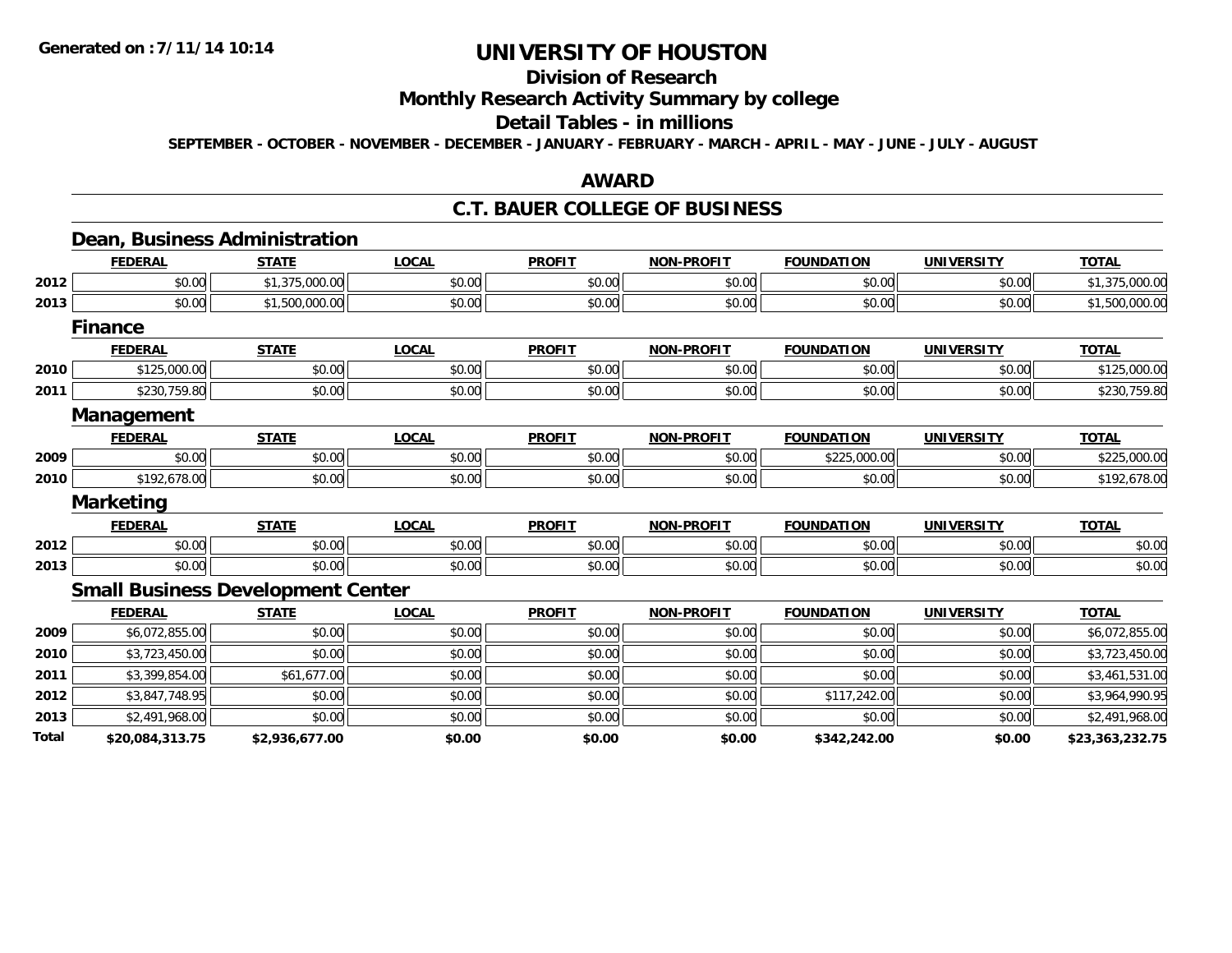**Generated on :7/11/14 10:14**

# UNIVERSITY OF HOUSTON

## Division of Research

## Monthly Research Activity Summary by college

## Detail Tables - in millions

**SEPTEMBER - OCTOBER - NOVEMBER - DECEMBER - JANUARY - FEBRUARY - MARCH - APRIL - MAY - JUNE - JULY - AUGUST**

## AWARD

## C.T. BAUER COLLEGE OF BUSINESS

### Dean, Business Administration

| | FEDERAL | STATE | LOCAL | PROFIT | NON-PROFIT | FOUNDATION | UNIVERSITY | TOTAL |
|---|---|---|---|---|---|---|---|---|
| 2012 | $0.00 | $1,375,000.00 | $0.00 | $0.00 | $0.00 | $0.00 | $0.00 | $1,375,000.00 |
| 2013 | $0.00 | $1,500,000.00 | $0.00 | $0.00 | $0.00 | $0.00 | $0.00 | $1,500,000.00 |

### Finance

| | FEDERAL | STATE | LOCAL | PROFIT | NON-PROFIT | FOUNDATION | UNIVERSITY | TOTAL |
|---|---|---|---|---|---|---|---|---|
| 2010 | $125,000.00 | $0.00 | $0.00 | $0.00 | $0.00 | $0.00 | $0.00 | $125,000.00 |
| 2011 | $230,759.80 | $0.00 | $0.00 | $0.00 | $0.00 | $0.00 | $0.00 | $230,759.80 |

### Management

| | FEDERAL | STATE | LOCAL | PROFIT | NON-PROFIT | FOUNDATION | UNIVERSITY | TOTAL |
|---|---|---|---|---|---|---|---|---|
| 2009 | $0.00 | $0.00 | $0.00 | $0.00 | $0.00 | $225,000.00 | $0.00 | $225,000.00 |
| 2010 | $192,678.00 | $0.00 | $0.00 | $0.00 | $0.00 | $0.00 | $0.00 | $192,678.00 |

### Marketing

| | FEDERAL | STATE | LOCAL | PROFIT | NON-PROFIT | FOUNDATION | UNIVERSITY | TOTAL |
|---|---|---|---|---|---|---|---|---|
| 2012 | $0.00 | $0.00 | $0.00 | $0.00 | $0.00 | $0.00 | $0.00 | $0.00 |
| 2013 | $0.00 | $0.00 | $0.00 | $0.00 | $0.00 | $0.00 | $0.00 | $0.00 |

### Small Business Development Center

| | FEDERAL | STATE | LOCAL | PROFIT | NON-PROFIT | FOUNDATION | UNIVERSITY | TOTAL |
|---|---|---|---|---|---|---|---|---|
| 2009 | $6,072,855.00 | $0.00 | $0.00 | $0.00 | $0.00 | $0.00 | $0.00 | $6,072,855.00 |
| 2010 | $3,723,450.00 | $0.00 | $0.00 | $0.00 | $0.00 | $0.00 | $0.00 | $3,723,450.00 |
| 2011 | $3,399,854.00 | $61,677.00 | $0.00 | $0.00 | $0.00 | $0.00 | $0.00 | $3,461,531.00 |
| 2012 | $3,847,748.95 | $0.00 | $0.00 | $0.00 | $0.00 | $117,242.00 | $0.00 | $3,964,990.95 |
| 2013 | $2,491,968.00 | $0.00 | $0.00 | $0.00 | $0.00 | $0.00 | $0.00 | $2,491,968.00 |
| **Total** | **$20,084,313.75** | **$2,936,677.00** | **$0.00** | **$0.00** | **$0.00** | **$342,242.00** | **$0.00** | **$23,363,232.75** |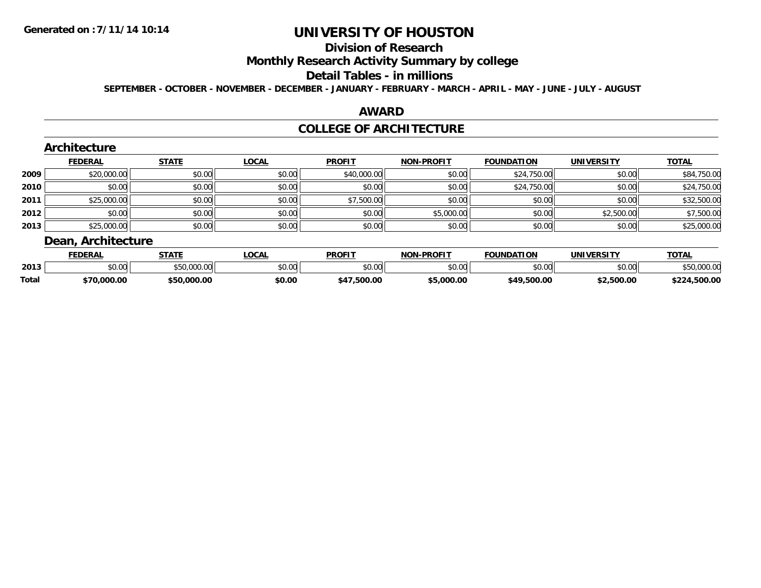Generated on :7/11/14 10:14

# UNIVERSITY OF HOUSTON

## Division of Research

## Monthly Research Activity Summary by college

## Detail Tables - in millions

**SEPTEMBER - OCTOBER - NOVEMBER - DECEMBER - JANUARY - FEBRUARY - MARCH - APRIL - MAY - JUNE - JULY - AUGUST**

## AWARD

## COLLEGE OF ARCHITECTURE

### Architecture

| | FEDERAL | STATE | LOCAL | PROFIT | NON-PROFIT | FOUNDATION | UNIVERSITY | TOTAL |
|---|---|---|---|---|---|---|---|---|
| 2009 | $20,000.00 | $0.00 | $0.00 | $40,000.00 | $0.00 | $24,750.00 | $0.00 | $84,750.00 |
| 2010 | $0.00 | $0.00 | $0.00 | $0.00 | $0.00 | $24,750.00 | $0.00 | $24,750.00 |
| 2011 | $25,000.00 | $0.00 | $0.00 | $7,500.00 | $0.00 | $0.00 | $0.00 | $32,500.00 |
| 2012 | $0.00 | $0.00 | $0.00 | $0.00 | $5,000.00 | $0.00 | $2,500.00 | $7,500.00 |
| 2013 | $25,000.00 | $0.00 | $0.00 | $0.00 | $0.00 | $0.00 | $0.00 | $25,000.00 |

### Dean, Architecture

| | FEDERAL | STATE | LOCAL | PROFIT | NON-PROFIT | FOUNDATION | UNIVERSITY | TOTAL |
|---|---|---|---|---|---|---|---|---|
| 2013 | $0.00 | $50,000.00 | $0.00 | $0.00 | $0.00 | $0.00 | $0.00 | $50,000.00 |
| **Total** | **$70,000.00** | **$50,000.00** | **$0.00** | **$47,500.00** | **$5,000.00** | **$49,500.00** | **$2,500.00** | **$224,500.00** |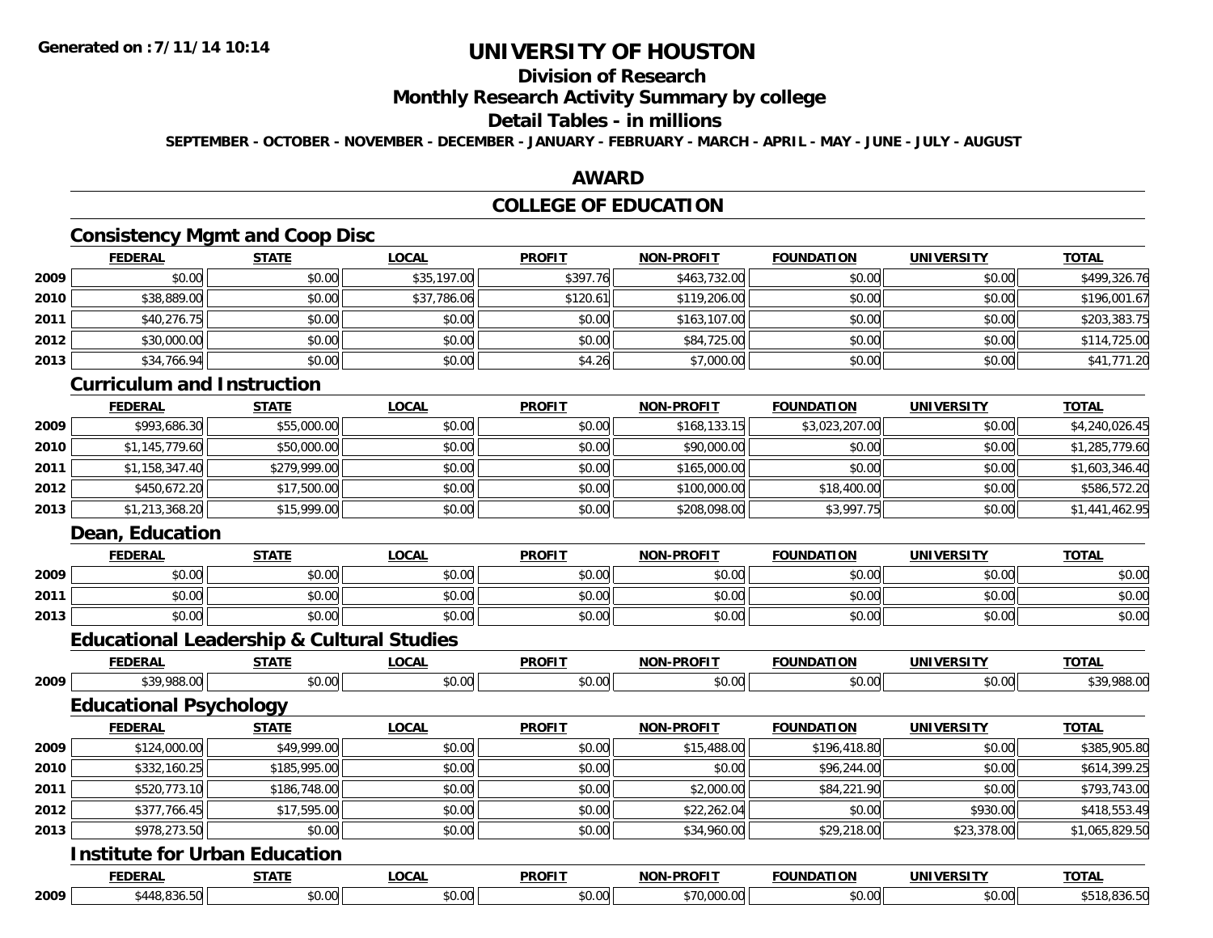# UNIVERSITY OF HOUSTON

## Division of Research

## Monthly Research Activity Summary by college

## Detail Tables - in millions

**SEPTEMBER - OCTOBER - NOVEMBER - DECEMBER - JANUARY - FEBRUARY - MARCH - APRIL - MAY - JUNE - JULY - AUGUST**

## AWARD

## COLLEGE OF EDUCATION

### Consistency Mgmt and Coop Disc

| | FEDERAL | STATE | LOCAL | PROFIT | NON-PROFIT | FOUNDATION | UNIVERSITY | TOTAL |
|---|---|---|---|---|---|---|---|---|
| 2009 | $0.00 | $0.00 | $35,197.00 | $397.76 | $463,732.00 | $0.00 | $0.00 | $499,326.76 |
| 2010 | $38,889.00 | $0.00 | $37,786.06 | $120.61 | $119,206.00 | $0.00 | $0.00 | $196,001.67 |
| 2011 | $40,276.75 | $0.00 | $0.00 | $0.00 | $163,107.00 | $0.00 | $0.00 | $203,383.75 |
| 2012 | $30,000.00 | $0.00 | $0.00 | $0.00 | $84,725.00 | $0.00 | $0.00 | $114,725.00 |
| 2013 | $34,766.94 | $0.00 | $0.00 | $4.26 | $7,000.00 | $0.00 | $0.00 | $41,771.20 |

### Curriculum and Instruction

| | FEDERAL | STATE | LOCAL | PROFIT | NON-PROFIT | FOUNDATION | UNIVERSITY | TOTAL |
|---|---|---|---|---|---|---|---|---|
| 2009 | $993,686.30 | $55,000.00 | $0.00 | $0.00 | $168,133.15 | $3,023,207.00 | $0.00 | $4,240,026.45 |
| 2010 | $1,145,779.60 | $50,000.00 | $0.00 | $0.00 | $90,000.00 | $0.00 | $0.00 | $1,285,779.60 |
| 2011 | $1,158,347.40 | $279,999.00 | $0.00 | $0.00 | $165,000.00 | $0.00 | $0.00 | $1,603,346.40 |
| 2012 | $450,672.20 | $17,500.00 | $0.00 | $0.00 | $100,000.00 | $18,400.00 | $0.00 | $586,572.20 |
| 2013 | $1,213,368.20 | $15,999.00 | $0.00 | $0.00 | $208,098.00 | $3,997.75 | $0.00 | $1,441,462.95 |

### Dean, Education

| | FEDERAL | STATE | LOCAL | PROFIT | NON-PROFIT | FOUNDATION | UNIVERSITY | TOTAL |
|---|---|---|---|---|---|---|---|---|
| 2009 | $0.00 | $0.00 | $0.00 | $0.00 | $0.00 | $0.00 | $0.00 | $0.00 |
| 2011 | $0.00 | $0.00 | $0.00 | $0.00 | $0.00 | $0.00 | $0.00 | $0.00 |
| 2013 | $0.00 | $0.00 | $0.00 | $0.00 | $0.00 | $0.00 | $0.00 | $0.00 |

### Educational Leadership & Cultural Studies

| | FEDERAL | STATE | LOCAL | PROFIT | NON-PROFIT | FOUNDATION | UNIVERSITY | TOTAL |
|---|---|---|---|---|---|---|---|---|
| 2009 | $39,988.00 | $0.00 | $0.00 | $0.00 | $0.00 | $0.00 | $0.00 | $39,988.00 |

### Educational Psychology

| | FEDERAL | STATE | LOCAL | PROFIT | NON-PROFIT | FOUNDATION | UNIVERSITY | TOTAL |
|---|---|---|---|---|---|---|---|---|
| 2009 | $124,000.00 | $49,999.00 | $0.00 | $0.00 | $15,488.00 | $196,418.80 | $0.00 | $385,905.80 |
| 2010 | $332,160.25 | $185,995.00 | $0.00 | $0.00 | $0.00 | $96,244.00 | $0.00 | $614,399.25 |
| 2011 | $520,773.10 | $186,748.00 | $0.00 | $0.00 | $2,000.00 | $84,221.90 | $0.00 | $793,743.00 |
| 2012 | $377,766.45 | $17,595.00 | $0.00 | $0.00 | $22,262.04 | $0.00 | $930.00 | $418,553.49 |
| 2013 | $978,273.50 | $0.00 | $0.00 | $0.00 | $34,960.00 | $29,218.00 | $23,378.00 | $1,065,829.50 |

### Institute for Urban Education

| | FEDERAL | STATE | LOCAL | PROFIT | NON-PROFIT | FOUNDATION | UNIVERSITY | TOTAL |
|---|---|---|---|---|---|---|---|---|
| 2009 | $448,836.50 | $0.00 | $0.00 | $0.00 | $70,000.00 | $0.00 | $0.00 | $518,836.50 |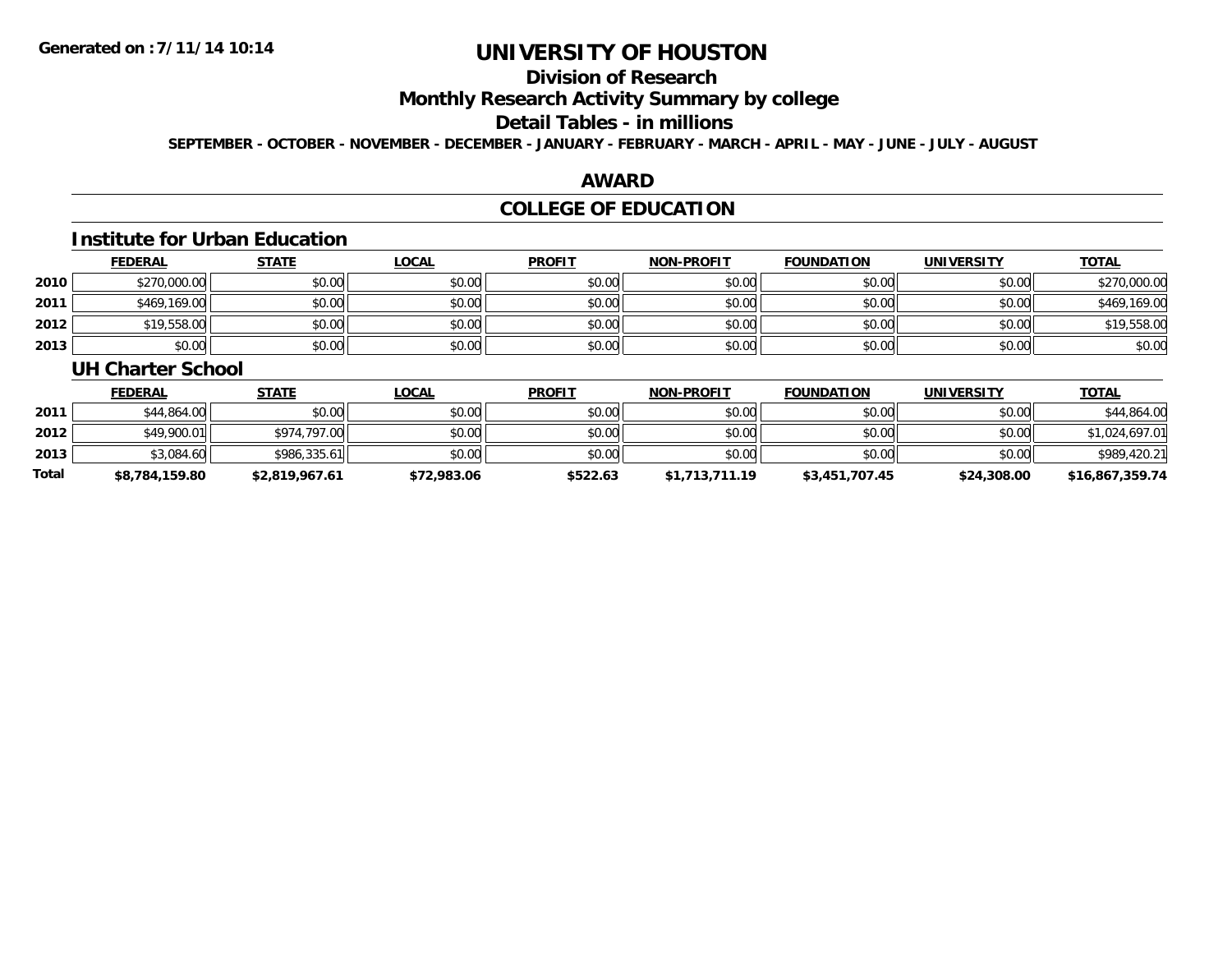# UNIVERSITY OF HOUSTON

## Division of Research

## Monthly Research Activity Summary by college

## Detail Tables - in millions

**SEPTEMBER - OCTOBER - NOVEMBER - DECEMBER - JANUARY - FEBRUARY - MARCH - APRIL - MAY - JUNE - JULY - AUGUST**

## AWARD

## COLLEGE OF EDUCATION

### Institute for Urban Education

| | FEDERAL | STATE | LOCAL | PROFIT | NON-PROFIT | FOUNDATION | UNIVERSITY | TOTAL |
|---|---|---|---|---|---|---|---|---|
| 2010 | $270,000.00 | $0.00 | $0.00 | $0.00 | $0.00 | $0.00 | $0.00 | $270,000.00 |
| 2011 | $469,169.00 | $0.00 | $0.00 | $0.00 | $0.00 | $0.00 | $0.00 | $469,169.00 |
| 2012 | $19,558.00 | $0.00 | $0.00 | $0.00 | $0.00 | $0.00 | $0.00 | $19,558.00 |
| 2013 | $0.00 | $0.00 | $0.00 | $0.00 | $0.00 | $0.00 | $0.00 | $0.00 |

### UH Charter School

| | FEDERAL | STATE | LOCAL | PROFIT | NON-PROFIT | FOUNDATION | UNIVERSITY | TOTAL |
|---|---|---|---|---|---|---|---|---|
| 2011 | $44,864.00 | $0.00 | $0.00 | $0.00 | $0.00 | $0.00 | $0.00 | $44,864.00 |
| 2012 | $49,900.01 | $974,797.00 | $0.00 | $0.00 | $0.00 | $0.00 | $0.00 | $1,024,697.01 |
| 2013 | $3,084.60 | $986,335.61 | $0.00 | $0.00 | $0.00 | $0.00 | $0.00 | $989,420.21 |
| **Total** | **$8,784,159.80** | **$2,819,967.61** | **$72,983.06** | **$522.63** | **$1,713,711.19** | **$3,451,707.45** | **$24,308.00** | **$16,867,359.74** |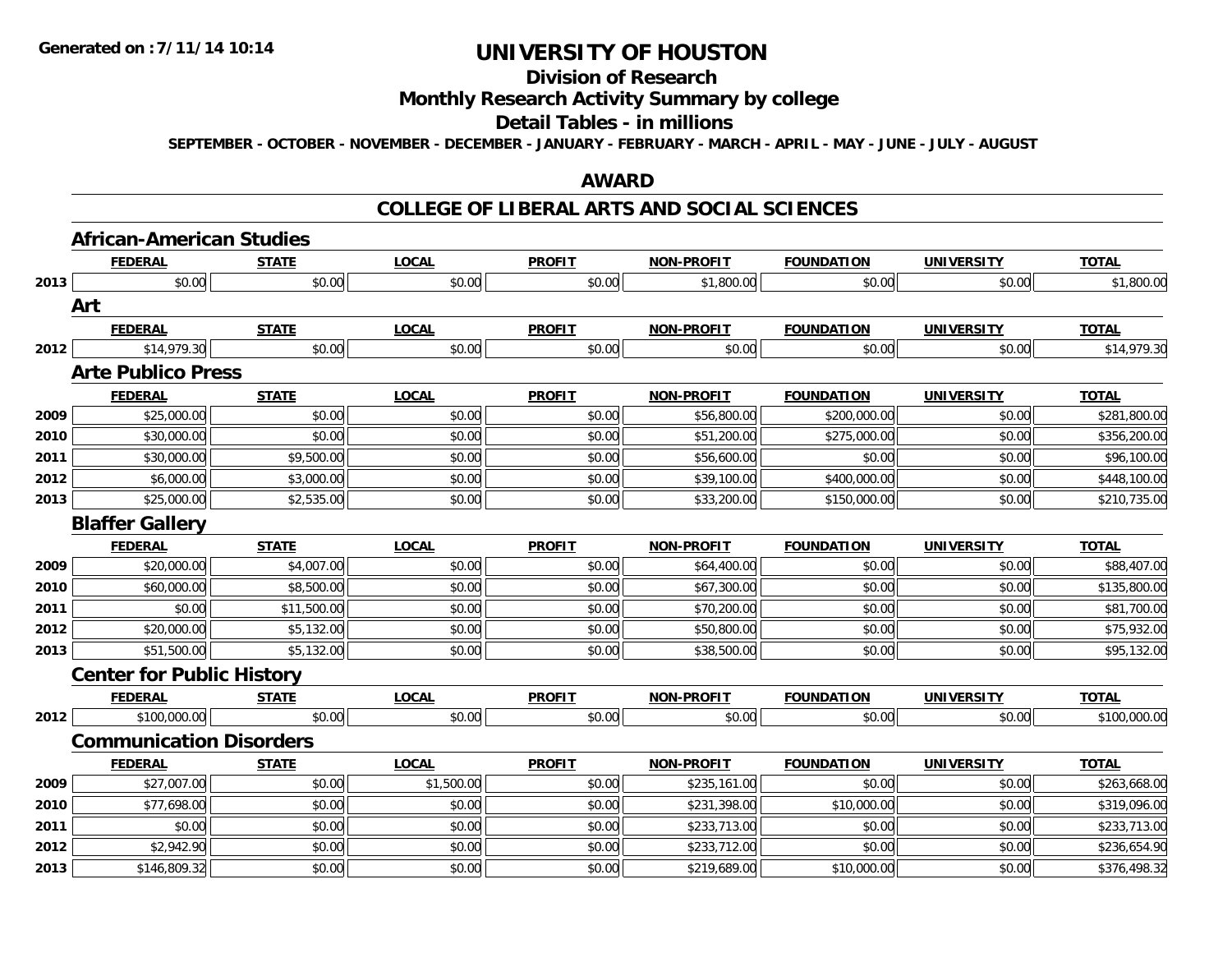# UNIVERSITY OF HOUSTON

## Division of Research

## Monthly Research Activity Summary by college

## Detail Tables - in millions

**SEPTEMBER - OCTOBER - NOVEMBER - DECEMBER - JANUARY - FEBRUARY - MARCH - APRIL - MAY - JUNE - JULY - AUGUST**

## AWARD

## COLLEGE OF LIBERAL ARTS AND SOCIAL SCIENCES

### African-American Studies

| | FEDERAL | STATE | LOCAL | PROFIT | NON-PROFIT | FOUNDATION | UNIVERSITY | TOTAL |
|---|---|---|---|---|---|---|---|---|
| 2013 | $0.00 | $0.00 | $0.00 | $0.00 | $1,800.00 | $0.00 | $0.00 | $1,800.00 |

### Art

| | FEDERAL | STATE | LOCAL | PROFIT | NON-PROFIT | FOUNDATION | UNIVERSITY | TOTAL |
|---|---|---|---|---|---|---|---|---|
| 2012 | $14,979.30 | $0.00 | $0.00 | $0.00 | $0.00 | $0.00 | $0.00 | $14,979.30 |

### Arte Publico Press

| | FEDERAL | STATE | LOCAL | PROFIT | NON-PROFIT | FOUNDATION | UNIVERSITY | TOTAL |
|---|---|---|---|---|---|---|---|---|
| 2009 | $25,000.00 | $0.00 | $0.00 | $0.00 | $56,800.00 | $200,000.00 | $0.00 | $281,800.00 |
| 2010 | $30,000.00 | $0.00 | $0.00 | $0.00 | $51,200.00 | $275,000.00 | $0.00 | $356,200.00 |
| 2011 | $30,000.00 | $9,500.00 | $0.00 | $0.00 | $56,600.00 | $0.00 | $0.00 | $96,100.00 |
| 2012 | $6,000.00 | $3,000.00 | $0.00 | $0.00 | $39,100.00 | $400,000.00 | $0.00 | $448,100.00 |
| 2013 | $25,000.00 | $2,535.00 | $0.00 | $0.00 | $33,200.00 | $150,000.00 | $0.00 | $210,735.00 |

### Blaffer Gallery

| | FEDERAL | STATE | LOCAL | PROFIT | NON-PROFIT | FOUNDATION | UNIVERSITY | TOTAL |
|---|---|---|---|---|---|---|---|---|
| 2009 | $20,000.00 | $4,007.00 | $0.00 | $0.00 | $64,400.00 | $0.00 | $0.00 | $88,407.00 |
| 2010 | $60,000.00 | $8,500.00 | $0.00 | $0.00 | $67,300.00 | $0.00 | $0.00 | $135,800.00 |
| 2011 | $0.00 | $11,500.00 | $0.00 | $0.00 | $70,200.00 | $0.00 | $0.00 | $81,700.00 |
| 2012 | $20,000.00 | $5,132.00 | $0.00 | $0.00 | $50,800.00 | $0.00 | $0.00 | $75,932.00 |
| 2013 | $51,500.00 | $5,132.00 | $0.00 | $0.00 | $38,500.00 | $0.00 | $0.00 | $95,132.00 |

### Center for Public History

| | FEDERAL | STATE | LOCAL | PROFIT | NON-PROFIT | FOUNDATION | UNIVERSITY | TOTAL |
|---|---|---|---|---|---|---|---|---|
| 2012 | $100,000.00 | $0.00 | $0.00 | $0.00 | $0.00 | $0.00 | $0.00 | $100,000.00 |

### Communication Disorders

| | FEDERAL | STATE | LOCAL | PROFIT | NON-PROFIT | FOUNDATION | UNIVERSITY | TOTAL |
|---|---|---|---|---|---|---|---|---|
| 2009 | $27,007.00 | $0.00 | $1,500.00 | $0.00 | $235,161.00 | $0.00 | $0.00 | $263,668.00 |
| 2010 | $77,698.00 | $0.00 | $0.00 | $0.00 | $231,398.00 | $10,000.00 | $0.00 | $319,096.00 |
| 2011 | $0.00 | $0.00 | $0.00 | $0.00 | $233,713.00 | $0.00 | $0.00 | $233,713.00 |
| 2012 | $2,942.90 | $0.00 | $0.00 | $0.00 | $233,712.00 | $0.00 | $0.00 | $236,654.90 |
| 2013 | $146,809.32 | $0.00 | $0.00 | $0.00 | $219,689.00 | $10,000.00 | $0.00 | $376,498.32 |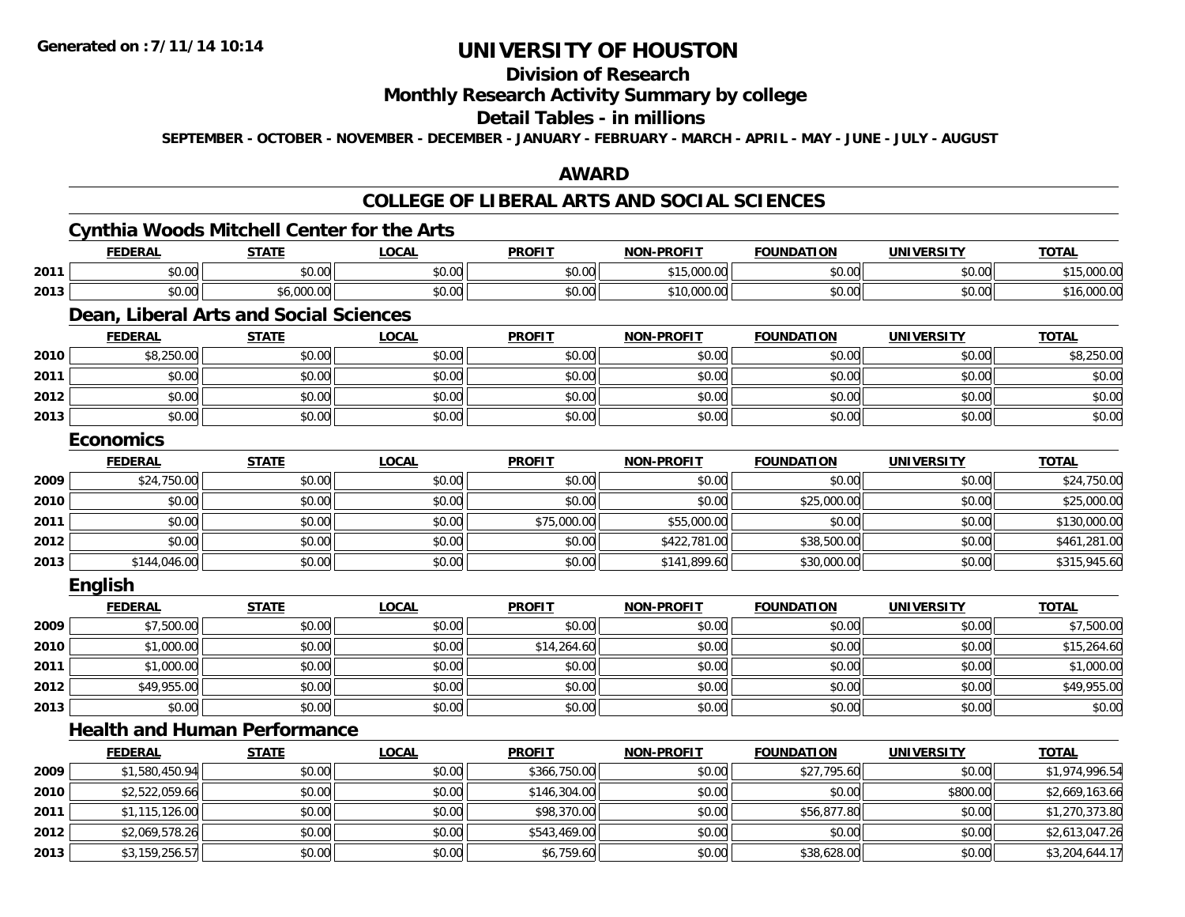# UNIVERSITY OF HOUSTON

## Division of Research

## Monthly Research Activity Summary by college

## Detail Tables - in millions

SEPTEMBER - OCTOBER - NOVEMBER - DECEMBER - JANUARY - FEBRUARY - MARCH - APRIL - MAY - JUNE - JULY - AUGUST

Generated on : 7/11/14 10:14

## AWARD

## COLLEGE OF LIBERAL ARTS AND SOCIAL SCIENCES

### Cynthia Woods Mitchell Center for the Arts

| | FEDERAL | STATE | LOCAL | PROFIT | NON-PROFIT | FOUNDATION | UNIVERSITY | TOTAL |
|---|---|---|---|---|---|---|---|---|
| 2011 | $0.00 | $0.00 | $0.00 | $0.00 | $15,000.00 | $0.00 | $0.00 | $15,000.00 |
| 2013 | $0.00 | $6,000.00 | $0.00 | $0.00 | $10,000.00 | $0.00 | $0.00 | $16,000.00 |

### Dean, Liberal Arts and Social Sciences

| | FEDERAL | STATE | LOCAL | PROFIT | NON-PROFIT | FOUNDATION | UNIVERSITY | TOTAL |
|---|---|---|---|---|---|---|---|---|
| 2010 | $8,250.00 | $0.00 | $0.00 | $0.00 | $0.00 | $0.00 | $0.00 | $8,250.00 |
| 2011 | $0.00 | $0.00 | $0.00 | $0.00 | $0.00 | $0.00 | $0.00 | $0.00 |
| 2012 | $0.00 | $0.00 | $0.00 | $0.00 | $0.00 | $0.00 | $0.00 | $0.00 |
| 2013 | $0.00 | $0.00 | $0.00 | $0.00 | $0.00 | $0.00 | $0.00 | $0.00 |

### Economics

| | FEDERAL | STATE | LOCAL | PROFIT | NON-PROFIT | FOUNDATION | UNIVERSITY | TOTAL |
|---|---|---|---|---|---|---|---|---|
| 2009 | $24,750.00 | $0.00 | $0.00 | $0.00 | $0.00 | $0.00 | $0.00 | $24,750.00 |
| 2010 | $0.00 | $0.00 | $0.00 | $0.00 | $0.00 | $25,000.00 | $0.00 | $25,000.00 |
| 2011 | $0.00 | $0.00 | $0.00 | $75,000.00 | $55,000.00 | $0.00 | $0.00 | $130,000.00 |
| 2012 | $0.00 | $0.00 | $0.00 | $0.00 | $422,781.00 | $38,500.00 | $0.00 | $461,281.00 |
| 2013 | $144,046.00 | $0.00 | $0.00 | $0.00 | $141,899.60 | $30,000.00 | $0.00 | $315,945.60 |

### English

| | FEDERAL | STATE | LOCAL | PROFIT | NON-PROFIT | FOUNDATION | UNIVERSITY | TOTAL |
|---|---|---|---|---|---|---|---|---|
| 2009 | $7,500.00 | $0.00 | $0.00 | $0.00 | $0.00 | $0.00 | $0.00 | $7,500.00 |
| 2010 | $1,000.00 | $0.00 | $0.00 | $14,264.60 | $0.00 | $0.00 | $0.00 | $15,264.60 |
| 2011 | $1,000.00 | $0.00 | $0.00 | $0.00 | $0.00 | $0.00 | $0.00 | $1,000.00 |
| 2012 | $49,955.00 | $0.00 | $0.00 | $0.00 | $0.00 | $0.00 | $0.00 | $49,955.00 |
| 2013 | $0.00 | $0.00 | $0.00 | $0.00 | $0.00 | $0.00 | $0.00 | $0.00 |

### Health and Human Performance

| | FEDERAL | STATE | LOCAL | PROFIT | NON-PROFIT | FOUNDATION | UNIVERSITY | TOTAL |
|---|---|---|---|---|---|---|---|---|
| 2009 | $1,580,450.94 | $0.00 | $0.00 | $366,750.00 | $0.00 | $27,795.60 | $0.00 | $1,974,996.54 |
| 2010 | $2,522,059.66 | $0.00 | $0.00 | $146,304.00 | $0.00 | $0.00 | $800.00 | $2,669,163.66 |
| 2011 | $1,115,126.00 | $0.00 | $0.00 | $98,370.00 | $0.00 | $56,877.80 | $0.00 | $1,270,373.80 |
| 2012 | $2,069,578.26 | $0.00 | $0.00 | $543,469.00 | $0.00 | $0.00 | $0.00 | $2,613,047.26 |
| 2013 | $3,159,256.57 | $0.00 | $0.00 | $6,759.60 | $0.00 | $38,628.00 | $0.00 | $3,204,644.17 |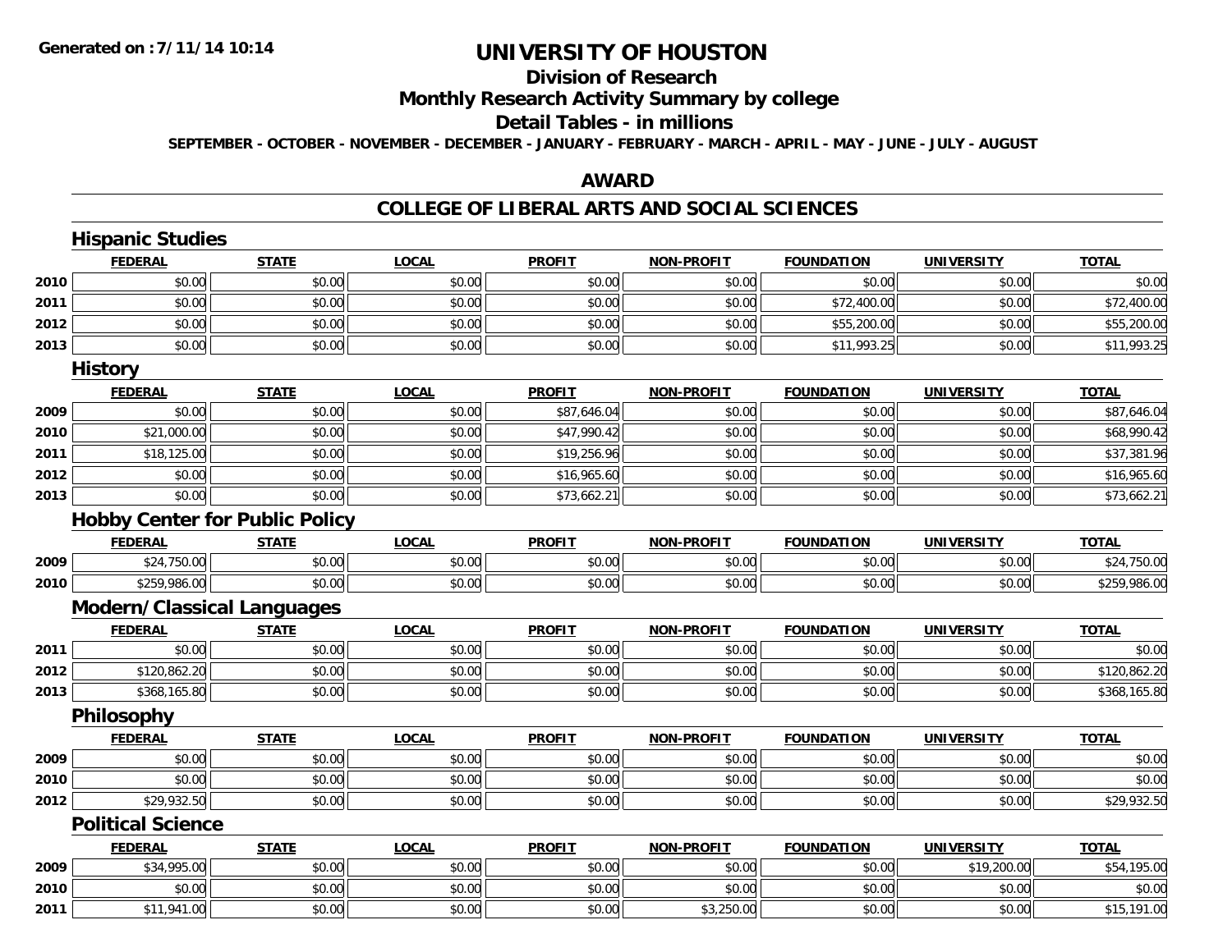# UNIVERSITY OF HOUSTON

## Division of Research

## Monthly Research Activity Summary by college

## Detail Tables - in millions

**SEPTEMBER - OCTOBER - NOVEMBER - DECEMBER - JANUARY - FEBRUARY - MARCH - APRIL - MAY - JUNE - JULY - AUGUST**

## AWARD

## COLLEGE OF LIBERAL ARTS AND SOCIAL SCIENCES

### Hispanic Studies

| | FEDERAL | STATE | LOCAL | PROFIT | NON-PROFIT | FOUNDATION | UNIVERSITY | TOTAL |
|---|---|---|---|---|---|---|---|---|
| 2010 | $0.00 | $0.00 | $0.00 | $0.00 | $0.00 | $0.00 | $0.00 | $0.00 |
| 2011 | $0.00 | $0.00 | $0.00 | $0.00 | $0.00 | $72,400.00 | $0.00 | $72,400.00 |
| 2012 | $0.00 | $0.00 | $0.00 | $0.00 | $0.00 | $55,200.00 | $0.00 | $55,200.00 |
| 2013 | $0.00 | $0.00 | $0.00 | $0.00 | $0.00 | $11,993.25 | $0.00 | $11,993.25 |

### History

| | FEDERAL | STATE | LOCAL | PROFIT | NON-PROFIT | FOUNDATION | UNIVERSITY | TOTAL |
|---|---|---|---|---|---|---|---|---|
| 2009 | $0.00 | $0.00 | $0.00 | $87,646.04 | $0.00 | $0.00 | $0.00 | $87,646.04 |
| 2010 | $21,000.00 | $0.00 | $0.00 | $47,990.42 | $0.00 | $0.00 | $0.00 | $68,990.42 |
| 2011 | $18,125.00 | $0.00 | $0.00 | $19,256.96 | $0.00 | $0.00 | $0.00 | $37,381.96 |
| 2012 | $0.00 | $0.00 | $0.00 | $16,965.60 | $0.00 | $0.00 | $0.00 | $16,965.60 |
| 2013 | $0.00 | $0.00 | $0.00 | $73,662.21 | $0.00 | $0.00 | $0.00 | $73,662.21 |

### Hobby Center for Public Policy

| | FEDERAL | STATE | LOCAL | PROFIT | NON-PROFIT | FOUNDATION | UNIVERSITY | TOTAL |
|---|---|---|---|---|---|---|---|---|
| 2009 | $24,750.00 | $0.00 | $0.00 | $0.00 | $0.00 | $0.00 | $0.00 | $24,750.00 |
| 2010 | $259,986.00 | $0.00 | $0.00 | $0.00 | $0.00 | $0.00 | $0.00 | $259,986.00 |

### Modern/Classical Languages

| | FEDERAL | STATE | LOCAL | PROFIT | NON-PROFIT | FOUNDATION | UNIVERSITY | TOTAL |
|---|---|---|---|---|---|---|---|---|
| 2011 | $0.00 | $0.00 | $0.00 | $0.00 | $0.00 | $0.00 | $0.00 | $0.00 |
| 2012 | $120,862.20 | $0.00 | $0.00 | $0.00 | $0.00 | $0.00 | $0.00 | $120,862.20 |
| 2013 | $368,165.80 | $0.00 | $0.00 | $0.00 | $0.00 | $0.00 | $0.00 | $368,165.80 |

### Philosophy

| | FEDERAL | STATE | LOCAL | PROFIT | NON-PROFIT | FOUNDATION | UNIVERSITY | TOTAL |
|---|---|---|---|---|---|---|---|---|
| 2009 | $0.00 | $0.00 | $0.00 | $0.00 | $0.00 | $0.00 | $0.00 | $0.00 |
| 2010 | $0.00 | $0.00 | $0.00 | $0.00 | $0.00 | $0.00 | $0.00 | $0.00 |
| 2012 | $29,932.50 | $0.00 | $0.00 | $0.00 | $0.00 | $0.00 | $0.00 | $29,932.50 |

### Political Science

| | FEDERAL | STATE | LOCAL | PROFIT | NON-PROFIT | FOUNDATION | UNIVERSITY | TOTAL |
|---|---|---|---|---|---|---|---|---|
| 2009 | $34,995.00 | $0.00 | $0.00 | $0.00 | $0.00 | $0.00 | $19,200.00 | $54,195.00 |
| 2010 | $0.00 | $0.00 | $0.00 | $0.00 | $0.00 | $0.00 | $0.00 | $0.00 |
| 2011 | $11,941.00 | $0.00 | $0.00 | $0.00 | $3,250.00 | $0.00 | $0.00 | $15,191.00 |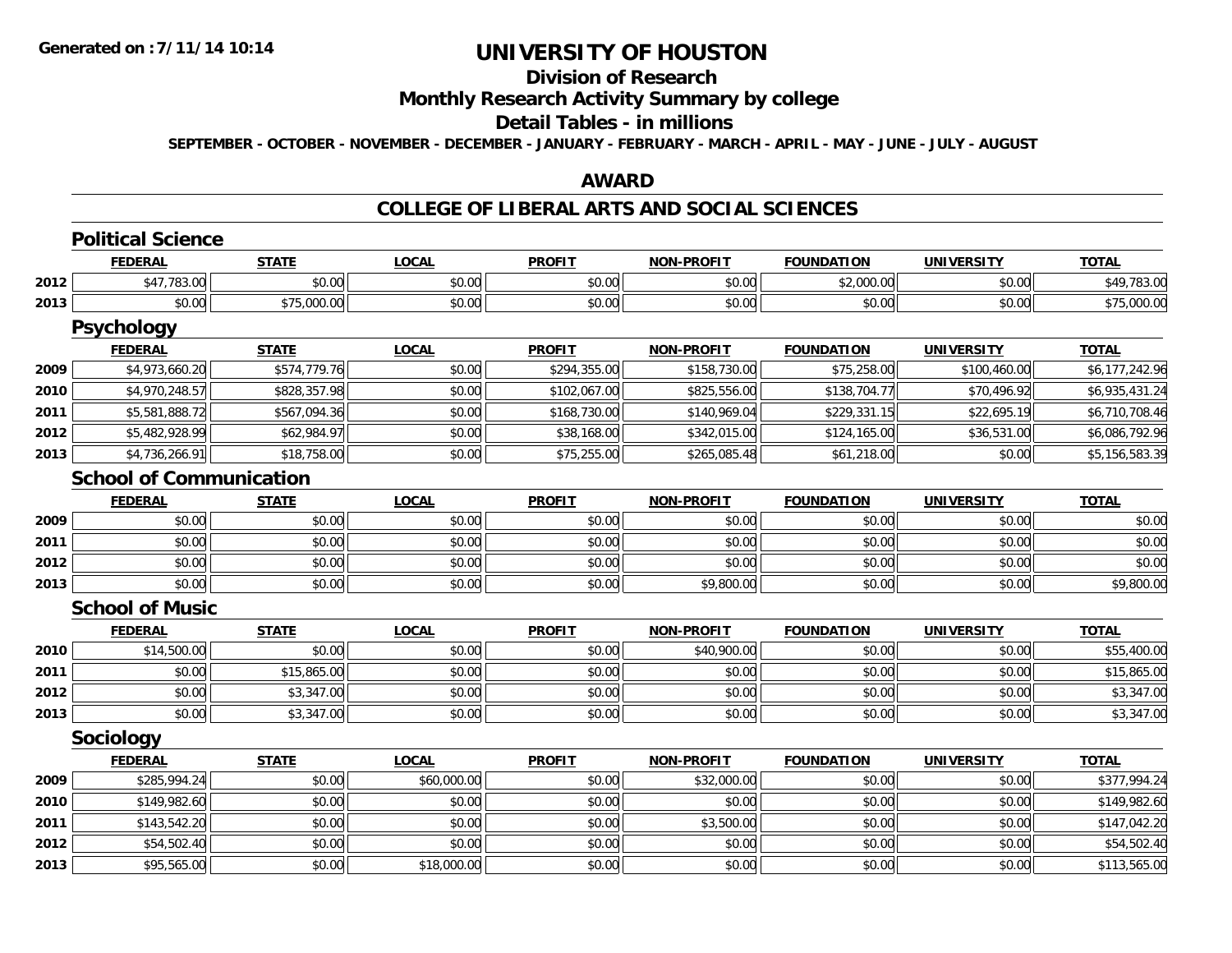# UNIVERSITY OF HOUSTON

## Division of Research

## Monthly Research Activity Summary by college

## Detail Tables - in millions

**SEPTEMBER - OCTOBER - NOVEMBER - DECEMBER - JANUARY - FEBRUARY - MARCH - APRIL - MAY - JUNE - JULY - AUGUST**

## AWARD

## COLLEGE OF LIBERAL ARTS AND SOCIAL SCIENCES

### Political Science

| | FEDERAL | STATE | LOCAL | PROFIT | NON-PROFIT | FOUNDATION | UNIVERSITY | TOTAL |
|---|---|---|---|---|---|---|---|---|
| 2012 | $47,783.00 | $0.00 | $0.00 | $0.00 | $0.00 | $2,000.00 | $0.00 | $49,783.00 |
| 2013 | $0.00 | $75,000.00 | $0.00 | $0.00 | $0.00 | $0.00 | $0.00 | $75,000.00 |

### Psychology

| | FEDERAL | STATE | LOCAL | PROFIT | NON-PROFIT | FOUNDATION | UNIVERSITY | TOTAL |
|---|---|---|---|---|---|---|---|---|
| 2009 | $4,973,660.20 | $574,779.76 | $0.00 | $294,355.00 | $158,730.00 | $75,258.00 | $100,460.00 | $6,177,242.96 |
| 2010 | $4,970,248.57 | $828,357.98 | $0.00 | $102,067.00 | $825,556.00 | $138,704.77 | $70,496.92 | $6,935,431.24 |
| 2011 | $5,581,888.72 | $567,094.36 | $0.00 | $168,730.00 | $140,969.04 | $229,331.15 | $22,695.19 | $6,710,708.46 |
| 2012 | $5,482,928.99 | $62,984.97 | $0.00 | $38,168.00 | $342,015.00 | $124,165.00 | $36,531.00 | $6,086,792.96 |
| 2013 | $4,736,266.91 | $18,758.00 | $0.00 | $75,255.00 | $265,085.48 | $61,218.00 | $0.00 | $5,156,583.39 |

### School of Communication

| | FEDERAL | STATE | LOCAL | PROFIT | NON-PROFIT | FOUNDATION | UNIVERSITY | TOTAL |
|---|---|---|---|---|---|---|---|---|
| 2009 | $0.00 | $0.00 | $0.00 | $0.00 | $0.00 | $0.00 | $0.00 | $0.00 |
| 2011 | $0.00 | $0.00 | $0.00 | $0.00 | $0.00 | $0.00 | $0.00 | $0.00 |
| 2012 | $0.00 | $0.00 | $0.00 | $0.00 | $0.00 | $0.00 | $0.00 | $0.00 |
| 2013 | $0.00 | $0.00 | $0.00 | $0.00 | $9,800.00 | $0.00 | $0.00 | $9,800.00 |

### School of Music

| | FEDERAL | STATE | LOCAL | PROFIT | NON-PROFIT | FOUNDATION | UNIVERSITY | TOTAL |
|---|---|---|---|---|---|---|---|---|
| 2010 | $14,500.00 | $0.00 | $0.00 | $0.00 | $40,900.00 | $0.00 | $0.00 | $55,400.00 |
| 2011 | $0.00 | $15,865.00 | $0.00 | $0.00 | $0.00 | $0.00 | $0.00 | $15,865.00 |
| 2012 | $0.00 | $3,347.00 | $0.00 | $0.00 | $0.00 | $0.00 | $0.00 | $3,347.00 |
| 2013 | $0.00 | $3,347.00 | $0.00 | $0.00 | $0.00 | $0.00 | $0.00 | $3,347.00 |

### Sociology

| | FEDERAL | STATE | LOCAL | PROFIT | NON-PROFIT | FOUNDATION | UNIVERSITY | TOTAL |
|---|---|---|---|---|---|---|---|---|
| 2009 | $285,994.24 | $0.00 | $60,000.00 | $0.00 | $32,000.00 | $0.00 | $0.00 | $377,994.24 |
| 2010 | $149,982.60 | $0.00 | $0.00 | $0.00 | $0.00 | $0.00 | $0.00 | $149,982.60 |
| 2011 | $143,542.20 | $0.00 | $0.00 | $0.00 | $3,500.00 | $0.00 | $0.00 | $147,042.20 |
| 2012 | $54,502.40 | $0.00 | $0.00 | $0.00 | $0.00 | $0.00 | $0.00 | $54,502.40 |
| 2013 | $95,565.00 | $0.00 | $18,000.00 | $0.00 | $0.00 | $0.00 | $0.00 | $113,565.00 |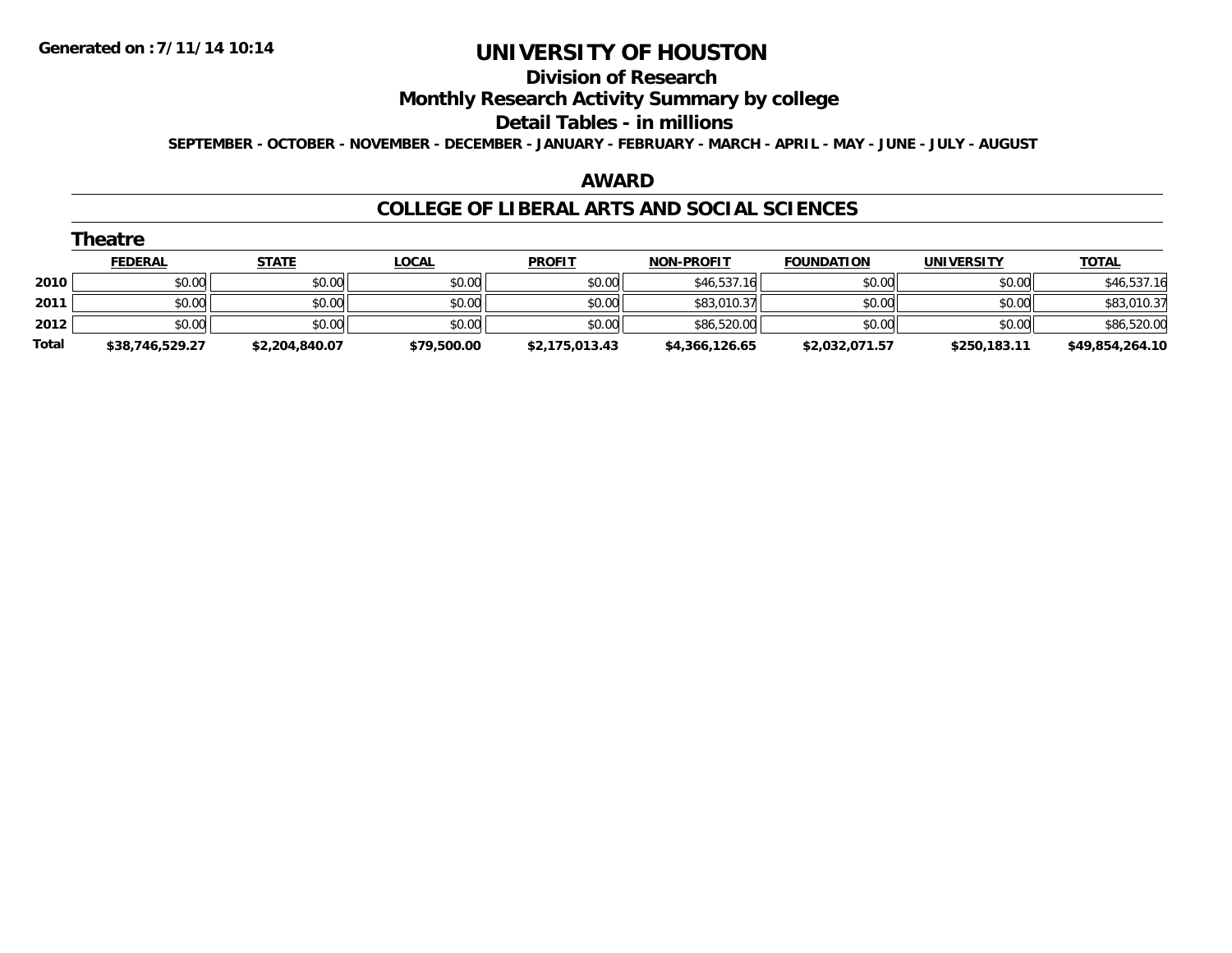Generated on :7/11/14 10:14

# UNIVERSITY OF HOUSTON

## Division of Research

## Monthly Research Activity Summary by college

## Detail Tables - in millions

SEPTEMBER - OCTOBER - NOVEMBER - DECEMBER - JANUARY - FEBRUARY - MARCH - APRIL - MAY - JUNE - JULY - AUGUST

### AWARD

### COLLEGE OF LIBERAL ARTS AND SOCIAL SCIENCES

#### Theatre

| | FEDERAL | STATE | LOCAL | PROFIT | NON-PROFIT | FOUNDATION | UNIVERSITY | TOTAL |
|---|---|---|---|---|---|---|---|---|
| 2010 | $0.00 | $0.00 | $0.00 | $0.00 | $46,537.16 | $0.00 | $0.00 | $46,537.16 |
| 2011 | $0.00 | $0.00 | $0.00 | $0.00 | $83,010.37 | $0.00 | $0.00 | $83,010.37 |
| 2012 | $0.00 | $0.00 | $0.00 | $0.00 | $86,520.00 | $0.00 | $0.00 | $86,520.00 |
| **Total** | **$38,746,529.27** | **$2,204,840.07** | **$79,500.00** | **$2,175,013.43** | **$4,366,126.65** | **$2,032,071.57** | **$250,183.11** | **$49,854,264.10** |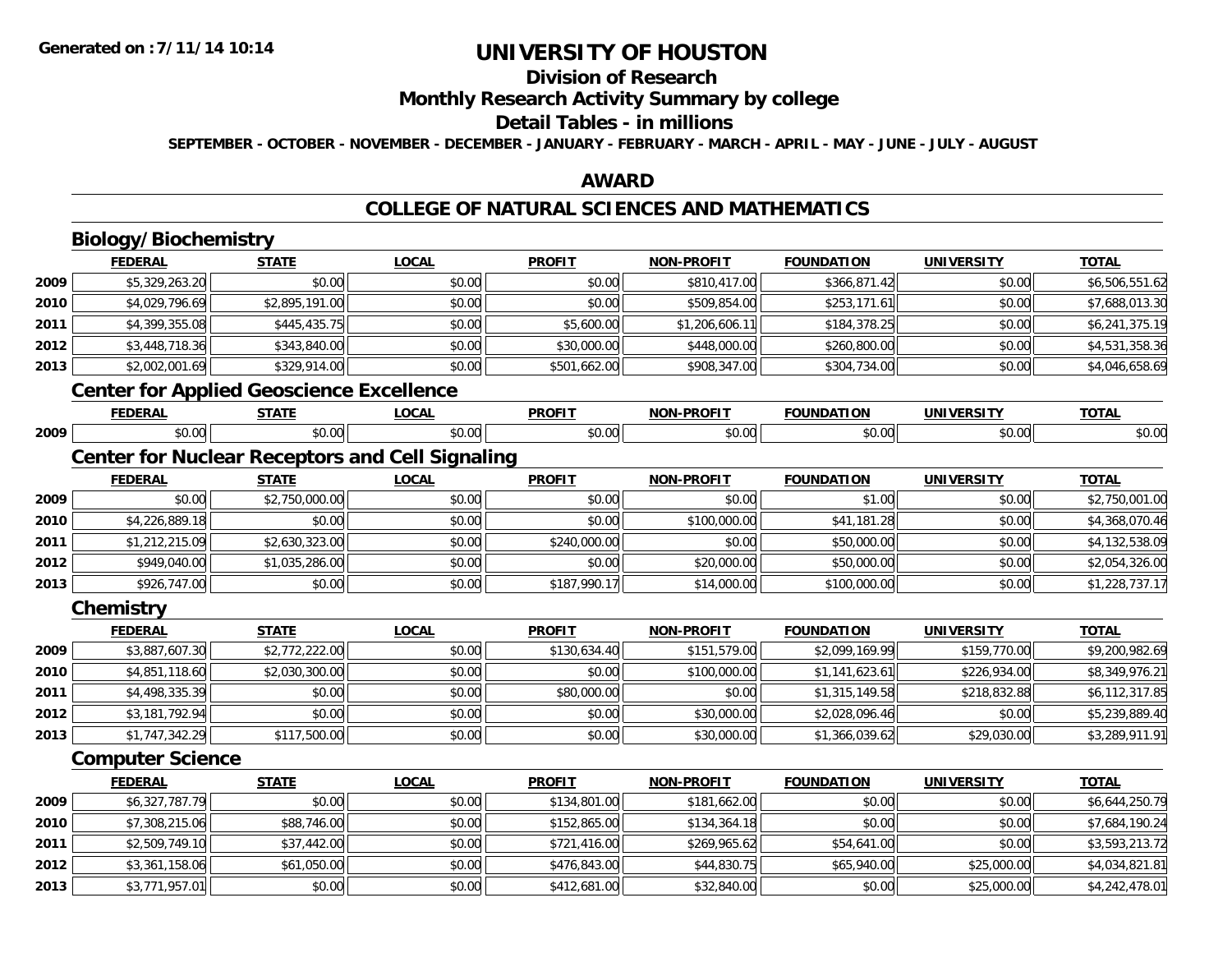**Generated on :7/11/14 10:14**

# UNIVERSITY OF HOUSTON

## Division of Research

## Monthly Research Activity Summary by college

## Detail Tables - in millions

**SEPTEMBER - OCTOBER - NOVEMBER - DECEMBER - JANUARY - FEBRUARY - MARCH - APRIL - MAY - JUNE - JULY - AUGUST**

## AWARD

## COLLEGE OF NATURAL SCIENCES AND MATHEMATICS

### Biology/Biochemistry

| | FEDERAL | STATE | LOCAL | PROFIT | NON-PROFIT | FOUNDATION | UNIVERSITY | TOTAL |
|---|---|---|---|---|---|---|---|---|
| 2009 | $5,329,263.20 | $0.00 | $0.00 | $0.00 | $810,417.00 | $366,871.42 | $0.00 | $6,506,551.62 |
| 2010 | $4,029,796.69 | $2,895,191.00 | $0.00 | $0.00 | $509,854.00 | $253,171.61 | $0.00 | $7,688,013.30 |
| 2011 | $4,399,355.08 | $445,435.75 | $0.00 | $5,600.00 | $1,206,606.11 | $184,378.25 | $0.00 | $6,241,375.19 |
| 2012 | $3,448,718.36 | $343,840.00 | $0.00 | $30,000.00 | $448,000.00 | $260,800.00 | $0.00 | $4,531,358.36 |
| 2013 | $2,002,001.69 | $329,914.00 | $0.00 | $501,662.00 | $908,347.00 | $304,734.00 | $0.00 | $4,046,658.69 |

### Center for Applied Geoscience Excellence

| | FEDERAL | STATE | LOCAL | PROFIT | NON-PROFIT | FOUNDATION | UNIVERSITY | TOTAL |
|---|---|---|---|---|---|---|---|---|
| 2009 | $0.00 | $0.00 | $0.00 | $0.00 | $0.00 | $0.00 | $0.00 | $0.00 |

### Center for Nuclear Receptors and Cell Signaling

| | FEDERAL | STATE | LOCAL | PROFIT | NON-PROFIT | FOUNDATION | UNIVERSITY | TOTAL |
|---|---|---|---|---|---|---|---|---|
| 2009 | $0.00 | $2,750,000.00 | $0.00 | $0.00 | $0.00 | $1.00 | $0.00 | $2,750,001.00 |
| 2010 | $4,226,889.18 | $0.00 | $0.00 | $0.00 | $100,000.00 | $41,181.28 | $0.00 | $4,368,070.46 |
| 2011 | $1,212,215.09 | $2,630,323.00 | $0.00 | $240,000.00 | $0.00 | $50,000.00 | $0.00 | $4,132,538.09 |
| 2012 | $949,040.00 | $1,035,286.00 | $0.00 | $0.00 | $20,000.00 | $50,000.00 | $0.00 | $2,054,326.00 |
| 2013 | $926,747.00 | $0.00 | $0.00 | $187,990.17 | $14,000.00 | $100,000.00 | $0.00 | $1,228,737.17 |

### Chemistry

| | FEDERAL | STATE | LOCAL | PROFIT | NON-PROFIT | FOUNDATION | UNIVERSITY | TOTAL |
|---|---|---|---|---|---|---|---|---|
| 2009 | $3,887,607.30 | $2,772,222.00 | $0.00 | $130,634.40 | $151,579.00 | $2,099,169.99 | $159,770.00 | $9,200,982.69 |
| 2010 | $4,851,118.60 | $2,030,300.00 | $0.00 | $0.00 | $100,000.00 | $1,141,623.61 | $226,934.00 | $8,349,976.21 |
| 2011 | $4,498,335.39 | $0.00 | $0.00 | $80,000.00 | $0.00 | $1,315,149.58 | $218,832.88 | $6,112,317.85 |
| 2012 | $3,181,792.94 | $0.00 | $0.00 | $0.00 | $30,000.00 | $2,028,096.46 | $0.00 | $5,239,889.40 |
| 2013 | $1,747,342.29 | $117,500.00 | $0.00 | $0.00 | $30,000.00 | $1,366,039.62 | $29,030.00 | $3,289,911.91 |

### Computer Science

| | FEDERAL | STATE | LOCAL | PROFIT | NON-PROFIT | FOUNDATION | UNIVERSITY | TOTAL |
|---|---|---|---|---|---|---|---|---|
| 2009 | $6,327,787.79 | $0.00 | $0.00 | $134,801.00 | $181,662.00 | $0.00 | $0.00 | $6,644,250.79 |
| 2010 | $7,308,215.06 | $88,746.00 | $0.00 | $152,865.00 | $134,364.18 | $0.00 | $0.00 | $7,684,190.24 |
| 2011 | $2,509,749.10 | $37,442.00 | $0.00 | $721,416.00 | $269,965.62 | $54,641.00 | $0.00 | $3,593,213.72 |
| 2012 | $3,361,158.06 | $61,050.00 | $0.00 | $476,843.00 | $44,830.75 | $65,940.00 | $25,000.00 | $4,034,821.81 |
| 2013 | $3,771,957.01 | $0.00 | $0.00 | $412,681.00 | $32,840.00 | $0.00 | $25,000.00 | $4,242,478.01 |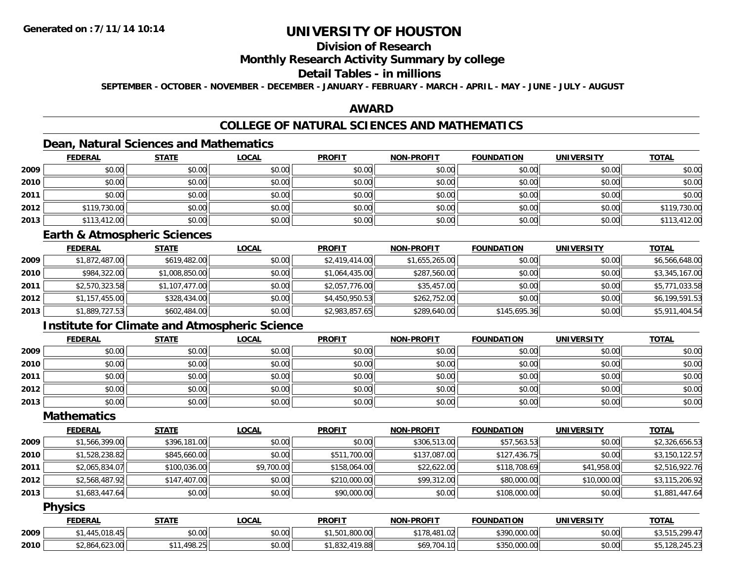**Generated on :7/11/14 10:14**

# UNIVERSITY OF HOUSTON

## Division of Research

## Monthly Research Activity Summary by college

## Detail Tables - in millions

**SEPTEMBER - OCTOBER - NOVEMBER - DECEMBER - JANUARY - FEBRUARY - MARCH - APRIL - MAY - JUNE - JULY - AUGUST**

## AWARD

## COLLEGE OF NATURAL SCIENCES AND MATHEMATICS

### Dean, Natural Sciences and Mathematics

| | FEDERAL | STATE | LOCAL | PROFIT | NON-PROFIT | FOUNDATION | UNIVERSITY | TOTAL |
|---|---|---|---|---|---|---|---|---|
| 2009 | $0.00 | $0.00 | $0.00 | $0.00 | $0.00 | $0.00 | $0.00 | $0.00 |
| 2010 | $0.00 | $0.00 | $0.00 | $0.00 | $0.00 | $0.00 | $0.00 | $0.00 |
| 2011 | $0.00 | $0.00 | $0.00 | $0.00 | $0.00 | $0.00 | $0.00 | $0.00 |
| 2012 | $119,730.00 | $0.00 | $0.00 | $0.00 | $0.00 | $0.00 | $0.00 | $119,730.00 |
| 2013 | $113,412.00 | $0.00 | $0.00 | $0.00 | $0.00 | $0.00 | $0.00 | $113,412.00 |

### Earth & Atmospheric Sciences

| | FEDERAL | STATE | LOCAL | PROFIT | NON-PROFIT | FOUNDATION | UNIVERSITY | TOTAL |
|---|---|---|---|---|---|---|---|---|
| 2009 | $1,872,487.00 | $619,482.00 | $0.00 | $2,419,414.00 | $1,655,265.00 | $0.00 | $0.00 | $6,566,648.00 |
| 2010 | $984,322.00 | $1,008,850.00 | $0.00 | $1,064,435.00 | $287,560.00 | $0.00 | $0.00 | $3,345,167.00 |
| 2011 | $2,570,323.58 | $1,107,477.00 | $0.00 | $2,057,776.00 | $35,457.00 | $0.00 | $0.00 | $5,771,033.58 |
| 2012 | $1,157,455.00 | $328,434.00 | $0.00 | $4,450,950.53 | $262,752.00 | $0.00 | $0.00 | $6,199,591.53 |
| 2013 | $1,889,727.53 | $602,484.00 | $0.00 | $2,983,857.65 | $289,640.00 | $145,695.36 | $0.00 | $5,911,404.54 |

### Institute for Climate and Atmospheric Science

| | FEDERAL | STATE | LOCAL | PROFIT | NON-PROFIT | FOUNDATION | UNIVERSITY | TOTAL |
|---|---|---|---|---|---|---|---|---|
| 2009 | $0.00 | $0.00 | $0.00 | $0.00 | $0.00 | $0.00 | $0.00 | $0.00 |
| 2010 | $0.00 | $0.00 | $0.00 | $0.00 | $0.00 | $0.00 | $0.00 | $0.00 |
| 2011 | $0.00 | $0.00 | $0.00 | $0.00 | $0.00 | $0.00 | $0.00 | $0.00 |
| 2012 | $0.00 | $0.00 | $0.00 | $0.00 | $0.00 | $0.00 | $0.00 | $0.00 |
| 2013 | $0.00 | $0.00 | $0.00 | $0.00 | $0.00 | $0.00 | $0.00 | $0.00 |

### Mathematics

| | FEDERAL | STATE | LOCAL | PROFIT | NON-PROFIT | FOUNDATION | UNIVERSITY | TOTAL |
|---|---|---|---|---|---|---|---|---|
| 2009 | $1,566,399.00 | $396,181.00 | $0.00 | $0.00 | $306,513.00 | $57,563.53 | $0.00 | $2,326,656.53 |
| 2010 | $1,528,238.82 | $845,660.00 | $0.00 | $511,700.00 | $137,087.00 | $127,436.75 | $0.00 | $3,150,122.57 |
| 2011 | $2,065,834.07 | $100,036.00 | $9,700.00 | $158,064.00 | $22,622.00 | $118,708.69 | $41,958.00 | $2,516,922.76 |
| 2012 | $2,568,487.92 | $147,407.00 | $0.00 | $210,000.00 | $99,312.00 | $80,000.00 | $10,000.00 | $3,115,206.92 |
| 2013 | $1,683,447.64 | $0.00 | $0.00 | $90,000.00 | $0.00 | $108,000.00 | $0.00 | $1,881,447.64 |

### Physics

| | FEDERAL | STATE | LOCAL | PROFIT | NON-PROFIT | FOUNDATION | UNIVERSITY | TOTAL |
|---|---|---|---|---|---|---|---|---|
| 2009 | $1,445,018.45 | $0.00 | $0.00 | $1,501,800.00 | $178,481.02 | $390,000.00 | $0.00 | $3,515,299.47 |
| 2010 | $2,864,623.00 | $11,498.25 | $0.00 | $1,832,419.88 | $69,704.10 | $350,000.00 | $0.00 | $5,128,245.23 |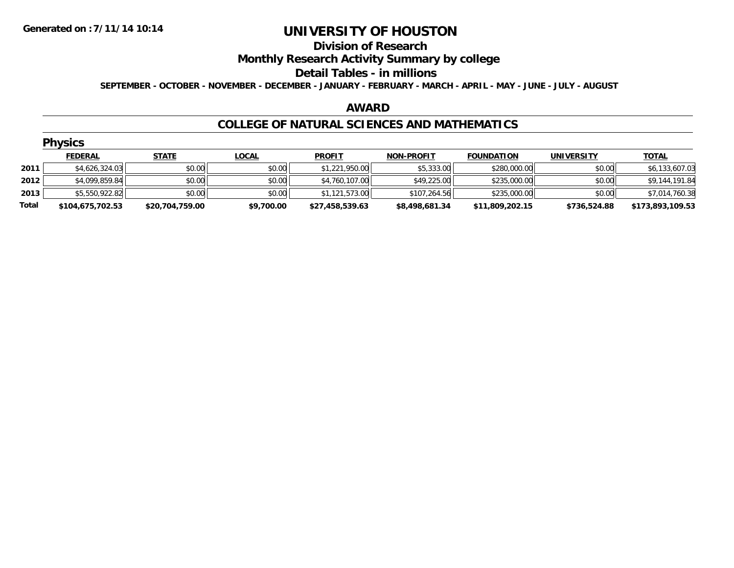# UNIVERSITY OF HOUSTON

## Division of Research

## Monthly Research Activity Summary by college

## Detail Tables - in millions

SEPTEMBER - OCTOBER - NOVEMBER - DECEMBER - JANUARY - FEBRUARY - MARCH - APRIL - MAY - JUNE - JULY - AUGUST

### AWARD

### COLLEGE OF NATURAL SCIENCES AND MATHEMATICS

#### Physics

| | FEDERAL | STATE | LOCAL | PROFIT | NON-PROFIT | FOUNDATION | UNIVERSITY | TOTAL |
|---|---|---|---|---|---|---|---|---|
| 2011 | $4,626,324.03 | $0.00 | $0.00 | $1,221,950.00 | $5,333.00 | $280,000.00 | $0.00 | $6,133,607.03 |
| 2012 | $4,099,859.84 | $0.00 | $0.00 | $4,760,107.00 | $49,225.00 | $235,000.00 | $0.00 | $9,144,191.84 |
| 2013 | $5,550,922.82 | $0.00 | $0.00 | $1,121,573.00 | $107,264.56 | $235,000.00 | $0.00 | $7,014,760.38 |
| **Total** | **$104,675,702.53** | **$20,704,759.00** | **$9,700.00** | **$27,458,539.63** | **$8,498,681.34** | **$11,809,202.15** | **$736,524.88** | **$173,893,109.53** |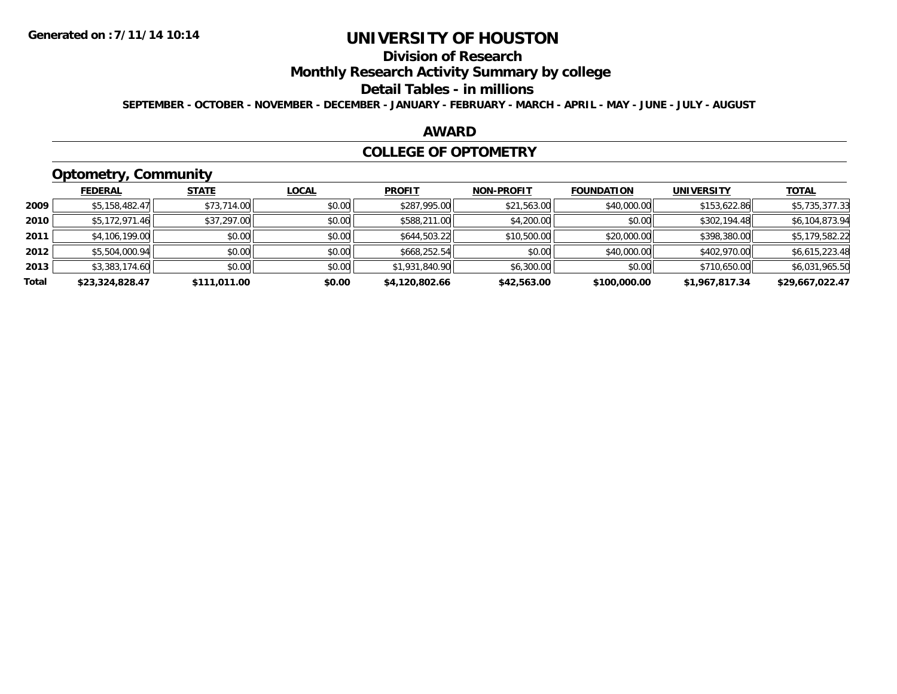# UNIVERSITY OF HOUSTON

## Division of Research

## Monthly Research Activity Summary by college

## Detail Tables - in millions

**SEPTEMBER - OCTOBER - NOVEMBER - DECEMBER - JANUARY - FEBRUARY - MARCH - APRIL - MAY - JUNE - JULY - AUGUST**

### AWARD

### COLLEGE OF OPTOMETRY

### Optometry, Community

| | FEDERAL | STATE | LOCAL | PROFIT | NON-PROFIT | FOUNDATION | UNIVERSITY | TOTAL |
|---|---|---|---|---|---|---|---|---|
| 2009 | $5,158,482.47 | $73,714.00 | $0.00 | $287,995.00 | $21,563.00 | $40,000.00 | $153,622.86 | $5,735,377.33 |
| 2010 | $5,172,971.46 | $37,297.00 | $0.00 | $588,211.00 | $4,200.00 | $0.00 | $302,194.48 | $6,104,873.94 |
| 2011 | $4,106,199.00 | $0.00 | $0.00 | $644,503.22 | $10,500.00 | $20,000.00 | $398,380.00 | $5,179,582.22 |
| 2012 | $5,504,000.94 | $0.00 | $0.00 | $668,252.54 | $0.00 | $40,000.00 | $402,970.00 | $6,615,223.48 |
| 2013 | $3,383,174.60 | $0.00 | $0.00 | $1,931,840.90 | $6,300.00 | $0.00 | $710,650.00 | $6,031,965.50 |
| **Total** | **$23,324,828.47** | **$111,011.00** | **$0.00** | **$4,120,802.66** | **$42,563.00** | **$100,000.00** | **$1,967,817.34** | **$29,667,022.47** |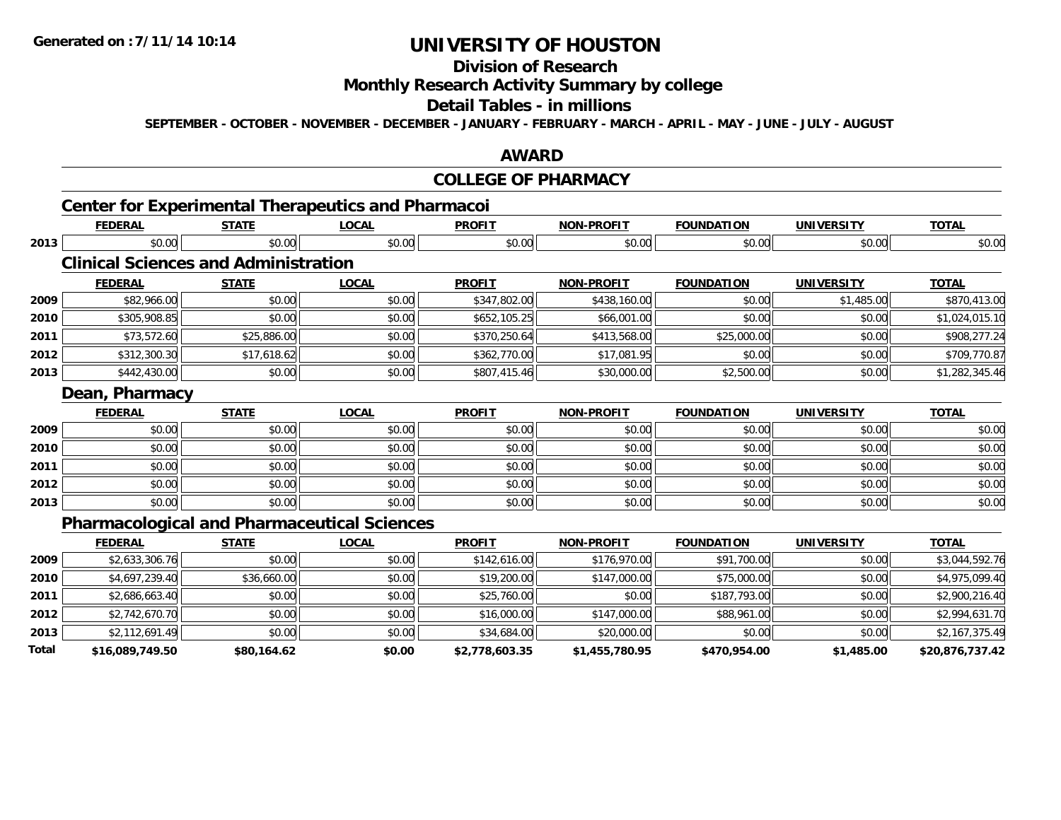# UNIVERSITY OF HOUSTON

## Division of Research

## Monthly Research Activity Summary by college

## Detail Tables - in millions

**SEPTEMBER - OCTOBER - NOVEMBER - DECEMBER - JANUARY - FEBRUARY - MARCH - APRIL - MAY - JUNE - JULY - AUGUST**

## AWARD

## COLLEGE OF PHARMACY

### Center for Experimental Therapeutics and Pharmacoi

| | FEDERAL | STATE | LOCAL | PROFIT | NON-PROFIT | FOUNDATION | UNIVERSITY | TOTAL |
|---|---|---|---|---|---|---|---|---|
| 2013 | $0.00 | $0.00 | $0.00 | $0.00 | $0.00 | $0.00 | $0.00 | $0.00 |

### Clinical Sciences and Administration

| | FEDERAL | STATE | LOCAL | PROFIT | NON-PROFIT | FOUNDATION | UNIVERSITY | TOTAL |
|---|---|---|---|---|---|---|---|---|
| 2009 | $82,966.00 | $0.00 | $0.00 | $347,802.00 | $438,160.00 | $0.00 | $1,485.00 | $870,413.00 |
| 2010 | $305,908.85 | $0.00 | $0.00 | $652,105.25 | $66,001.00 | $0.00 | $0.00 | $1,024,015.10 |
| 2011 | $73,572.60 | $25,886.00 | $0.00 | $370,250.64 | $413,568.00 | $25,000.00 | $0.00 | $908,277.24 |
| 2012 | $312,300.30 | $17,618.62 | $0.00 | $362,770.00 | $17,081.95 | $0.00 | $0.00 | $709,770.87 |
| 2013 | $442,430.00 | $0.00 | $0.00 | $807,415.46 | $30,000.00 | $2,500.00 | $0.00 | $1,282,345.46 |

### Dean, Pharmacy

| | FEDERAL | STATE | LOCAL | PROFIT | NON-PROFIT | FOUNDATION | UNIVERSITY | TOTAL |
|---|---|---|---|---|---|---|---|---|
| 2009 | $0.00 | $0.00 | $0.00 | $0.00 | $0.00 | $0.00 | $0.00 | $0.00 |
| 2010 | $0.00 | $0.00 | $0.00 | $0.00 | $0.00 | $0.00 | $0.00 | $0.00 |
| 2011 | $0.00 | $0.00 | $0.00 | $0.00 | $0.00 | $0.00 | $0.00 | $0.00 |
| 2012 | $0.00 | $0.00 | $0.00 | $0.00 | $0.00 | $0.00 | $0.00 | $0.00 |
| 2013 | $0.00 | $0.00 | $0.00 | $0.00 | $0.00 | $0.00 | $0.00 | $0.00 |

### Pharmacological and Pharmaceutical Sciences

| | FEDERAL | STATE | LOCAL | PROFIT | NON-PROFIT | FOUNDATION | UNIVERSITY | TOTAL |
|---|---|---|---|---|---|---|---|---|
| 2009 | $2,633,306.76 | $0.00 | $0.00 | $142,616.00 | $176,970.00 | $91,700.00 | $0.00 | $3,044,592.76 |
| 2010 | $4,697,239.40 | $36,660.00 | $0.00 | $19,200.00 | $147,000.00 | $75,000.00 | $0.00 | $4,975,099.40 |
| 2011 | $2,686,663.40 | $0.00 | $0.00 | $25,760.00 | $0.00 | $187,793.00 | $0.00 | $2,900,216.40 |
| 2012 | $2,742,670.70 | $0.00 | $0.00 | $16,000.00 | $147,000.00 | $88,961.00 | $0.00 | $2,994,631.70 |
| 2013 | $2,112,691.49 | $0.00 | $0.00 | $34,684.00 | $20,000.00 | $0.00 | $0.00 | $2,167,375.49 |
| **Total** | **$16,089,749.50** | **$80,164.62** | **$0.00** | **$2,778,603.35** | **$1,455,780.95** | **$470,954.00** | **$1,485.00** | **$20,876,737.42** |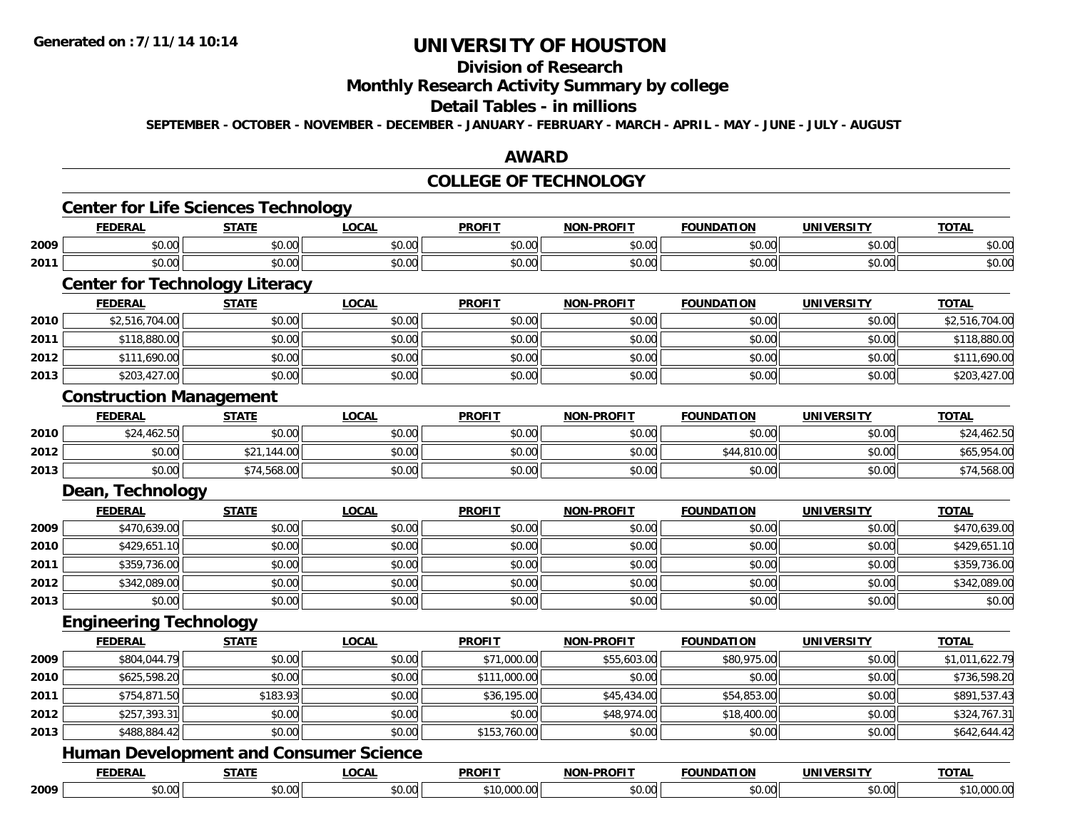# UNIVERSITY OF HOUSTON

## Division of Research

## Monthly Research Activity Summary by college

## Detail Tables - in millions

**SEPTEMBER - OCTOBER - NOVEMBER - DECEMBER - JANUARY - FEBRUARY - MARCH - APRIL - MAY - JUNE - JULY - AUGUST**

## AWARD

## COLLEGE OF TECHNOLOGY

### Center for Life Sciences Technology

| | FEDERAL | STATE | LOCAL | PROFIT | NON-PROFIT | FOUNDATION | UNIVERSITY | TOTAL |
|---|---|---|---|---|---|---|---|---|
| 2009 | $0.00 | $0.00 | $0.00 | $0.00 | $0.00 | $0.00 | $0.00 | $0.00 |
| 2011 | $0.00 | $0.00 | $0.00 | $0.00 | $0.00 | $0.00 | $0.00 | $0.00 |

### Center for Technology Literacy

| | FEDERAL | STATE | LOCAL | PROFIT | NON-PROFIT | FOUNDATION | UNIVERSITY | TOTAL |
|---|---|---|---|---|---|---|---|---|
| 2010 | $2,516,704.00 | $0.00 | $0.00 | $0.00 | $0.00 | $0.00 | $0.00 | $2,516,704.00 |
| 2011 | $118,880.00 | $0.00 | $0.00 | $0.00 | $0.00 | $0.00 | $0.00 | $118,880.00 |
| 2012 | $111,690.00 | $0.00 | $0.00 | $0.00 | $0.00 | $0.00 | $0.00 | $111,690.00 |
| 2013 | $203,427.00 | $0.00 | $0.00 | $0.00 | $0.00 | $0.00 | $0.00 | $203,427.00 |

### Construction Management

| | FEDERAL | STATE | LOCAL | PROFIT | NON-PROFIT | FOUNDATION | UNIVERSITY | TOTAL |
|---|---|---|---|---|---|---|---|---|
| 2010 | $24,462.50 | $0.00 | $0.00 | $0.00 | $0.00 | $0.00 | $0.00 | $24,462.50 |
| 2012 | $0.00 | $21,144.00 | $0.00 | $0.00 | $0.00 | $44,810.00 | $0.00 | $65,954.00 |
| 2013 | $0.00 | $74,568.00 | $0.00 | $0.00 | $0.00 | $0.00 | $0.00 | $74,568.00 |

### Dean, Technology

| | FEDERAL | STATE | LOCAL | PROFIT | NON-PROFIT | FOUNDATION | UNIVERSITY | TOTAL |
|---|---|---|---|---|---|---|---|---|
| 2009 | $470,639.00 | $0.00 | $0.00 | $0.00 | $0.00 | $0.00 | $0.00 | $470,639.00 |
| 2010 | $429,651.10 | $0.00 | $0.00 | $0.00 | $0.00 | $0.00 | $0.00 | $429,651.10 |
| 2011 | $359,736.00 | $0.00 | $0.00 | $0.00 | $0.00 | $0.00 | $0.00 | $359,736.00 |
| 2012 | $342,089.00 | $0.00 | $0.00 | $0.00 | $0.00 | $0.00 | $0.00 | $342,089.00 |
| 2013 | $0.00 | $0.00 | $0.00 | $0.00 | $0.00 | $0.00 | $0.00 | $0.00 |

### Engineering Technology

| | FEDERAL | STATE | LOCAL | PROFIT | NON-PROFIT | FOUNDATION | UNIVERSITY | TOTAL |
|---|---|---|---|---|---|---|---|---|
| 2009 | $804,044.79 | $0.00 | $0.00 | $71,000.00 | $55,603.00 | $80,975.00 | $0.00 | $1,011,622.79 |
| 2010 | $625,598.20 | $0.00 | $0.00 | $111,000.00 | $0.00 | $0.00 | $0.00 | $736,598.20 |
| 2011 | $754,871.50 | $183.93 | $0.00 | $36,195.00 | $45,434.00 | $54,853.00 | $0.00 | $891,537.43 |
| 2012 | $257,393.31 | $0.00 | $0.00 | $0.00 | $48,974.00 | $18,400.00 | $0.00 | $324,767.31 |
| 2013 | $488,884.42 | $0.00 | $0.00 | $153,760.00 | $0.00 | $0.00 | $0.00 | $642,644.42 |

### Human Development and Consumer Science

| | FEDERAL | STATE | LOCAL | PROFIT | NON-PROFIT | FOUNDATION | UNIVERSITY | TOTAL |
|---|---|---|---|---|---|---|---|---|
| 2009 | $0.00 | $0.00 | $0.00 | $10,000.00 | $0.00 | $0.00 | $0.00 | $10,000.00 |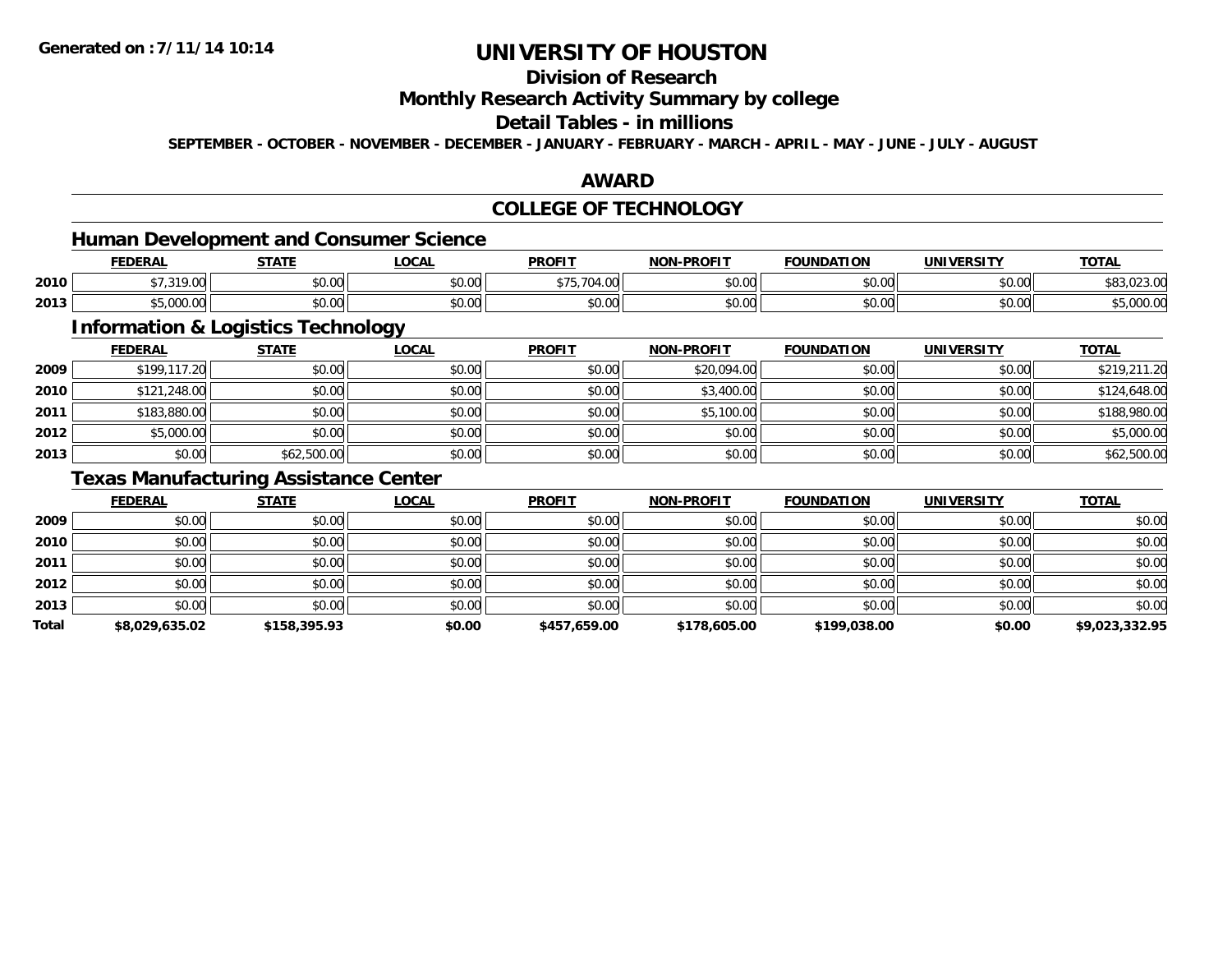# UNIVERSITY OF HOUSTON

## Division of Research

## Monthly Research Activity Summary by college

## Detail Tables - in millions

**SEPTEMBER - OCTOBER - NOVEMBER - DECEMBER - JANUARY - FEBRUARY - MARCH - APRIL - MAY - JUNE - JULY - AUGUST**

## AWARD

## COLLEGE OF TECHNOLOGY

### Human Development and Consumer Science

| | FEDERAL | STATE | LOCAL | PROFIT | NON-PROFIT | FOUNDATION | UNIVERSITY | TOTAL |
|---|---|---|---|---|---|---|---|---|
| 2010 | $7,319.00 | $0.00 | $0.00 | $75,704.00 | $0.00 | $0.00 | $0.00 | $83,023.00 |
| 2013 | $5,000.00 | $0.00 | $0.00 | $0.00 | $0.00 | $0.00 | $0.00 | $5,000.00 |

### Information & Logistics Technology

| | FEDERAL | STATE | LOCAL | PROFIT | NON-PROFIT | FOUNDATION | UNIVERSITY | TOTAL |
|---|---|---|---|---|---|---|---|---|
| 2009 | $199,117.20 | $0.00 | $0.00 | $0.00 | $20,094.00 | $0.00 | $0.00 | $219,211.20 |
| 2010 | $121,248.00 | $0.00 | $0.00 | $0.00 | $3,400.00 | $0.00 | $0.00 | $124,648.00 |
| 2011 | $183,880.00 | $0.00 | $0.00 | $0.00 | $5,100.00 | $0.00 | $0.00 | $188,980.00 |
| 2012 | $5,000.00 | $0.00 | $0.00 | $0.00 | $0.00 | $0.00 | $0.00 | $5,000.00 |
| 2013 | $0.00 | $62,500.00 | $0.00 | $0.00 | $0.00 | $0.00 | $0.00 | $62,500.00 |

### Texas Manufacturing Assistance Center

| | FEDERAL | STATE | LOCAL | PROFIT | NON-PROFIT | FOUNDATION | UNIVERSITY | TOTAL |
|---|---|---|---|---|---|---|---|---|
| 2009 | $0.00 | $0.00 | $0.00 | $0.00 | $0.00 | $0.00 | $0.00 | $0.00 |
| 2010 | $0.00 | $0.00 | $0.00 | $0.00 | $0.00 | $0.00 | $0.00 | $0.00 |
| 2011 | $0.00 | $0.00 | $0.00 | $0.00 | $0.00 | $0.00 | $0.00 | $0.00 |
| 2012 | $0.00 | $0.00 | $0.00 | $0.00 | $0.00 | $0.00 | $0.00 | $0.00 |
| 2013 | $0.00 | $0.00 | $0.00 | $0.00 | $0.00 | $0.00 | $0.00 | $0.00 |
| **Total** | **$8,029,635.02** | **$158,395.93** | **$0.00** | **$457,659.00** | **$178,605.00** | **$199,038.00** | **$0.00** | **$9,023,332.95** |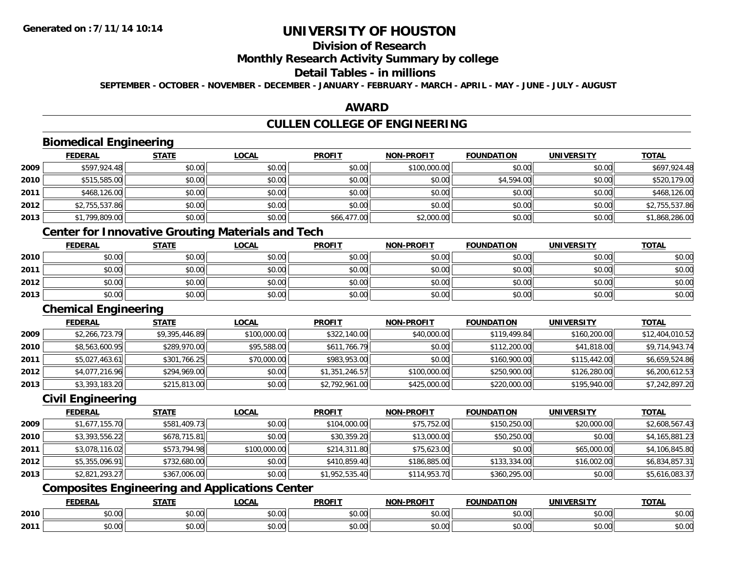# UNIVERSITY OF HOUSTON

## Division of Research

## Monthly Research Activity Summary by college

## Detail Tables - in millions

**SEPTEMBER - OCTOBER - NOVEMBER - DECEMBER - JANUARY - FEBRUARY - MARCH - APRIL - MAY - JUNE - JULY - AUGUST**

## AWARD

## CULLEN COLLEGE OF ENGINEERING

### Biomedical Engineering

| | FEDERAL | STATE | LOCAL | PROFIT | NON-PROFIT | FOUNDATION | UNIVERSITY | TOTAL |
|---|---|---|---|---|---|---|---|---|
| 2009 | $597,924.48 | $0.00 | $0.00 | $0.00 | $100,000.00 | $0.00 | $0.00 | $697,924.48 |
| 2010 | $515,585.00 | $0.00 | $0.00 | $0.00 | $0.00 | $4,594.00 | $0.00 | $520,179.00 |
| 2011 | $468,126.00 | $0.00 | $0.00 | $0.00 | $0.00 | $0.00 | $0.00 | $468,126.00 |
| 2012 | $2,755,537.86 | $0.00 | $0.00 | $0.00 | $0.00 | $0.00 | $0.00 | $2,755,537.86 |
| 2013 | $1,799,809.00 | $0.00 | $0.00 | $66,477.00 | $2,000.00 | $0.00 | $0.00 | $1,868,286.00 |

### Center for Innovative Grouting Materials and Tech

| | FEDERAL | STATE | LOCAL | PROFIT | NON-PROFIT | FOUNDATION | UNIVERSITY | TOTAL |
|---|---|---|---|---|---|---|---|---|
| 2010 | $0.00 | $0.00 | $0.00 | $0.00 | $0.00 | $0.00 | $0.00 | $0.00 |
| 2011 | $0.00 | $0.00 | $0.00 | $0.00 | $0.00 | $0.00 | $0.00 | $0.00 |
| 2012 | $0.00 | $0.00 | $0.00 | $0.00 | $0.00 | $0.00 | $0.00 | $0.00 |
| 2013 | $0.00 | $0.00 | $0.00 | $0.00 | $0.00 | $0.00 | $0.00 | $0.00 |

### Chemical Engineering

| | FEDERAL | STATE | LOCAL | PROFIT | NON-PROFIT | FOUNDATION | UNIVERSITY | TOTAL |
|---|---|---|---|---|---|---|---|---|
| 2009 | $2,266,723.79 | $9,395,446.89 | $100,000.00 | $322,140.00 | $40,000.00 | $119,499.84 | $160,200.00 | $12,404,010.52 |
| 2010 | $8,563,600.95 | $289,970.00 | $95,588.00 | $611,766.79 | $0.00 | $112,200.00 | $41,818.00 | $9,714,943.74 |
| 2011 | $5,027,463.61 | $301,766.25 | $70,000.00 | $983,953.00 | $0.00 | $160,900.00 | $115,442.00 | $6,659,524.86 |
| 2012 | $4,077,216.96 | $294,969.00 | $0.00 | $1,351,246.57 | $100,000.00 | $250,900.00 | $126,280.00 | $6,200,612.53 |
| 2013 | $3,393,183.20 | $215,813.00 | $0.00 | $2,792,961.00 | $425,000.00 | $220,000.00 | $195,940.00 | $7,242,897.20 |

### Civil Engineering

| | FEDERAL | STATE | LOCAL | PROFIT | NON-PROFIT | FOUNDATION | UNIVERSITY | TOTAL |
|---|---|---|---|---|---|---|---|---|
| 2009 | $1,677,155.70 | $581,409.73 | $0.00 | $104,000.00 | $75,752.00 | $150,250.00 | $20,000.00 | $2,608,567.43 |
| 2010 | $3,393,556.22 | $678,715.81 | $0.00 | $30,359.20 | $13,000.00 | $50,250.00 | $0.00 | $4,165,881.23 |
| 2011 | $3,078,116.02 | $573,794.98 | $100,000.00 | $214,311.80 | $75,623.00 | $0.00 | $65,000.00 | $4,106,845.80 |
| 2012 | $5,355,096.91 | $732,680.00 | $0.00 | $410,859.40 | $186,885.00 | $133,334.00 | $16,002.00 | $6,834,857.31 |
| 2013 | $2,821,293.27 | $367,006.00 | $0.00 | $1,952,535.40 | $114,953.70 | $360,295.00 | $0.00 | $5,616,083.37 |

### Composites Engineering and Applications Center

| | FEDERAL | STATE | LOCAL | PROFIT | NON-PROFIT | FOUNDATION | UNIVERSITY | TOTAL |
|---|---|---|---|---|---|---|---|---|
| 2010 | $0.00 | $0.00 | $0.00 | $0.00 | $0.00 | $0.00 | $0.00 | $0.00 |
| 2011 | $0.00 | $0.00 | $0.00 | $0.00 | $0.00 | $0.00 | $0.00 | $0.00 |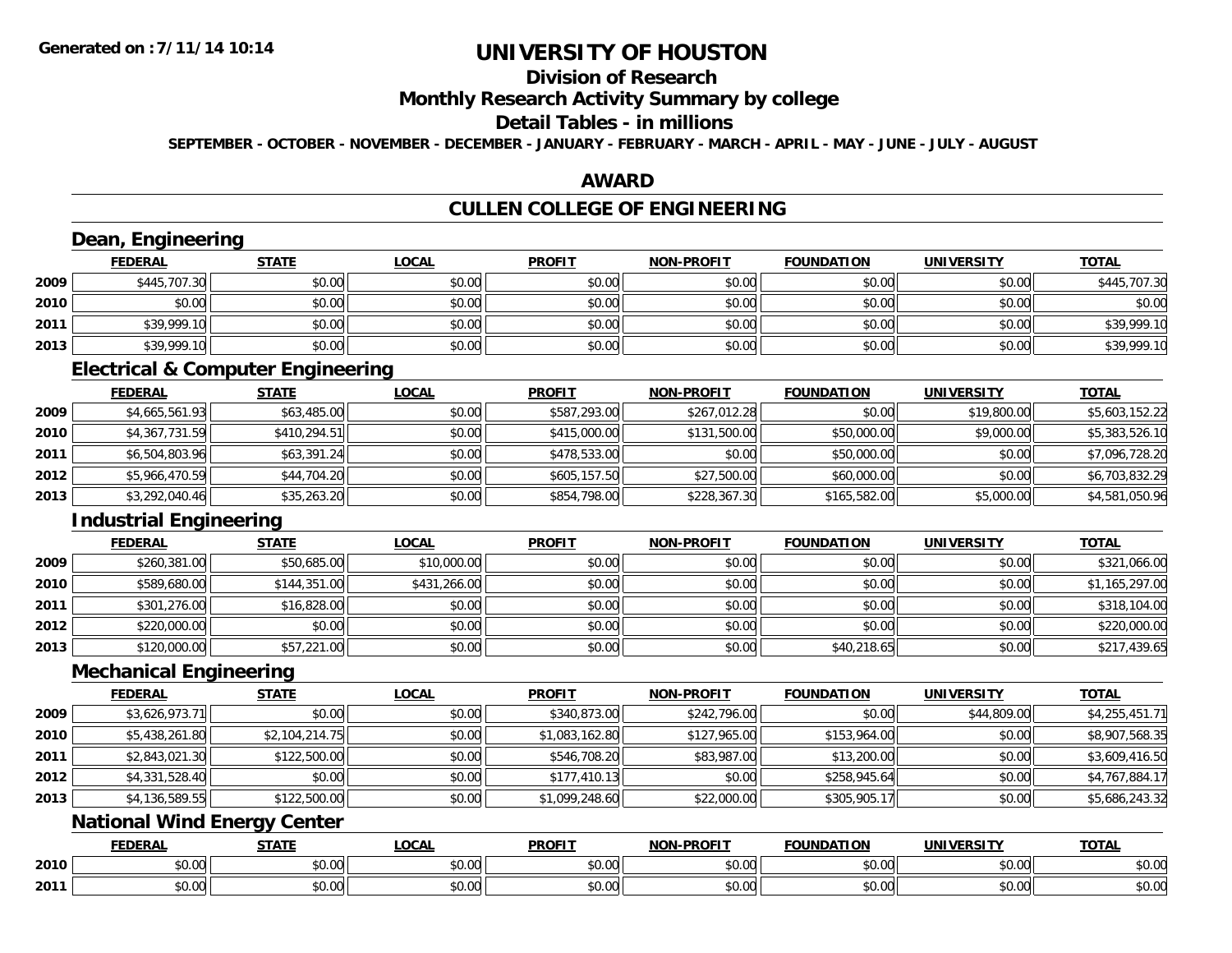# UNIVERSITY OF HOUSTON

## Division of Research

## Monthly Research Activity Summary by college

## Detail Tables - in millions

**SEPTEMBER - OCTOBER - NOVEMBER - DECEMBER - JANUARY - FEBRUARY - MARCH - APRIL - MAY - JUNE - JULY - AUGUST**

## AWARD

## CULLEN COLLEGE OF ENGINEERING

### Dean, Engineering

| | FEDERAL | STATE | LOCAL | PROFIT | NON-PROFIT | FOUNDATION | UNIVERSITY | TOTAL |
|---|---|---|---|---|---|---|---|---|
| 2009 | $445,707.30 | $0.00 | $0.00 | $0.00 | $0.00 | $0.00 | $0.00 | $445,707.30 |
| 2010 | $0.00 | $0.00 | $0.00 | $0.00 | $0.00 | $0.00 | $0.00 | $0.00 |
| 2011 | $39,999.10 | $0.00 | $0.00 | $0.00 | $0.00 | $0.00 | $0.00 | $39,999.10 |
| 2013 | $39,999.10 | $0.00 | $0.00 | $0.00 | $0.00 | $0.00 | $0.00 | $39,999.10 |

### Electrical & Computer Engineering

| | FEDERAL | STATE | LOCAL | PROFIT | NON-PROFIT | FOUNDATION | UNIVERSITY | TOTAL |
|---|---|---|---|---|---|---|---|---|
| 2009 | $4,665,561.93 | $63,485.00 | $0.00 | $587,293.00 | $267,012.28 | $0.00 | $19,800.00 | $5,603,152.22 |
| 2010 | $4,367,731.59 | $410,294.51 | $0.00 | $415,000.00 | $131,500.00 | $50,000.00 | $9,000.00 | $5,383,526.10 |
| 2011 | $6,504,803.96 | $63,391.24 | $0.00 | $478,533.00 | $0.00 | $50,000.00 | $0.00 | $7,096,728.20 |
| 2012 | $5,966,470.59 | $44,704.20 | $0.00 | $605,157.50 | $27,500.00 | $60,000.00 | $0.00 | $6,703,832.29 |
| 2013 | $3,292,040.46 | $35,263.20 | $0.00 | $854,798.00 | $228,367.30 | $165,582.00 | $5,000.00 | $4,581,050.96 |

### Industrial Engineering

| | FEDERAL | STATE | LOCAL | PROFIT | NON-PROFIT | FOUNDATION | UNIVERSITY | TOTAL |
|---|---|---|---|---|---|---|---|---|
| 2009 | $260,381.00 | $50,685.00 | $10,000.00 | $0.00 | $0.00 | $0.00 | $0.00 | $321,066.00 |
| 2010 | $589,680.00 | $144,351.00 | $431,266.00 | $0.00 | $0.00 | $0.00 | $0.00 | $1,165,297.00 |
| 2011 | $301,276.00 | $16,828.00 | $0.00 | $0.00 | $0.00 | $0.00 | $0.00 | $318,104.00 |
| 2012 | $220,000.00 | $0.00 | $0.00 | $0.00 | $0.00 | $0.00 | $0.00 | $220,000.00 |
| 2013 | $120,000.00 | $57,221.00 | $0.00 | $0.00 | $0.00 | $40,218.65 | $0.00 | $217,439.65 |

### Mechanical Engineering

| | FEDERAL | STATE | LOCAL | PROFIT | NON-PROFIT | FOUNDATION | UNIVERSITY | TOTAL |
|---|---|---|---|---|---|---|---|---|
| 2009 | $3,626,973.71 | $0.00 | $0.00 | $340,873.00 | $242,796.00 | $0.00 | $44,809.00 | $4,255,451.71 |
| 2010 | $5,438,261.80 | $2,104,214.75 | $0.00 | $1,083,162.80 | $127,965.00 | $153,964.00 | $0.00 | $8,907,568.35 |
| 2011 | $2,843,021.30 | $122,500.00 | $0.00 | $546,708.20 | $83,987.00 | $13,200.00 | $0.00 | $3,609,416.50 |
| 2012 | $4,331,528.40 | $0.00 | $0.00 | $177,410.13 | $0.00 | $258,945.64 | $0.00 | $4,767,884.17 |
| 2013 | $4,136,589.55 | $122,500.00 | $0.00 | $1,099,248.60 | $22,000.00 | $305,905.17 | $0.00 | $5,686,243.32 |

### National Wind Energy Center

| | FEDERAL | STATE | LOCAL | PROFIT | NON-PROFIT | FOUNDATION | UNIVERSITY | TOTAL |
|---|---|---|---|---|---|---|---|---|
| 2010 | $0.00 | $0.00 | $0.00 | $0.00 | $0.00 | $0.00 | $0.00 | $0.00 |
| 2011 | $0.00 | $0.00 | $0.00 | $0.00 | $0.00 | $0.00 | $0.00 | $0.00 |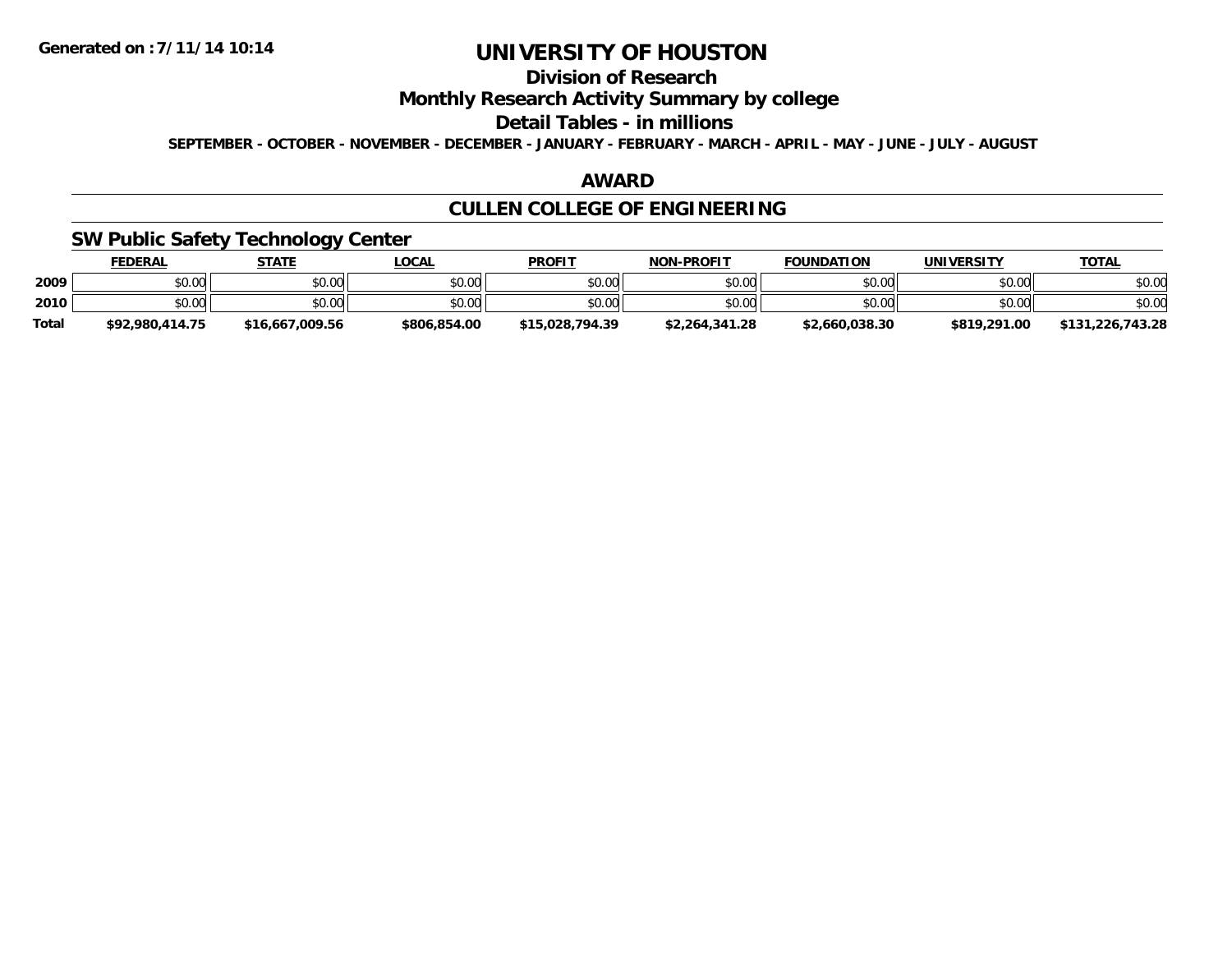# UNIVERSITY OF HOUSTON

## Division of Research

## Monthly Research Activity Summary by college

## Detail Tables - in millions

**SEPTEMBER - OCTOBER - NOVEMBER - DECEMBER - JANUARY - FEBRUARY - MARCH - APRIL - MAY - JUNE - JULY - AUGUST**

## AWARD

## CULLEN COLLEGE OF ENGINEERING

### SW Public Safety Technology Center

| | FEDERAL | STATE | LOCAL | PROFIT | NON-PROFIT | FOUNDATION | UNIVERSITY | TOTAL |
|---|---|---|---|---|---|---|---|---|
| **2009** | $0.00 | $0.00 | $0.00 | $0.00 | $0.00 | $0.00 | $0.00 | $0.00 |
| **2010** | $0.00 | $0.00 | $0.00 | $0.00 | $0.00 | $0.00 | $0.00 | $0.00 |
| **Total** | **$92,980,414.75** | **$16,667,009.56** | **$806,854.00** | **$15,028,794.39** | **$2,264,341.28** | **$2,660,038.30** | **$819,291.00** | **$131,226,743.28** |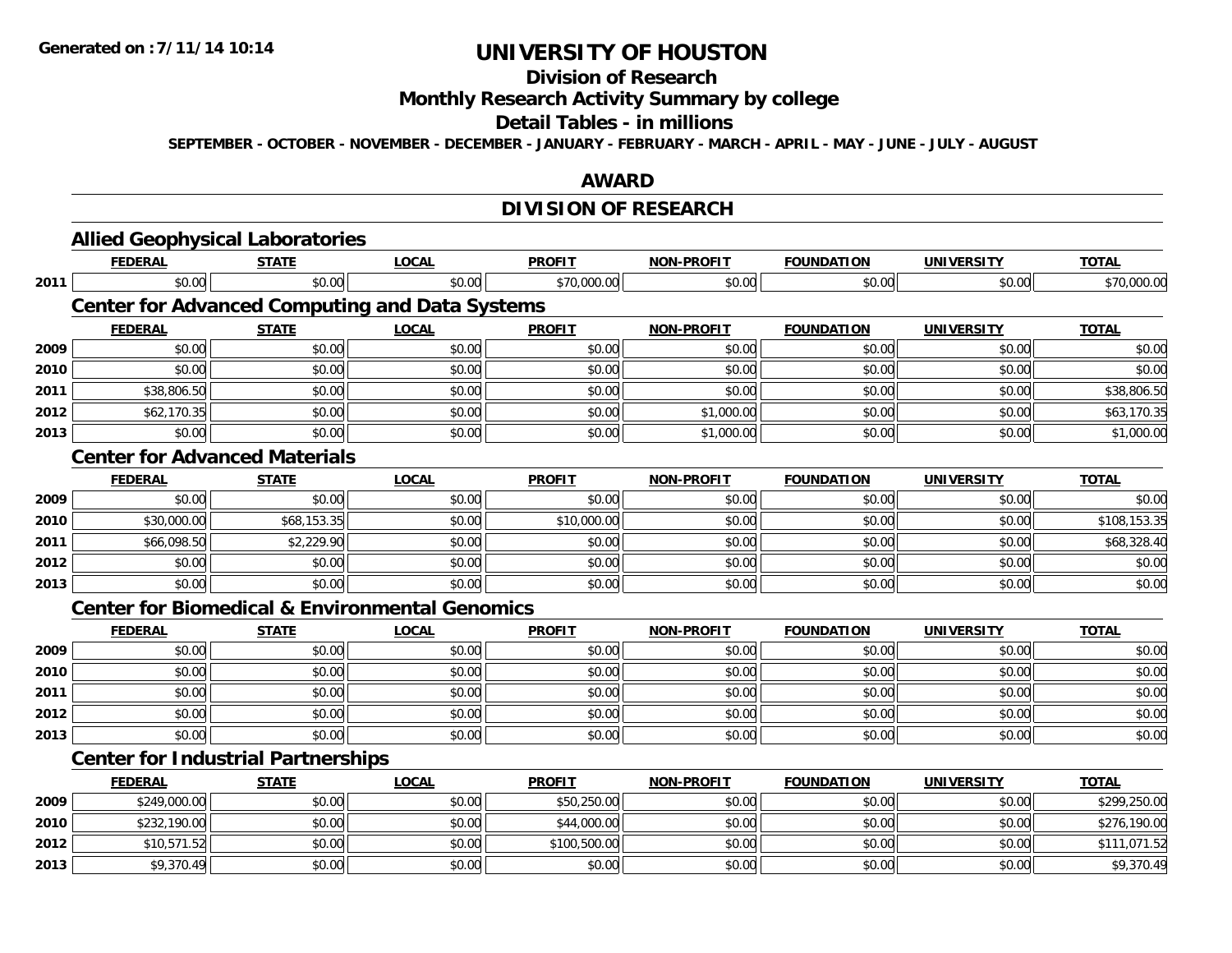# UNIVERSITY OF HOUSTON

## Division of Research

## Monthly Research Activity Summary by college

## Detail Tables - in millions

SEPTEMBER - OCTOBER - NOVEMBER - DECEMBER - JANUARY - FEBRUARY - MARCH - APRIL - MAY - JUNE - JULY - AUGUST

## AWARD

## DIVISION OF RESEARCH

### Allied Geophysical Laboratories

| | FEDERAL | STATE | LOCAL | PROFIT | NON-PROFIT | FOUNDATION | UNIVERSITY | TOTAL |
|---|---|---|---|---|---|---|---|---|
| 2011 | $0.00 | $0.00 | $0.00 | $70,000.00 | $0.00 | $0.00 | $0.00 | $70,000.00 |

### Center for Advanced Computing and Data Systems

| | FEDERAL | STATE | LOCAL | PROFIT | NON-PROFIT | FOUNDATION | UNIVERSITY | TOTAL |
|---|---|---|---|---|---|---|---|---|
| 2009 | $0.00 | $0.00 | $0.00 | $0.00 | $0.00 | $0.00 | $0.00 | $0.00 |
| 2010 | $0.00 | $0.00 | $0.00 | $0.00 | $0.00 | $0.00 | $0.00 | $0.00 |
| 2011 | $38,806.50 | $0.00 | $0.00 | $0.00 | $0.00 | $0.00 | $0.00 | $38,806.50 |
| 2012 | $62,170.35 | $0.00 | $0.00 | $0.00 | $1,000.00 | $0.00 | $0.00 | $63,170.35 |
| 2013 | $0.00 | $0.00 | $0.00 | $0.00 | $1,000.00 | $0.00 | $0.00 | $1,000.00 |

### Center for Advanced Materials

| | FEDERAL | STATE | LOCAL | PROFIT | NON-PROFIT | FOUNDATION | UNIVERSITY | TOTAL |
|---|---|---|---|---|---|---|---|---|
| 2009 | $0.00 | $0.00 | $0.00 | $0.00 | $0.00 | $0.00 | $0.00 | $0.00 |
| 2010 | $30,000.00 | $68,153.35 | $0.00 | $10,000.00 | $0.00 | $0.00 | $0.00 | $108,153.35 |
| 2011 | $66,098.50 | $2,229.90 | $0.00 | $0.00 | $0.00 | $0.00 | $0.00 | $68,328.40 |
| 2012 | $0.00 | $0.00 | $0.00 | $0.00 | $0.00 | $0.00 | $0.00 | $0.00 |
| 2013 | $0.00 | $0.00 | $0.00 | $0.00 | $0.00 | $0.00 | $0.00 | $0.00 |

### Center for Biomedical & Environmental Genomics

| | FEDERAL | STATE | LOCAL | PROFIT | NON-PROFIT | FOUNDATION | UNIVERSITY | TOTAL |
|---|---|---|---|---|---|---|---|---|
| 2009 | $0.00 | $0.00 | $0.00 | $0.00 | $0.00 | $0.00 | $0.00 | $0.00 |
| 2010 | $0.00 | $0.00 | $0.00 | $0.00 | $0.00 | $0.00 | $0.00 | $0.00 |
| 2011 | $0.00 | $0.00 | $0.00 | $0.00 | $0.00 | $0.00 | $0.00 | $0.00 |
| 2012 | $0.00 | $0.00 | $0.00 | $0.00 | $0.00 | $0.00 | $0.00 | $0.00 |
| 2013 | $0.00 | $0.00 | $0.00 | $0.00 | $0.00 | $0.00 | $0.00 | $0.00 |

### Center for Industrial Partnerships

| | FEDERAL | STATE | LOCAL | PROFIT | NON-PROFIT | FOUNDATION | UNIVERSITY | TOTAL |
|---|---|---|---|---|---|---|---|---|
| 2009 | $249,000.00 | $0.00 | $0.00 | $50,250.00 | $0.00 | $0.00 | $0.00 | $299,250.00 |
| 2010 | $232,190.00 | $0.00 | $0.00 | $44,000.00 | $0.00 | $0.00 | $0.00 | $276,190.00 |
| 2012 | $10,571.52 | $0.00 | $0.00 | $100,500.00 | $0.00 | $0.00 | $0.00 | $111,071.52 |
| 2013 | $9,370.49 | $0.00 | $0.00 | $0.00 | $0.00 | $0.00 | $0.00 | $9,370.49 |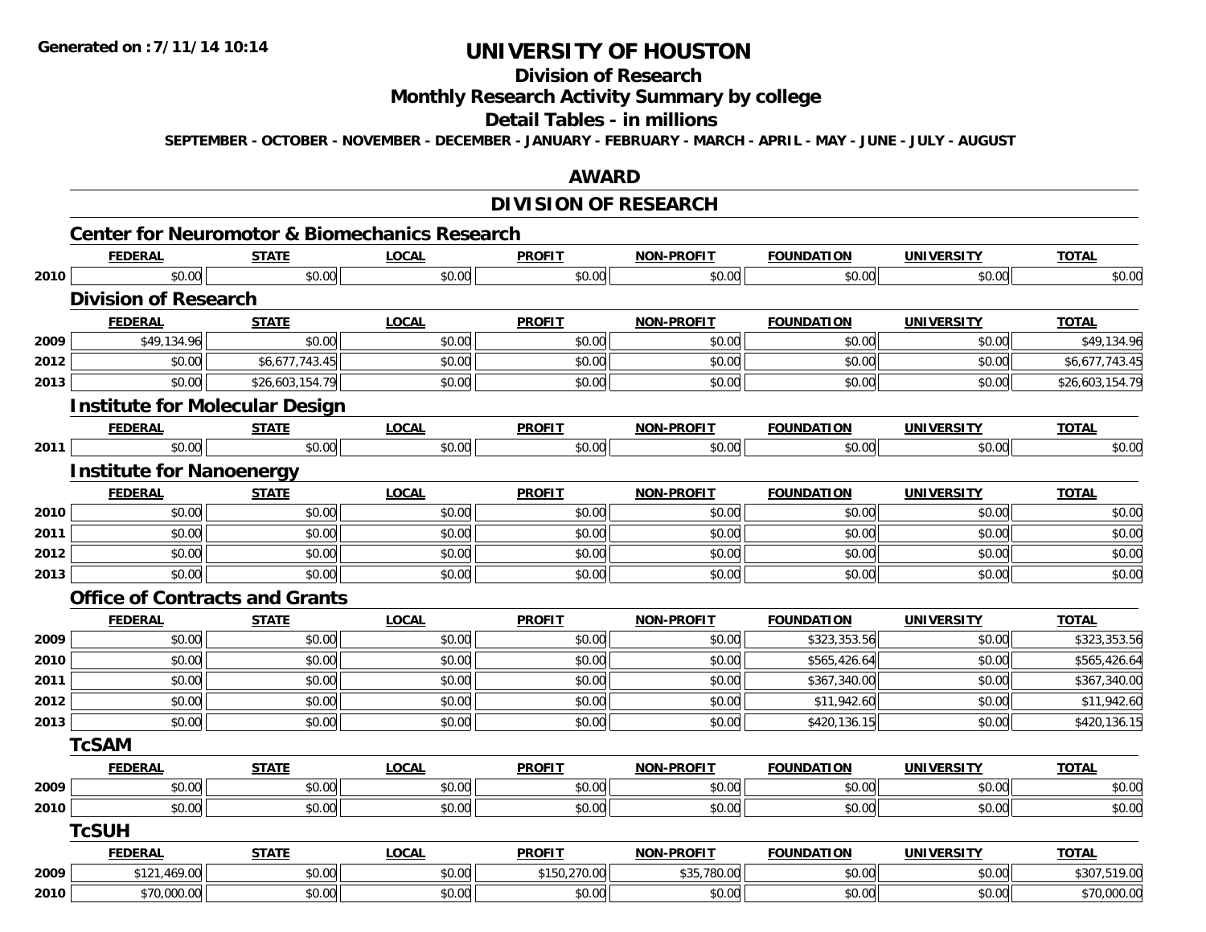**Generated on :7/11/14 10:14**

# UNIVERSITY OF HOUSTON

## Division of Research

## Monthly Research Activity Summary by college

## Detail Tables - in millions

**SEPTEMBER - OCTOBER - NOVEMBER - DECEMBER - JANUARY - FEBRUARY - MARCH - APRIL - MAY - JUNE - JULY - AUGUST**

## AWARD

## DIVISION OF RESEARCH

### Center for Neuromotor & Biomechanics Research

| | FEDERAL | STATE | LOCAL | PROFIT | NON-PROFIT | FOUNDATION | UNIVERSITY | TOTAL |
|---|---|---|---|---|---|---|---|---|
| 2010 | $0.00 | $0.00 | $0.00 | $0.00 | $0.00 | $0.00 | $0.00 | $0.00 |

### Division of Research

| | FEDERAL | STATE | LOCAL | PROFIT | NON-PROFIT | FOUNDATION | UNIVERSITY | TOTAL |
|---|---|---|---|---|---|---|---|---|
| 2009 | $49,134.96 | $0.00 | $0.00 | $0.00 | $0.00 | $0.00 | $0.00 | $49,134.96 |
| 2012 | $0.00 | $6,677,743.45 | $0.00 | $0.00 | $0.00 | $0.00 | $0.00 | $6,677,743.45 |
| 2013 | $0.00 | $26,603,154.79 | $0.00 | $0.00 | $0.00 | $0.00 | $0.00 | $26,603,154.79 |

### Institute for Molecular Design

| | FEDERAL | STATE | LOCAL | PROFIT | NON-PROFIT | FOUNDATION | UNIVERSITY | TOTAL |
|---|---|---|---|---|---|---|---|---|
| 2011 | $0.00 | $0.00 | $0.00 | $0.00 | $0.00 | $0.00 | $0.00 | $0.00 |

### Institute for Nanoenergy

| | FEDERAL | STATE | LOCAL | PROFIT | NON-PROFIT | FOUNDATION | UNIVERSITY | TOTAL |
|---|---|---|---|---|---|---|---|---|
| 2010 | $0.00 | $0.00 | $0.00 | $0.00 | $0.00 | $0.00 | $0.00 | $0.00 |
| 2011 | $0.00 | $0.00 | $0.00 | $0.00 | $0.00 | $0.00 | $0.00 | $0.00 |
| 2012 | $0.00 | $0.00 | $0.00 | $0.00 | $0.00 | $0.00 | $0.00 | $0.00 |
| 2013 | $0.00 | $0.00 | $0.00 | $0.00 | $0.00 | $0.00 | $0.00 | $0.00 |

### Office of Contracts and Grants

| | FEDERAL | STATE | LOCAL | PROFIT | NON-PROFIT | FOUNDATION | UNIVERSITY | TOTAL |
|---|---|---|---|---|---|---|---|---|
| 2009 | $0.00 | $0.00 | $0.00 | $0.00 | $0.00 | $323,353.56 | $0.00 | $323,353.56 |
| 2010 | $0.00 | $0.00 | $0.00 | $0.00 | $0.00 | $565,426.64 | $0.00 | $565,426.64 |
| 2011 | $0.00 | $0.00 | $0.00 | $0.00 | $0.00 | $367,340.00 | $0.00 | $367,340.00 |
| 2012 | $0.00 | $0.00 | $0.00 | $0.00 | $0.00 | $11,942.60 | $0.00 | $11,942.60 |
| 2013 | $0.00 | $0.00 | $0.00 | $0.00 | $0.00 | $420,136.15 | $0.00 | $420,136.15 |

### TcSAM

| | FEDERAL | STATE | LOCAL | PROFIT | NON-PROFIT | FOUNDATION | UNIVERSITY | TOTAL |
|---|---|---|---|---|---|---|---|---|
| 2009 | $0.00 | $0.00 | $0.00 | $0.00 | $0.00 | $0.00 | $0.00 | $0.00 |
| 2010 | $0.00 | $0.00 | $0.00 | $0.00 | $0.00 | $0.00 | $0.00 | $0.00 |

### TcSUH

| | FEDERAL | STATE | LOCAL | PROFIT | NON-PROFIT | FOUNDATION | UNIVERSITY | TOTAL |
|---|---|---|---|---|---|---|---|---|
| 2009 | $121,469.00 | $0.00 | $0.00 | $150,270.00 | $35,780.00 | $0.00 | $0.00 | $307,519.00 |
| 2010 | $70,000.00 | $0.00 | $0.00 | $0.00 | $0.00 | $0.00 | $0.00 | $70,000.00 |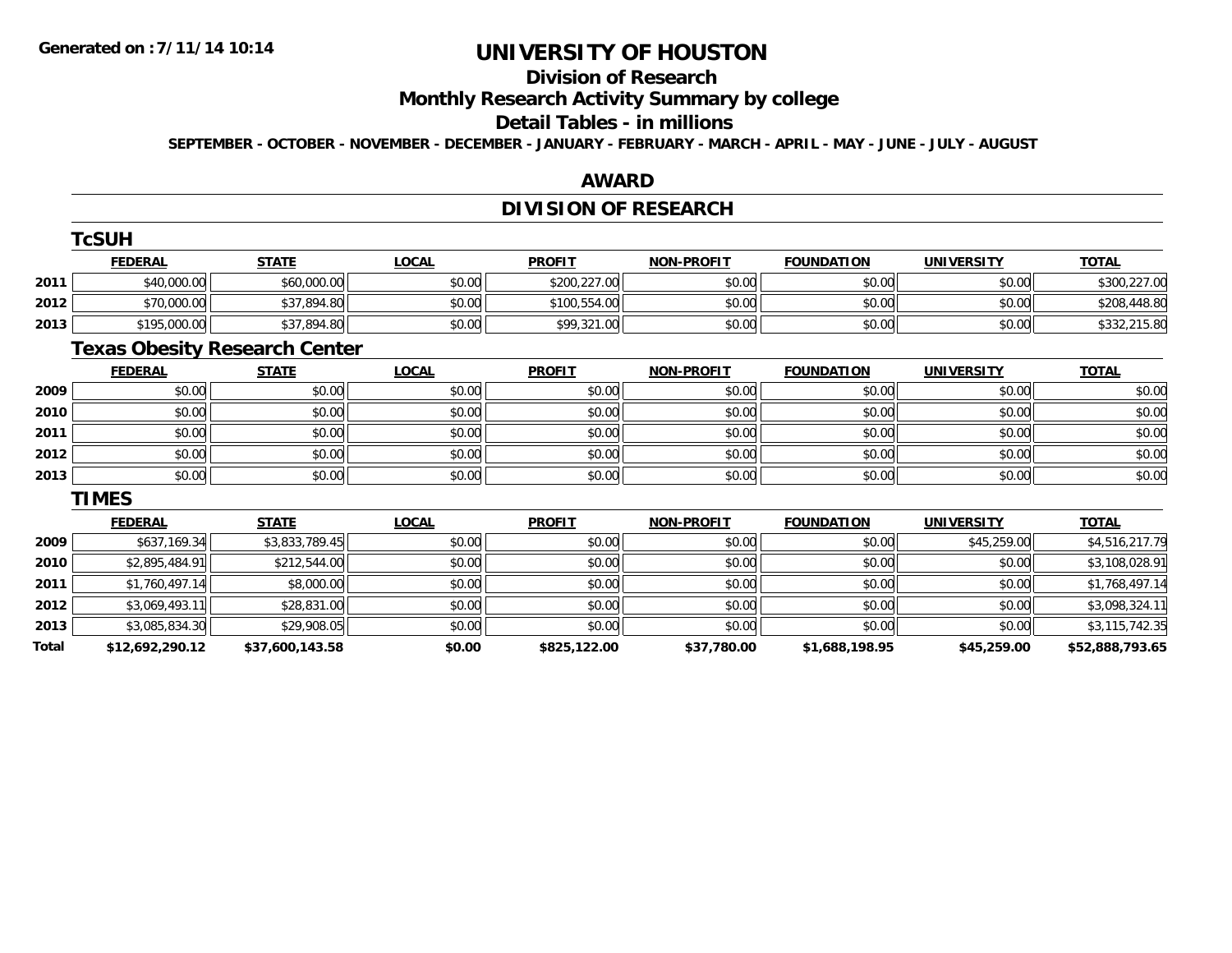# UNIVERSITY OF HOUSTON

## Division of Research

## Monthly Research Activity Summary by college

## Detail Tables - in millions

**SEPTEMBER - OCTOBER - NOVEMBER - DECEMBER - JANUARY - FEBRUARY - MARCH - APRIL - MAY - JUNE - JULY - AUGUST**

## AWARD

## DIVISION OF RESEARCH

### TcSUH

| | FEDERAL | STATE | LOCAL | PROFIT | NON-PROFIT | FOUNDATION | UNIVERSITY | TOTAL |
|---|---|---|---|---|---|---|---|---|
| 2011 | $40,000.00 | $60,000.00 | $0.00 | $200,227.00 | $0.00 | $0.00 | $0.00 | $300,227.00 |
| 2012 | $70,000.00 | $37,894.80 | $0.00 | $100,554.00 | $0.00 | $0.00 | $0.00 | $208,448.80 |
| 2013 | $195,000.00 | $37,894.80 | $0.00 | $99,321.00 | $0.00 | $0.00 | $0.00 | $332,215.80 |

### Texas Obesity Research Center

| | FEDERAL | STATE | LOCAL | PROFIT | NON-PROFIT | FOUNDATION | UNIVERSITY | TOTAL |
|---|---|---|---|---|---|---|---|---|
| 2009 | $0.00 | $0.00 | $0.00 | $0.00 | $0.00 | $0.00 | $0.00 | $0.00 |
| 2010 | $0.00 | $0.00 | $0.00 | $0.00 | $0.00 | $0.00 | $0.00 | $0.00 |
| 2011 | $0.00 | $0.00 | $0.00 | $0.00 | $0.00 | $0.00 | $0.00 | $0.00 |
| 2012 | $0.00 | $0.00 | $0.00 | $0.00 | $0.00 | $0.00 | $0.00 | $0.00 |
| 2013 | $0.00 | $0.00 | $0.00 | $0.00 | $0.00 | $0.00 | $0.00 | $0.00 |

### TIMES

| | FEDERAL | STATE | LOCAL | PROFIT | NON-PROFIT | FOUNDATION | UNIVERSITY | TOTAL |
|---|---|---|---|---|---|---|---|---|
| 2009 | $637,169.34 | $3,833,789.45 | $0.00 | $0.00 | $0.00 | $0.00 | $45,259.00 | $4,516,217.79 |
| 2010 | $2,895,484.91 | $212,544.00 | $0.00 | $0.00 | $0.00 | $0.00 | $0.00 | $3,108,028.91 |
| 2011 | $1,760,497.14 | $8,000.00 | $0.00 | $0.00 | $0.00 | $0.00 | $0.00 | $1,768,497.14 |
| 2012 | $3,069,493.11 | $28,831.00 | $0.00 | $0.00 | $0.00 | $0.00 | $0.00 | $3,098,324.11 |
| 2013 | $3,085,834.30 | $29,908.05 | $0.00 | $0.00 | $0.00 | $0.00 | $0.00 | $3,115,742.35 |
| **Total** | **$12,692,290.12** | **$37,600,143.58** | **$0.00** | **$825,122.00** | **$37,780.00** | **$1,688,198.95** | **$45,259.00** | **$52,888,793.65** |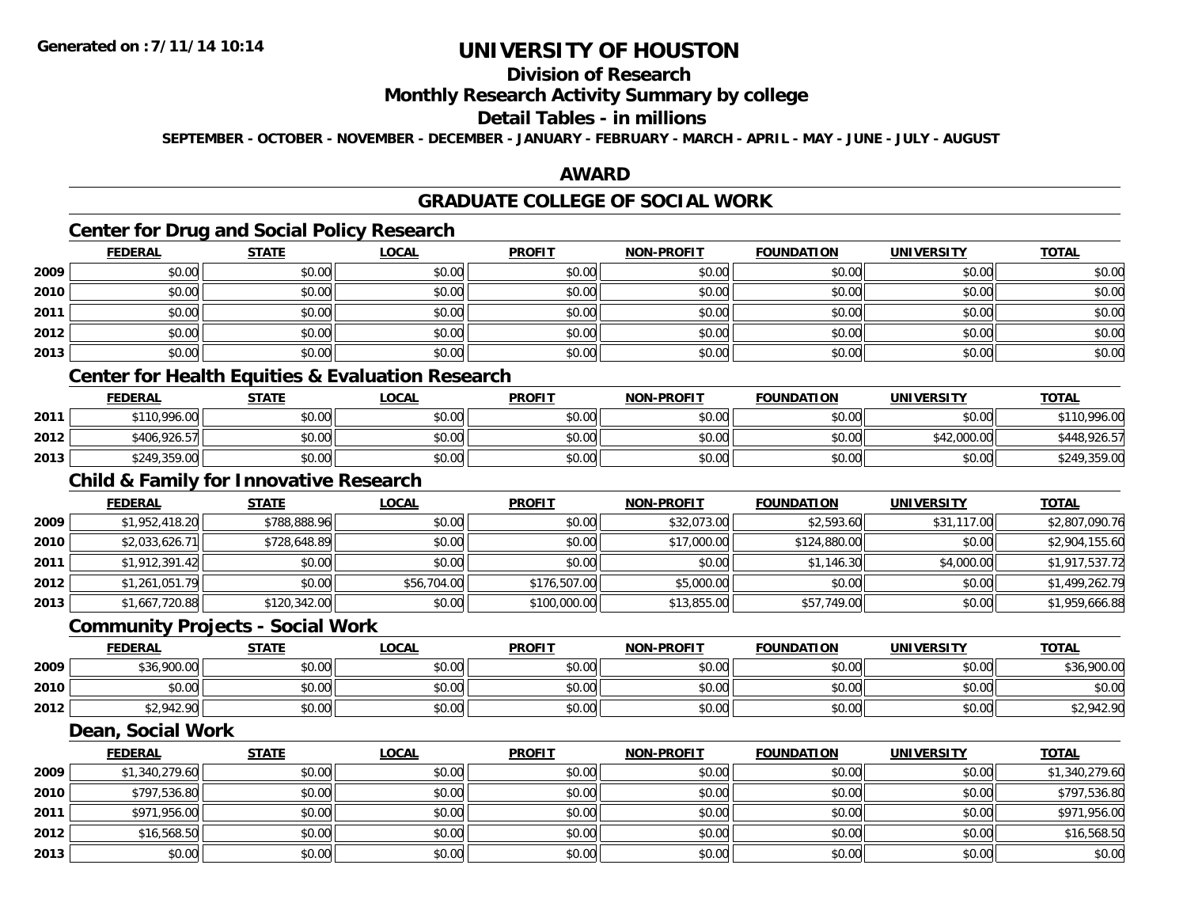# UNIVERSITY OF HOUSTON

## Division of Research

## Monthly Research Activity Summary by college

## Detail Tables - in millions

**SEPTEMBER - OCTOBER - NOVEMBER - DECEMBER - JANUARY - FEBRUARY - MARCH - APRIL - MAY - JUNE - JULY - AUGUST**

## AWARD

## GRADUATE COLLEGE OF SOCIAL WORK

### Center for Drug and Social Policy Research

| | FEDERAL | STATE | LOCAL | PROFIT | NON-PROFIT | FOUNDATION | UNIVERSITY | TOTAL |
|---|---|---|---|---|---|---|---|---|
| 2009 | $0.00 | $0.00 | $0.00 | $0.00 | $0.00 | $0.00 | $0.00 | $0.00 |
| 2010 | $0.00 | $0.00 | $0.00 | $0.00 | $0.00 | $0.00 | $0.00 | $0.00 |
| 2011 | $0.00 | $0.00 | $0.00 | $0.00 | $0.00 | $0.00 | $0.00 | $0.00 |
| 2012 | $0.00 | $0.00 | $0.00 | $0.00 | $0.00 | $0.00 | $0.00 | $0.00 |
| 2013 | $0.00 | $0.00 | $0.00 | $0.00 | $0.00 | $0.00 | $0.00 | $0.00 |

### Center for Health Equities & Evaluation Research

| | FEDERAL | STATE | LOCAL | PROFIT | NON-PROFIT | FOUNDATION | UNIVERSITY | TOTAL |
|---|---|---|---|---|---|---|---|---|
| 2011 | $110,996.00 | $0.00 | $0.00 | $0.00 | $0.00 | $0.00 | $0.00 | $110,996.00 |
| 2012 | $406,926.57 | $0.00 | $0.00 | $0.00 | $0.00 | $0.00 | $42,000.00 | $448,926.57 |
| 2013 | $249,359.00 | $0.00 | $0.00 | $0.00 | $0.00 | $0.00 | $0.00 | $249,359.00 |

### Child & Family for Innovative Research

| | FEDERAL | STATE | LOCAL | PROFIT | NON-PROFIT | FOUNDATION | UNIVERSITY | TOTAL |
|---|---|---|---|---|---|---|---|---|
| 2009 | $1,952,418.20 | $788,888.96 | $0.00 | $0.00 | $32,073.00 | $2,593.60 | $31,117.00 | $2,807,090.76 |
| 2010 | $2,033,626.71 | $728,648.89 | $0.00 | $0.00 | $17,000.00 | $124,880.00 | $0.00 | $2,904,155.60 |
| 2011 | $1,912,391.42 | $0.00 | $0.00 | $0.00 | $0.00 | $1,146.30 | $4,000.00 | $1,917,537.72 |
| 2012 | $1,261,051.79 | $0.00 | $56,704.00 | $176,507.00 | $5,000.00 | $0.00 | $0.00 | $1,499,262.79 |
| 2013 | $1,667,720.88 | $120,342.00 | $0.00 | $100,000.00 | $13,855.00 | $57,749.00 | $0.00 | $1,959,666.88 |

### Community Projects - Social Work

| | FEDERAL | STATE | LOCAL | PROFIT | NON-PROFIT | FOUNDATION | UNIVERSITY | TOTAL |
|---|---|---|---|---|---|---|---|---|
| 2009 | $36,900.00 | $0.00 | $0.00 | $0.00 | $0.00 | $0.00 | $0.00 | $36,900.00 |
| 2010 | $0.00 | $0.00 | $0.00 | $0.00 | $0.00 | $0.00 | $0.00 | $0.00 |
| 2012 | $2,942.90 | $0.00 | $0.00 | $0.00 | $0.00 | $0.00 | $0.00 | $2,942.90 |

### Dean, Social Work

| | FEDERAL | STATE | LOCAL | PROFIT | NON-PROFIT | FOUNDATION | UNIVERSITY | TOTAL |
|---|---|---|---|---|---|---|---|---|
| 2009 | $1,340,279.60 | $0.00 | $0.00 | $0.00 | $0.00 | $0.00 | $0.00 | $1,340,279.60 |
| 2010 | $797,536.80 | $0.00 | $0.00 | $0.00 | $0.00 | $0.00 | $0.00 | $797,536.80 |
| 2011 | $971,956.00 | $0.00 | $0.00 | $0.00 | $0.00 | $0.00 | $0.00 | $971,956.00 |
| 2012 | $16,568.50 | $0.00 | $0.00 | $0.00 | $0.00 | $0.00 | $0.00 | $16,568.50 |
| 2013 | $0.00 | $0.00 | $0.00 | $0.00 | $0.00 | $0.00 | $0.00 | $0.00 |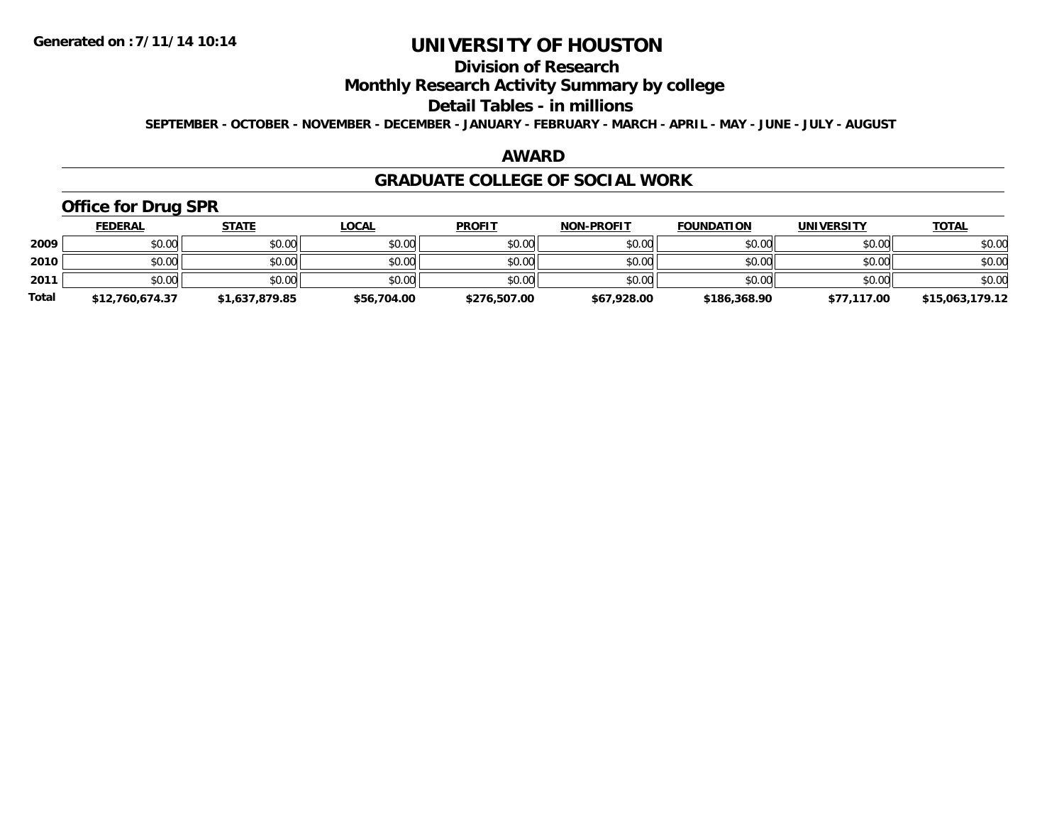# UNIVERSITY OF HOUSTON

## Division of Research

## Monthly Research Activity Summary by college

## Detail Tables - in millions

**SEPTEMBER - OCTOBER - NOVEMBER - DECEMBER - JANUARY - FEBRUARY - MARCH - APRIL - MAY - JUNE - JULY - AUGUST**

Generated on :7/11/14 10:14

### AWARD

### GRADUATE COLLEGE OF SOCIAL WORK

#### Office for Drug SPR

| | FEDERAL | STATE | LOCAL | PROFIT | NON-PROFIT | FOUNDATION | UNIVERSITY | TOTAL |
|---|---|---|---|---|---|---|---|---|
| 2009 | $0.00 | $0.00 | $0.00 | $0.00 | $0.00 | $0.00 | $0.00 | $0.00 |
| 2010 | $0.00 | $0.00 | $0.00 | $0.00 | $0.00 | $0.00 | $0.00 | $0.00 |
| 2011 | $0.00 | $0.00 | $0.00 | $0.00 | $0.00 | $0.00 | $0.00 | $0.00 |
| **Total** | **$12,760,674.37** | **$1,637,879.85** | **$56,704.00** | **$276,507.00** | **$67,928.00** | **$186,368.90** | **$77,117.00** | **$15,063,179.12** |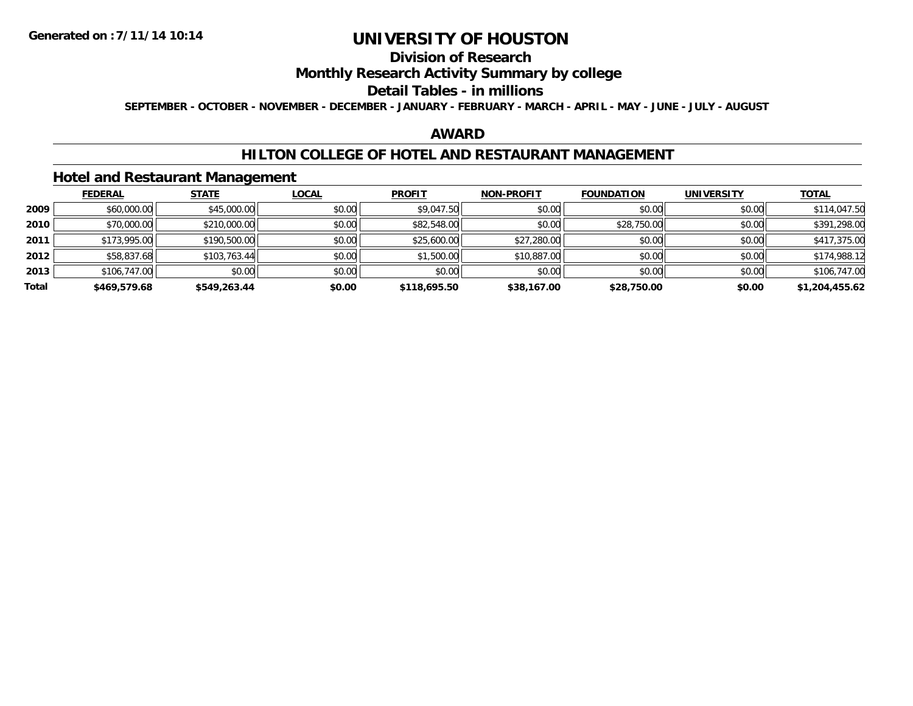Generated on :7/11/14 10:14

# UNIVERSITY OF HOUSTON

## Division of Research

## Monthly Research Activity Summary by college

## Detail Tables - in millions

SEPTEMBER - OCTOBER - NOVEMBER - DECEMBER - JANUARY - FEBRUARY - MARCH - APRIL - MAY - JUNE - JULY - AUGUST

## AWARD

## HILTON COLLEGE OF HOTEL AND RESTAURANT MANAGEMENT

### Hotel and Restaurant Management

| | FEDERAL | STATE | LOCAL | PROFIT | NON-PROFIT | FOUNDATION | UNIVERSITY | TOTAL |
|---|---|---|---|---|---|---|---|---|
| 2009 | $60,000.00 | $45,000.00 | $0.00 | $9,047.50 | $0.00 | $0.00 | $0.00 | $114,047.50 |
| 2010 | $70,000.00 | $210,000.00 | $0.00 | $82,548.00 | $0.00 | $28,750.00 | $0.00 | $391,298.00 |
| 2011 | $173,995.00 | $190,500.00 | $0.00 | $25,600.00 | $27,280.00 | $0.00 | $0.00 | $417,375.00 |
| 2012 | $58,837.68 | $103,763.44 | $0.00 | $1,500.00 | $10,887.00 | $0.00 | $0.00 | $174,988.12 |
| 2013 | $106,747.00 | $0.00 | $0.00 | $0.00 | $0.00 | $0.00 | $0.00 | $106,747.00 |
| **Total** | **$469,579.68** | **$549,263.44** | **$0.00** | **$118,695.50** | **$38,167.00** | **$28,750.00** | **$0.00** | **$1,204,455.62** |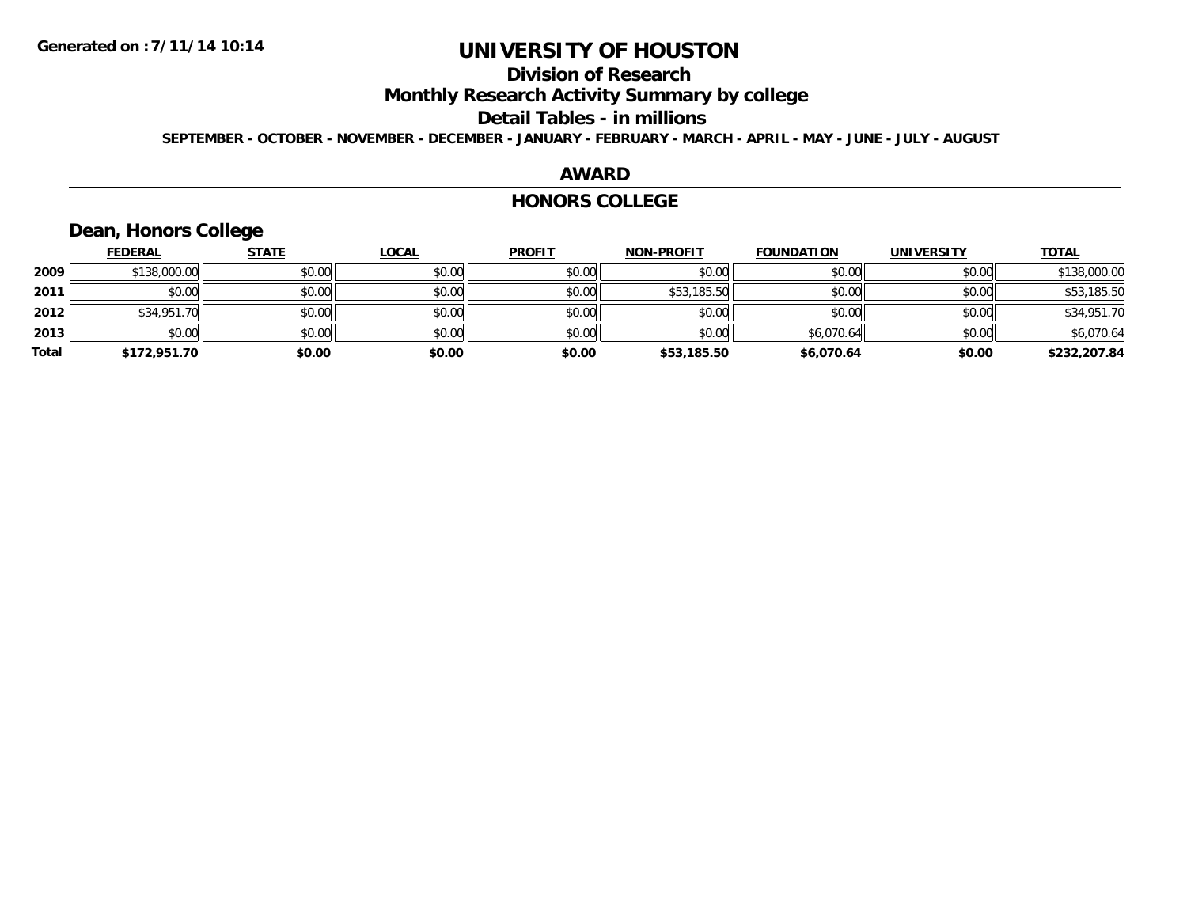# UNIVERSITY OF HOUSTON

## Division of Research

## Monthly Research Activity Summary by college

## Detail Tables - in millions

**SEPTEMBER - OCTOBER - NOVEMBER - DECEMBER - JANUARY - FEBRUARY - MARCH - APRIL - MAY - JUNE - JULY - AUGUST**

## AWARD

## HONORS COLLEGE

### Dean, Honors College

| | FEDERAL | STATE | LOCAL | PROFIT | NON-PROFIT | FOUNDATION | UNIVERSITY | TOTAL |
|---|---|---|---|---|---|---|---|---|
| 2009 | $138,000.00 | $0.00 | $0.00 | $0.00 | $0.00 | $0.00 | $0.00 | $138,000.00 |
| 2011 | $0.00 | $0.00 | $0.00 | $0.00 | $53,185.50 | $0.00 | $0.00 | $53,185.50 |
| 2012 | $34,951.70 | $0.00 | $0.00 | $0.00 | $0.00 | $0.00 | $0.00 | $34,951.70 |
| 2013 | $0.00 | $0.00 | $0.00 | $0.00 | $0.00 | $6,070.64 | $0.00 | $6,070.64 |
| **Total** | **$172,951.70** | **$0.00** | **$0.00** | **$0.00** | **$53,185.50** | **$6,070.64** | **$0.00** | **$232,207.84** |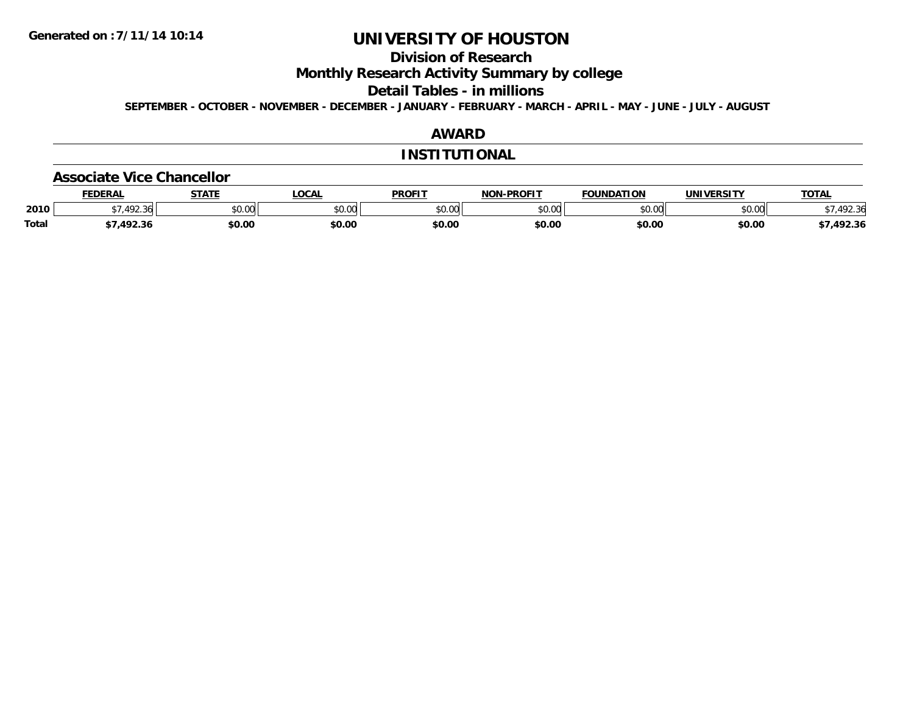# UNIVERSITY OF HOUSTON

## Division of Research

## Monthly Research Activity Summary by college

## Detail Tables - in millions

**SEPTEMBER - OCTOBER - NOVEMBER - DECEMBER - JANUARY - FEBRUARY - MARCH - APRIL - MAY - JUNE - JULY - AUGUST**

## AWARD

## INSTITUTIONAL

### Associate Vice Chancellor

| | FEDERAL | STATE | LOCAL | PROFIT | NON-PROFIT | FOUNDATION | UNIVERSITY | TOTAL |
|---|---|---|---|---|---|---|---|---|
| 2010 | $7,492.36 | $0.00 | $0.00 | $0.00 | $0.00 | $0.00 | $0.00 | $7,492.36 |
| **Total** | **$7,492.36** | **$0.00** | **$0.00** | **$0.00** | **$0.00** | **$0.00** | **$0.00** | **$7,492.36** |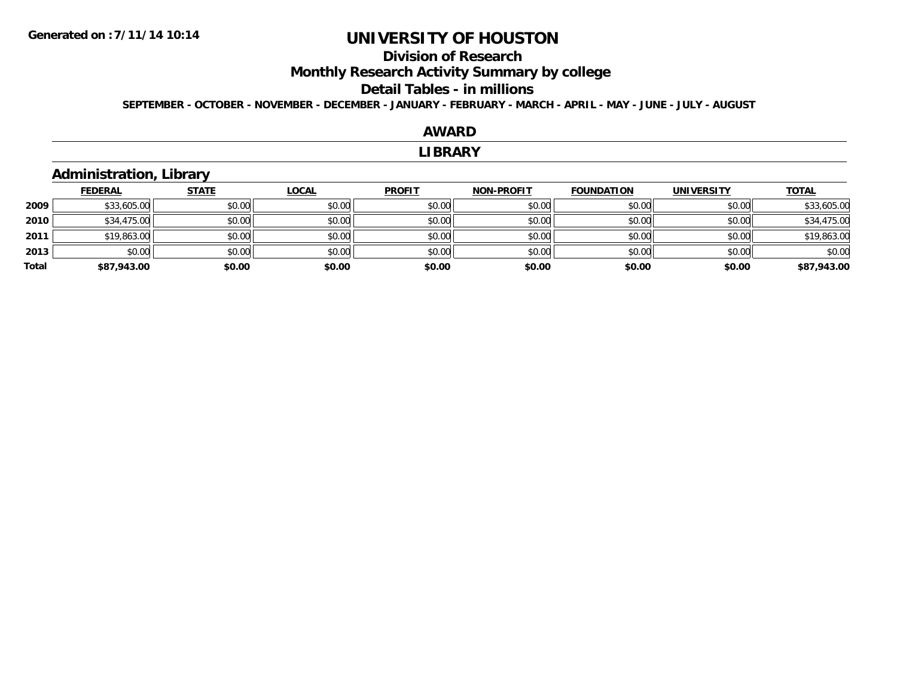# UNIVERSITY OF HOUSTON

## Division of Research

## Monthly Research Activity Summary by college

## Detail Tables - in millions

**SEPTEMBER - OCTOBER - NOVEMBER - DECEMBER - JANUARY - FEBRUARY - MARCH - APRIL - MAY - JUNE - JULY - AUGUST**

## AWARD

## LIBRARY

### Administration, Library

| | FEDERAL | STATE | LOCAL | PROFIT | NON-PROFIT | FOUNDATION | UNIVERSITY | TOTAL |
|---|---|---|---|---|---|---|---|---|
| 2009 | $33,605.00 | $0.00 | $0.00 | $0.00 | $0.00 | $0.00 | $0.00 | $33,605.00 |
| 2010 | $34,475.00 | $0.00 | $0.00 | $0.00 | $0.00 | $0.00 | $0.00 | $34,475.00 |
| 2011 | $19,863.00 | $0.00 | $0.00 | $0.00 | $0.00 | $0.00 | $0.00 | $19,863.00 |
| 2013 | $0.00 | $0.00 | $0.00 | $0.00 | $0.00 | $0.00 | $0.00 | $0.00 |
| **Total** | **$87,943.00** | **$0.00** | **$0.00** | **$0.00** | **$0.00** | **$0.00** | **$0.00** | **$87,943.00** |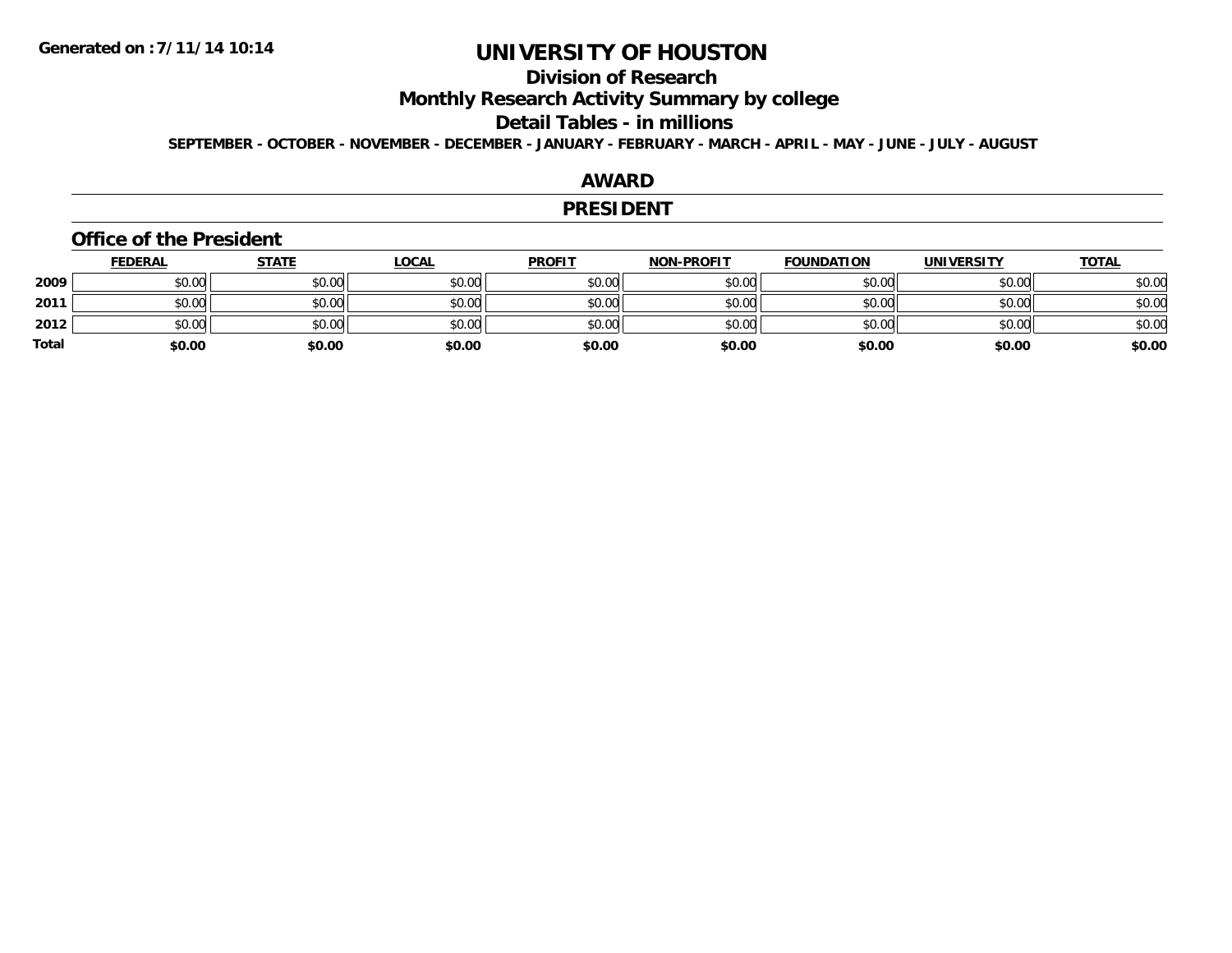# UNIVERSITY OF HOUSTON

## Division of Research

## Monthly Research Activity Summary by college

## Detail Tables - in millions

**SEPTEMBER - OCTOBER - NOVEMBER - DECEMBER - JANUARY - FEBRUARY - MARCH - APRIL - MAY - JUNE - JULY - AUGUST**

## AWARD

## PRESIDENT

### Office of the President

| | FEDERAL | STATE | LOCAL | PROFIT | NON-PROFIT | FOUNDATION | UNIVERSITY | TOTAL |
|---|---|---|---|---|---|---|---|---|
| 2009 | $0.00 | $0.00 | $0.00 | $0.00 | $0.00 | $0.00 | $0.00 | $0.00 |
| 2011 | $0.00 | $0.00 | $0.00 | $0.00 | $0.00 | $0.00 | $0.00 | $0.00 |
| 2012 | $0.00 | $0.00 | $0.00 | $0.00 | $0.00 | $0.00 | $0.00 | $0.00 |
| **Total** | **$0.00** | **$0.00** | **$0.00** | **$0.00** | **$0.00** | **$0.00** | **$0.00** | **$0.00** |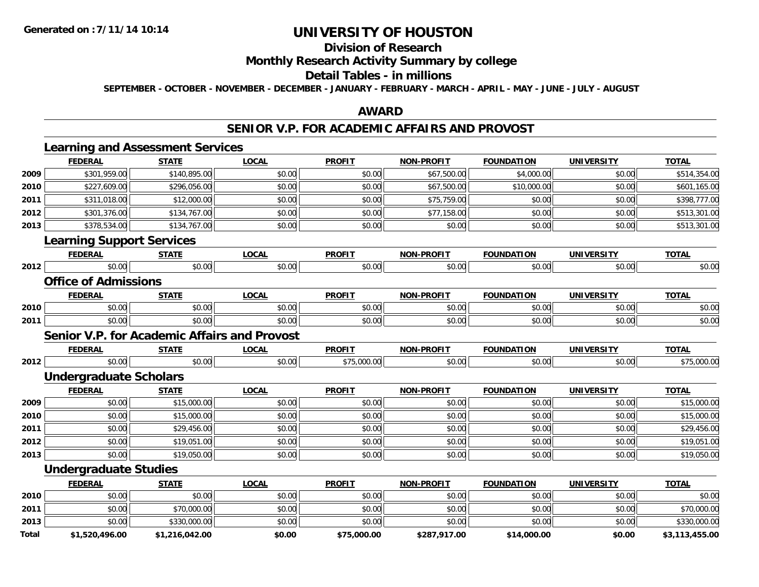# UNIVERSITY OF HOUSTON

## Division of Research

## Monthly Research Activity Summary by college

## Detail Tables - in millions

**SEPTEMBER - OCTOBER - NOVEMBER - DECEMBER - JANUARY - FEBRUARY - MARCH - APRIL - MAY - JUNE - JULY - AUGUST**

## AWARD

## SENIOR V.P. FOR ACADEMIC AFFAIRS AND PROVOST

### Learning and Assessment Services

| | FEDERAL | STATE | LOCAL | PROFIT | NON-PROFIT | FOUNDATION | UNIVERSITY | TOTAL |
|---|---|---|---|---|---|---|---|---|
| 2009 | $301,959.00 | $140,895.00 | $0.00 | $0.00 | $67,500.00 | $4,000.00 | $0.00 | $514,354.00 |
| 2010 | $227,609.00 | $296,056.00 | $0.00 | $0.00 | $67,500.00 | $10,000.00 | $0.00 | $601,165.00 |
| 2011 | $311,018.00 | $12,000.00 | $0.00 | $0.00 | $75,759.00 | $0.00 | $0.00 | $398,777.00 |
| 2012 | $301,376.00 | $134,767.00 | $0.00 | $0.00 | $77,158.00 | $0.00 | $0.00 | $513,301.00 |
| 2013 | $378,534.00 | $134,767.00 | $0.00 | $0.00 | $0.00 | $0.00 | $0.00 | $513,301.00 |

### Learning Support Services

| | FEDERAL | STATE | LOCAL | PROFIT | NON-PROFIT | FOUNDATION | UNIVERSITY | TOTAL |
|---|---|---|---|---|---|---|---|---|
| 2012 | $0.00 | $0.00 | $0.00 | $0.00 | $0.00 | $0.00 | $0.00 | $0.00 |

### Office of Admissions

| | FEDERAL | STATE | LOCAL | PROFIT | NON-PROFIT | FOUNDATION | UNIVERSITY | TOTAL |
|---|---|---|---|---|---|---|---|---|
| 2010 | $0.00 | $0.00 | $0.00 | $0.00 | $0.00 | $0.00 | $0.00 | $0.00 |
| 2011 | $0.00 | $0.00 | $0.00 | $0.00 | $0.00 | $0.00 | $0.00 | $0.00 |

### Senior V.P. for Academic Affairs and Provost

| | FEDERAL | STATE | LOCAL | PROFIT | NON-PROFIT | FOUNDATION | UNIVERSITY | TOTAL |
|---|---|---|---|---|---|---|---|---|
| 2012 | $0.00 | $0.00 | $0.00 | $75,000.00 | $0.00 | $0.00 | $0.00 | $75,000.00 |

### Undergraduate Scholars

| | FEDERAL | STATE | LOCAL | PROFIT | NON-PROFIT | FOUNDATION | UNIVERSITY | TOTAL |
|---|---|---|---|---|---|---|---|---|
| 2009 | $0.00 | $15,000.00 | $0.00 | $0.00 | $0.00 | $0.00 | $0.00 | $15,000.00 |
| 2010 | $0.00 | $15,000.00 | $0.00 | $0.00 | $0.00 | $0.00 | $0.00 | $15,000.00 |
| 2011 | $0.00 | $29,456.00 | $0.00 | $0.00 | $0.00 | $0.00 | $0.00 | $29,456.00 |
| 2012 | $0.00 | $19,051.00 | $0.00 | $0.00 | $0.00 | $0.00 | $0.00 | $19,051.00 |
| 2013 | $0.00 | $19,050.00 | $0.00 | $0.00 | $0.00 | $0.00 | $0.00 | $19,050.00 |

### Undergraduate Studies

| | FEDERAL | STATE | LOCAL | PROFIT | NON-PROFIT | FOUNDATION | UNIVERSITY | TOTAL |
|---|---|---|---|---|---|---|---|---|
| 2010 | $0.00 | $0.00 | $0.00 | $0.00 | $0.00 | $0.00 | $0.00 | $0.00 |
| 2011 | $0.00 | $70,000.00 | $0.00 | $0.00 | $0.00 | $0.00 | $0.00 | $70,000.00 |
| 2013 | $0.00 | $330,000.00 | $0.00 | $0.00 | $0.00 | $0.00 | $0.00 | $330,000.00 |
| **Total** | **$1,520,496.00** | **$1,216,042.00** | **$0.00** | **$75,000.00** | **$287,917.00** | **$14,000.00** | **$0.00** | **$3,113,455.00** |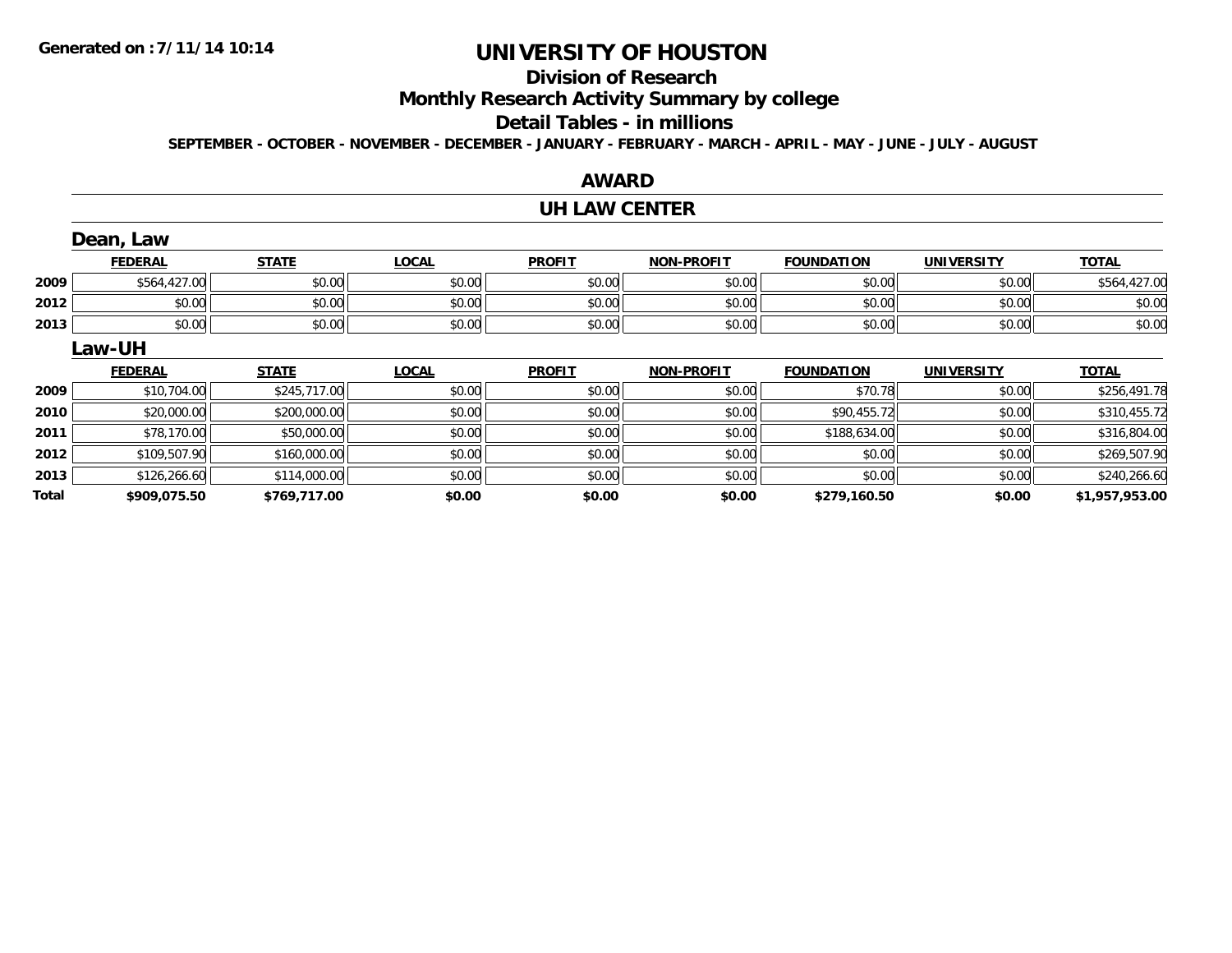# UNIVERSITY OF HOUSTON

## Division of Research

## Monthly Research Activity Summary by college

## Detail Tables - in millions

**SEPTEMBER - OCTOBER - NOVEMBER - DECEMBER - JANUARY - FEBRUARY - MARCH - APRIL - MAY - JUNE - JULY - AUGUST**

## AWARD

## UH LAW CENTER

### Dean, Law

| | FEDERAL | STATE | LOCAL | PROFIT | NON-PROFIT | FOUNDATION | UNIVERSITY | TOTAL |
|---|---|---|---|---|---|---|---|---|
| 2009 | $564,427.00 | $0.00 | $0.00 | $0.00 | $0.00 | $0.00 | $0.00 | $564,427.00 |
| 2012 | $0.00 | $0.00 | $0.00 | $0.00 | $0.00 | $0.00 | $0.00 | $0.00 |
| 2013 | $0.00 | $0.00 | $0.00 | $0.00 | $0.00 | $0.00 | $0.00 | $0.00 |

### Law-UH

| | FEDERAL | STATE | LOCAL | PROFIT | NON-PROFIT | FOUNDATION | UNIVERSITY | TOTAL |
|---|---|---|---|---|---|---|---|---|
| 2009 | $10,704.00 | $245,717.00 | $0.00 | $0.00 | $0.00 | $70.78 | $0.00 | $256,491.78 |
| 2010 | $20,000.00 | $200,000.00 | $0.00 | $0.00 | $0.00 | $90,455.72 | $0.00 | $310,455.72 |
| 2011 | $78,170.00 | $50,000.00 | $0.00 | $0.00 | $0.00 | $188,634.00 | $0.00 | $316,804.00 |
| 2012 | $109,507.90 | $160,000.00 | $0.00 | $0.00 | $0.00 | $0.00 | $0.00 | $269,507.90 |
| 2013 | $126,266.60 | $114,000.00 | $0.00 | $0.00 | $0.00 | $0.00 | $0.00 | $240,266.60 |
| **Total** | **$909,075.50** | **$769,717.00** | **$0.00** | **$0.00** | **$0.00** | **$279,160.50** | **$0.00** | **$1,957,953.00** |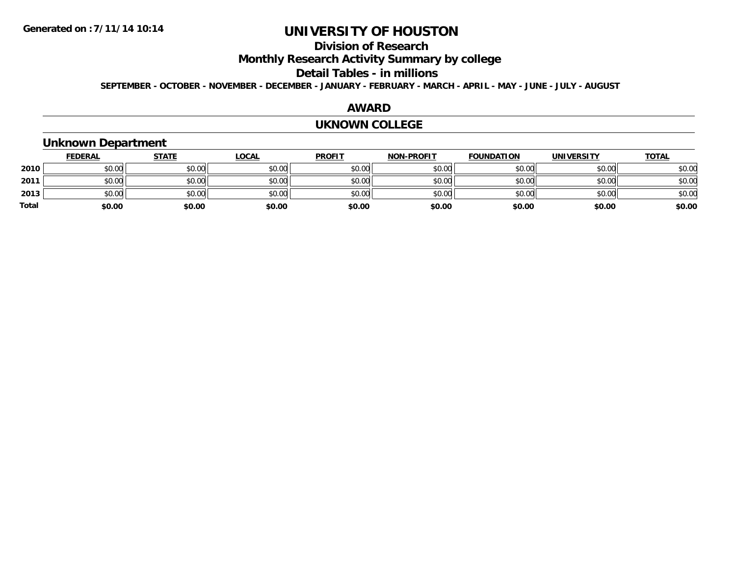**Generated on :7/11/14 10:14**

# UNIVERSITY OF HOUSTON

## Division of Research

## Monthly Research Activity Summary by college

## Detail Tables - in millions

**SEPTEMBER - OCTOBER - NOVEMBER - DECEMBER - JANUARY - FEBRUARY - MARCH - APRIL - MAY - JUNE - JULY - AUGUST**

## AWARD

## UKNOWN COLLEGE

### Unknown Department

| | FEDERAL | STATE | LOCAL | PROFIT | NON-PROFIT | FOUNDATION | UNIVERSITY | TOTAL |
|---|---|---|---|---|---|---|---|---|
| **2010** | $0.00 | $0.00 | $0.00 | $0.00 | $0.00 | $0.00 | $0.00 | $0.00 |
| **2011** | $0.00 | $0.00 | $0.00 | $0.00 | $0.00 | $0.00 | $0.00 | $0.00 |
| **2013** | $0.00 | $0.00 | $0.00 | $0.00 | $0.00 | $0.00 | $0.00 | $0.00 |
| **Total** | **$0.00** | **$0.00** | **$0.00** | **$0.00** | **$0.00** | **$0.00** | **$0.00** | **$0.00** |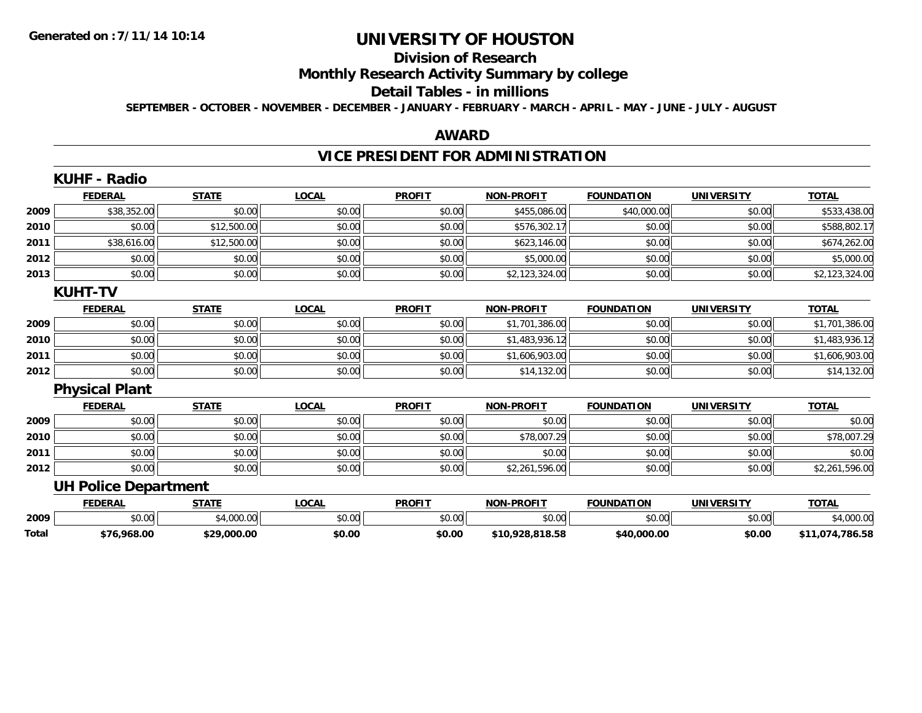# UNIVERSITY OF HOUSTON

## Division of Research

## Monthly Research Activity Summary by college

## Detail Tables - in millions

**SEPTEMBER - OCTOBER - NOVEMBER - DECEMBER - JANUARY - FEBRUARY - MARCH - APRIL - MAY - JUNE - JULY - AUGUST**

## AWARD

## VICE PRESIDENT FOR ADMINISTRATION

### KUHF - Radio

| | FEDERAL | STATE | LOCAL | PROFIT | NON-PROFIT | FOUNDATION | UNIVERSITY | TOTAL |
|---|---|---|---|---|---|---|---|---|
| 2009 | $38,352.00 | $0.00 | $0.00 | $0.00 | $455,086.00 | $40,000.00 | $0.00 | $533,438.00 |
| 2010 | $0.00 | $12,500.00 | $0.00 | $0.00 | $576,302.17 | $0.00 | $0.00 | $588,802.17 |
| 2011 | $38,616.00 | $12,500.00 | $0.00 | $0.00 | $623,146.00 | $0.00 | $0.00 | $674,262.00 |
| 2012 | $0.00 | $0.00 | $0.00 | $0.00 | $5,000.00 | $0.00 | $0.00 | $5,000.00 |
| 2013 | $0.00 | $0.00 | $0.00 | $0.00 | $2,123,324.00 | $0.00 | $0.00 | $2,123,324.00 |

### KUHT-TV

| | FEDERAL | STATE | LOCAL | PROFIT | NON-PROFIT | FOUNDATION | UNIVERSITY | TOTAL |
|---|---|---|---|---|---|---|---|---|
| 2009 | $0.00 | $0.00 | $0.00 | $0.00 | $1,701,386.00 | $0.00 | $0.00 | $1,701,386.00 |
| 2010 | $0.00 | $0.00 | $0.00 | $0.00 | $1,483,936.12 | $0.00 | $0.00 | $1,483,936.12 |
| 2011 | $0.00 | $0.00 | $0.00 | $0.00 | $1,606,903.00 | $0.00 | $0.00 | $1,606,903.00 |
| 2012 | $0.00 | $0.00 | $0.00 | $0.00 | $14,132.00 | $0.00 | $0.00 | $14,132.00 |

### Physical Plant

| | FEDERAL | STATE | LOCAL | PROFIT | NON-PROFIT | FOUNDATION | UNIVERSITY | TOTAL |
|---|---|---|---|---|---|---|---|---|
| 2009 | $0.00 | $0.00 | $0.00 | $0.00 | $0.00 | $0.00 | $0.00 | $0.00 |
| 2010 | $0.00 | $0.00 | $0.00 | $0.00 | $78,007.29 | $0.00 | $0.00 | $78,007.29 |
| 2011 | $0.00 | $0.00 | $0.00 | $0.00 | $0.00 | $0.00 | $0.00 | $0.00 |
| 2012 | $0.00 | $0.00 | $0.00 | $0.00 | $2,261,596.00 | $0.00 | $0.00 | $2,261,596.00 |

### UH Police Department

| | FEDERAL | STATE | LOCAL | PROFIT | NON-PROFIT | FOUNDATION | UNIVERSITY | TOTAL |
|---|---|---|---|---|---|---|---|---|
| 2009 | $0.00 | $4,000.00 | $0.00 | $0.00 | $0.00 | $0.00 | $0.00 | $4,000.00 |
| **Total** | **$76,968.00** | **$29,000.00** | **$0.00** | **$0.00** | **$10,928,818.58** | **$40,000.00** | **$0.00** | **$11,074,786.58** |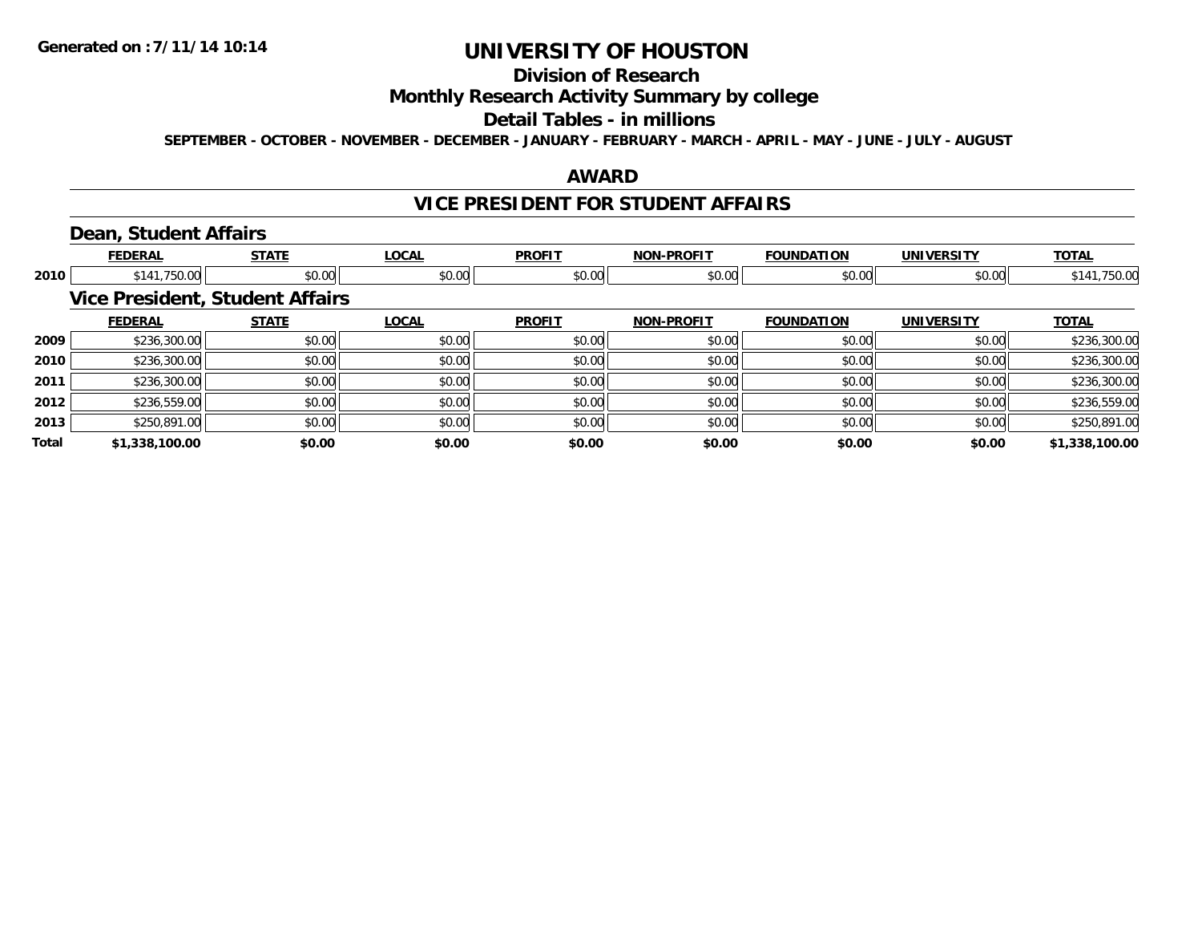# UNIVERSITY OF HOUSTON

## Division of Research

## Monthly Research Activity Summary by college

## Detail Tables - in millions

**SEPTEMBER - OCTOBER - NOVEMBER - DECEMBER - JANUARY - FEBRUARY - MARCH - APRIL - MAY - JUNE - JULY - AUGUST**

## AWARD

## VICE PRESIDENT FOR STUDENT AFFAIRS

### Dean, Student Affairs

| | FEDERAL | STATE | LOCAL | PROFIT | NON-PROFIT | FOUNDATION | UNIVERSITY | TOTAL |
|---|---|---|---|---|---|---|---|---|
| 2010 | $141,750.00 | $0.00 | $0.00 | $0.00 | $0.00 | $0.00 | $0.00 | $141,750.00 |

### Vice President, Student Affairs

| | FEDERAL | STATE | LOCAL | PROFIT | NON-PROFIT | FOUNDATION | UNIVERSITY | TOTAL |
|---|---|---|---|---|---|---|---|---|
| 2009 | $236,300.00 | $0.00 | $0.00 | $0.00 | $0.00 | $0.00 | $0.00 | $236,300.00 |
| 2010 | $236,300.00 | $0.00 | $0.00 | $0.00 | $0.00 | $0.00 | $0.00 | $236,300.00 |
| 2011 | $236,300.00 | $0.00 | $0.00 | $0.00 | $0.00 | $0.00 | $0.00 | $236,300.00 |
| 2012 | $236,559.00 | $0.00 | $0.00 | $0.00 | $0.00 | $0.00 | $0.00 | $236,559.00 |
| 2013 | $250,891.00 | $0.00 | $0.00 | $0.00 | $0.00 | $0.00 | $0.00 | $250,891.00 |
| **Total** | **$1,338,100.00** | **$0.00** | **$0.00** | **$0.00** | **$0.00** | **$0.00** | **$0.00** | **$1,338,100.00** |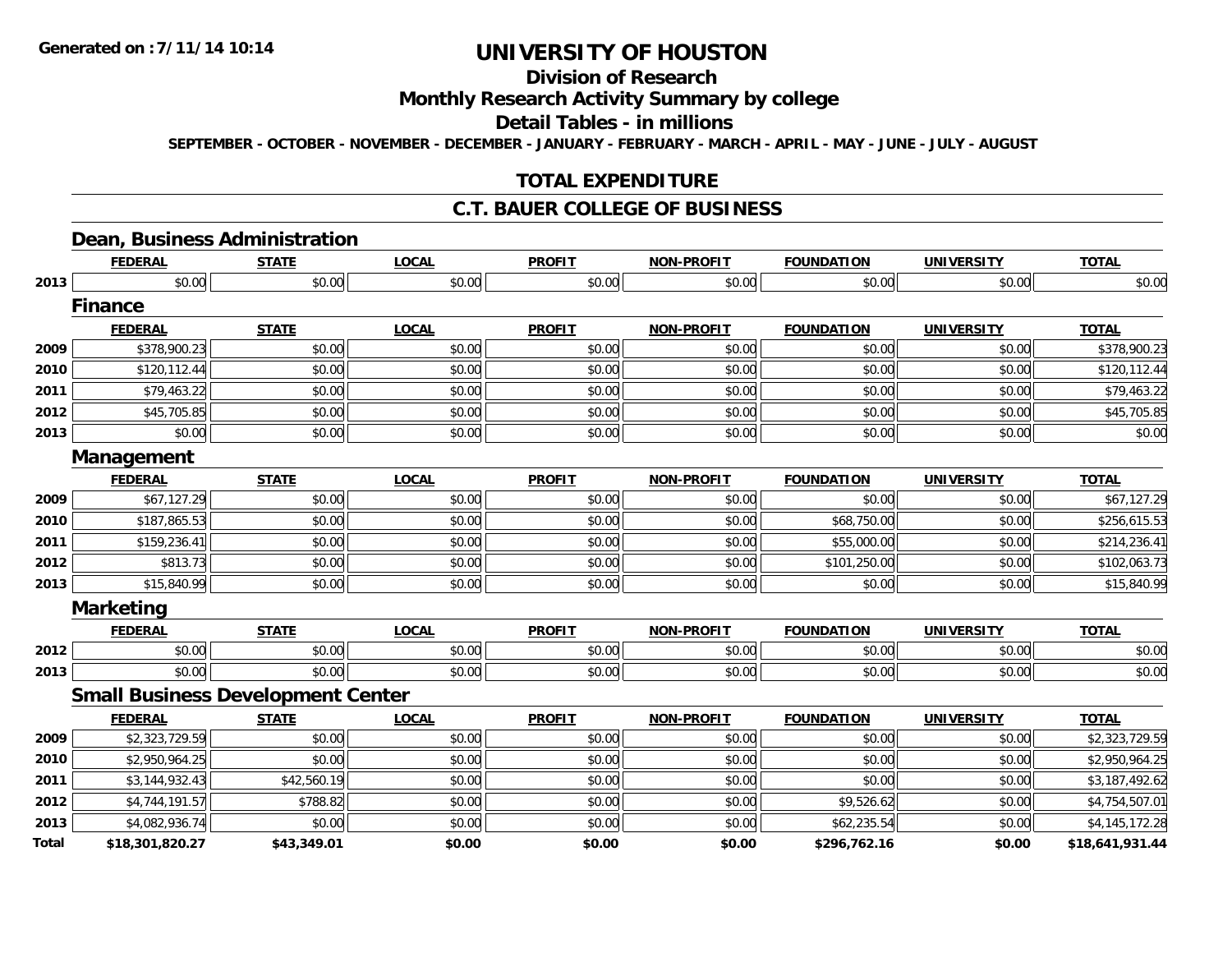# UNIVERSITY OF HOUSTON

## Division of Research

## Monthly Research Activity Summary by college

## Detail Tables - in millions

SEPTEMBER - OCTOBER - NOVEMBER - DECEMBER - JANUARY - FEBRUARY - MARCH - APRIL - MAY - JUNE - JULY - AUGUST

## TOTAL EXPENDITURE

## C.T. BAUER COLLEGE OF BUSINESS

### Dean, Business Administration

| | FEDERAL | STATE | LOCAL | PROFIT | NON-PROFIT | FOUNDATION | UNIVERSITY | TOTAL |
|---|---|---|---|---|---|---|---|---|
| 2013 | $0.00 | $0.00 | $0.00 | $0.00 | $0.00 | $0.00 | $0.00 | $0.00 |

### Finance

| | FEDERAL | STATE | LOCAL | PROFIT | NON-PROFIT | FOUNDATION | UNIVERSITY | TOTAL |
|---|---|---|---|---|---|---|---|---|
| 2009 | $378,900.23 | $0.00 | $0.00 | $0.00 | $0.00 | $0.00 | $0.00 | $378,900.23 |
| 2010 | $120,112.44 | $0.00 | $0.00 | $0.00 | $0.00 | $0.00 | $0.00 | $120,112.44 |
| 2011 | $79,463.22 | $0.00 | $0.00 | $0.00 | $0.00 | $0.00 | $0.00 | $79,463.22 |
| 2012 | $45,705.85 | $0.00 | $0.00 | $0.00 | $0.00 | $0.00 | $0.00 | $45,705.85 |
| 2013 | $0.00 | $0.00 | $0.00 | $0.00 | $0.00 | $0.00 | $0.00 | $0.00 |

### Management

| | FEDERAL | STATE | LOCAL | PROFIT | NON-PROFIT | FOUNDATION | UNIVERSITY | TOTAL |
|---|---|---|---|---|---|---|---|---|
| 2009 | $67,127.29 | $0.00 | $0.00 | $0.00 | $0.00 | $0.00 | $0.00 | $67,127.29 |
| 2010 | $187,865.53 | $0.00 | $0.00 | $0.00 | $0.00 | $68,750.00 | $0.00 | $256,615.53 |
| 2011 | $159,236.41 | $0.00 | $0.00 | $0.00 | $0.00 | $55,000.00 | $0.00 | $214,236.41 |
| 2012 | $813.73 | $0.00 | $0.00 | $0.00 | $0.00 | $101,250.00 | $0.00 | $102,063.73 |
| 2013 | $15,840.99 | $0.00 | $0.00 | $0.00 | $0.00 | $0.00 | $0.00 | $15,840.99 |

### Marketing

| | FEDERAL | STATE | LOCAL | PROFIT | NON-PROFIT | FOUNDATION | UNIVERSITY | TOTAL |
|---|---|---|---|---|---|---|---|---|
| 2012 | $0.00 | $0.00 | $0.00 | $0.00 | $0.00 | $0.00 | $0.00 | $0.00 |
| 2013 | $0.00 | $0.00 | $0.00 | $0.00 | $0.00 | $0.00 | $0.00 | $0.00 |

### Small Business Development Center

| | FEDERAL | STATE | LOCAL | PROFIT | NON-PROFIT | FOUNDATION | UNIVERSITY | TOTAL |
|---|---|---|---|---|---|---|---|---|
| 2009 | $2,323,729.59 | $0.00 | $0.00 | $0.00 | $0.00 | $0.00 | $0.00 | $2,323,729.59 |
| 2010 | $2,950,964.25 | $0.00 | $0.00 | $0.00 | $0.00 | $0.00 | $0.00 | $2,950,964.25 |
| 2011 | $3,144,932.43 | $42,560.19 | $0.00 | $0.00 | $0.00 | $0.00 | $0.00 | $3,187,492.62 |
| 2012 | $4,744,191.57 | $788.82 | $0.00 | $0.00 | $0.00 | $9,526.62 | $0.00 | $4,754,507.01 |
| 2013 | $4,082,936.74 | $0.00 | $0.00 | $0.00 | $0.00 | $62,235.54 | $0.00 | $4,145,172.28 |
| **Total** | **$18,301,820.27** | **$43,349.01** | **$0.00** | **$0.00** | **$0.00** | **$296,762.16** | **$0.00** | **$18,641,931.44** |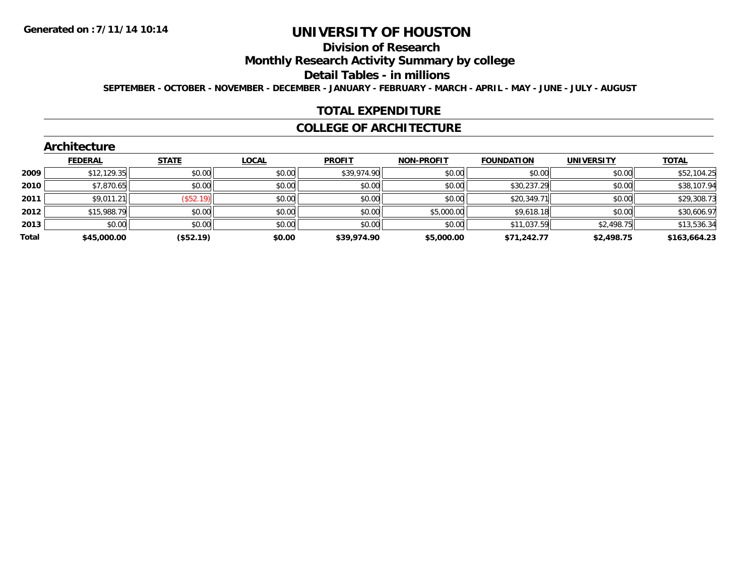Generated on :7/11/14 10:14

# UNIVERSITY OF HOUSTON

## Division of Research

## Monthly Research Activity Summary by college

## Detail Tables - in millions

SEPTEMBER - OCTOBER - NOVEMBER - DECEMBER - JANUARY - FEBRUARY - MARCH - APRIL - MAY - JUNE - JULY - AUGUST

## TOTAL EXPENDITURE

## COLLEGE OF ARCHITECTURE

### Architecture

| | FEDERAL | STATE | LOCAL | PROFIT | NON-PROFIT | FOUNDATION | UNIVERSITY | TOTAL |
|---|---|---|---|---|---|---|---|---|
| 2009 | $12,129.35 | $0.00 | $0.00 | $39,974.90 | $0.00 | $0.00 | $0.00 | $52,104.25 |
| 2010 | $7,870.65 | $0.00 | $0.00 | $0.00 | $0.00 | $30,237.29 | $0.00 | $38,107.94 |
| 2011 | $9,011.21 | ($52.19) | $0.00 | $0.00 | $0.00 | $20,349.71 | $0.00 | $29,308.73 |
| 2012 | $15,988.79 | $0.00 | $0.00 | $0.00 | $5,000.00 | $9,618.18 | $0.00 | $30,606.97 |
| 2013 | $0.00 | $0.00 | $0.00 | $0.00 | $0.00 | $11,037.59 | $2,498.75 | $13,536.34 |
| **Total** | **$45,000.00** | **($52.19)** | **$0.00** | **$39,974.90** | **$5,000.00** | **$71,242.77** | **$2,498.75** | **$163,664.23** |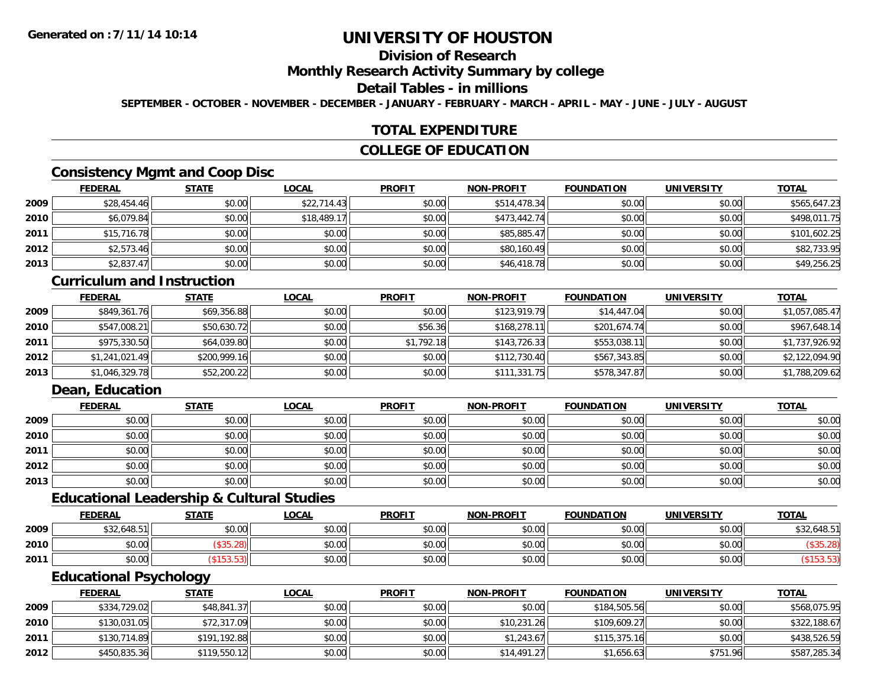# UNIVERSITY OF HOUSTON

## Division of Research

## Monthly Research Activity Summary by college

## Detail Tables - in millions

**SEPTEMBER - OCTOBER - NOVEMBER - DECEMBER - JANUARY - FEBRUARY - MARCH - APRIL - MAY - JUNE - JULY - AUGUST**

## TOTAL EXPENDITURE

## COLLEGE OF EDUCATION

### Consistency Mgmt and Coop Disc

| | FEDERAL | STATE | LOCAL | PROFIT | NON-PROFIT | FOUNDATION | UNIVERSITY | TOTAL |
|---|---|---|---|---|---|---|---|---|
| 2009 | $28,454.46 | $0.00 | $22,714.43 | $0.00 | $514,478.34 | $0.00 | $0.00 | $565,647.23 |
| 2010 | $6,079.84 | $0.00 | $18,489.17 | $0.00 | $473,442.74 | $0.00 | $0.00 | $498,011.75 |
| 2011 | $15,716.78 | $0.00 | $0.00 | $0.00 | $85,885.47 | $0.00 | $0.00 | $101,602.25 |
| 2012 | $2,573.46 | $0.00 | $0.00 | $0.00 | $80,160.49 | $0.00 | $0.00 | $82,733.95 |
| 2013 | $2,837.47 | $0.00 | $0.00 | $0.00 | $46,418.78 | $0.00 | $0.00 | $49,256.25 |

### Curriculum and Instruction

| | FEDERAL | STATE | LOCAL | PROFIT | NON-PROFIT | FOUNDATION | UNIVERSITY | TOTAL |
|---|---|---|---|---|---|---|---|---|
| 2009 | $849,361.76 | $69,356.88 | $0.00 | $0.00 | $123,919.79 | $14,447.04 | $0.00 | $1,057,085.47 |
| 2010 | $547,008.21 | $50,630.72 | $0.00 | $56.36 | $168,278.11 | $201,674.74 | $0.00 | $967,648.14 |
| 2011 | $975,330.50 | $64,039.80 | $0.00 | $1,792.18 | $143,726.33 | $553,038.11 | $0.00 | $1,737,926.92 |
| 2012 | $1,241,021.49 | $200,999.16 | $0.00 | $0.00 | $112,730.40 | $567,343.85 | $0.00 | $2,122,094.90 |
| 2013 | $1,046,329.78 | $52,200.22 | $0.00 | $0.00 | $111,331.75 | $578,347.87 | $0.00 | $1,788,209.62 |

### Dean, Education

| | FEDERAL | STATE | LOCAL | PROFIT | NON-PROFIT | FOUNDATION | UNIVERSITY | TOTAL |
|---|---|---|---|---|---|---|---|---|
| 2009 | $0.00 | $0.00 | $0.00 | $0.00 | $0.00 | $0.00 | $0.00 | $0.00 |
| 2010 | $0.00 | $0.00 | $0.00 | $0.00 | $0.00 | $0.00 | $0.00 | $0.00 |
| 2011 | $0.00 | $0.00 | $0.00 | $0.00 | $0.00 | $0.00 | $0.00 | $0.00 |
| 2012 | $0.00 | $0.00 | $0.00 | $0.00 | $0.00 | $0.00 | $0.00 | $0.00 |
| 2013 | $0.00 | $0.00 | $0.00 | $0.00 | $0.00 | $0.00 | $0.00 | $0.00 |

### Educational Leadership & Cultural Studies

| | FEDERAL | STATE | LOCAL | PROFIT | NON-PROFIT | FOUNDATION | UNIVERSITY | TOTAL |
|---|---|---|---|---|---|---|---|---|
| 2009 | $32,648.51 | $0.00 | $0.00 | $0.00 | $0.00 | $0.00 | $0.00 | $32,648.51 |
| 2010 | $0.00 | ($35.28) | $0.00 | $0.00 | $0.00 | $0.00 | $0.00 | ($35.28) |
| 2011 | $0.00 | ($153.53) | $0.00 | $0.00 | $0.00 | $0.00 | $0.00 | ($153.53) |

### Educational Psychology

| | FEDERAL | STATE | LOCAL | PROFIT | NON-PROFIT | FOUNDATION | UNIVERSITY | TOTAL |
|---|---|---|---|---|---|---|---|---|
| 2009 | $334,729.02 | $48,841.37 | $0.00 | $0.00 | $0.00 | $184,505.56 | $0.00 | $568,075.95 |
| 2010 | $130,031.05 | $72,317.09 | $0.00 | $0.00 | $10,231.26 | $109,609.27 | $0.00 | $322,188.67 |
| 2011 | $130,714.89 | $191,192.88 | $0.00 | $0.00 | $1,243.67 | $115,375.16 | $0.00 | $438,526.59 |
| 2012 | $450,835.36 | $119,550.12 | $0.00 | $0.00 | $14,491.27 | $1,656.63 | $751.96 | $587,285.34 |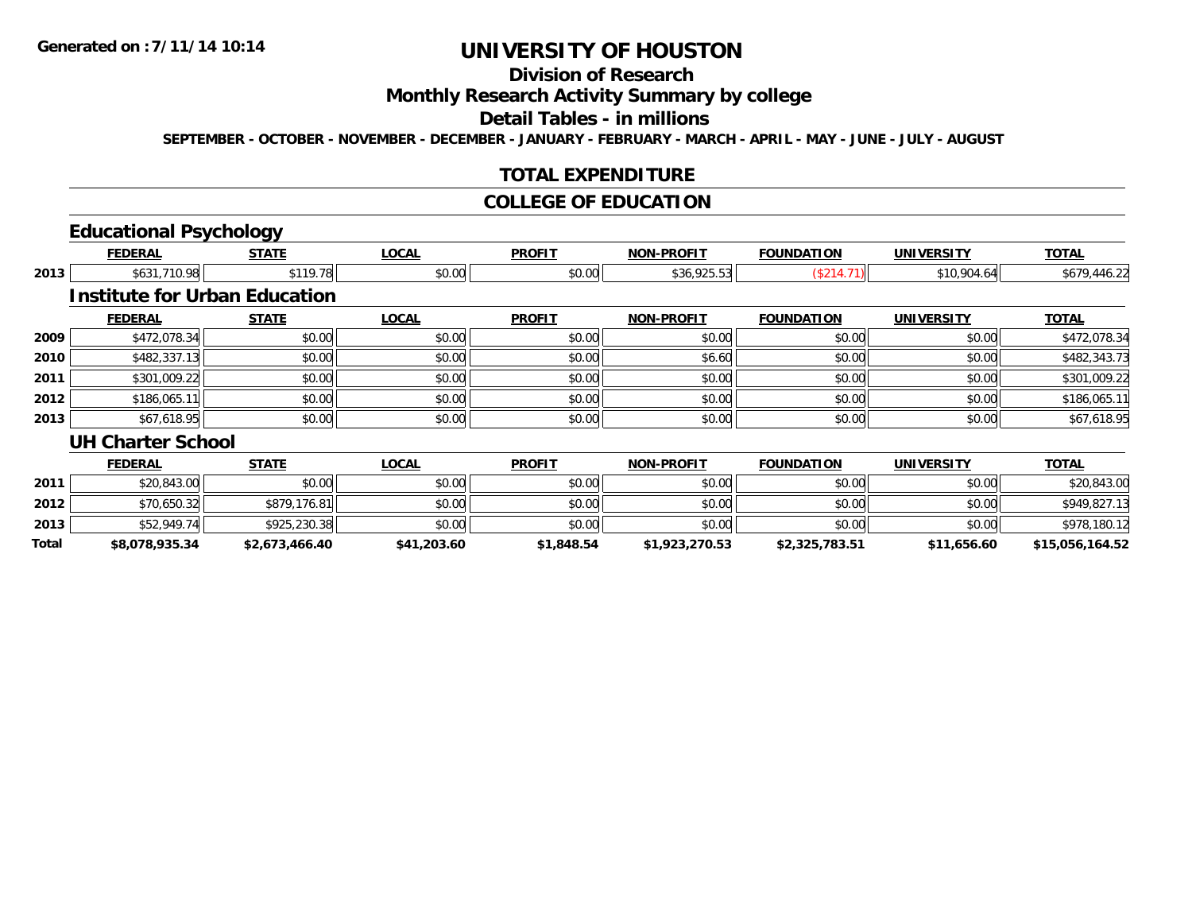# UNIVERSITY OF HOUSTON

## Division of Research

## Monthly Research Activity Summary by college

## Detail Tables - in millions

SEPTEMBER - OCTOBER - NOVEMBER - DECEMBER - JANUARY - FEBRUARY - MARCH - APRIL - MAY - JUNE - JULY - AUGUST

## TOTAL EXPENDITURE

## COLLEGE OF EDUCATION

### Educational Psychology

| | FEDERAL | STATE | LOCAL | PROFIT | NON-PROFIT | FOUNDATION | UNIVERSITY | TOTAL |
|---|---|---|---|---|---|---|---|---|
| 2013 | $631,710.98 | $119.78 | $0.00 | $0.00 | $36,925.53 | ($214.71) | $10,904.64 | $679,446.22 |

### Institute for Urban Education

| | FEDERAL | STATE | LOCAL | PROFIT | NON-PROFIT | FOUNDATION | UNIVERSITY | TOTAL |
|---|---|---|---|---|---|---|---|---|
| 2009 | $472,078.34 | $0.00 | $0.00 | $0.00 | $0.00 | $0.00 | $0.00 | $472,078.34 |
| 2010 | $482,337.13 | $0.00 | $0.00 | $0.00 | $6.60 | $0.00 | $0.00 | $482,343.73 |
| 2011 | $301,009.22 | $0.00 | $0.00 | $0.00 | $0.00 | $0.00 | $0.00 | $301,009.22 |
| 2012 | $186,065.11 | $0.00 | $0.00 | $0.00 | $0.00 | $0.00 | $0.00 | $186,065.11 |
| 2013 | $67,618.95 | $0.00 | $0.00 | $0.00 | $0.00 | $0.00 | $0.00 | $67,618.95 |

### UH Charter School

| | FEDERAL | STATE | LOCAL | PROFIT | NON-PROFIT | FOUNDATION | UNIVERSITY | TOTAL |
|---|---|---|---|---|---|---|---|---|
| 2011 | $20,843.00 | $0.00 | $0.00 | $0.00 | $0.00 | $0.00 | $0.00 | $20,843.00 |
| 2012 | $70,650.32 | $879,176.81 | $0.00 | $0.00 | $0.00 | $0.00 | $0.00 | $949,827.13 |
| 2013 | $52,949.74 | $925,230.38 | $0.00 | $0.00 | $0.00 | $0.00 | $0.00 | $978,180.12 |
| **Total** | **$8,078,935.34** | **$2,673,466.40** | **$41,203.60** | **$1,848.54** | **$1,923,270.53** | **$2,325,783.51** | **$11,656.60** | **$15,056,164.52** |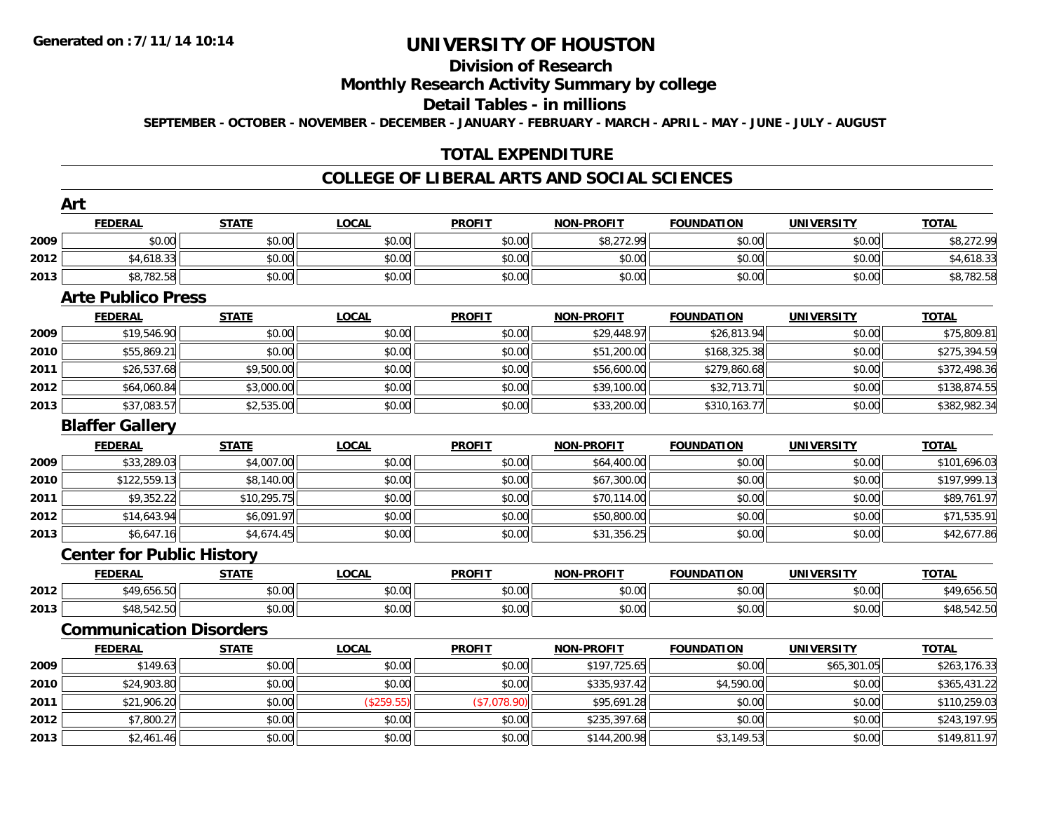# UNIVERSITY OF HOUSTON

## Division of Research

## Monthly Research Activity Summary by college

## Detail Tables - in millions

**SEPTEMBER - OCTOBER - NOVEMBER - DECEMBER - JANUARY - FEBRUARY - MARCH - APRIL - MAY - JUNE - JULY - AUGUST**

Generated on : 7/11/14 10:14

## TOTAL EXPENDITURE

## COLLEGE OF LIBERAL ARTS AND SOCIAL SCIENCES

### Art

| | FEDERAL | STATE | LOCAL | PROFIT | NON-PROFIT | FOUNDATION | UNIVERSITY | TOTAL |
|---|---|---|---|---|---|---|---|---|
| 2009 | $0.00 | $0.00 | $0.00 | $0.00 | $8,272.99 | $0.00 | $0.00 | $8,272.99 |
| 2012 | $4,618.33 | $0.00 | $0.00 | $0.00 | $0.00 | $0.00 | $0.00 | $4,618.33 |
| 2013 | $8,782.58 | $0.00 | $0.00 | $0.00 | $0.00 | $0.00 | $0.00 | $8,782.58 |

### Arte Publico Press

| | FEDERAL | STATE | LOCAL | PROFIT | NON-PROFIT | FOUNDATION | UNIVERSITY | TOTAL |
|---|---|---|---|---|---|---|---|---|
| 2009 | $19,546.90 | $0.00 | $0.00 | $0.00 | $29,448.97 | $26,813.94 | $0.00 | $75,809.81 |
| 2010 | $55,869.21 | $0.00 | $0.00 | $0.00 | $51,200.00 | $168,325.38 | $0.00 | $275,394.59 |
| 2011 | $26,537.68 | $9,500.00 | $0.00 | $0.00 | $56,600.00 | $279,860.68 | $0.00 | $372,498.36 |
| 2012 | $64,060.84 | $3,000.00 | $0.00 | $0.00 | $39,100.00 | $32,713.71 | $0.00 | $138,874.55 |
| 2013 | $37,083.57 | $2,535.00 | $0.00 | $0.00 | $33,200.00 | $310,163.77 | $0.00 | $382,982.34 |

### Blaffer Gallery

| | FEDERAL | STATE | LOCAL | PROFIT | NON-PROFIT | FOUNDATION | UNIVERSITY | TOTAL |
|---|---|---|---|---|---|---|---|---|
| 2009 | $33,289.03 | $4,007.00 | $0.00 | $0.00 | $64,400.00 | $0.00 | $0.00 | $101,696.03 |
| 2010 | $122,559.13 | $8,140.00 | $0.00 | $0.00 | $67,300.00 | $0.00 | $0.00 | $197,999.13 |
| 2011 | $9,352.22 | $10,295.75 | $0.00 | $0.00 | $70,114.00 | $0.00 | $0.00 | $89,761.97 |
| 2012 | $14,643.94 | $6,091.97 | $0.00 | $0.00 | $50,800.00 | $0.00 | $0.00 | $71,535.91 |
| 2013 | $6,647.16 | $4,674.45 | $0.00 | $0.00 | $31,356.25 | $0.00 | $0.00 | $42,677.86 |

### Center for Public History

| | FEDERAL | STATE | LOCAL | PROFIT | NON-PROFIT | FOUNDATION | UNIVERSITY | TOTAL |
|---|---|---|---|---|---|---|---|---|
| 2012 | $49,656.50 | $0.00 | $0.00 | $0.00 | $0.00 | $0.00 | $0.00 | $49,656.50 |
| 2013 | $48,542.50 | $0.00 | $0.00 | $0.00 | $0.00 | $0.00 | $0.00 | $48,542.50 |

### Communication Disorders

| | FEDERAL | STATE | LOCAL | PROFIT | NON-PROFIT | FOUNDATION | UNIVERSITY | TOTAL |
|---|---|---|---|---|---|---|---|---|
| 2009 | $149.63 | $0.00 | $0.00 | $0.00 | $197,725.65 | $0.00 | $65,301.05 | $263,176.33 |
| 2010 | $24,903.80 | $0.00 | $0.00 | $0.00 | $335,937.42 | $4,590.00 | $0.00 | $365,431.22 |
| 2011 | $21,906.20 | $0.00 | ($259.55) | ($7,078.90) | $95,691.28 | $0.00 | $0.00 | $110,259.03 |
| 2012 | $7,800.27 | $0.00 | $0.00 | $0.00 | $235,397.68 | $0.00 | $0.00 | $243,197.95 |
| 2013 | $2,461.46 | $0.00 | $0.00 | $0.00 | $144,200.98 | $3,149.53 | $0.00 | $149,811.97 |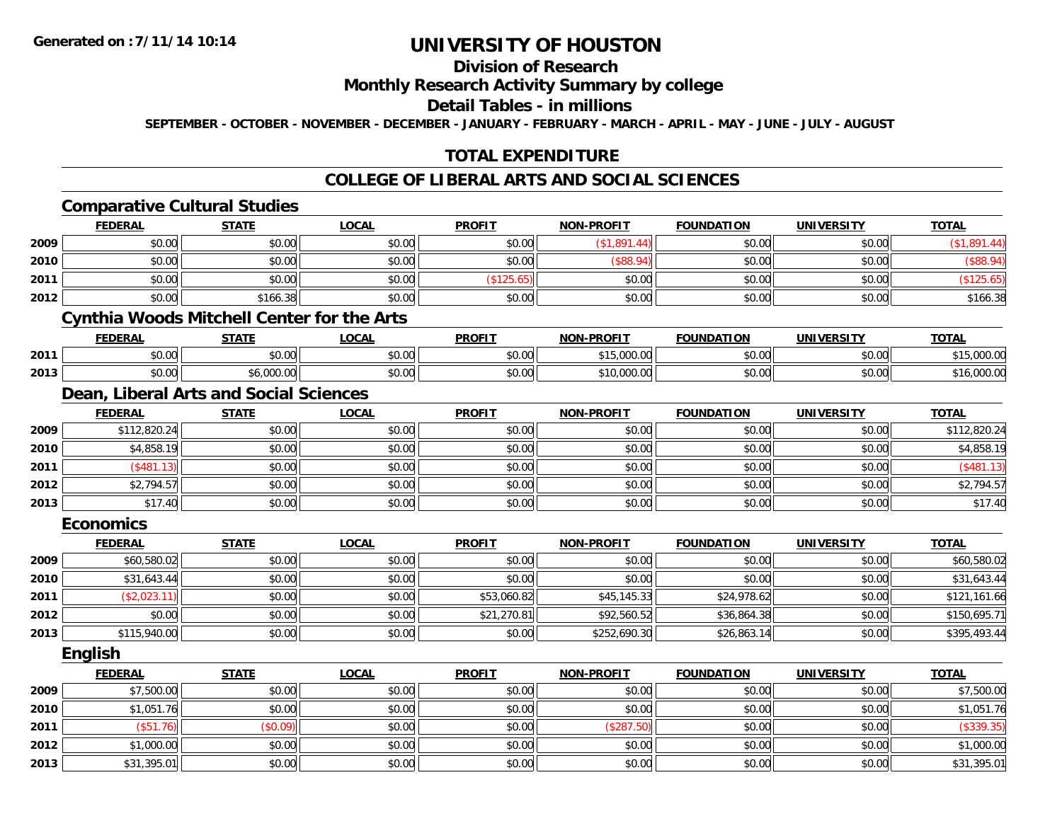# UNIVERSITY OF HOUSTON

## Division of Research

## Monthly Research Activity Summary by college

## Detail Tables - in millions

SEPTEMBER - OCTOBER - NOVEMBER - DECEMBER - JANUARY - FEBRUARY - MARCH - APRIL - MAY - JUNE - JULY - AUGUST

Generated on :7/11/14 10:14

## TOTAL EXPENDITURE

## COLLEGE OF LIBERAL ARTS AND SOCIAL SCIENCES

### Comparative Cultural Studies

| | FEDERAL | STATE | LOCAL | PROFIT | NON-PROFIT | FOUNDATION | UNIVERSITY | TOTAL |
|---|---|---|---|---|---|---|---|---|
| 2009 | $0.00 | $0.00 | $0.00 | $0.00 | ($1,891.44) | $0.00 | $0.00 | ($1,891.44) |
| 2010 | $0.00 | $0.00 | $0.00 | $0.00 | ($88.94) | $0.00 | $0.00 | ($88.94) |
| 2011 | $0.00 | $0.00 | $0.00 | ($125.65) | $0.00 | $0.00 | $0.00 | ($125.65) |
| 2012 | $0.00 | $166.38 | $0.00 | $0.00 | $0.00 | $0.00 | $0.00 | $166.38 |

### Cynthia Woods Mitchell Center for the Arts

| | FEDERAL | STATE | LOCAL | PROFIT | NON-PROFIT | FOUNDATION | UNIVERSITY | TOTAL |
|---|---|---|---|---|---|---|---|---|
| 2011 | $0.00 | $0.00 | $0.00 | $0.00 | $15,000.00 | $0.00 | $0.00 | $15,000.00 |
| 2013 | $0.00 | $6,000.00 | $0.00 | $0.00 | $10,000.00 | $0.00 | $0.00 | $16,000.00 |

### Dean, Liberal Arts and Social Sciences

| | FEDERAL | STATE | LOCAL | PROFIT | NON-PROFIT | FOUNDATION | UNIVERSITY | TOTAL |
|---|---|---|---|---|---|---|---|---|
| 2009 | $112,820.24 | $0.00 | $0.00 | $0.00 | $0.00 | $0.00 | $0.00 | $112,820.24 |
| 2010 | $4,858.19 | $0.00 | $0.00 | $0.00 | $0.00 | $0.00 | $0.00 | $4,858.19 |
| 2011 | ($481.13) | $0.00 | $0.00 | $0.00 | $0.00 | $0.00 | $0.00 | ($481.13) |
| 2012 | $2,794.57 | $0.00 | $0.00 | $0.00 | $0.00 | $0.00 | $0.00 | $2,794.57 |
| 2013 | $17.40 | $0.00 | $0.00 | $0.00 | $0.00 | $0.00 | $0.00 | $17.40 |

### Economics

| | FEDERAL | STATE | LOCAL | PROFIT | NON-PROFIT | FOUNDATION | UNIVERSITY | TOTAL |
|---|---|---|---|---|---|---|---|---|
| 2009 | $60,580.02 | $0.00 | $0.00 | $0.00 | $0.00 | $0.00 | $0.00 | $60,580.02 |
| 2010 | $31,643.44 | $0.00 | $0.00 | $0.00 | $0.00 | $0.00 | $0.00 | $31,643.44 |
| 2011 | ($2,023.11) | $0.00 | $0.00 | $53,060.82 | $45,145.33 | $24,978.62 | $0.00 | $121,161.66 |
| 2012 | $0.00 | $0.00 | $0.00 | $21,270.81 | $92,560.52 | $36,864.38 | $0.00 | $150,695.71 |
| 2013 | $115,940.00 | $0.00 | $0.00 | $0.00 | $252,690.30 | $26,863.14 | $0.00 | $395,493.44 |

### English

| | FEDERAL | STATE | LOCAL | PROFIT | NON-PROFIT | FOUNDATION | UNIVERSITY | TOTAL |
|---|---|---|---|---|---|---|---|---|
| 2009 | $7,500.00 | $0.00 | $0.00 | $0.00 | $0.00 | $0.00 | $0.00 | $7,500.00 |
| 2010 | $1,051.76 | $0.00 | $0.00 | $0.00 | $0.00 | $0.00 | $0.00 | $1,051.76 |
| 2011 | ($51.76) | ($0.09) | $0.00 | $0.00 | ($287.50) | $0.00 | $0.00 | ($339.35) |
| 2012 | $1,000.00 | $0.00 | $0.00 | $0.00 | $0.00 | $0.00 | $0.00 | $1,000.00 |
| 2013 | $31,395.01 | $0.00 | $0.00 | $0.00 | $0.00 | $0.00 | $0.00 | $31,395.01 |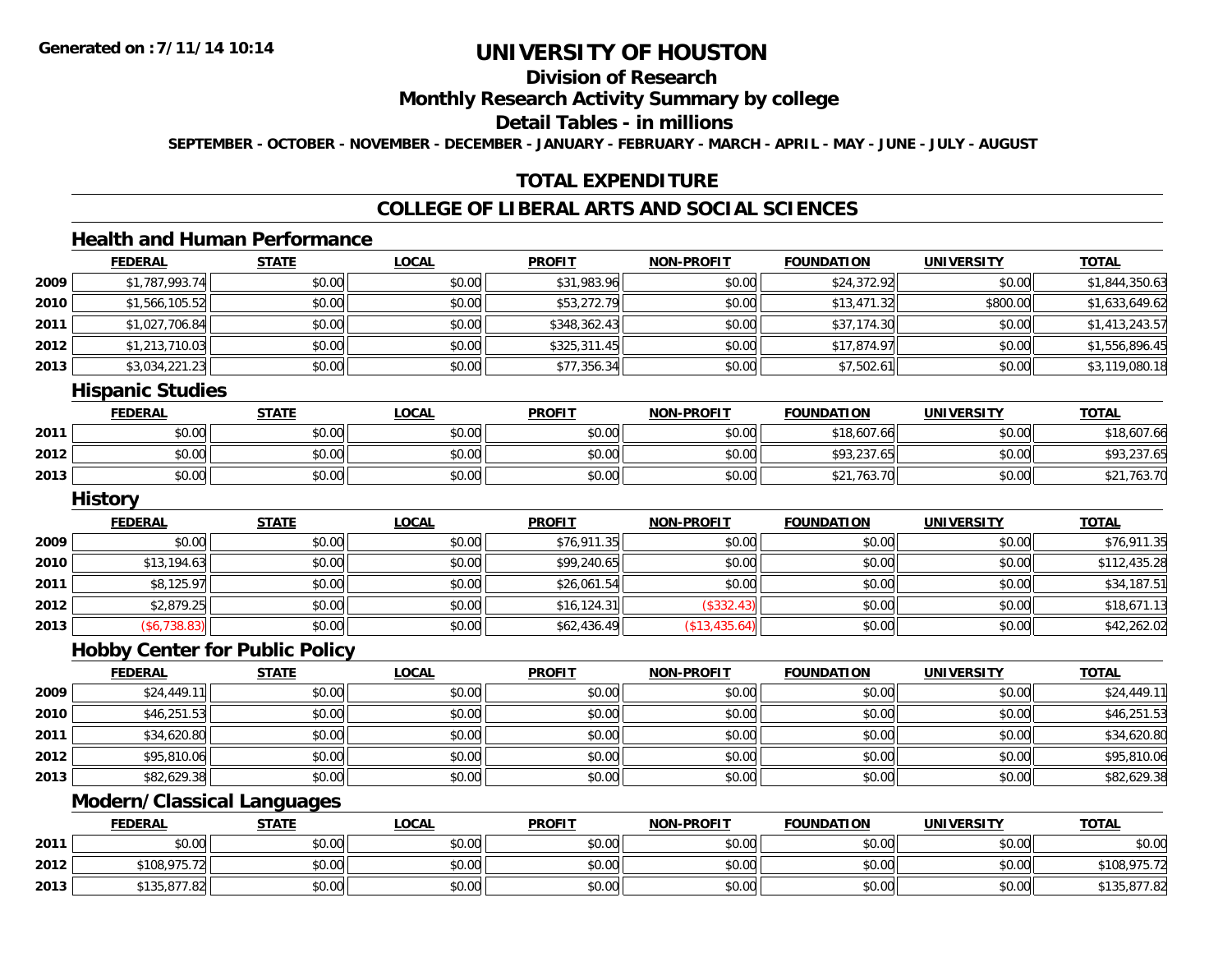# UNIVERSITY OF HOUSTON

## Division of Research

## Monthly Research Activity Summary by college

## Detail Tables - in millions

**SEPTEMBER - OCTOBER - NOVEMBER - DECEMBER - JANUARY - FEBRUARY - MARCH - APRIL - MAY - JUNE - JULY - AUGUST**

**Generated on : 7/11/14 10:14**

## TOTAL EXPENDITURE

## COLLEGE OF LIBERAL ARTS AND SOCIAL SCIENCES

### Health and Human Performance

| | FEDERAL | STATE | LOCAL | PROFIT | NON-PROFIT | FOUNDATION | UNIVERSITY | TOTAL |
|---|---|---|---|---|---|---|---|---|
| 2009 | $1,787,993.74 | $0.00 | $0.00 | $31,983.96 | $0.00 | $24,372.92 | $0.00 | $1,844,350.63 |
| 2010 | $1,566,105.52 | $0.00 | $0.00 | $53,272.79 | $0.00 | $13,471.32 | $800.00 | $1,633,649.62 |
| 2011 | $1,027,706.84 | $0.00 | $0.00 | $348,362.43 | $0.00 | $37,174.30 | $0.00 | $1,413,243.57 |
| 2012 | $1,213,710.03 | $0.00 | $0.00 | $325,311.45 | $0.00 | $17,874.97 | $0.00 | $1,556,896.45 |
| 2013 | $3,034,221.23 | $0.00 | $0.00 | $77,356.34 | $0.00 | $7,502.61 | $0.00 | $3,119,080.18 |

### Hispanic Studies

| | FEDERAL | STATE | LOCAL | PROFIT | NON-PROFIT | FOUNDATION | UNIVERSITY | TOTAL |
|---|---|---|---|---|---|---|---|---|
| 2011 | $0.00 | $0.00 | $0.00 | $0.00 | $0.00 | $18,607.66 | $0.00 | $18,607.66 |
| 2012 | $0.00 | $0.00 | $0.00 | $0.00 | $0.00 | $93,237.65 | $0.00 | $93,237.65 |
| 2013 | $0.00 | $0.00 | $0.00 | $0.00 | $0.00 | $21,763.70 | $0.00 | $21,763.70 |

### History

| | FEDERAL | STATE | LOCAL | PROFIT | NON-PROFIT | FOUNDATION | UNIVERSITY | TOTAL |
|---|---|---|---|---|---|---|---|---|
| 2009 | $0.00 | $0.00 | $0.00 | $76,911.35 | $0.00 | $0.00 | $0.00 | $76,911.35 |
| 2010 | $13,194.63 | $0.00 | $0.00 | $99,240.65 | $0.00 | $0.00 | $0.00 | $112,435.28 |
| 2011 | $8,125.97 | $0.00 | $0.00 | $26,061.54 | $0.00 | $0.00 | $0.00 | $34,187.51 |
| 2012 | $2,879.25 | $0.00 | $0.00 | $16,124.31 | ($332.43) | $0.00 | $0.00 | $18,671.13 |
| 2013 | ($6,738.83) | $0.00 | $0.00 | $62,436.49 | ($13,435.64) | $0.00 | $0.00 | $42,262.02 |

### Hobby Center for Public Policy

| | FEDERAL | STATE | LOCAL | PROFIT | NON-PROFIT | FOUNDATION | UNIVERSITY | TOTAL |
|---|---|---|---|---|---|---|---|---|
| 2009 | $24,449.11 | $0.00 | $0.00 | $0.00 | $0.00 | $0.00 | $0.00 | $24,449.11 |
| 2010 | $46,251.53 | $0.00 | $0.00 | $0.00 | $0.00 | $0.00 | $0.00 | $46,251.53 |
| 2011 | $34,620.80 | $0.00 | $0.00 | $0.00 | $0.00 | $0.00 | $0.00 | $34,620.80 |
| 2012 | $95,810.06 | $0.00 | $0.00 | $0.00 | $0.00 | $0.00 | $0.00 | $95,810.06 |
| 2013 | $82,629.38 | $0.00 | $0.00 | $0.00 | $0.00 | $0.00 | $0.00 | $82,629.38 |

### Modern/Classical Languages

| | FEDERAL | STATE | LOCAL | PROFIT | NON-PROFIT | FOUNDATION | UNIVERSITY | TOTAL |
|---|---|---|---|---|---|---|---|---|
| 2011 | $0.00 | $0.00 | $0.00 | $0.00 | $0.00 | $0.00 | $0.00 | $0.00 |
| 2012 | $108,975.72 | $0.00 | $0.00 | $0.00 | $0.00 | $0.00 | $0.00 | $108,975.72 |
| 2013 | $135,877.82 | $0.00 | $0.00 | $0.00 | $0.00 | $0.00 | $0.00 | $135,877.82 |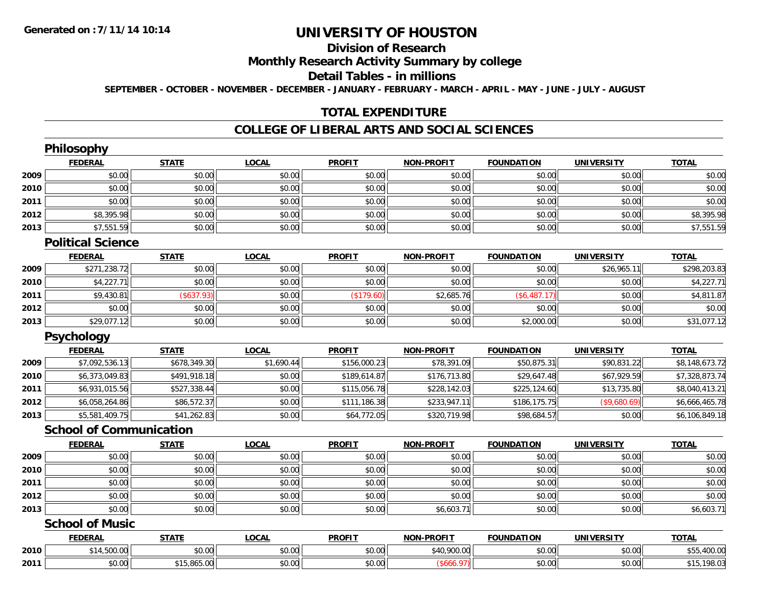Generated on :7/11/14 10:14

# UNIVERSITY OF HOUSTON

## Division of Research

## Monthly Research Activity Summary by college

## Detail Tables - in millions

**SEPTEMBER - OCTOBER - NOVEMBER - DECEMBER - JANUARY - FEBRUARY - MARCH - APRIL - MAY - JUNE - JULY - AUGUST**

## TOTAL EXPENDITURE

## COLLEGE OF LIBERAL ARTS AND SOCIAL SCIENCES

### Philosophy

| | FEDERAL | STATE | LOCAL | PROFIT | NON-PROFIT | FOUNDATION | UNIVERSITY | TOTAL |
|---|---|---|---|---|---|---|---|---|
| 2009 | $0.00 | $0.00 | $0.00 | $0.00 | $0.00 | $0.00 | $0.00 | $0.00 |
| 2010 | $0.00 | $0.00 | $0.00 | $0.00 | $0.00 | $0.00 | $0.00 | $0.00 |
| 2011 | $0.00 | $0.00 | $0.00 | $0.00 | $0.00 | $0.00 | $0.00 | $0.00 |
| 2012 | $8,395.98 | $0.00 | $0.00 | $0.00 | $0.00 | $0.00 | $0.00 | $8,395.98 |
| 2013 | $7,551.59 | $0.00 | $0.00 | $0.00 | $0.00 | $0.00 | $0.00 | $7,551.59 |

### Political Science

| | FEDERAL | STATE | LOCAL | PROFIT | NON-PROFIT | FOUNDATION | UNIVERSITY | TOTAL |
|---|---|---|---|---|---|---|---|---|
| 2009 | $271,238.72 | $0.00 | $0.00 | $0.00 | $0.00 | $0.00 | $26,965.11 | $298,203.83 |
| 2010 | $4,227.71 | $0.00 | $0.00 | $0.00 | $0.00 | $0.00 | $0.00 | $4,227.71 |
| 2011 | $9,430.81 | ($637.93) | $0.00 | ($179.60) | $2,685.76 | ($6,487.17) | $0.00 | $4,811.87 |
| 2012 | $0.00 | $0.00 | $0.00 | $0.00 | $0.00 | $0.00 | $0.00 | $0.00 |
| 2013 | $29,077.12 | $0.00 | $0.00 | $0.00 | $0.00 | $2,000.00 | $0.00 | $31,077.12 |

### Psychology

| | FEDERAL | STATE | LOCAL | PROFIT | NON-PROFIT | FOUNDATION | UNIVERSITY | TOTAL |
|---|---|---|---|---|---|---|---|---|
| 2009 | $7,092,536.13 | $678,349.30 | $1,690.44 | $156,000.23 | $78,391.09 | $50,875.31 | $90,831.22 | $8,148,673.72 |
| 2010 | $6,373,049.83 | $491,918.18 | $0.00 | $189,614.87 | $176,713.80 | $29,647.48 | $67,929.59 | $7,328,873.74 |
| 2011 | $6,931,015.56 | $527,338.44 | $0.00 | $115,056.78 | $228,142.03 | $225,124.60 | $13,735.80 | $8,040,413.21 |
| 2012 | $6,058,264.86 | $86,572.37 | $0.00 | $111,186.38 | $233,947.11 | $186,175.75 | ($9,680.69) | $6,666,465.78 |
| 2013 | $5,581,409.75 | $41,262.83 | $0.00 | $64,772.05 | $320,719.98 | $98,684.57 | $0.00 | $6,106,849.18 |

### School of Communication

| | FEDERAL | STATE | LOCAL | PROFIT | NON-PROFIT | FOUNDATION | UNIVERSITY | TOTAL |
|---|---|---|---|---|---|---|---|---|
| 2009 | $0.00 | $0.00 | $0.00 | $0.00 | $0.00 | $0.00 | $0.00 | $0.00 |
| 2010 | $0.00 | $0.00 | $0.00 | $0.00 | $0.00 | $0.00 | $0.00 | $0.00 |
| 2011 | $0.00 | $0.00 | $0.00 | $0.00 | $0.00 | $0.00 | $0.00 | $0.00 |
| 2012 | $0.00 | $0.00 | $0.00 | $0.00 | $0.00 | $0.00 | $0.00 | $0.00 |
| 2013 | $0.00 | $0.00 | $0.00 | $0.00 | $6,603.71 | $0.00 | $0.00 | $6,603.71 |

### School of Music

| | FEDERAL | STATE | LOCAL | PROFIT | NON-PROFIT | FOUNDATION | UNIVERSITY | TOTAL |
|---|---|---|---|---|---|---|---|---|
| 2010 | $14,500.00 | $0.00 | $0.00 | $0.00 | $40,900.00 | $0.00 | $0.00 | $55,400.00 |
| 2011 | $0.00 | $15,865.00 | $0.00 | $0.00 | ($666.97) | $0.00 | $0.00 | $15,198.03 |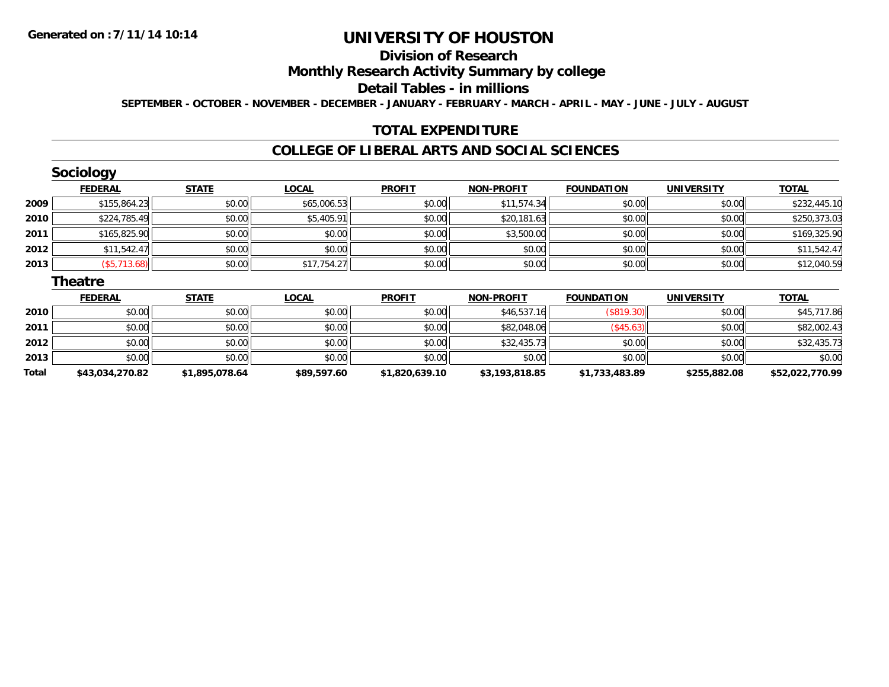**Generated on :7/11/14 10:14**

# UNIVERSITY OF HOUSTON

## Division of Research

## Monthly Research Activity Summary by college

## Detail Tables - in millions

**SEPTEMBER - OCTOBER - NOVEMBER - DECEMBER - JANUARY - FEBRUARY - MARCH - APRIL - MAY - JUNE - JULY - AUGUST**

## TOTAL EXPENDITURE

## COLLEGE OF LIBERAL ARTS AND SOCIAL SCIENCES

### Sociology

| | FEDERAL | STATE | LOCAL | PROFIT | NON-PROFIT | FOUNDATION | UNIVERSITY | TOTAL |
|---|---|---|---|---|---|---|---|---|
| 2009 | $155,864.23 | $0.00 | $65,006.53 | $0.00 | $11,574.34 | $0.00 | $0.00 | $232,445.10 |
| 2010 | $224,785.49 | $0.00 | $5,405.91 | $0.00 | $20,181.63 | $0.00 | $0.00 | $250,373.03 |
| 2011 | $165,825.90 | $0.00 | $0.00 | $0.00 | $3,500.00 | $0.00 | $0.00 | $169,325.90 |
| 2012 | $11,542.47 | $0.00 | $0.00 | $0.00 | $0.00 | $0.00 | $0.00 | $11,542.47 |
| 2013 | ($5,713.68) | $0.00 | $17,754.27 | $0.00 | $0.00 | $0.00 | $0.00 | $12,040.59 |

### Theatre

| | FEDERAL | STATE | LOCAL | PROFIT | NON-PROFIT | FOUNDATION | UNIVERSITY | TOTAL |
|---|---|---|---|---|---|---|---|---|
| 2010 | $0.00 | $0.00 | $0.00 | $0.00 | $46,537.16 | ($819.30) | $0.00 | $45,717.86 |
| 2011 | $0.00 | $0.00 | $0.00 | $0.00 | $82,048.06 | ($45.63) | $0.00 | $82,002.43 |
| 2012 | $0.00 | $0.00 | $0.00 | $0.00 | $32,435.73 | $0.00 | $0.00 | $32,435.73 |
| 2013 | $0.00 | $0.00 | $0.00 | $0.00 | $0.00 | $0.00 | $0.00 | $0.00 |
| **Total** | **$43,034,270.82** | **$1,895,078.64** | **$89,597.60** | **$1,820,639.10** | **$3,193,818.85** | **$1,733,483.89** | **$255,882.08** | **$52,022,770.99** |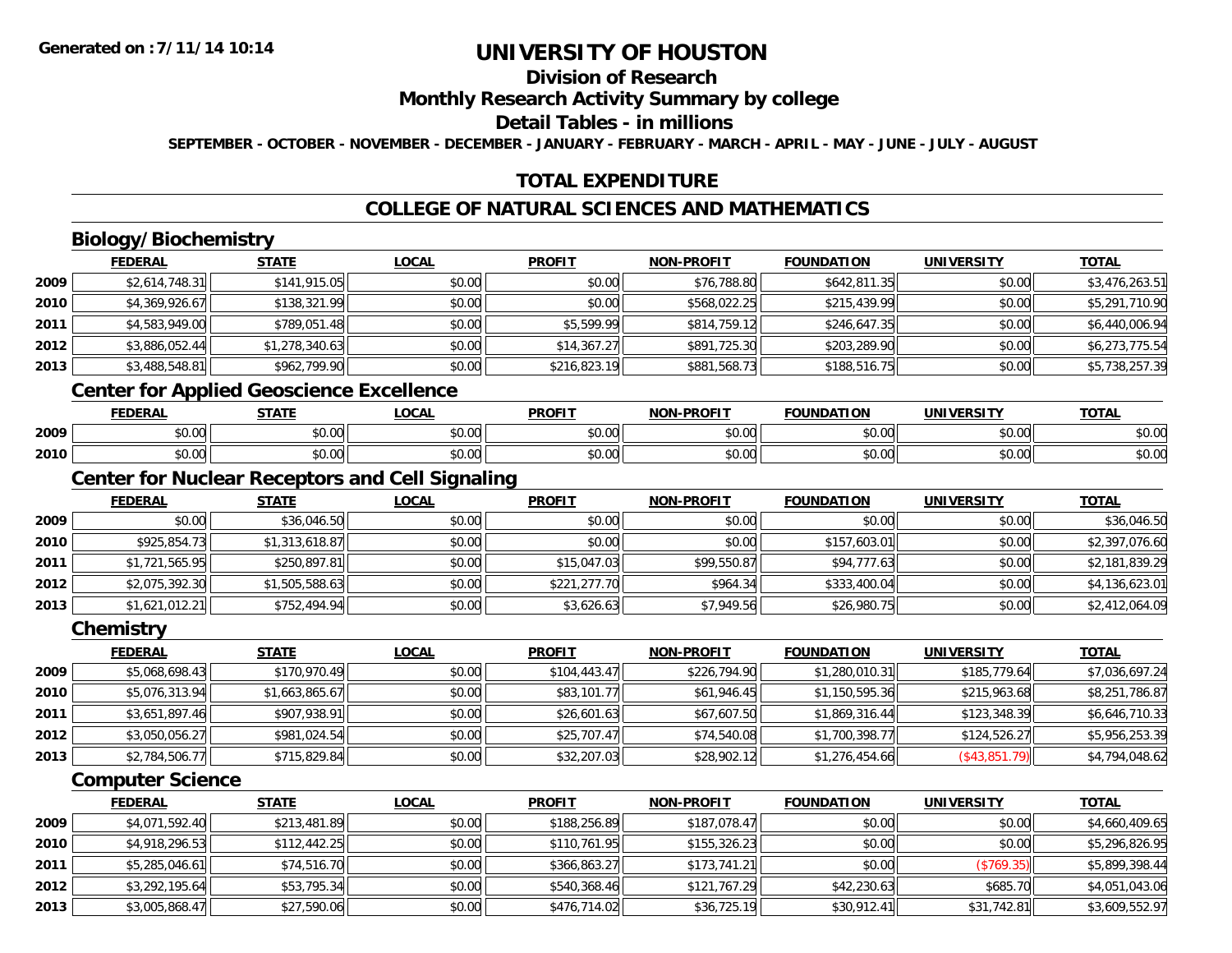Generated on :7/11/14 10:14

# UNIVERSITY OF HOUSTON

## Division of Research

## Monthly Research Activity Summary by college

## Detail Tables - in millions

SEPTEMBER - OCTOBER - NOVEMBER - DECEMBER - JANUARY - FEBRUARY - MARCH - APRIL - MAY - JUNE - JULY - AUGUST

## TOTAL EXPENDITURE

## COLLEGE OF NATURAL SCIENCES AND MATHEMATICS

### Biology/Biochemistry

| | FEDERAL | STATE | LOCAL | PROFIT | NON-PROFIT | FOUNDATION | UNIVERSITY | TOTAL |
|---|---|---|---|---|---|---|---|---|
| 2009 | $2,614,748.31 | $141,915.05 | $0.00 | $0.00 | $76,788.80 | $642,811.35 | $0.00 | $3,476,263.51 |
| 2010 | $4,369,926.67 | $138,321.99 | $0.00 | $0.00 | $568,022.25 | $215,439.99 | $0.00 | $5,291,710.90 |
| 2011 | $4,583,949.00 | $789,051.48 | $0.00 | $5,599.99 | $814,759.12 | $246,647.35 | $0.00 | $6,440,006.94 |
| 2012 | $3,886,052.44 | $1,278,340.63 | $0.00 | $14,367.27 | $891,725.30 | $203,289.90 | $0.00 | $6,273,775.54 |
| 2013 | $3,488,548.81 | $962,799.90 | $0.00 | $216,823.19 | $881,568.73 | $188,516.75 | $0.00 | $5,738,257.39 |

### Center for Applied Geoscience Excellence

| | FEDERAL | STATE | LOCAL | PROFIT | NON-PROFIT | FOUNDATION | UNIVERSITY | TOTAL |
|---|---|---|---|---|---|---|---|---|
| 2009 | $0.00 | $0.00 | $0.00 | $0.00 | $0.00 | $0.00 | $0.00 | $0.00 |
| 2010 | $0.00 | $0.00 | $0.00 | $0.00 | $0.00 | $0.00 | $0.00 | $0.00 |

### Center for Nuclear Receptors and Cell Signaling

| | FEDERAL | STATE | LOCAL | PROFIT | NON-PROFIT | FOUNDATION | UNIVERSITY | TOTAL |
|---|---|---|---|---|---|---|---|---|
| 2009 | $0.00 | $36,046.50 | $0.00 | $0.00 | $0.00 | $0.00 | $0.00 | $36,046.50 |
| 2010 | $925,854.73 | $1,313,618.87 | $0.00 | $0.00 | $0.00 | $157,603.01 | $0.00 | $2,397,076.60 |
| 2011 | $1,721,565.95 | $250,897.81 | $0.00 | $15,047.03 | $99,550.87 | $94,777.63 | $0.00 | $2,181,839.29 |
| 2012 | $2,075,392.30 | $1,505,588.63 | $0.00 | $221,277.70 | $964.34 | $333,400.04 | $0.00 | $4,136,623.01 |
| 2013 | $1,621,012.21 | $752,494.94 | $0.00 | $3,626.63 | $7,949.56 | $26,980.75 | $0.00 | $2,412,064.09 |

### Chemistry

| | FEDERAL | STATE | LOCAL | PROFIT | NON-PROFIT | FOUNDATION | UNIVERSITY | TOTAL |
|---|---|---|---|---|---|---|---|---|
| 2009 | $5,068,698.43 | $170,970.49 | $0.00 | $104,443.47 | $226,794.90 | $1,280,010.31 | $185,779.64 | $7,036,697.24 |
| 2010 | $5,076,313.94 | $1,663,865.67 | $0.00 | $83,101.77 | $61,946.45 | $1,150,595.36 | $215,963.68 | $8,251,786.87 |
| 2011 | $3,651,897.46 | $907,938.91 | $0.00 | $26,601.63 | $67,607.50 | $1,869,316.44 | $123,348.39 | $6,646,710.33 |
| 2012 | $3,050,056.27 | $981,024.54 | $0.00 | $25,707.47 | $74,540.08 | $1,700,398.77 | $124,526.27 | $5,956,253.39 |
| 2013 | $2,784,506.77 | $715,829.84 | $0.00 | $32,207.03 | $28,902.12 | $1,276,454.66 | ($43,851.79) | $4,794,048.62 |

### Computer Science

| | FEDERAL | STATE | LOCAL | PROFIT | NON-PROFIT | FOUNDATION | UNIVERSITY | TOTAL |
|---|---|---|---|---|---|---|---|---|
| 2009 | $4,071,592.40 | $213,481.89 | $0.00 | $188,256.89 | $187,078.47 | $0.00 | $0.00 | $4,660,409.65 |
| 2010 | $4,918,296.53 | $112,442.25 | $0.00 | $110,761.95 | $155,326.23 | $0.00 | $0.00 | $5,296,826.95 |
| 2011 | $5,285,046.61 | $74,516.70 | $0.00 | $366,863.27 | $173,741.21 | $0.00 | ($769.35) | $5,899,398.44 |
| 2012 | $3,292,195.64 | $53,795.34 | $0.00 | $540,368.46 | $121,767.29 | $42,230.63 | $685.70 | $4,051,043.06 |
| 2013 | $3,005,868.47 | $27,590.06 | $0.00 | $476,714.02 | $36,725.19 | $30,912.41 | $31,742.81 | $3,609,552.97 |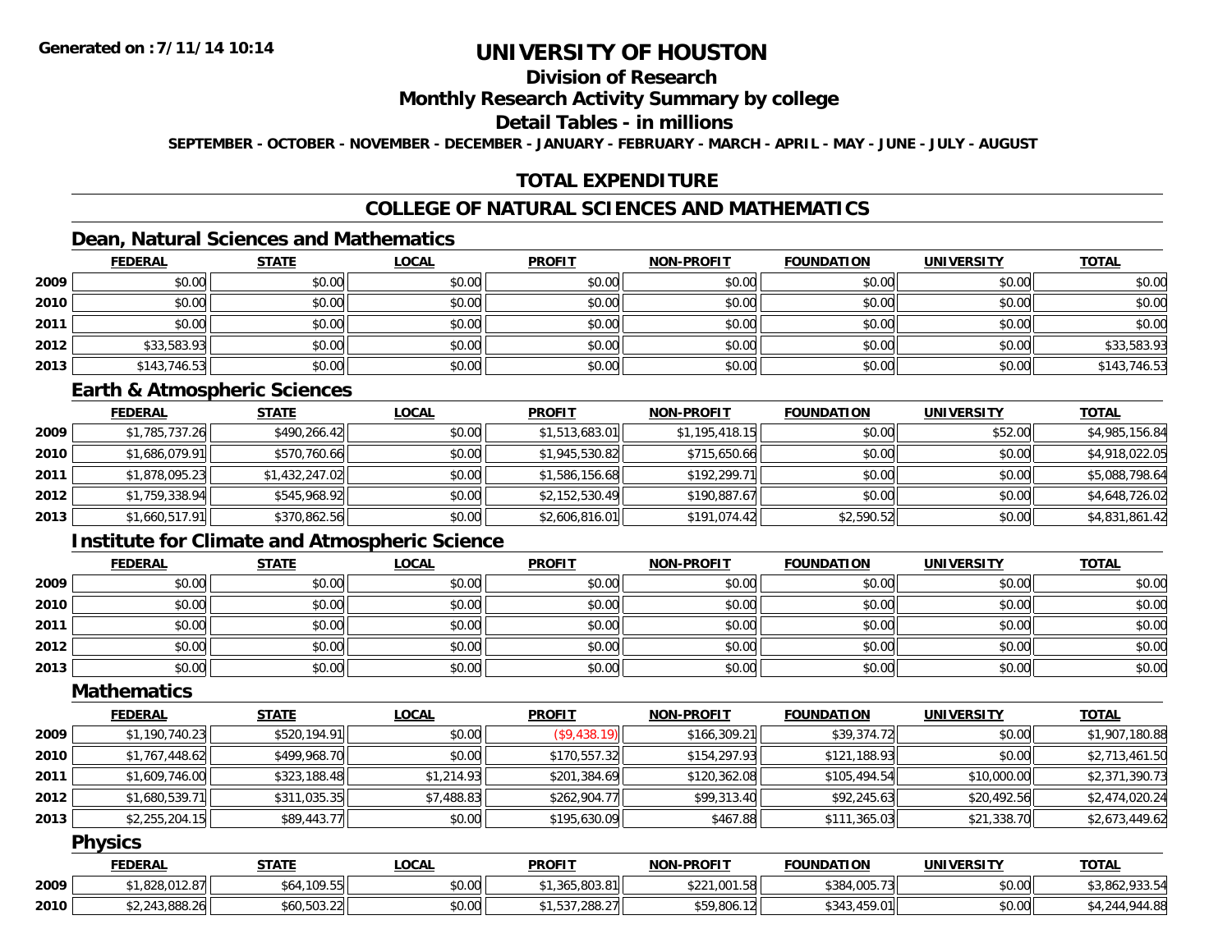# UNIVERSITY OF HOUSTON

## Division of Research

## Monthly Research Activity Summary by college

## Detail Tables - in millions

SEPTEMBER - OCTOBER - NOVEMBER - DECEMBER - JANUARY - FEBRUARY - MARCH - APRIL - MAY - JUNE - JULY - AUGUST

## TOTAL EXPENDITURE

## COLLEGE OF NATURAL SCIENCES AND MATHEMATICS

### Dean, Natural Sciences and Mathematics

| | FEDERAL | STATE | LOCAL | PROFIT | NON-PROFIT | FOUNDATION | UNIVERSITY | TOTAL |
|---|---|---|---|---|---|---|---|---|
| 2009 | $0.00 | $0.00 | $0.00 | $0.00 | $0.00 | $0.00 | $0.00 | $0.00 |
| 2010 | $0.00 | $0.00 | $0.00 | $0.00 | $0.00 | $0.00 | $0.00 | $0.00 |
| 2011 | $0.00 | $0.00 | $0.00 | $0.00 | $0.00 | $0.00 | $0.00 | $0.00 |
| 2012 | $33,583.93 | $0.00 | $0.00 | $0.00 | $0.00 | $0.00 | $0.00 | $33,583.93 |
| 2013 | $143,746.53 | $0.00 | $0.00 | $0.00 | $0.00 | $0.00 | $0.00 | $143,746.53 |

### Earth & Atmospheric Sciences

| | FEDERAL | STATE | LOCAL | PROFIT | NON-PROFIT | FOUNDATION | UNIVERSITY | TOTAL |
|---|---|---|---|---|---|---|---|---|
| 2009 | $1,785,737.26 | $490,266.42 | $0.00 | $1,513,683.01 | $1,195,418.15 | $0.00 | $52.00 | $4,985,156.84 |
| 2010 | $1,686,079.91 | $570,760.66 | $0.00 | $1,945,530.82 | $715,650.66 | $0.00 | $0.00 | $4,918,022.05 |
| 2011 | $1,878,095.23 | $1,432,247.02 | $0.00 | $1,586,156.68 | $192,299.71 | $0.00 | $0.00 | $5,088,798.64 |
| 2012 | $1,759,338.94 | $545,968.92 | $0.00 | $2,152,530.49 | $190,887.67 | $0.00 | $0.00 | $4,648,726.02 |
| 2013 | $1,660,517.91 | $370,862.56 | $0.00 | $2,606,816.01 | $191,074.42 | $2,590.52 | $0.00 | $4,831,861.42 |

### Institute for Climate and Atmospheric Science

| | FEDERAL | STATE | LOCAL | PROFIT | NON-PROFIT | FOUNDATION | UNIVERSITY | TOTAL |
|---|---|---|---|---|---|---|---|---|
| 2009 | $0.00 | $0.00 | $0.00 | $0.00 | $0.00 | $0.00 | $0.00 | $0.00 |
| 2010 | $0.00 | $0.00 | $0.00 | $0.00 | $0.00 | $0.00 | $0.00 | $0.00 |
| 2011 | $0.00 | $0.00 | $0.00 | $0.00 | $0.00 | $0.00 | $0.00 | $0.00 |
| 2012 | $0.00 | $0.00 | $0.00 | $0.00 | $0.00 | $0.00 | $0.00 | $0.00 |
| 2013 | $0.00 | $0.00 | $0.00 | $0.00 | $0.00 | $0.00 | $0.00 | $0.00 |

### Mathematics

| | FEDERAL | STATE | LOCAL | PROFIT | NON-PROFIT | FOUNDATION | UNIVERSITY | TOTAL |
|---|---|---|---|---|---|---|---|---|
| 2009 | $1,190,740.23 | $520,194.91 | $0.00 | ($9,438.19) | $166,309.21 | $39,374.72 | $0.00 | $1,907,180.88 |
| 2010 | $1,767,448.62 | $499,968.70 | $0.00 | $170,557.32 | $154,297.93 | $121,188.93 | $0.00 | $2,713,461.50 |
| 2011 | $1,609,746.00 | $323,188.48 | $1,214.93 | $201,384.69 | $120,362.08 | $105,494.54 | $10,000.00 | $2,371,390.73 |
| 2012 | $1,680,539.71 | $311,035.35 | $7,488.83 | $262,904.77 | $99,313.40 | $92,245.63 | $20,492.56 | $2,474,020.24 |
| 2013 | $2,255,204.15 | $89,443.77 | $0.00 | $195,630.09 | $467.88 | $111,365.03 | $21,338.70 | $2,673,449.62 |

### Physics

| | FEDERAL | STATE | LOCAL | PROFIT | NON-PROFIT | FOUNDATION | UNIVERSITY | TOTAL |
|---|---|---|---|---|---|---|---|---|
| 2009 | $1,828,012.87 | $64,109.55 | $0.00 | $1,365,803.81 | $221,001.58 | $384,005.73 | $0.00 | $3,862,933.54 |
| 2010 | $2,243,888.26 | $60,503.22 | $0.00 | $1,537,288.27 | $59,806.12 | $343,459.01 | $0.00 | $4,244,944.88 |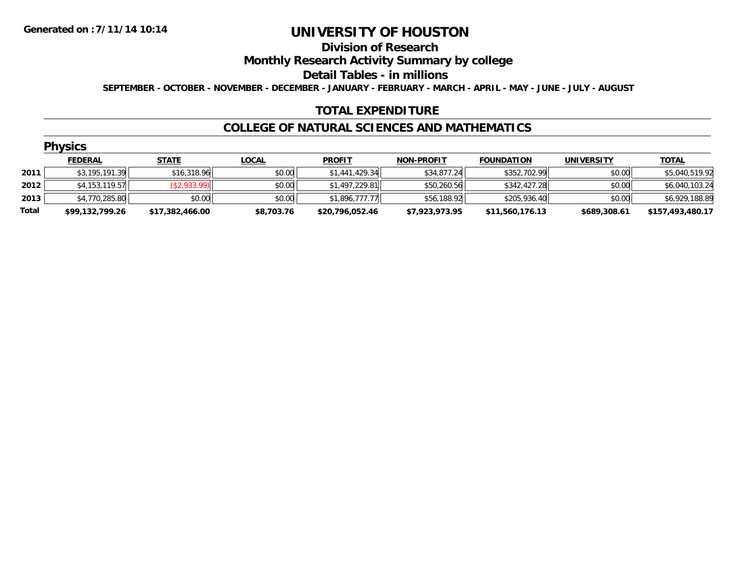Generated on :7/11/14 10:14

# UNIVERSITY OF HOUSTON

## Division of Research

## Monthly Research Activity Summary by college

## Detail Tables - in millions

**SEPTEMBER - OCTOBER - NOVEMBER - DECEMBER - JANUARY - FEBRUARY - MARCH - APRIL - MAY - JUNE - JULY - AUGUST**

## TOTAL EXPENDITURE

## COLLEGE OF NATURAL SCIENCES AND MATHEMATICS

### Physics

| | FEDERAL | STATE | LOCAL | PROFIT | NON-PROFIT | FOUNDATION | UNIVERSITY | TOTAL |
|---|---|---|---|---|---|---|---|---|
| **2011** | $3,195,191.39 | $16,318.96 | $0.00 | $1,441,429.34 | $34,877.24 | $352,702.99 | $0.00 | $5,040,519.92 |
| **2012** | $4,153,119.57 | ($2,933.99) | $0.00 | $1,497,229.81 | $50,260.56 | $342,427.28 | $0.00 | $6,040,103.24 |
| **2013** | $4,770,285.80 | $0.00 | $0.00 | $1,896,777.77 | $56,188.92 | $205,936.40 | $0.00 | $6,929,188.89 |
| **Total** | **$99,132,799.26** | **$17,382,466.00** | **$8,703.76** | **$20,796,052.46** | **$7,923,973.95** | **$11,560,176.13** | **$689,308.61** | **$157,493,480.17** |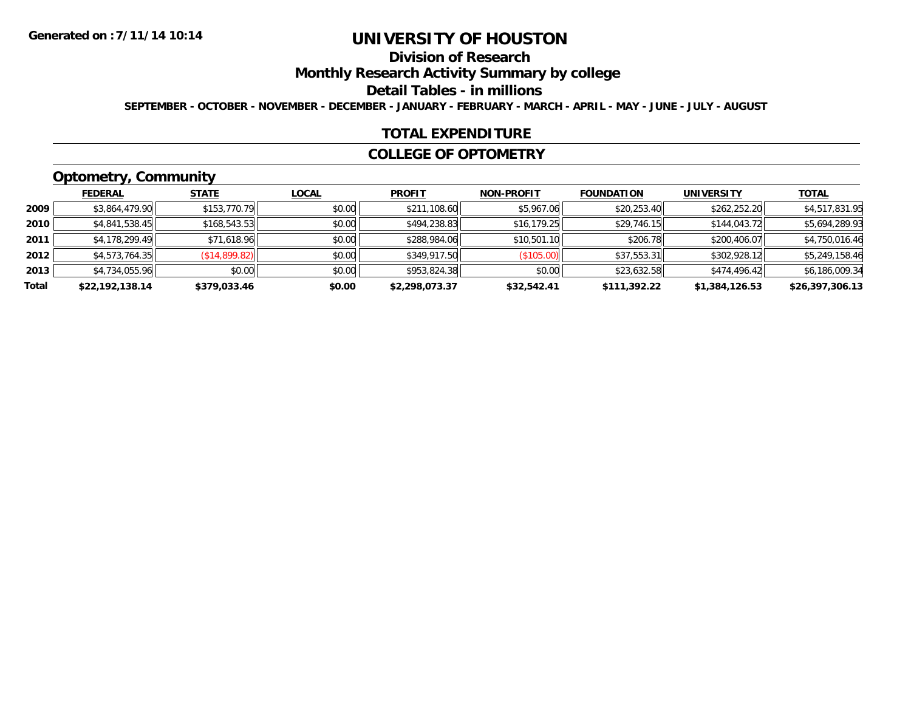Generated on :7/11/14 10:14

# UNIVERSITY OF HOUSTON

## Division of Research

## Monthly Research Activity Summary by college

## Detail Tables - in millions

SEPTEMBER - OCTOBER - NOVEMBER - DECEMBER - JANUARY - FEBRUARY - MARCH - APRIL - MAY - JUNE - JULY - AUGUST

## TOTAL EXPENDITURE

## COLLEGE OF OPTOMETRY

### Optometry, Community

| | FEDERAL | STATE | LOCAL | PROFIT | NON-PROFIT | FOUNDATION | UNIVERSITY | TOTAL |
|---|---|---|---|---|---|---|---|---|
| 2009 | $3,864,479.90 | $153,770.79 | $0.00 | $211,108.60 | $5,967.06 | $20,253.40 | $262,252.20 | $4,517,831.95 |
| 2010 | $4,841,538.45 | $168,543.53 | $0.00 | $494,238.83 | $16,179.25 | $29,746.15 | $144,043.72 | $5,694,289.93 |
| 2011 | $4,178,299.49 | $71,618.96 | $0.00 | $288,984.06 | $10,501.10 | $206.78 | $200,406.07 | $4,750,016.46 |
| 2012 | $4,573,764.35 | ($14,899.82) | $0.00 | $349,917.50 | ($105.00) | $37,553.31 | $302,928.12 | $5,249,158.46 |
| 2013 | $4,734,055.96 | $0.00 | $0.00 | $953,824.38 | $0.00 | $23,632.58 | $474,496.42 | $6,186,009.34 |
| **Total** | **$22,192,138.14** | **$379,033.46** | **$0.00** | **$2,298,073.37** | **$32,542.41** | **$111,392.22** | **$1,384,126.53** | **$26,397,306.13** |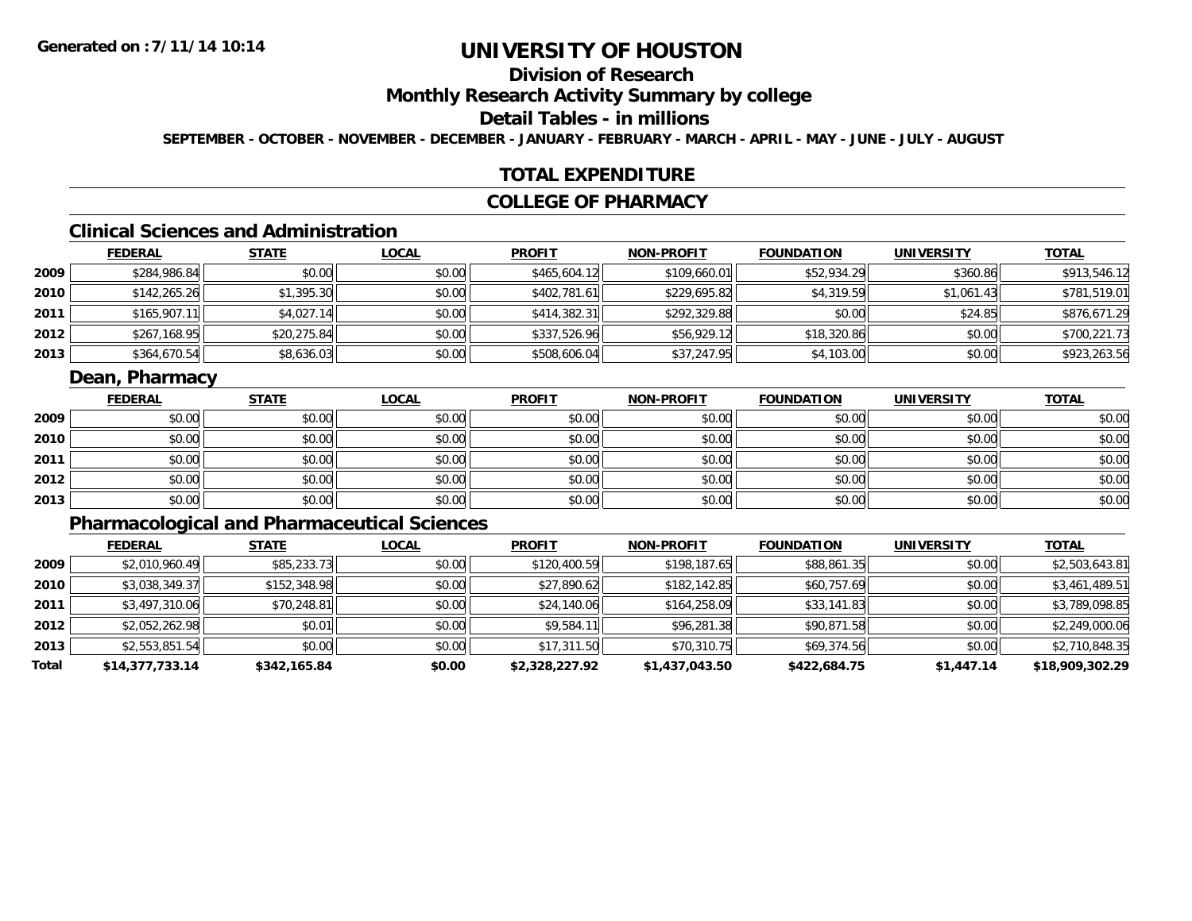**Generated on :7/11/14 10:14**

# UNIVERSITY OF HOUSTON

## Division of Research

## Monthly Research Activity Summary by college

## Detail Tables - in millions

**SEPTEMBER - OCTOBER - NOVEMBER - DECEMBER - JANUARY - FEBRUARY - MARCH - APRIL - MAY - JUNE - JULY - AUGUST**

## TOTAL EXPENDITURE

## COLLEGE OF PHARMACY

### Clinical Sciences and Administration

| | FEDERAL | STATE | LOCAL | PROFIT | NON-PROFIT | FOUNDATION | UNIVERSITY | TOTAL |
|---|---|---|---|---|---|---|---|---|
| 2009 | $284,986.84 | $0.00 | $0.00 | $465,604.12 | $109,660.01 | $52,934.29 | $360.86 | $913,546.12 |
| 2010 | $142,265.26 | $1,395.30 | $0.00 | $402,781.61 | $229,695.82 | $4,319.59 | $1,061.43 | $781,519.01 |
| 2011 | $165,907.11 | $4,027.14 | $0.00 | $414,382.31 | $292,329.88 | $0.00 | $24.85 | $876,671.29 |
| 2012 | $267,168.95 | $20,275.84 | $0.00 | $337,526.96 | $56,929.12 | $18,320.86 | $0.00 | $700,221.73 |
| 2013 | $364,670.54 | $8,636.03 | $0.00 | $508,606.04 | $37,247.95 | $4,103.00 | $0.00 | $923,263.56 |

### Dean, Pharmacy

| | FEDERAL | STATE | LOCAL | PROFIT | NON-PROFIT | FOUNDATION | UNIVERSITY | TOTAL |
|---|---|---|---|---|---|---|---|---|
| 2009 | $0.00 | $0.00 | $0.00 | $0.00 | $0.00 | $0.00 | $0.00 | $0.00 |
| 2010 | $0.00 | $0.00 | $0.00 | $0.00 | $0.00 | $0.00 | $0.00 | $0.00 |
| 2011 | $0.00 | $0.00 | $0.00 | $0.00 | $0.00 | $0.00 | $0.00 | $0.00 |
| 2012 | $0.00 | $0.00 | $0.00 | $0.00 | $0.00 | $0.00 | $0.00 | $0.00 |
| 2013 | $0.00 | $0.00 | $0.00 | $0.00 | $0.00 | $0.00 | $0.00 | $0.00 |

### Pharmacological and Pharmaceutical Sciences

| | FEDERAL | STATE | LOCAL | PROFIT | NON-PROFIT | FOUNDATION | UNIVERSITY | TOTAL |
|---|---|---|---|---|---|---|---|---|
| 2009 | $2,010,960.49 | $85,233.73 | $0.00 | $120,400.59 | $198,187.65 | $88,861.35 | $0.00 | $2,503,643.81 |
| 2010 | $3,038,349.37 | $152,348.98 | $0.00 | $27,890.62 | $182,142.85 | $60,757.69 | $0.00 | $3,461,489.51 |
| 2011 | $3,497,310.06 | $70,248.81 | $0.00 | $24,140.06 | $164,258.09 | $33,141.83 | $0.00 | $3,789,098.85 |
| 2012 | $2,052,262.98 | $0.01 | $0.00 | $9,584.11 | $96,281.38 | $90,871.58 | $0.00 | $2,249,000.06 |
| 2013 | $2,553,851.54 | $0.00 | $0.00 | $17,311.50 | $70,310.75 | $69,374.56 | $0.00 | $2,710,848.35 |
| **Total** | **$14,377,733.14** | **$342,165.84** | **$0.00** | **$2,328,227.92** | **$1,437,043.50** | **$422,684.75** | **$1,447.14** | **$18,909,302.29** |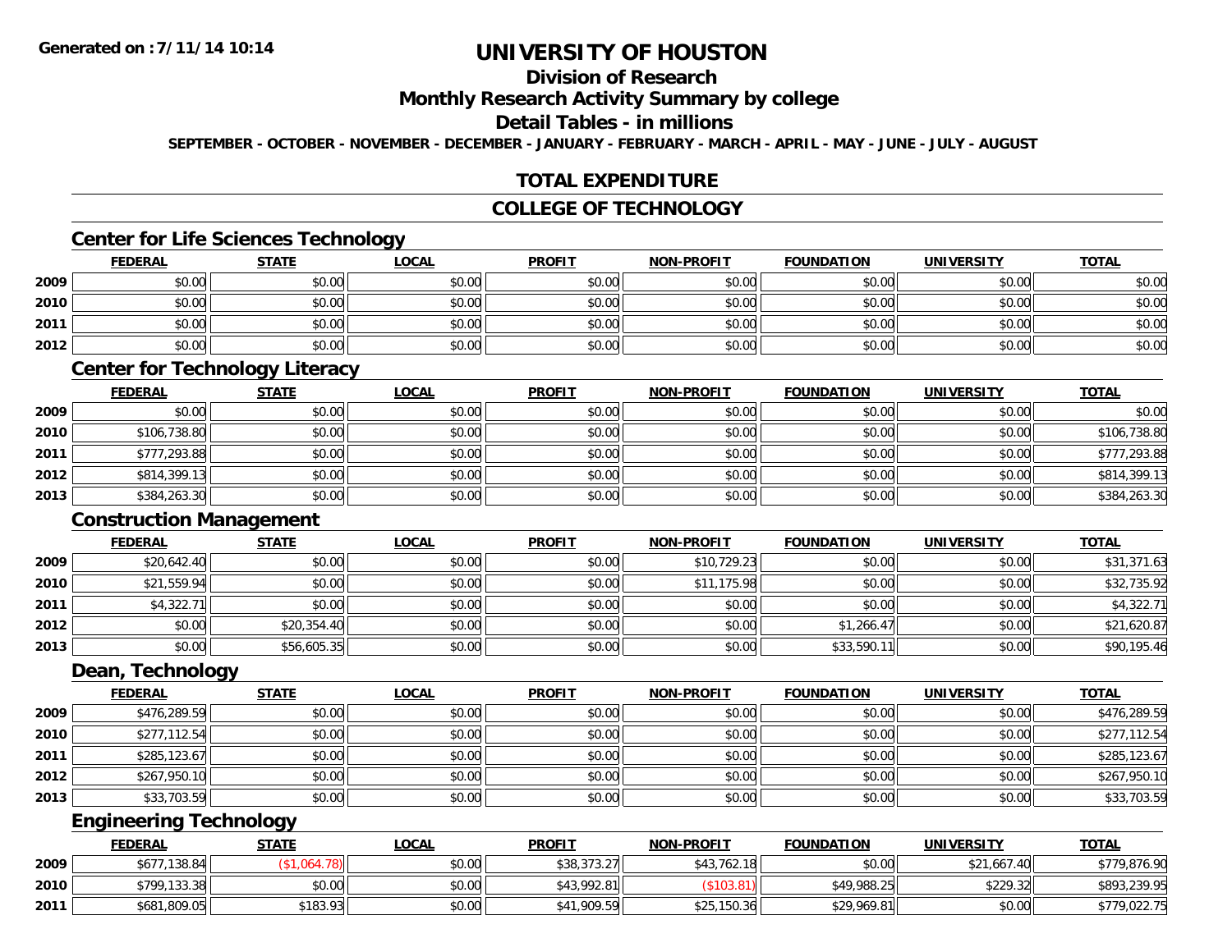# UNIVERSITY OF HOUSTON

## Division of Research

## Monthly Research Activity Summary by college

## Detail Tables - in millions

**SEPTEMBER - OCTOBER - NOVEMBER - DECEMBER - JANUARY - FEBRUARY - MARCH - APRIL - MAY - JUNE - JULY - AUGUST**

## TOTAL EXPENDITURE

## COLLEGE OF TECHNOLOGY

### Center for Life Sciences Technology

| | FEDERAL | STATE | LOCAL | PROFIT | NON-PROFIT | FOUNDATION | UNIVERSITY | TOTAL |
|---|---|---|---|---|---|---|---|---|
| 2009 | $0.00 | $0.00 | $0.00 | $0.00 | $0.00 | $0.00 | $0.00 | $0.00 |
| 2010 | $0.00 | $0.00 | $0.00 | $0.00 | $0.00 | $0.00 | $0.00 | $0.00 |
| 2011 | $0.00 | $0.00 | $0.00 | $0.00 | $0.00 | $0.00 | $0.00 | $0.00 |
| 2012 | $0.00 | $0.00 | $0.00 | $0.00 | $0.00 | $0.00 | $0.00 | $0.00 |

### Center for Technology Literacy

| | FEDERAL | STATE | LOCAL | PROFIT | NON-PROFIT | FOUNDATION | UNIVERSITY | TOTAL |
|---|---|---|---|---|---|---|---|---|
| 2009 | $0.00 | $0.00 | $0.00 | $0.00 | $0.00 | $0.00 | $0.00 | $0.00 |
| 2010 | $106,738.80 | $0.00 | $0.00 | $0.00 | $0.00 | $0.00 | $0.00 | $106,738.80 |
| 2011 | $777,293.88 | $0.00 | $0.00 | $0.00 | $0.00 | $0.00 | $0.00 | $777,293.88 |
| 2012 | $814,399.13 | $0.00 | $0.00 | $0.00 | $0.00 | $0.00 | $0.00 | $814,399.13 |
| 2013 | $384,263.30 | $0.00 | $0.00 | $0.00 | $0.00 | $0.00 | $0.00 | $384,263.30 |

### Construction Management

| | FEDERAL | STATE | LOCAL | PROFIT | NON-PROFIT | FOUNDATION | UNIVERSITY | TOTAL |
|---|---|---|---|---|---|---|---|---|
| 2009 | $20,642.40 | $0.00 | $0.00 | $0.00 | $10,729.23 | $0.00 | $0.00 | $31,371.63 |
| 2010 | $21,559.94 | $0.00 | $0.00 | $0.00 | $11,175.98 | $0.00 | $0.00 | $32,735.92 |
| 2011 | $4,322.71 | $0.00 | $0.00 | $0.00 | $0.00 | $0.00 | $0.00 | $4,322.71 |
| 2012 | $0.00 | $20,354.40 | $0.00 | $0.00 | $0.00 | $1,266.47 | $0.00 | $21,620.87 |
| 2013 | $0.00 | $56,605.35 | $0.00 | $0.00 | $0.00 | $33,590.11 | $0.00 | $90,195.46 |

### Dean, Technology

| | FEDERAL | STATE | LOCAL | PROFIT | NON-PROFIT | FOUNDATION | UNIVERSITY | TOTAL |
|---|---|---|---|---|---|---|---|---|
| 2009 | $476,289.59 | $0.00 | $0.00 | $0.00 | $0.00 | $0.00 | $0.00 | $476,289.59 |
| 2010 | $277,112.54 | $0.00 | $0.00 | $0.00 | $0.00 | $0.00 | $0.00 | $277,112.54 |
| 2011 | $285,123.67 | $0.00 | $0.00 | $0.00 | $0.00 | $0.00 | $0.00 | $285,123.67 |
| 2012 | $267,950.10 | $0.00 | $0.00 | $0.00 | $0.00 | $0.00 | $0.00 | $267,950.10 |
| 2013 | $33,703.59 | $0.00 | $0.00 | $0.00 | $0.00 | $0.00 | $0.00 | $33,703.59 |

### Engineering Technology

| | FEDERAL | STATE | LOCAL | PROFIT | NON-PROFIT | FOUNDATION | UNIVERSITY | TOTAL |
|---|---|---|---|---|---|---|---|---|
| 2009 | $677,138.84 | ($1,064.78) | $0.00 | $38,373.27 | $43,762.18 | $0.00 | $21,667.40 | $779,876.90 |
| 2010 | $799,133.38 | $0.00 | $0.00 | $43,992.81 | ($103.81) | $49,988.25 | $229.32 | $893,239.95 |
| 2011 | $681,809.05 | $183.93 | $0.00 | $41,909.59 | $25,150.36 | $29,969.81 | $0.00 | $779,022.75 |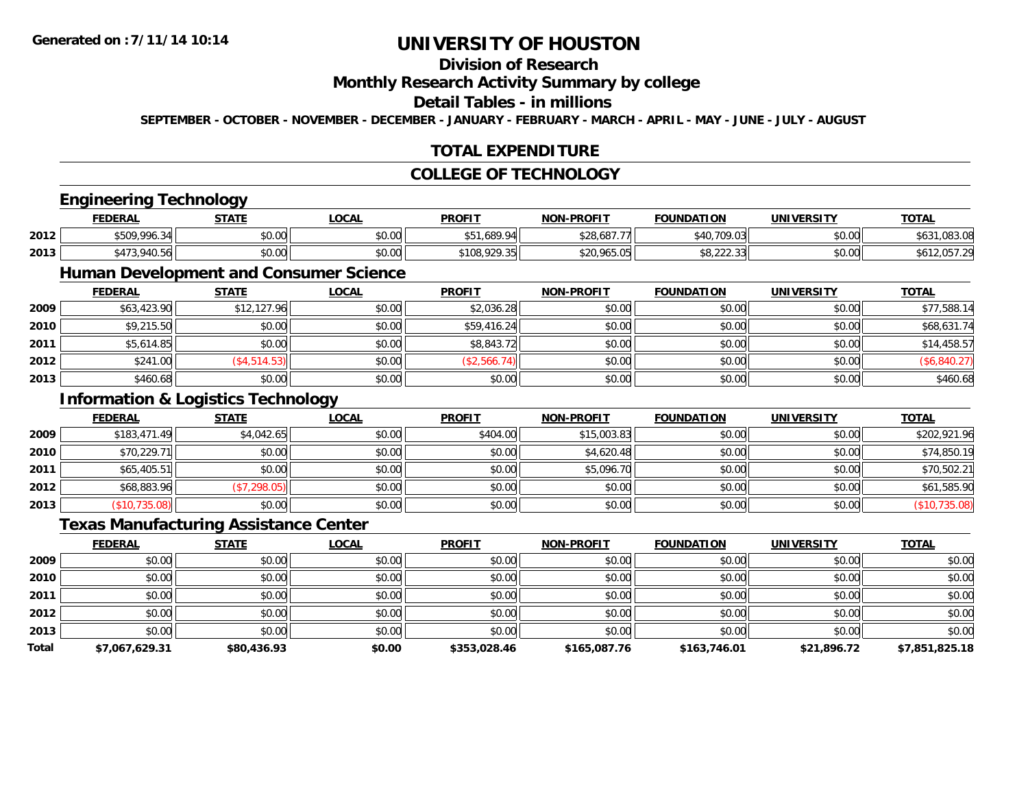**Generated on :7/11/14 10:14**

# UNIVERSITY OF HOUSTON

## Division of Research

## Monthly Research Activity Summary by college

## Detail Tables - in millions

**SEPTEMBER - OCTOBER - NOVEMBER - DECEMBER - JANUARY - FEBRUARY - MARCH - APRIL - MAY - JUNE - JULY - AUGUST**

## TOTAL EXPENDITURE

## COLLEGE OF TECHNOLOGY

### Engineering Technology

| | FEDERAL | STATE | LOCAL | PROFIT | NON-PROFIT | FOUNDATION | UNIVERSITY | TOTAL |
|---|---|---|---|---|---|---|---|---|
| 2012 | $509,996.34 | $0.00 | $0.00 | $51,689.94 | $28,687.77 | $40,709.03 | $0.00 | $631,083.08 |
| 2013 | $473,940.56 | $0.00 | $0.00 | $108,929.35 | $20,965.05 | $8,222.33 | $0.00 | $612,057.29 |

### Human Development and Consumer Science

| | FEDERAL | STATE | LOCAL | PROFIT | NON-PROFIT | FOUNDATION | UNIVERSITY | TOTAL |
|---|---|---|---|---|---|---|---|---|
| 2009 | $63,423.90 | $12,127.96 | $0.00 | $2,036.28 | $0.00 | $0.00 | $0.00 | $77,588.14 |
| 2010 | $9,215.50 | $0.00 | $0.00 | $59,416.24 | $0.00 | $0.00 | $0.00 | $68,631.74 |
| 2011 | $5,614.85 | $0.00 | $0.00 | $8,843.72 | $0.00 | $0.00 | $0.00 | $14,458.57 |
| 2012 | $241.00 | ($4,514.53) | $0.00 | ($2,566.74) | $0.00 | $0.00 | $0.00 | ($6,840.27) |
| 2013 | $460.68 | $0.00 | $0.00 | $0.00 | $0.00 | $0.00 | $0.00 | $460.68 |

### Information & Logistics Technology

| | FEDERAL | STATE | LOCAL | PROFIT | NON-PROFIT | FOUNDATION | UNIVERSITY | TOTAL |
|---|---|---|---|---|---|---|---|---|
| 2009 | $183,471.49 | $4,042.65 | $0.00 | $404.00 | $15,003.83 | $0.00 | $0.00 | $202,921.96 |
| 2010 | $70,229.71 | $0.00 | $0.00 | $0.00 | $4,620.48 | $0.00 | $0.00 | $74,850.19 |
| 2011 | $65,405.51 | $0.00 | $0.00 | $0.00 | $5,096.70 | $0.00 | $0.00 | $70,502.21 |
| 2012 | $68,883.96 | ($7,298.05) | $0.00 | $0.00 | $0.00 | $0.00 | $0.00 | $61,585.90 |
| 2013 | ($10,735.08) | $0.00 | $0.00 | $0.00 | $0.00 | $0.00 | $0.00 | ($10,735.08) |

### Texas Manufacturing Assistance Center

| | FEDERAL | STATE | LOCAL | PROFIT | NON-PROFIT | FOUNDATION | UNIVERSITY | TOTAL |
|---|---|---|---|---|---|---|---|---|
| 2009 | $0.00 | $0.00 | $0.00 | $0.00 | $0.00 | $0.00 | $0.00 | $0.00 |
| 2010 | $0.00 | $0.00 | $0.00 | $0.00 | $0.00 | $0.00 | $0.00 | $0.00 |
| 2011 | $0.00 | $0.00 | $0.00 | $0.00 | $0.00 | $0.00 | $0.00 | $0.00 |
| 2012 | $0.00 | $0.00 | $0.00 | $0.00 | $0.00 | $0.00 | $0.00 | $0.00 |
| 2013 | $0.00 | $0.00 | $0.00 | $0.00 | $0.00 | $0.00 | $0.00 | $0.00 |
| **Total** | **$7,067,629.31** | **$80,436.93** | **$0.00** | **$353,028.46** | **$165,087.76** | **$163,746.01** | **$21,896.72** | **$7,851,825.18** |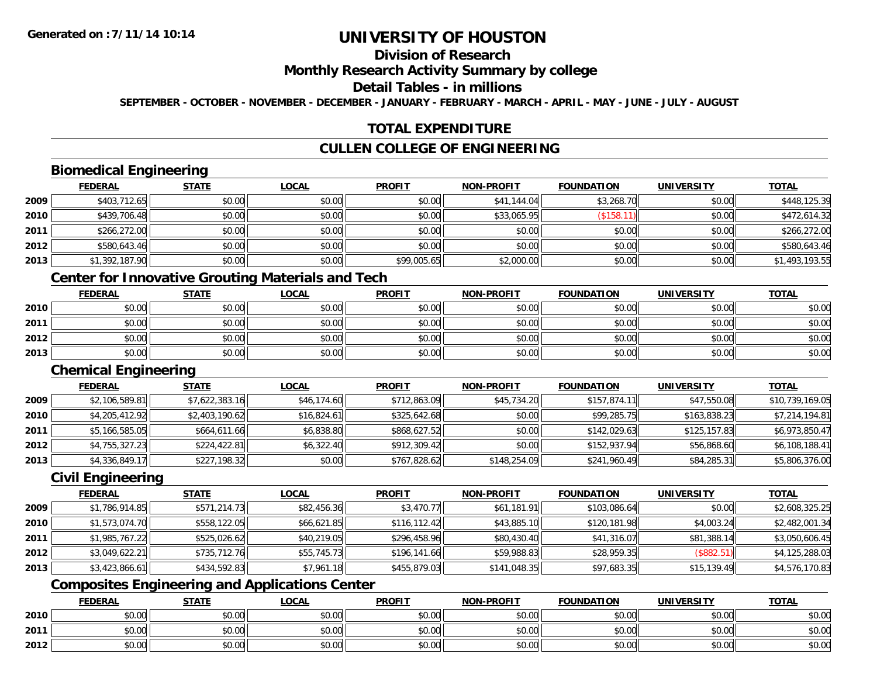# UNIVERSITY OF HOUSTON

## Division of Research

## Monthly Research Activity Summary by college

## Detail Tables - in millions

**SEPTEMBER - OCTOBER - NOVEMBER - DECEMBER - JANUARY - FEBRUARY - MARCH - APRIL - MAY - JUNE - JULY - AUGUST**

## TOTAL EXPENDITURE

## CULLEN COLLEGE OF ENGINEERING

### Biomedical Engineering

| | FEDERAL | STATE | LOCAL | PROFIT | NON-PROFIT | FOUNDATION | UNIVERSITY | TOTAL |
|---|---|---|---|---|---|---|---|---|
| 2009 | $403,712.65 | $0.00 | $0.00 | $0.00 | $41,144.04 | $3,268.70 | $0.00 | $448,125.39 |
| 2010 | $439,706.48 | $0.00 | $0.00 | $0.00 | $33,065.95 | ($158.11) | $0.00 | $472,614.32 |
| 2011 | $266,272.00 | $0.00 | $0.00 | $0.00 | $0.00 | $0.00 | $0.00 | $266,272.00 |
| 2012 | $580,643.46 | $0.00 | $0.00 | $0.00 | $0.00 | $0.00 | $0.00 | $580,643.46 |
| 2013 | $1,392,187.90 | $0.00 | $0.00 | $99,005.65 | $2,000.00 | $0.00 | $0.00 | $1,493,193.55 |

### Center for Innovative Grouting Materials and Tech

| | FEDERAL | STATE | LOCAL | PROFIT | NON-PROFIT | FOUNDATION | UNIVERSITY | TOTAL |
|---|---|---|---|---|---|---|---|---|
| 2010 | $0.00 | $0.00 | $0.00 | $0.00 | $0.00 | $0.00 | $0.00 | $0.00 |
| 2011 | $0.00 | $0.00 | $0.00 | $0.00 | $0.00 | $0.00 | $0.00 | $0.00 |
| 2012 | $0.00 | $0.00 | $0.00 | $0.00 | $0.00 | $0.00 | $0.00 | $0.00 |
| 2013 | $0.00 | $0.00 | $0.00 | $0.00 | $0.00 | $0.00 | $0.00 | $0.00 |

### Chemical Engineering

| | FEDERAL | STATE | LOCAL | PROFIT | NON-PROFIT | FOUNDATION | UNIVERSITY | TOTAL |
|---|---|---|---|---|---|---|---|---|
| 2009 | $2,106,589.81 | $7,622,383.16 | $46,174.60 | $712,863.09 | $45,734.20 | $157,874.11 | $47,550.08 | $10,739,169.05 |
| 2010 | $4,205,412.92 | $2,403,190.62 | $16,824.61 | $325,642.68 | $0.00 | $99,285.75 | $163,838.23 | $7,214,194.81 |
| 2011 | $5,166,585.05 | $664,611.66 | $6,838.80 | $868,627.52 | $0.00 | $142,029.63 | $125,157.83 | $6,973,850.47 |
| 2012 | $4,755,327.23 | $224,422.81 | $6,322.40 | $912,309.42 | $0.00 | $152,937.94 | $56,868.60 | $6,108,188.41 |
| 2013 | $4,336,849.17 | $227,198.32 | $0.00 | $767,828.62 | $148,254.09 | $241,960.49 | $84,285.31 | $5,806,376.00 |

### Civil Engineering

| | FEDERAL | STATE | LOCAL | PROFIT | NON-PROFIT | FOUNDATION | UNIVERSITY | TOTAL |
|---|---|---|---|---|---|---|---|---|
| 2009 | $1,786,914.85 | $571,214.73 | $82,456.36 | $3,470.77 | $61,181.91 | $103,086.64 | $0.00 | $2,608,325.25 |
| 2010 | $1,573,074.70 | $558,122.05 | $66,621.85 | $116,112.42 | $43,885.10 | $120,181.98 | $4,003.24 | $2,482,001.34 |
| 2011 | $1,985,767.22 | $525,026.62 | $40,219.05 | $296,458.96 | $80,430.40 | $41,316.07 | $81,388.14 | $3,050,606.45 |
| 2012 | $3,049,622.21 | $735,712.76 | $55,745.73 | $196,141.66 | $59,988.83 | $28,959.35 | ($882.51) | $4,125,288.03 |
| 2013 | $3,423,866.61 | $434,592.83 | $7,961.18 | $455,879.03 | $141,048.35 | $97,683.35 | $15,139.49 | $4,576,170.83 |

### Composites Engineering and Applications Center

| | FEDERAL | STATE | LOCAL | PROFIT | NON-PROFIT | FOUNDATION | UNIVERSITY | TOTAL |
|---|---|---|---|---|---|---|---|---|
| 2010 | $0.00 | $0.00 | $0.00 | $0.00 | $0.00 | $0.00 | $0.00 | $0.00 |
| 2011 | $0.00 | $0.00 | $0.00 | $0.00 | $0.00 | $0.00 | $0.00 | $0.00 |
| 2012 | $0.00 | $0.00 | $0.00 | $0.00 | $0.00 | $0.00 | $0.00 | $0.00 |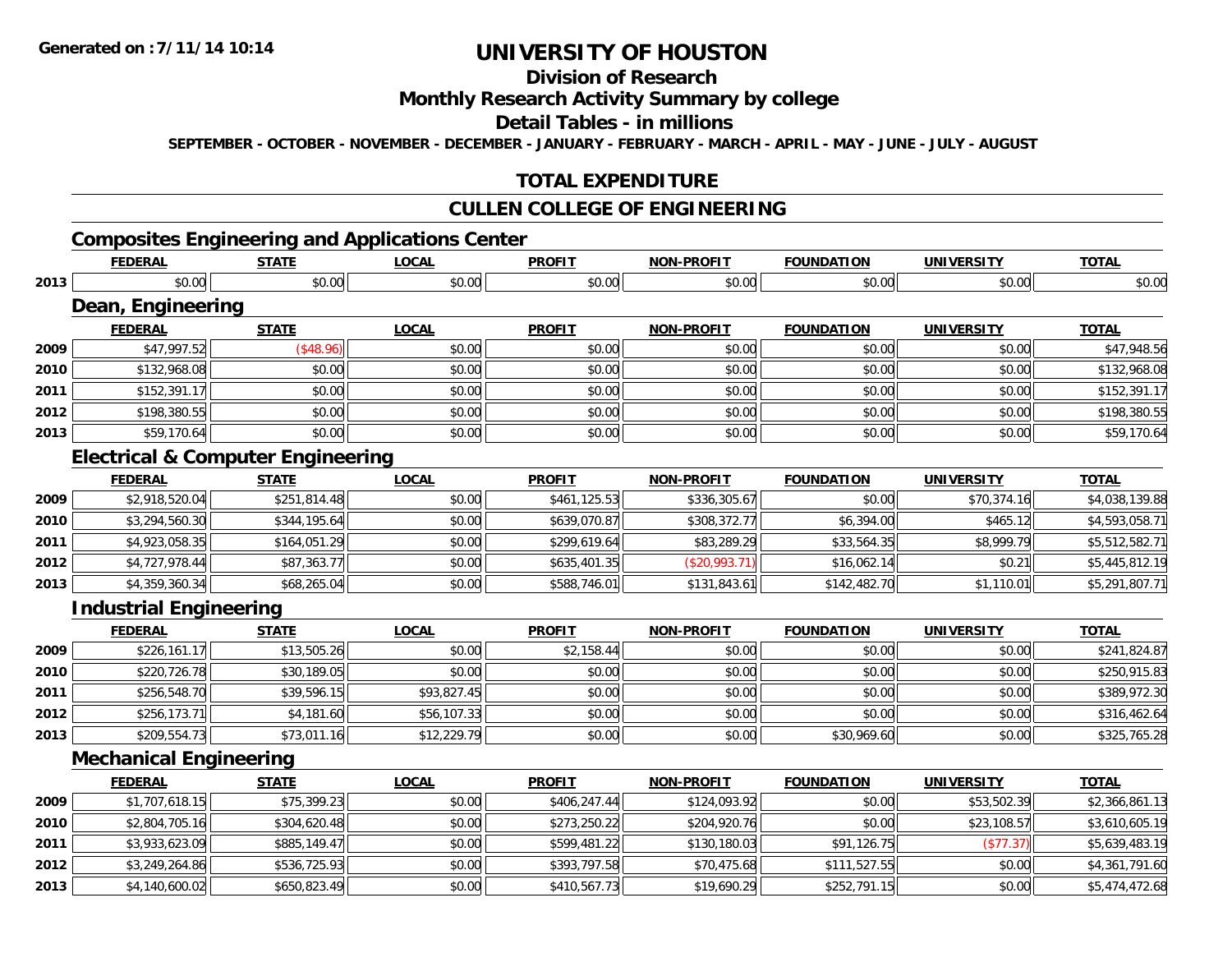**Generated on :7/11/14 10:14**

# UNIVERSITY OF HOUSTON

## Division of Research

## Monthly Research Activity Summary by college

## Detail Tables - in millions

**SEPTEMBER - OCTOBER - NOVEMBER - DECEMBER - JANUARY - FEBRUARY - MARCH - APRIL - MAY - JUNE - JULY - AUGUST**

## TOTAL EXPENDITURE

## CULLEN COLLEGE OF ENGINEERING

### Composites Engineering and Applications Center

| | FEDERAL | STATE | LOCAL | PROFIT | NON-PROFIT | FOUNDATION | UNIVERSITY | TOTAL |
|---|---|---|---|---|---|---|---|---|
| 2013 | $0.00 | $0.00 | $0.00 | $0.00 | $0.00 | $0.00 | $0.00 | $0.00 |

### Dean, Engineering

| | FEDERAL | STATE | LOCAL | PROFIT | NON-PROFIT | FOUNDATION | UNIVERSITY | TOTAL |
|---|---|---|---|---|---|---|---|---|
| 2009 | $47,997.52 | ($48.96) | $0.00 | $0.00 | $0.00 | $0.00 | $0.00 | $47,948.56 |
| 2010 | $132,968.08 | $0.00 | $0.00 | $0.00 | $0.00 | $0.00 | $0.00 | $132,968.08 |
| 2011 | $152,391.17 | $0.00 | $0.00 | $0.00 | $0.00 | $0.00 | $0.00 | $152,391.17 |
| 2012 | $198,380.55 | $0.00 | $0.00 | $0.00 | $0.00 | $0.00 | $0.00 | $198,380.55 |
| 2013 | $59,170.64 | $0.00 | $0.00 | $0.00 | $0.00 | $0.00 | $0.00 | $59,170.64 |

### Electrical & Computer Engineering

| | FEDERAL | STATE | LOCAL | PROFIT | NON-PROFIT | FOUNDATION | UNIVERSITY | TOTAL |
|---|---|---|---|---|---|---|---|---|
| 2009 | $2,918,520.04 | $251,814.48 | $0.00 | $461,125.53 | $336,305.67 | $0.00 | $70,374.16 | $4,038,139.88 |
| 2010 | $3,294,560.30 | $344,195.64 | $0.00 | $639,070.87 | $308,372.77 | $6,394.00 | $465.12 | $4,593,058.71 |
| 2011 | $4,923,058.35 | $164,051.29 | $0.00 | $299,619.64 | $83,289.29 | $33,564.35 | $8,999.79 | $5,512,582.71 |
| 2012 | $4,727,978.44 | $87,363.77 | $0.00 | $635,401.35 | ($20,993.71) | $16,062.14 | $0.21 | $5,445,812.19 |
| 2013 | $4,359,360.34 | $68,265.04 | $0.00 | $588,746.01 | $131,843.61 | $142,482.70 | $1,110.01 | $5,291,807.71 |

### Industrial Engineering

| | FEDERAL | STATE | LOCAL | PROFIT | NON-PROFIT | FOUNDATION | UNIVERSITY | TOTAL |
|---|---|---|---|---|---|---|---|---|
| 2009 | $226,161.17 | $13,505.26 | $0.00 | $2,158.44 | $0.00 | $0.00 | $0.00 | $241,824.87 |
| 2010 | $220,726.78 | $30,189.05 | $0.00 | $0.00 | $0.00 | $0.00 | $0.00 | $250,915.83 |
| 2011 | $256,548.70 | $39,596.15 | $93,827.45 | $0.00 | $0.00 | $0.00 | $0.00 | $389,972.30 |
| 2012 | $256,173.71 | $4,181.60 | $56,107.33 | $0.00 | $0.00 | $0.00 | $0.00 | $316,462.64 |
| 2013 | $209,554.73 | $73,011.16 | $12,229.79 | $0.00 | $0.00 | $30,969.60 | $0.00 | $325,765.28 |

### Mechanical Engineering

| | FEDERAL | STATE | LOCAL | PROFIT | NON-PROFIT | FOUNDATION | UNIVERSITY | TOTAL |
|---|---|---|---|---|---|---|---|---|
| 2009 | $1,707,618.15 | $75,399.23 | $0.00 | $406,247.44 | $124,093.92 | $0.00 | $53,502.39 | $2,366,861.13 |
| 2010 | $2,804,705.16 | $304,620.48 | $0.00 | $273,250.22 | $204,920.76 | $0.00 | $23,108.57 | $3,610,605.19 |
| 2011 | $3,933,623.09 | $885,149.47 | $0.00 | $599,481.22 | $130,180.03 | $91,126.75 | ($77.37) | $5,639,483.19 |
| 2012 | $3,249,264.86 | $536,725.93 | $0.00 | $393,797.58 | $70,475.68 | $111,527.55 | $0.00 | $4,361,791.60 |
| 2013 | $4,140,600.02 | $650,823.49 | $0.00 | $410,567.73 | $19,690.29 | $252,791.15 | $0.00 | $5,474,472.68 |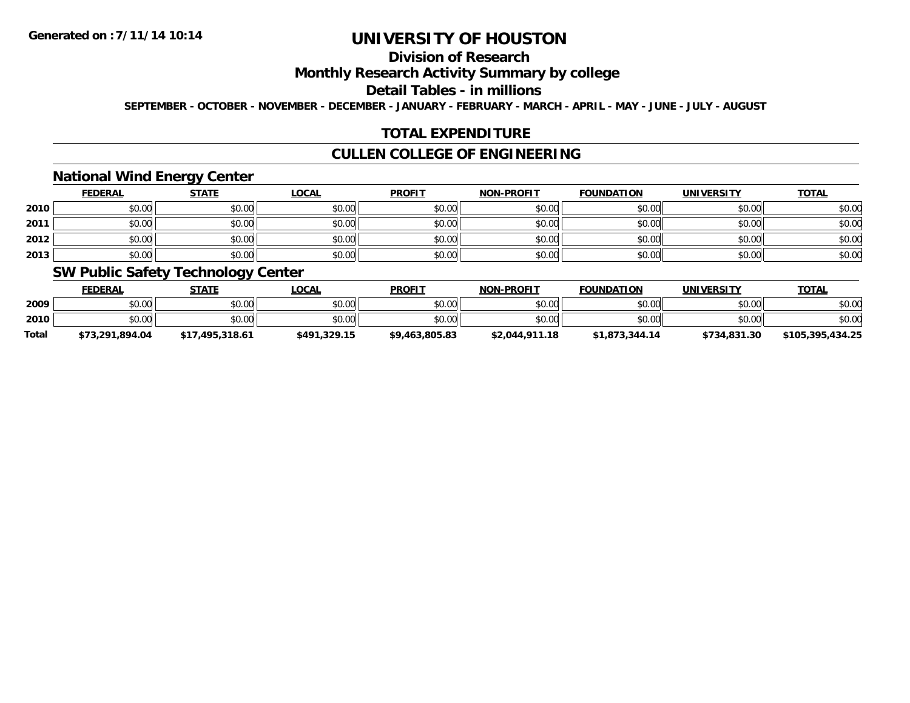# UNIVERSITY OF HOUSTON

## Division of Research

## Monthly Research Activity Summary by college

## Detail Tables - in millions

SEPTEMBER - OCTOBER - NOVEMBER - DECEMBER - JANUARY - FEBRUARY - MARCH - APRIL - MAY - JUNE - JULY - AUGUST

## TOTAL EXPENDITURE

## CULLEN COLLEGE OF ENGINEERING

### National Wind Energy Center

| | FEDERAL | STATE | LOCAL | PROFIT | NON-PROFIT | FOUNDATION | UNIVERSITY | TOTAL |
|---|---|---|---|---|---|---|---|---|
| 2010 | $0.00 | $0.00 | $0.00 | $0.00 | $0.00 | $0.00 | $0.00 | $0.00 |
| 2011 | $0.00 | $0.00 | $0.00 | $0.00 | $0.00 | $0.00 | $0.00 | $0.00 |
| 2012 | $0.00 | $0.00 | $0.00 | $0.00 | $0.00 | $0.00 | $0.00 | $0.00 |
| 2013 | $0.00 | $0.00 | $0.00 | $0.00 | $0.00 | $0.00 | $0.00 | $0.00 |

### SW Public Safety Technology Center

| | FEDERAL | STATE | LOCAL | PROFIT | NON-PROFIT | FOUNDATION | UNIVERSITY | TOTAL |
|---|---|---|---|---|---|---|---|---|
| 2009 | $0.00 | $0.00 | $0.00 | $0.00 | $0.00 | $0.00 | $0.00 | $0.00 |
| 2010 | $0.00 | $0.00 | $0.00 | $0.00 | $0.00 | $0.00 | $0.00 | $0.00 |
| **Total** | **$73,291,894.04** | **$17,495,318.61** | **$491,329.15** | **$9,463,805.83** | **$2,044,911.18** | **$1,873,344.14** | **$734,831.30** | **$105,395,434.25** |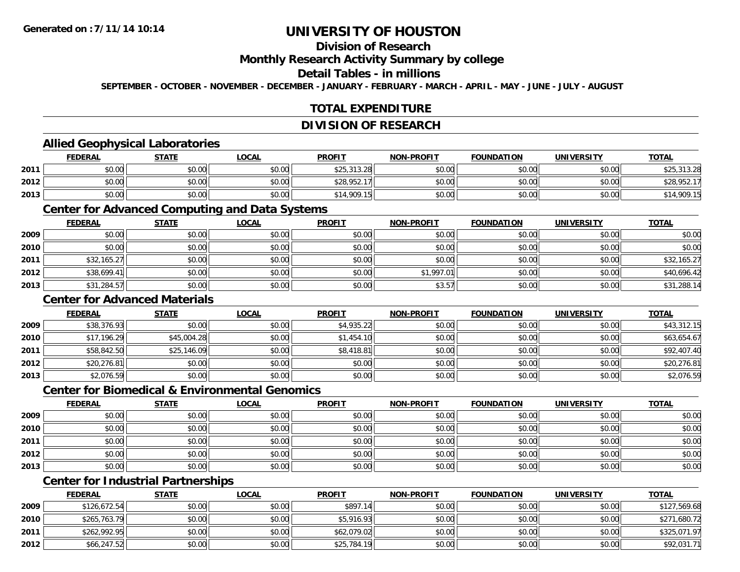# UNIVERSITY OF HOUSTON

## Division of Research

## Monthly Research Activity Summary by college

## Detail Tables - in millions

SEPTEMBER - OCTOBER - NOVEMBER - DECEMBER - JANUARY - FEBRUARY - MARCH - APRIL - MAY - JUNE - JULY - AUGUST

Generated on : 7/11/14 10:14

## TOTAL EXPENDITURE

## DIVISION OF RESEARCH

### Allied Geophysical Laboratories

| | FEDERAL | STATE | LOCAL | PROFIT | NON-PROFIT | FOUNDATION | UNIVERSITY | TOTAL |
|---|---|---|---|---|---|---|---|---|
| 2011 | $0.00 | $0.00 | $0.00 | $25,313.28 | $0.00 | $0.00 | $0.00 | $25,313.28 |
| 2012 | $0.00 | $0.00 | $0.00 | $28,952.17 | $0.00 | $0.00 | $0.00 | $28,952.17 |
| 2013 | $0.00 | $0.00 | $0.00 | $14,909.15 | $0.00 | $0.00 | $0.00 | $14,909.15 |

### Center for Advanced Computing and Data Systems

| | FEDERAL | STATE | LOCAL | PROFIT | NON-PROFIT | FOUNDATION | UNIVERSITY | TOTAL |
|---|---|---|---|---|---|---|---|---|
| 2009 | $0.00 | $0.00 | $0.00 | $0.00 | $0.00 | $0.00 | $0.00 | $0.00 |
| 2010 | $0.00 | $0.00 | $0.00 | $0.00 | $0.00 | $0.00 | $0.00 | $0.00 |
| 2011 | $32,165.27 | $0.00 | $0.00 | $0.00 | $0.00 | $0.00 | $0.00 | $32,165.27 |
| 2012 | $38,699.41 | $0.00 | $0.00 | $0.00 | $1,997.01 | $0.00 | $0.00 | $40,696.42 |
| 2013 | $31,284.57 | $0.00 | $0.00 | $0.00 | $3.57 | $0.00 | $0.00 | $31,288.14 |

### Center for Advanced Materials

| | FEDERAL | STATE | LOCAL | PROFIT | NON-PROFIT | FOUNDATION | UNIVERSITY | TOTAL |
|---|---|---|---|---|---|---|---|---|
| 2009 | $38,376.93 | $0.00 | $0.00 | $4,935.22 | $0.00 | $0.00 | $0.00 | $43,312.15 |
| 2010 | $17,196.29 | $45,004.28 | $0.00 | $1,454.10 | $0.00 | $0.00 | $0.00 | $63,654.67 |
| 2011 | $58,842.50 | $25,146.09 | $0.00 | $8,418.81 | $0.00 | $0.00 | $0.00 | $92,407.40 |
| 2012 | $20,276.81 | $0.00 | $0.00 | $0.00 | $0.00 | $0.00 | $0.00 | $20,276.81 |
| 2013 | $2,076.59 | $0.00 | $0.00 | $0.00 | $0.00 | $0.00 | $0.00 | $2,076.59 |

### Center for Biomedical & Environmental Genomics

| | FEDERAL | STATE | LOCAL | PROFIT | NON-PROFIT | FOUNDATION | UNIVERSITY | TOTAL |
|---|---|---|---|---|---|---|---|---|
| 2009 | $0.00 | $0.00 | $0.00 | $0.00 | $0.00 | $0.00 | $0.00 | $0.00 |
| 2010 | $0.00 | $0.00 | $0.00 | $0.00 | $0.00 | $0.00 | $0.00 | $0.00 |
| 2011 | $0.00 | $0.00 | $0.00 | $0.00 | $0.00 | $0.00 | $0.00 | $0.00 |
| 2012 | $0.00 | $0.00 | $0.00 | $0.00 | $0.00 | $0.00 | $0.00 | $0.00 |
| 2013 | $0.00 | $0.00 | $0.00 | $0.00 | $0.00 | $0.00 | $0.00 | $0.00 |

### Center for Industrial Partnerships

| | FEDERAL | STATE | LOCAL | PROFIT | NON-PROFIT | FOUNDATION | UNIVERSITY | TOTAL |
|---|---|---|---|---|---|---|---|---|
| 2009 | $126,672.54 | $0.00 | $0.00 | $897.14 | $0.00 | $0.00 | $0.00 | $127,569.68 |
| 2010 | $265,763.79 | $0.00 | $0.00 | $5,916.93 | $0.00 | $0.00 | $0.00 | $271,680.72 |
| 2011 | $262,992.95 | $0.00 | $0.00 | $62,079.02 | $0.00 | $0.00 | $0.00 | $325,071.97 |
| 2012 | $66,247.52 | $0.00 | $0.00 | $25,784.19 | $0.00 | $0.00 | $0.00 | $92,031.71 |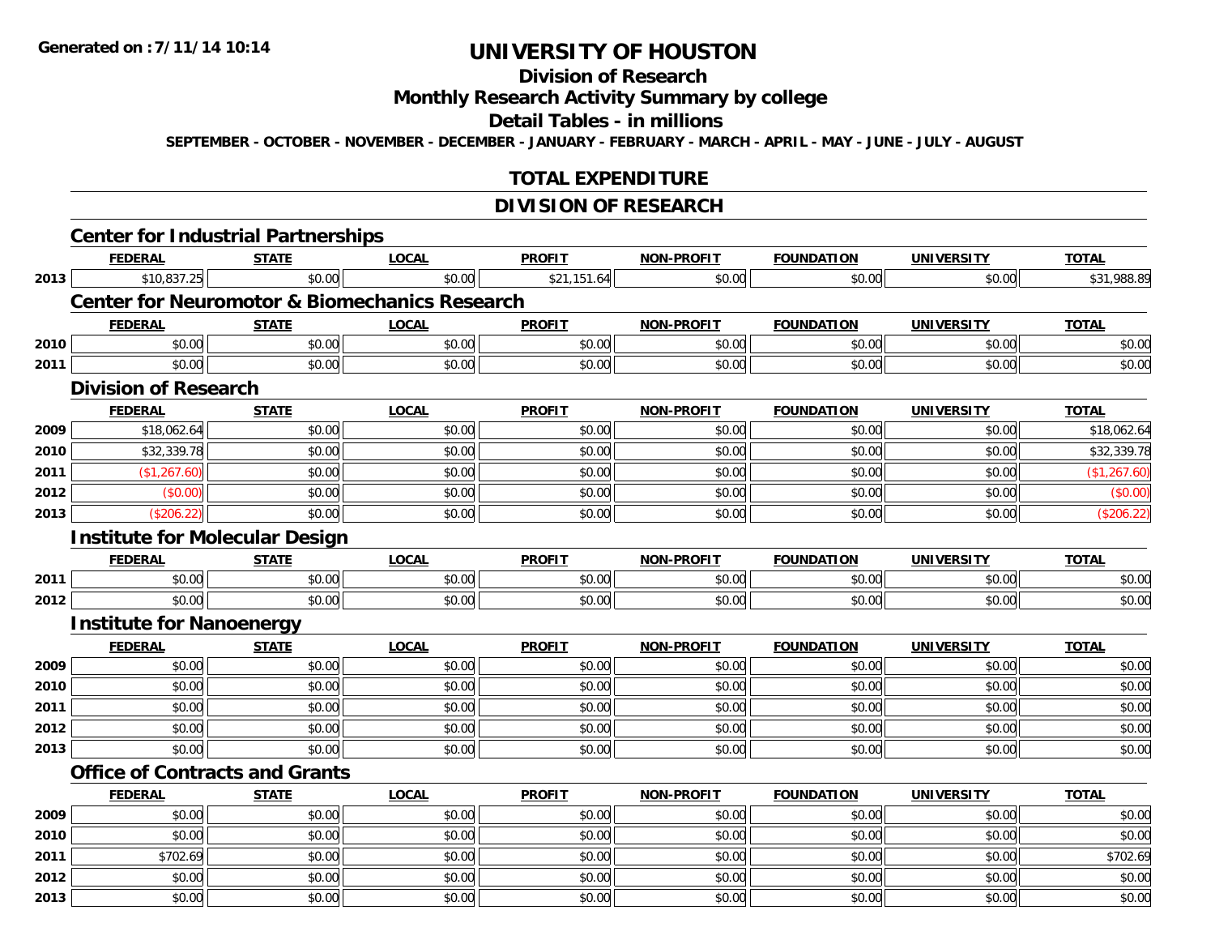# UNIVERSITY OF HOUSTON

## Division of Research

## Monthly Research Activity Summary by college

## Detail Tables - in millions

SEPTEMBER - OCTOBER - NOVEMBER - DECEMBER - JANUARY - FEBRUARY - MARCH - APRIL - MAY - JUNE - JULY - AUGUST

## TOTAL EXPENDITURE

## DIVISION OF RESEARCH

### Center for Industrial Partnerships

| | FEDERAL | STATE | LOCAL | PROFIT | NON-PROFIT | FOUNDATION | UNIVERSITY | TOTAL |
|---|---|---|---|---|---|---|---|---|
| 2013 | $10,837.25 | $0.00 | $0.00 | $21,151.64 | $0.00 | $0.00 | $0.00 | $31,988.89 |

### Center for Neuromotor & Biomechanics Research

| | FEDERAL | STATE | LOCAL | PROFIT | NON-PROFIT | FOUNDATION | UNIVERSITY | TOTAL |
|---|---|---|---|---|---|---|---|---|
| 2010 | $0.00 | $0.00 | $0.00 | $0.00 | $0.00 | $0.00 | $0.00 | $0.00 |
| 2011 | $0.00 | $0.00 | $0.00 | $0.00 | $0.00 | $0.00 | $0.00 | $0.00 |

### Division of Research

| | FEDERAL | STATE | LOCAL | PROFIT | NON-PROFIT | FOUNDATION | UNIVERSITY | TOTAL |
|---|---|---|---|---|---|---|---|---|
| 2009 | $18,062.64 | $0.00 | $0.00 | $0.00 | $0.00 | $0.00 | $0.00 | $18,062.64 |
| 2010 | $32,339.78 | $0.00 | $0.00 | $0.00 | $0.00 | $0.00 | $0.00 | $32,339.78 |
| 2011 | ($1,267.60) | $0.00 | $0.00 | $0.00 | $0.00 | $0.00 | $0.00 | ($1,267.60) |
| 2012 | ($0.00) | $0.00 | $0.00 | $0.00 | $0.00 | $0.00 | $0.00 | ($0.00) |
| 2013 | ($206.22) | $0.00 | $0.00 | $0.00 | $0.00 | $0.00 | $0.00 | ($206.22) |

### Institute for Molecular Design

| | FEDERAL | STATE | LOCAL | PROFIT | NON-PROFIT | FOUNDATION | UNIVERSITY | TOTAL |
|---|---|---|---|---|---|---|---|---|
| 2011 | $0.00 | $0.00 | $0.00 | $0.00 | $0.00 | $0.00 | $0.00 | $0.00 |
| 2012 | $0.00 | $0.00 | $0.00 | $0.00 | $0.00 | $0.00 | $0.00 | $0.00 |

### Institute for Nanoenergy

| | FEDERAL | STATE | LOCAL | PROFIT | NON-PROFIT | FOUNDATION | UNIVERSITY | TOTAL |
|---|---|---|---|---|---|---|---|---|
| 2009 | $0.00 | $0.00 | $0.00 | $0.00 | $0.00 | $0.00 | $0.00 | $0.00 |
| 2010 | $0.00 | $0.00 | $0.00 | $0.00 | $0.00 | $0.00 | $0.00 | $0.00 |
| 2011 | $0.00 | $0.00 | $0.00 | $0.00 | $0.00 | $0.00 | $0.00 | $0.00 |
| 2012 | $0.00 | $0.00 | $0.00 | $0.00 | $0.00 | $0.00 | $0.00 | $0.00 |
| 2013 | $0.00 | $0.00 | $0.00 | $0.00 | $0.00 | $0.00 | $0.00 | $0.00 |

### Office of Contracts and Grants

| | FEDERAL | STATE | LOCAL | PROFIT | NON-PROFIT | FOUNDATION | UNIVERSITY | TOTAL |
|---|---|---|---|---|---|---|---|---|
| 2009 | $0.00 | $0.00 | $0.00 | $0.00 | $0.00 | $0.00 | $0.00 | $0.00 |
| 2010 | $0.00 | $0.00 | $0.00 | $0.00 | $0.00 | $0.00 | $0.00 | $0.00 |
| 2011 | $702.69 | $0.00 | $0.00 | $0.00 | $0.00 | $0.00 | $0.00 | $702.69 |
| 2012 | $0.00 | $0.00 | $0.00 | $0.00 | $0.00 | $0.00 | $0.00 | $0.00 |
| 2013 | $0.00 | $0.00 | $0.00 | $0.00 | $0.00 | $0.00 | $0.00 | $0.00 |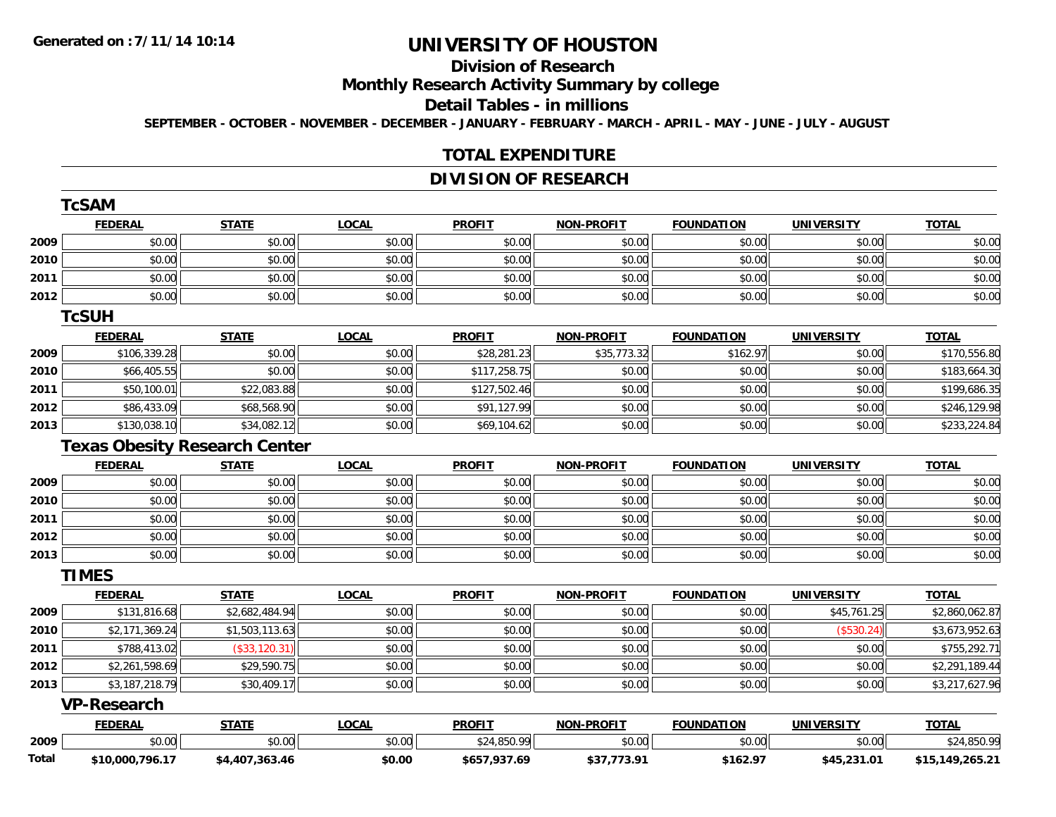# UNIVERSITY OF HOUSTON

## Division of Research

## Monthly Research Activity Summary by college

## Detail Tables - in millions

**SEPTEMBER - OCTOBER - NOVEMBER - DECEMBER - JANUARY - FEBRUARY - MARCH - APRIL - MAY - JUNE - JULY - AUGUST**

## TOTAL EXPENDITURE

## DIVISION OF RESEARCH

### TcSAM

| | FEDERAL | STATE | LOCAL | PROFIT | NON-PROFIT | FOUNDATION | UNIVERSITY | TOTAL |
|---|---|---|---|---|---|---|---|---|
| 2009 | $0.00 | $0.00 | $0.00 | $0.00 | $0.00 | $0.00 | $0.00 | $0.00 |
| 2010 | $0.00 | $0.00 | $0.00 | $0.00 | $0.00 | $0.00 | $0.00 | $0.00 |
| 2011 | $0.00 | $0.00 | $0.00 | $0.00 | $0.00 | $0.00 | $0.00 | $0.00 |
| 2012 | $0.00 | $0.00 | $0.00 | $0.00 | $0.00 | $0.00 | $0.00 | $0.00 |

### TcSUH

| | FEDERAL | STATE | LOCAL | PROFIT | NON-PROFIT | FOUNDATION | UNIVERSITY | TOTAL |
|---|---|---|---|---|---|---|---|---|
| 2009 | $106,339.28 | $0.00 | $0.00 | $28,281.23 | $35,773.32 | $162.97 | $0.00 | $170,556.80 |
| 2010 | $66,405.55 | $0.00 | $0.00 | $117,258.75 | $0.00 | $0.00 | $0.00 | $183,664.30 |
| 2011 | $50,100.01 | $22,083.88 | $0.00 | $127,502.46 | $0.00 | $0.00 | $0.00 | $199,686.35 |
| 2012 | $86,433.09 | $68,568.90 | $0.00 | $91,127.99 | $0.00 | $0.00 | $0.00 | $246,129.98 |
| 2013 | $130,038.10 | $34,082.12 | $0.00 | $69,104.62 | $0.00 | $0.00 | $0.00 | $233,224.84 |

### Texas Obesity Research Center

| | FEDERAL | STATE | LOCAL | PROFIT | NON-PROFIT | FOUNDATION | UNIVERSITY | TOTAL |
|---|---|---|---|---|---|---|---|---|
| 2009 | $0.00 | $0.00 | $0.00 | $0.00 | $0.00 | $0.00 | $0.00 | $0.00 |
| 2010 | $0.00 | $0.00 | $0.00 | $0.00 | $0.00 | $0.00 | $0.00 | $0.00 |
| 2011 | $0.00 | $0.00 | $0.00 | $0.00 | $0.00 | $0.00 | $0.00 | $0.00 |
| 2012 | $0.00 | $0.00 | $0.00 | $0.00 | $0.00 | $0.00 | $0.00 | $0.00 |
| 2013 | $0.00 | $0.00 | $0.00 | $0.00 | $0.00 | $0.00 | $0.00 | $0.00 |

### TIMES

| | FEDERAL | STATE | LOCAL | PROFIT | NON-PROFIT | FOUNDATION | UNIVERSITY | TOTAL |
|---|---|---|---|---|---|---|---|---|
| 2009 | $131,816.68 | $2,682,484.94 | $0.00 | $0.00 | $0.00 | $0.00 | $45,761.25 | $2,860,062.87 |
| 2010 | $2,171,369.24 | $1,503,113.63 | $0.00 | $0.00 | $0.00 | $0.00 | ($530.24) | $3,673,952.63 |
| 2011 | $788,413.02 | ($33,120.31) | $0.00 | $0.00 | $0.00 | $0.00 | $0.00 | $755,292.71 |
| 2012 | $2,261,598.69 | $29,590.75 | $0.00 | $0.00 | $0.00 | $0.00 | $0.00 | $2,291,189.44 |
| 2013 | $3,187,218.79 | $30,409.17 | $0.00 | $0.00 | $0.00 | $0.00 | $0.00 | $3,217,627.96 |

### VP-Research

| | FEDERAL | STATE | LOCAL | PROFIT | NON-PROFIT | FOUNDATION | UNIVERSITY | TOTAL |
|---|---|---|---|---|---|---|---|---|
| 2009 | $0.00 | $0.00 | $0.00 | $24,850.99 | $0.00 | $0.00 | $0.00 | $24,850.99 |
| **Total** | **$10,000,796.17** | **$4,407,363.46** | **$0.00** | **$657,937.69** | **$37,773.91** | **$162.97** | **$45,231.01** | **$15,149,265.21** |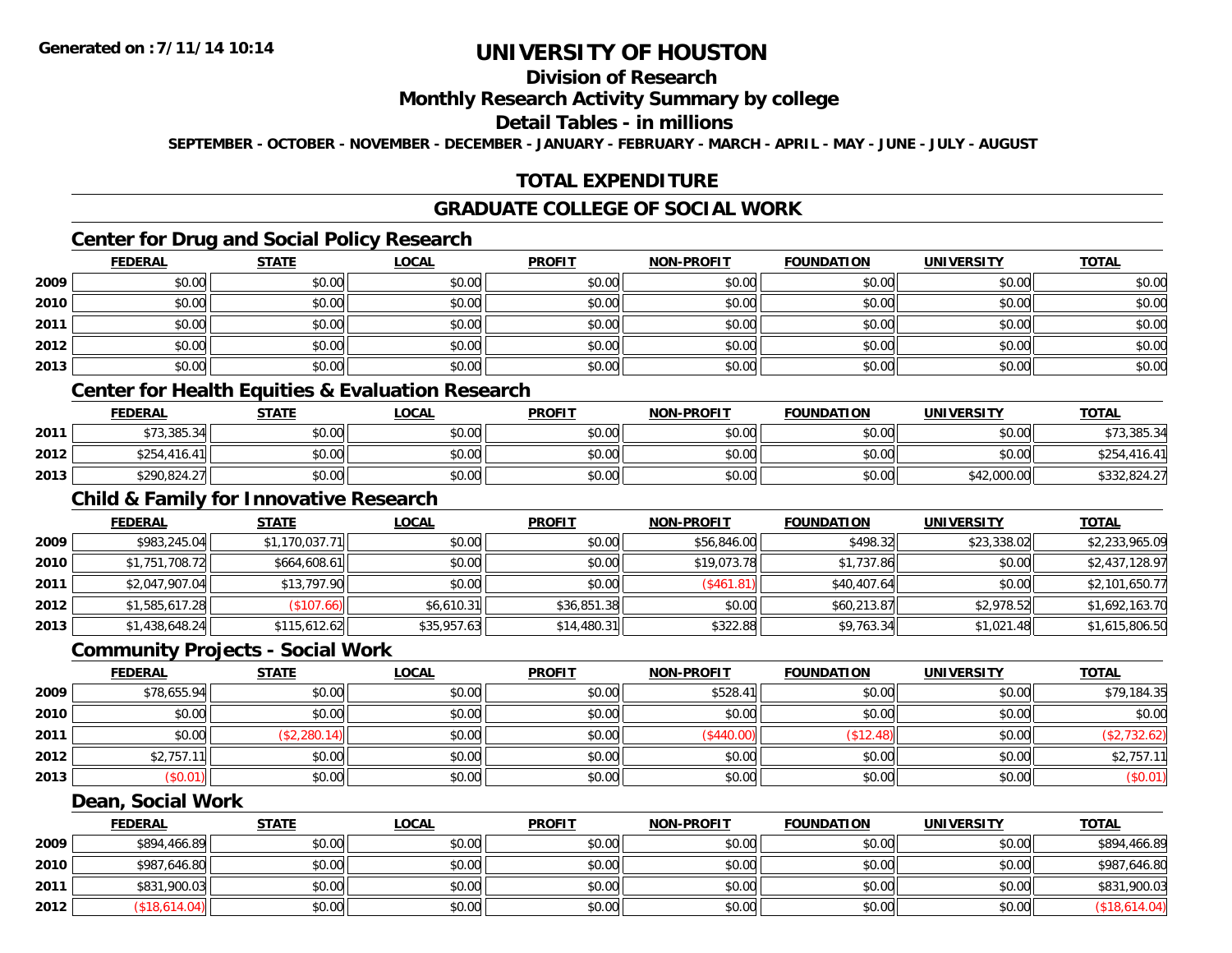# UNIVERSITY OF HOUSTON

## Division of Research

## Monthly Research Activity Summary by college

## Detail Tables - in millions

SEPTEMBER - OCTOBER - NOVEMBER - DECEMBER - JANUARY - FEBRUARY - MARCH - APRIL - MAY - JUNE - JULY - AUGUST

## TOTAL EXPENDITURE

## GRADUATE COLLEGE OF SOCIAL WORK

### Center for Drug and Social Policy Research

| | FEDERAL | STATE | LOCAL | PROFIT | NON-PROFIT | FOUNDATION | UNIVERSITY | TOTAL |
|---|---|---|---|---|---|---|---|---|
| 2009 | $0.00 | $0.00 | $0.00 | $0.00 | $0.00 | $0.00 | $0.00 | $0.00 |
| 2010 | $0.00 | $0.00 | $0.00 | $0.00 | $0.00 | $0.00 | $0.00 | $0.00 |
| 2011 | $0.00 | $0.00 | $0.00 | $0.00 | $0.00 | $0.00 | $0.00 | $0.00 |
| 2012 | $0.00 | $0.00 | $0.00 | $0.00 | $0.00 | $0.00 | $0.00 | $0.00 |
| 2013 | $0.00 | $0.00 | $0.00 | $0.00 | $0.00 | $0.00 | $0.00 | $0.00 |

### Center for Health Equities & Evaluation Research

| | FEDERAL | STATE | LOCAL | PROFIT | NON-PROFIT | FOUNDATION | UNIVERSITY | TOTAL |
|---|---|---|---|---|---|---|---|---|
| 2011 | $73,385.34 | $0.00 | $0.00 | $0.00 | $0.00 | $0.00 | $0.00 | $73,385.34 |
| 2012 | $254,416.41 | $0.00 | $0.00 | $0.00 | $0.00 | $0.00 | $0.00 | $254,416.41 |
| 2013 | $290,824.27 | $0.00 | $0.00 | $0.00 | $0.00 | $0.00 | $42,000.00 | $332,824.27 |

### Child & Family for Innovative Research

| | FEDERAL | STATE | LOCAL | PROFIT | NON-PROFIT | FOUNDATION | UNIVERSITY | TOTAL |
|---|---|---|---|---|---|---|---|---|
| 2009 | $983,245.04 | $1,170,037.71 | $0.00 | $0.00 | $56,846.00 | $498.32 | $23,338.02 | $2,233,965.09 |
| 2010 | $1,751,708.72 | $664,608.61 | $0.00 | $0.00 | $19,073.78 | $1,737.86 | $0.00 | $2,437,128.97 |
| 2011 | $2,047,907.04 | $13,797.90 | $0.00 | $0.00 | ($461.81) | $40,407.64 | $0.00 | $2,101,650.77 |
| 2012 | $1,585,617.28 | ($107.66) | $6,610.31 | $36,851.38 | $0.00 | $60,213.87 | $2,978.52 | $1,692,163.70 |
| 2013 | $1,438,648.24 | $115,612.62 | $35,957.63 | $14,480.31 | $322.88 | $9,763.34 | $1,021.48 | $1,615,806.50 |

### Community Projects - Social Work

| | FEDERAL | STATE | LOCAL | PROFIT | NON-PROFIT | FOUNDATION | UNIVERSITY | TOTAL |
|---|---|---|---|---|---|---|---|---|
| 2009 | $78,655.94 | $0.00 | $0.00 | $0.00 | $528.41 | $0.00 | $0.00 | $79,184.35 |
| 2010 | $0.00 | $0.00 | $0.00 | $0.00 | $0.00 | $0.00 | $0.00 | $0.00 |
| 2011 | $0.00 | ($2,280.14) | $0.00 | $0.00 | ($440.00) | ($12.48) | $0.00 | ($2,732.62) |
| 2012 | $2,757.11 | $0.00 | $0.00 | $0.00 | $0.00 | $0.00 | $0.00 | $2,757.11 |
| 2013 | ($0.01) | $0.00 | $0.00 | $0.00 | $0.00 | $0.00 | $0.00 | ($0.01) |

### Dean, Social Work

| | FEDERAL | STATE | LOCAL | PROFIT | NON-PROFIT | FOUNDATION | UNIVERSITY | TOTAL |
|---|---|---|---|---|---|---|---|---|
| 2009 | $894,466.89 | $0.00 | $0.00 | $0.00 | $0.00 | $0.00 | $0.00 | $894,466.89 |
| 2010 | $987,646.80 | $0.00 | $0.00 | $0.00 | $0.00 | $0.00 | $0.00 | $987,646.80 |
| 2011 | $831,900.03 | $0.00 | $0.00 | $0.00 | $0.00 | $0.00 | $0.00 | $831,900.03 |
| 2012 | ($18,614.04) | $0.00 | $0.00 | $0.00 | $0.00 | $0.00 | $0.00 | ($18,614.04) |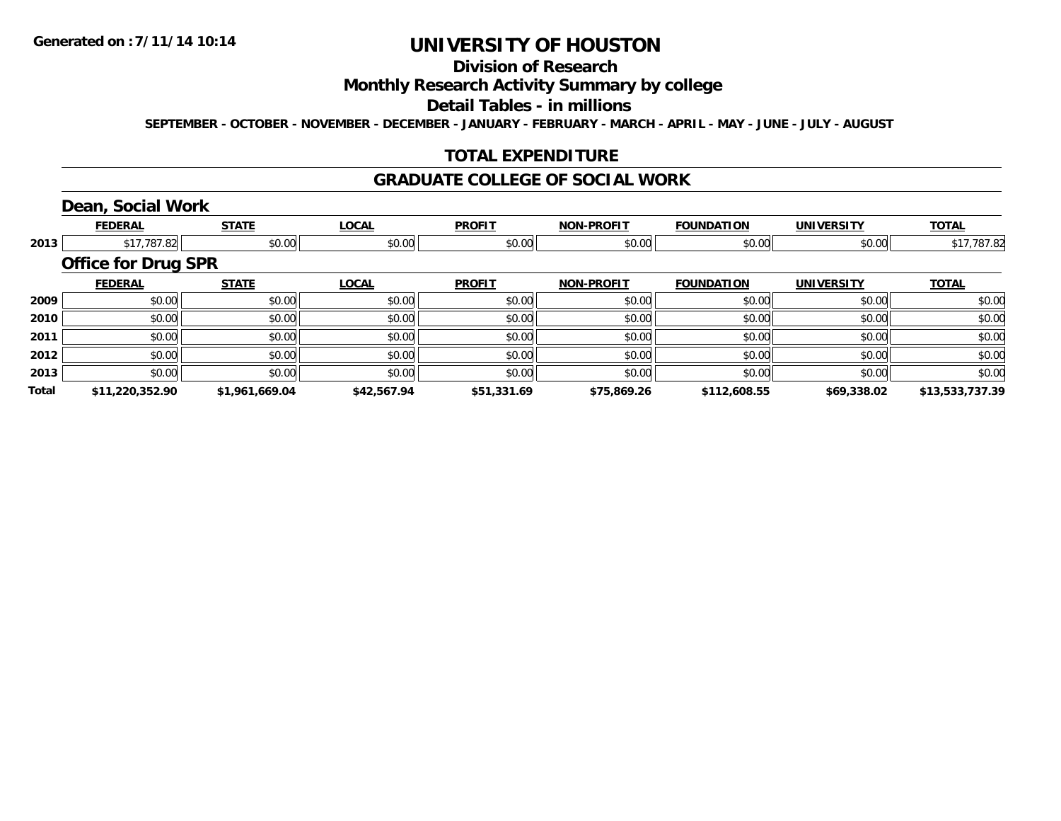# UNIVERSITY OF HOUSTON

## Division of Research

## Monthly Research Activity Summary by college

## Detail Tables - in millions

**SEPTEMBER - OCTOBER - NOVEMBER - DECEMBER - JANUARY - FEBRUARY - MARCH - APRIL - MAY - JUNE - JULY - AUGUST**

## TOTAL EXPENDITURE

## GRADUATE COLLEGE OF SOCIAL WORK

### Dean, Social Work

| | FEDERAL | STATE | LOCAL | PROFIT | NON-PROFIT | FOUNDATION | UNIVERSITY | TOTAL |
|---|---|---|---|---|---|---|---|---|
| 2013 | $17,787.82 | $0.00 | $0.00 | $0.00 | $0.00 | $0.00 | $0.00 | $17,787.82 |

### Office for Drug SPR

| | FEDERAL | STATE | LOCAL | PROFIT | NON-PROFIT | FOUNDATION | UNIVERSITY | TOTAL |
|---|---|---|---|---|---|---|---|---|
| 2009 | $0.00 | $0.00 | $0.00 | $0.00 | $0.00 | $0.00 | $0.00 | $0.00 |
| 2010 | $0.00 | $0.00 | $0.00 | $0.00 | $0.00 | $0.00 | $0.00 | $0.00 |
| 2011 | $0.00 | $0.00 | $0.00 | $0.00 | $0.00 | $0.00 | $0.00 | $0.00 |
| 2012 | $0.00 | $0.00 | $0.00 | $0.00 | $0.00 | $0.00 | $0.00 | $0.00 |
| 2013 | $0.00 | $0.00 | $0.00 | $0.00 | $0.00 | $0.00 | $0.00 | $0.00 |
| **Total** | **$11,220,352.90** | **$1,961,669.04** | **$42,567.94** | **$51,331.69** | **$75,869.26** | **$112,608.55** | **$69,338.02** | **$13,533,737.39** |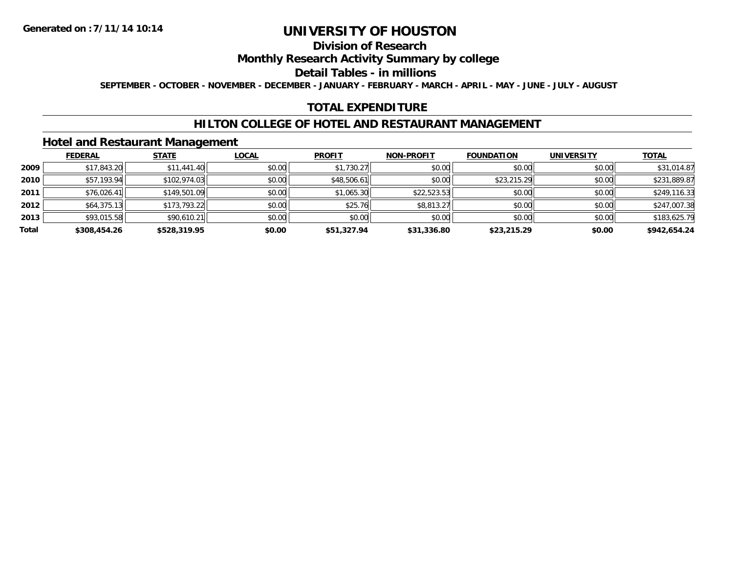# UNIVERSITY OF HOUSTON

## Division of Research

## Monthly Research Activity Summary by college

## Detail Tables - in millions

**SEPTEMBER - OCTOBER - NOVEMBER - DECEMBER - JANUARY - FEBRUARY - MARCH - APRIL - MAY - JUNE - JULY - AUGUST**

## TOTAL EXPENDITURE

## HILTON COLLEGE OF HOTEL AND RESTAURANT MANAGEMENT

### Hotel and Restaurant Management

| | FEDERAL | STATE | LOCAL | PROFIT | NON-PROFIT | FOUNDATION | UNIVERSITY | TOTAL |
|---|---|---|---|---|---|---|---|---|
| 2009 | $17,843.20 | $11,441.40 | $0.00 | $1,730.27 | $0.00 | $0.00 | $0.00 | $31,014.87 |
| 2010 | $57,193.94 | $102,974.03 | $0.00 | $48,506.61 | $0.00 | $23,215.29 | $0.00 | $231,889.87 |
| 2011 | $76,026.41 | $149,501.09 | $0.00 | $1,065.30 | $22,523.53 | $0.00 | $0.00 | $249,116.33 |
| 2012 | $64,375.13 | $173,793.22 | $0.00 | $25.76 | $8,813.27 | $0.00 | $0.00 | $247,007.38 |
| 2013 | $93,015.58 | $90,610.21 | $0.00 | $0.00 | $0.00 | $0.00 | $0.00 | $183,625.79 |
| **Total** | **$308,454.26** | **$528,319.95** | **$0.00** | **$51,327.94** | **$31,336.80** | **$23,215.29** | **$0.00** | **$942,654.24** |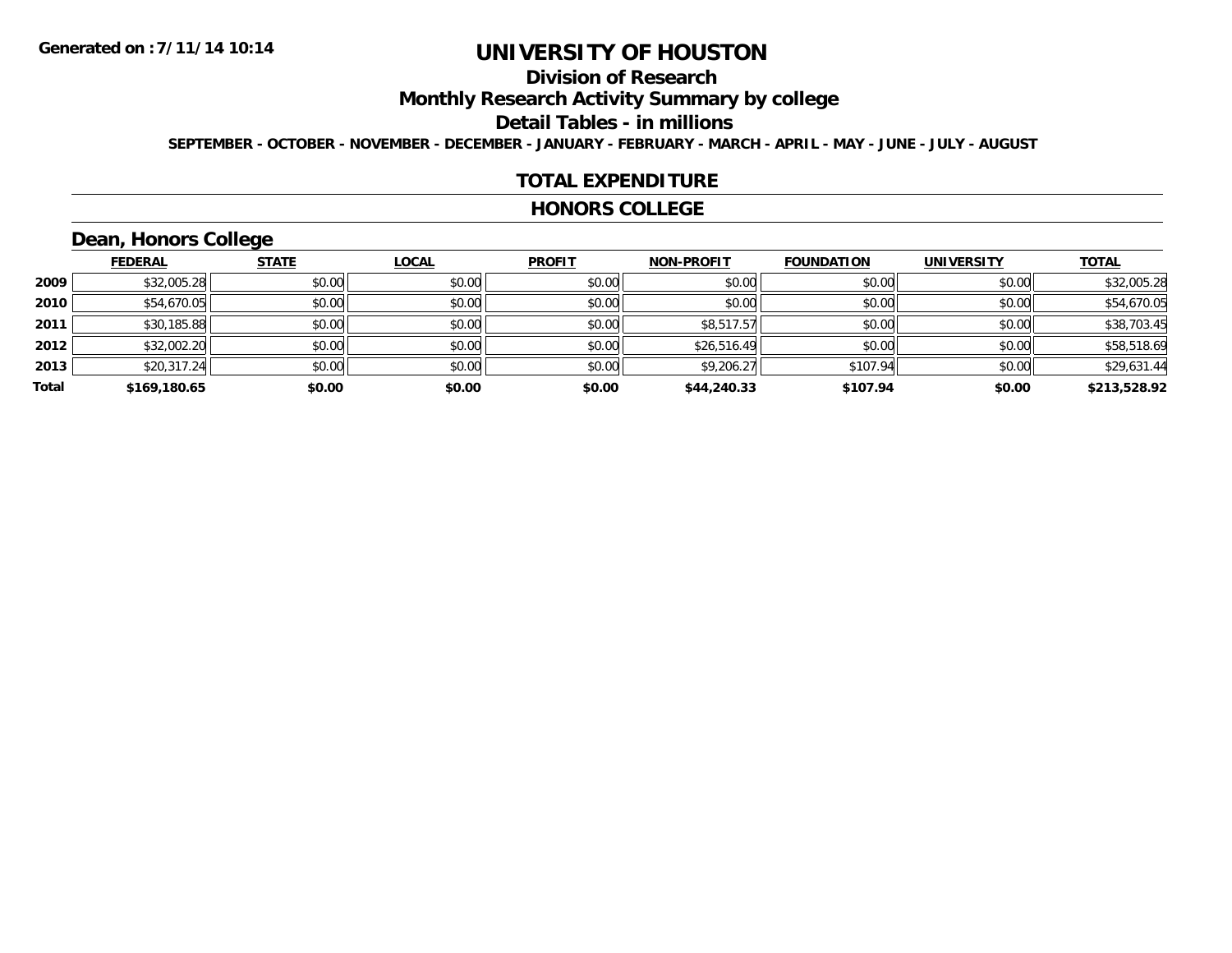Generated on :7/11/14 10:14

# UNIVERSITY OF HOUSTON

## Division of Research

## Monthly Research Activity Summary by college

## Detail Tables - in millions

SEPTEMBER - OCTOBER - NOVEMBER - DECEMBER - JANUARY - FEBRUARY - MARCH - APRIL - MAY - JUNE - JULY - AUGUST

## TOTAL EXPENDITURE

## HONORS COLLEGE

### Dean, Honors College

| | FEDERAL | STATE | LOCAL | PROFIT | NON-PROFIT | FOUNDATION | UNIVERSITY | TOTAL |
|---|---|---|---|---|---|---|---|---|
| 2009 | $32,005.28 | $0.00 | $0.00 | $0.00 | $0.00 | $0.00 | $0.00 | $32,005.28 |
| 2010 | $54,670.05 | $0.00 | $0.00 | $0.00 | $0.00 | $0.00 | $0.00 | $54,670.05 |
| 2011 | $30,185.88 | $0.00 | $0.00 | $0.00 | $8,517.57 | $0.00 | $0.00 | $38,703.45 |
| 2012 | $32,002.20 | $0.00 | $0.00 | $0.00 | $26,516.49 | $0.00 | $0.00 | $58,518.69 |
| 2013 | $20,317.24 | $0.00 | $0.00 | $0.00 | $9,206.27 | $107.94 | $0.00 | $29,631.44 |
| **Total** | **$169,180.65** | **$0.00** | **$0.00** | **$0.00** | **$44,240.33** | **$107.94** | **$0.00** | **$213,528.92** |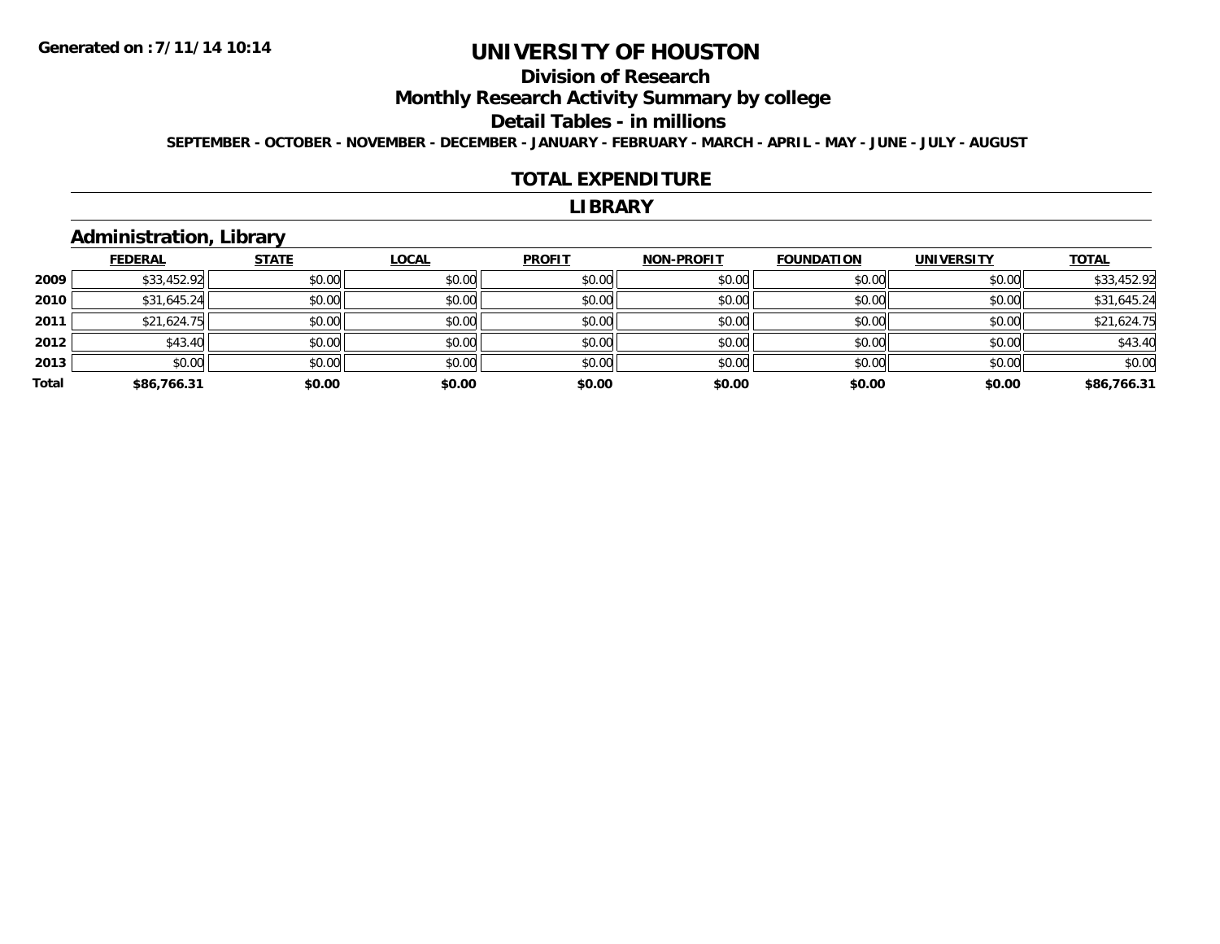Generated on :7/11/14 10:14

# UNIVERSITY OF HOUSTON

## Division of Research

## Monthly Research Activity Summary by college

## Detail Tables - in millions

**SEPTEMBER - OCTOBER - NOVEMBER - DECEMBER - JANUARY - FEBRUARY - MARCH - APRIL - MAY - JUNE - JULY - AUGUST**

### TOTAL EXPENDITURE

### LIBRARY

### Administration, Library

| | FEDERAL | STATE | LOCAL | PROFIT | NON-PROFIT | FOUNDATION | UNIVERSITY | TOTAL |
|---|---|---|---|---|---|---|---|---|
| 2009 | $33,452.92 | $0.00 | $0.00 | $0.00 | $0.00 | $0.00 | $0.00 | $33,452.92 |
| 2010 | $31,645.24 | $0.00 | $0.00 | $0.00 | $0.00 | $0.00 | $0.00 | $31,645.24 |
| 2011 | $21,624.75 | $0.00 | $0.00 | $0.00 | $0.00 | $0.00 | $0.00 | $21,624.75 |
| 2012 | $43.40 | $0.00 | $0.00 | $0.00 | $0.00 | $0.00 | $0.00 | $43.40 |
| 2013 | $0.00 | $0.00 | $0.00 | $0.00 | $0.00 | $0.00 | $0.00 | $0.00 |
| **Total** | **$86,766.31** | **$0.00** | **$0.00** | **$0.00** | **$0.00** | **$0.00** | **$0.00** | **$86,766.31** |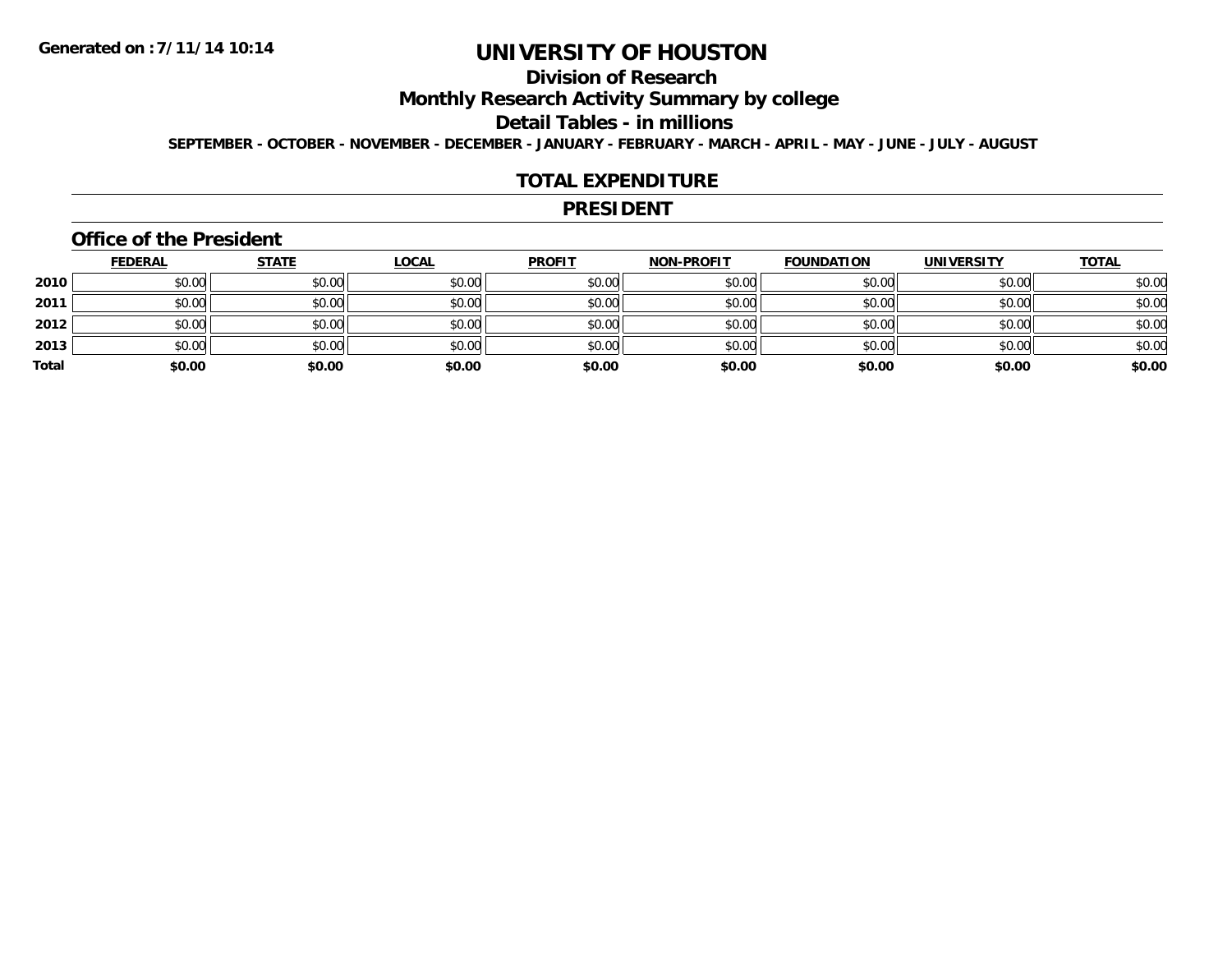# UNIVERSITY OF HOUSTON

## Division of Research

## Monthly Research Activity Summary by college

## Detail Tables - in millions

**SEPTEMBER - OCTOBER - NOVEMBER - DECEMBER - JANUARY - FEBRUARY - MARCH - APRIL - MAY - JUNE - JULY - AUGUST**

## TOTAL EXPENDITURE

## PRESIDENT

### Office of the President

| | FEDERAL | STATE | LOCAL | PROFIT | NON-PROFIT | FOUNDATION | UNIVERSITY | TOTAL |
|---|---|---|---|---|---|---|---|---|
| 2010 | $0.00 | $0.00 | $0.00 | $0.00 | $0.00 | $0.00 | $0.00 | $0.00 |
| 2011 | $0.00 | $0.00 | $0.00 | $0.00 | $0.00 | $0.00 | $0.00 | $0.00 |
| 2012 | $0.00 | $0.00 | $0.00 | $0.00 | $0.00 | $0.00 | $0.00 | $0.00 |
| 2013 | $0.00 | $0.00 | $0.00 | $0.00 | $0.00 | $0.00 | $0.00 | $0.00 |
| **Total** | **$0.00** | **$0.00** | **$0.00** | **$0.00** | **$0.00** | **$0.00** | **$0.00** | **$0.00** |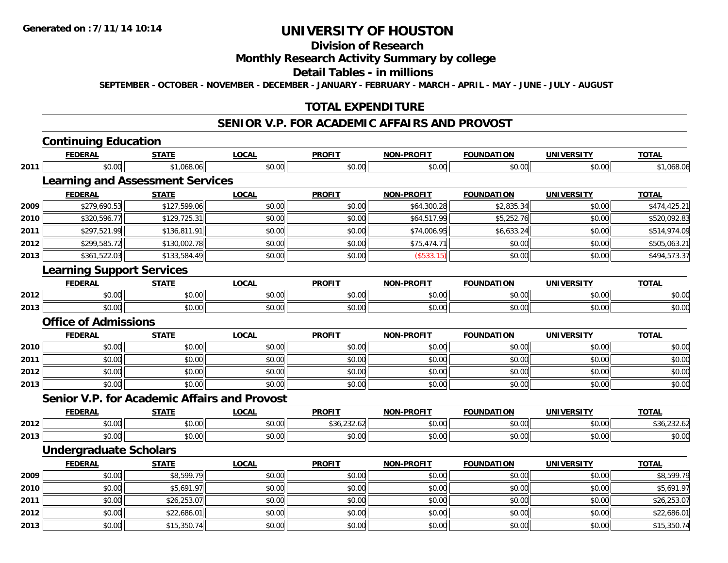**Generated on :7/11/14 10:14**

# UNIVERSITY OF HOUSTON

## Division of Research

## Monthly Research Activity Summary by college

## Detail Tables - in millions

**SEPTEMBER - OCTOBER - NOVEMBER - DECEMBER - JANUARY - FEBRUARY - MARCH - APRIL - MAY - JUNE - JULY - AUGUST**

## TOTAL EXPENDITURE

## SENIOR V.P. FOR ACADEMIC AFFAIRS AND PROVOST

### Continuing Education

| | FEDERAL | STATE | LOCAL | PROFIT | NON-PROFIT | FOUNDATION | UNIVERSITY | TOTAL |
|---|---|---|---|---|---|---|---|---|
| 2011 | $0.00 | $1,068.06 | $0.00 | $0.00 | $0.00 | $0.00 | $0.00 | $1,068.06 |

### Learning and Assessment Services

| | FEDERAL | STATE | LOCAL | PROFIT | NON-PROFIT | FOUNDATION | UNIVERSITY | TOTAL |
|---|---|---|---|---|---|---|---|---|
| 2009 | $279,690.53 | $127,599.06 | $0.00 | $0.00 | $64,300.28 | $2,835.34 | $0.00 | $474,425.21 |
| 2010 | $320,596.77 | $129,725.31 | $0.00 | $0.00 | $64,517.99 | $5,252.76 | $0.00 | $520,092.83 |
| 2011 | $297,521.99 | $136,811.91 | $0.00 | $0.00 | $74,006.95 | $6,633.24 | $0.00 | $514,974.09 |
| 2012 | $299,585.72 | $130,002.78 | $0.00 | $0.00 | $75,474.71 | $0.00 | $0.00 | $505,063.21 |
| 2013 | $361,522.03 | $133,584.49 | $0.00 | $0.00 | ($533.15) | $0.00 | $0.00 | $494,573.37 |

### Learning Support Services

| | FEDERAL | STATE | LOCAL | PROFIT | NON-PROFIT | FOUNDATION | UNIVERSITY | TOTAL |
|---|---|---|---|---|---|---|---|---|
| 2012 | $0.00 | $0.00 | $0.00 | $0.00 | $0.00 | $0.00 | $0.00 | $0.00 |
| 2013 | $0.00 | $0.00 | $0.00 | $0.00 | $0.00 | $0.00 | $0.00 | $0.00 |

### Office of Admissions

| | FEDERAL | STATE | LOCAL | PROFIT | NON-PROFIT | FOUNDATION | UNIVERSITY | TOTAL |
|---|---|---|---|---|---|---|---|---|
| 2010 | $0.00 | $0.00 | $0.00 | $0.00 | $0.00 | $0.00 | $0.00 | $0.00 |
| 2011 | $0.00 | $0.00 | $0.00 | $0.00 | $0.00 | $0.00 | $0.00 | $0.00 |
| 2012 | $0.00 | $0.00 | $0.00 | $0.00 | $0.00 | $0.00 | $0.00 | $0.00 |
| 2013 | $0.00 | $0.00 | $0.00 | $0.00 | $0.00 | $0.00 | $0.00 | $0.00 |

### Senior V.P. for Academic Affairs and Provost

| | FEDERAL | STATE | LOCAL | PROFIT | NON-PROFIT | FOUNDATION | UNIVERSITY | TOTAL |
|---|---|---|---|---|---|---|---|---|
| 2012 | $0.00 | $0.00 | $0.00 | $36,232.62 | $0.00 | $0.00 | $0.00 | $36,232.62 |
| 2013 | $0.00 | $0.00 | $0.00 | $0.00 | $0.00 | $0.00 | $0.00 | $0.00 |

### Undergraduate Scholars

| | FEDERAL | STATE | LOCAL | PROFIT | NON-PROFIT | FOUNDATION | UNIVERSITY | TOTAL |
|---|---|---|---|---|---|---|---|---|
| 2009 | $0.00 | $8,599.79 | $0.00 | $0.00 | $0.00 | $0.00 | $0.00 | $8,599.79 |
| 2010 | $0.00 | $5,691.97 | $0.00 | $0.00 | $0.00 | $0.00 | $0.00 | $5,691.97 |
| 2011 | $0.00 | $26,253.07 | $0.00 | $0.00 | $0.00 | $0.00 | $0.00 | $26,253.07 |
| 2012 | $0.00 | $22,686.01 | $0.00 | $0.00 | $0.00 | $0.00 | $0.00 | $22,686.01 |
| 2013 | $0.00 | $15,350.74 | $0.00 | $0.00 | $0.00 | $0.00 | $0.00 | $15,350.74 |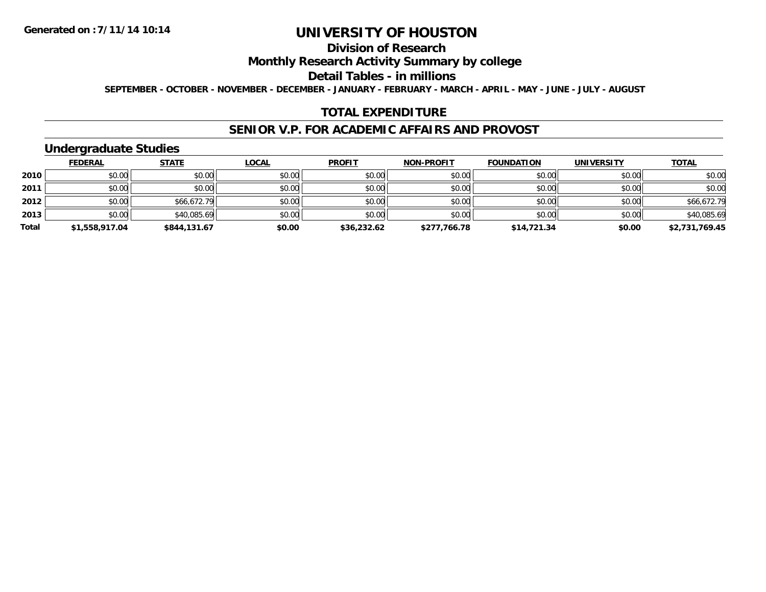Generated on :7/11/14 10:14

# UNIVERSITY OF HOUSTON

## Division of Research

## Monthly Research Activity Summary by college

## Detail Tables - in millions

SEPTEMBER - OCTOBER - NOVEMBER - DECEMBER - JANUARY - FEBRUARY - MARCH - APRIL - MAY - JUNE - JULY - AUGUST

## TOTAL EXPENDITURE

## SENIOR V.P. FOR ACADEMIC AFFAIRS AND PROVOST

### Undergraduate Studies

| | FEDERAL | STATE | LOCAL | PROFIT | NON-PROFIT | FOUNDATION | UNIVERSITY | TOTAL |
|---|---|---|---|---|---|---|---|---|
| 2010 | $0.00 | $0.00 | $0.00 | $0.00 | $0.00 | $0.00 | $0.00 | $0.00 |
| 2011 | $0.00 | $0.00 | $0.00 | $0.00 | $0.00 | $0.00 | $0.00 | $0.00 |
| 2012 | $0.00 | $66,672.79 | $0.00 | $0.00 | $0.00 | $0.00 | $0.00 | $66,672.79 |
| 2013 | $0.00 | $40,085.69 | $0.00 | $0.00 | $0.00 | $0.00 | $0.00 | $40,085.69 |
| **Total** | **$1,558,917.04** | **$844,131.67** | **$0.00** | **$36,232.62** | **$277,766.78** | **$14,721.34** | **$0.00** | **$2,731,769.45** |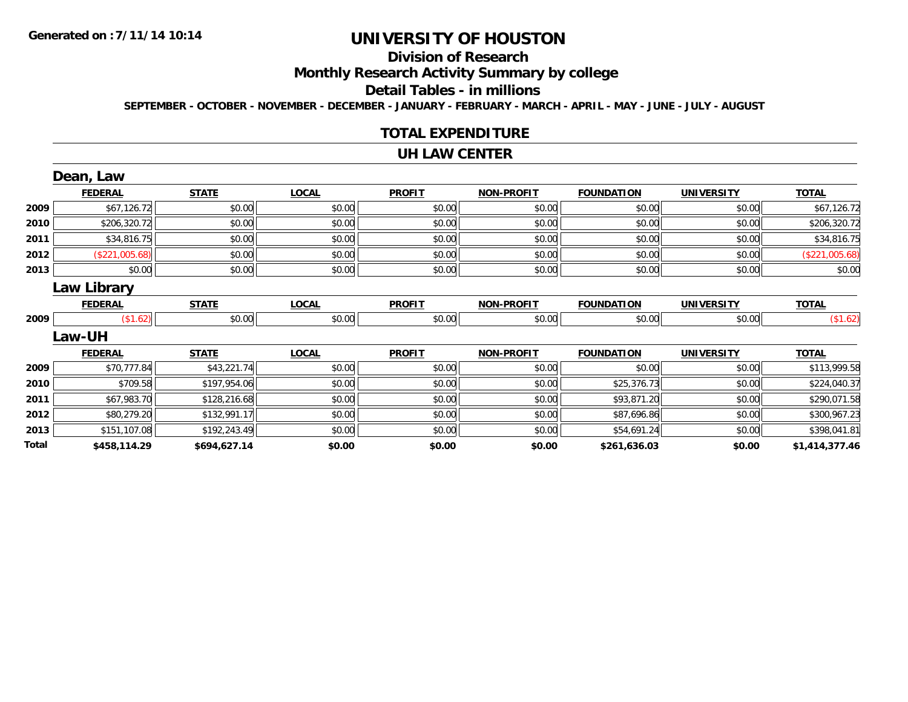**Generated on :7/11/14 10:14**

# UNIVERSITY OF HOUSTON

## Division of Research

## Monthly Research Activity Summary by college

## Detail Tables - in millions

**SEPTEMBER - OCTOBER - NOVEMBER - DECEMBER - JANUARY - FEBRUARY - MARCH - APRIL - MAY - JUNE - JULY - AUGUST**

## TOTAL EXPENDITURE

## UH LAW CENTER

### Dean, Law

| | FEDERAL | STATE | LOCAL | PROFIT | NON-PROFIT | FOUNDATION | UNIVERSITY | TOTAL |
|---|---|---|---|---|---|---|---|---|
| 2009 | $67,126.72 | $0.00 | $0.00 | $0.00 | $0.00 | $0.00 | $0.00 | $67,126.72 |
| 2010 | $206,320.72 | $0.00 | $0.00 | $0.00 | $0.00 | $0.00 | $0.00 | $206,320.72 |
| 2011 | $34,816.75 | $0.00 | $0.00 | $0.00 | $0.00 | $0.00 | $0.00 | $34,816.75 |
| 2012 | ($221,005.68) | $0.00 | $0.00 | $0.00 | $0.00 | $0.00 | $0.00 | ($221,005.68) |
| 2013 | $0.00 | $0.00 | $0.00 | $0.00 | $0.00 | $0.00 | $0.00 | $0.00 |

### Law Library

| | FEDERAL | STATE | LOCAL | PROFIT | NON-PROFIT | FOUNDATION | UNIVERSITY | TOTAL |
|---|---|---|---|---|---|---|---|---|
| 2009 | ($1.62) | $0.00 | $0.00 | $0.00 | $0.00 | $0.00 | $0.00 | ($1.62) |

### Law-UH

| | FEDERAL | STATE | LOCAL | PROFIT | NON-PROFIT | FOUNDATION | UNIVERSITY | TOTAL |
|---|---|---|---|---|---|---|---|---|
| 2009 | $70,777.84 | $43,221.74 | $0.00 | $0.00 | $0.00 | $0.00 | $0.00 | $113,999.58 |
| 2010 | $709.58 | $197,954.06 | $0.00 | $0.00 | $0.00 | $25,376.73 | $0.00 | $224,040.37 |
| 2011 | $67,983.70 | $128,216.68 | $0.00 | $0.00 | $0.00 | $93,871.20 | $0.00 | $290,071.58 |
| 2012 | $80,279.20 | $132,991.17 | $0.00 | $0.00 | $0.00 | $87,696.86 | $0.00 | $300,967.23 |
| 2013 | $151,107.08 | $192,243.49 | $0.00 | $0.00 | $0.00 | $54,691.24 | $0.00 | $398,041.81 |
| **Total** | **$458,114.29** | **$694,627.14** | **$0.00** | **$0.00** | **$0.00** | **$261,636.03** | **$0.00** | **$1,414,377.46** |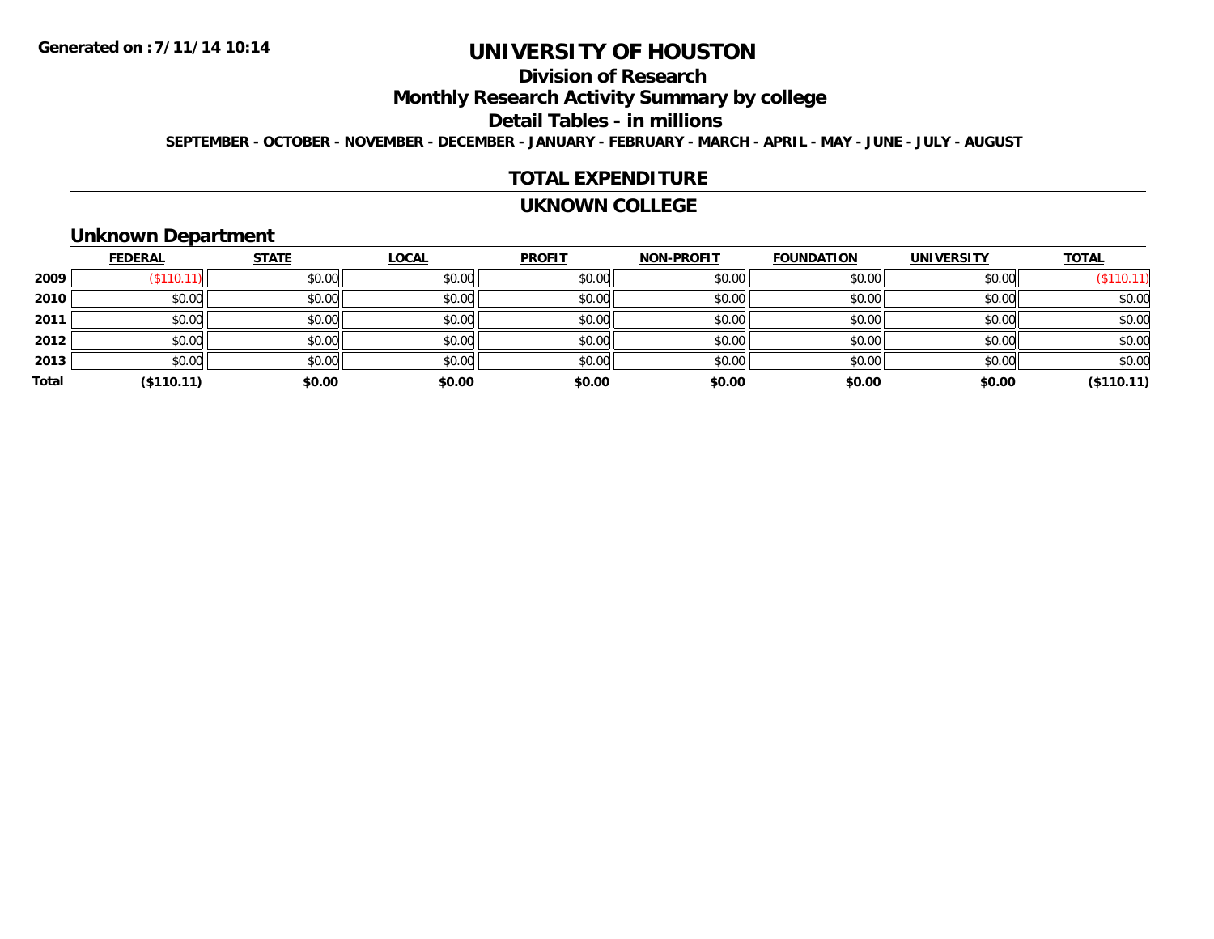# UNIVERSITY OF HOUSTON

## Division of Research

## Monthly Research Activity Summary by college

## Detail Tables - in millions

**SEPTEMBER - OCTOBER - NOVEMBER - DECEMBER - JANUARY - FEBRUARY - MARCH - APRIL - MAY - JUNE - JULY - AUGUST**

## TOTAL EXPENDITURE

## UKNOWN COLLEGE

### Unknown Department

| | FEDERAL | STATE | LOCAL | PROFIT | NON-PROFIT | FOUNDATION | UNIVERSITY | TOTAL |
|---|---|---|---|---|---|---|---|---|
| 2009 | ($110.11) | $0.00 | $0.00 | $0.00 | $0.00 | $0.00 | $0.00 | ($110.11) |
| 2010 | $0.00 | $0.00 | $0.00 | $0.00 | $0.00 | $0.00 | $0.00 | $0.00 |
| 2011 | $0.00 | $0.00 | $0.00 | $0.00 | $0.00 | $0.00 | $0.00 | $0.00 |
| 2012 | $0.00 | $0.00 | $0.00 | $0.00 | $0.00 | $0.00 | $0.00 | $0.00 |
| 2013 | $0.00 | $0.00 | $0.00 | $0.00 | $0.00 | $0.00 | $0.00 | $0.00 |
| Total | ($110.11) | $0.00 | $0.00 | $0.00 | $0.00 | $0.00 | $0.00 | ($110.11) |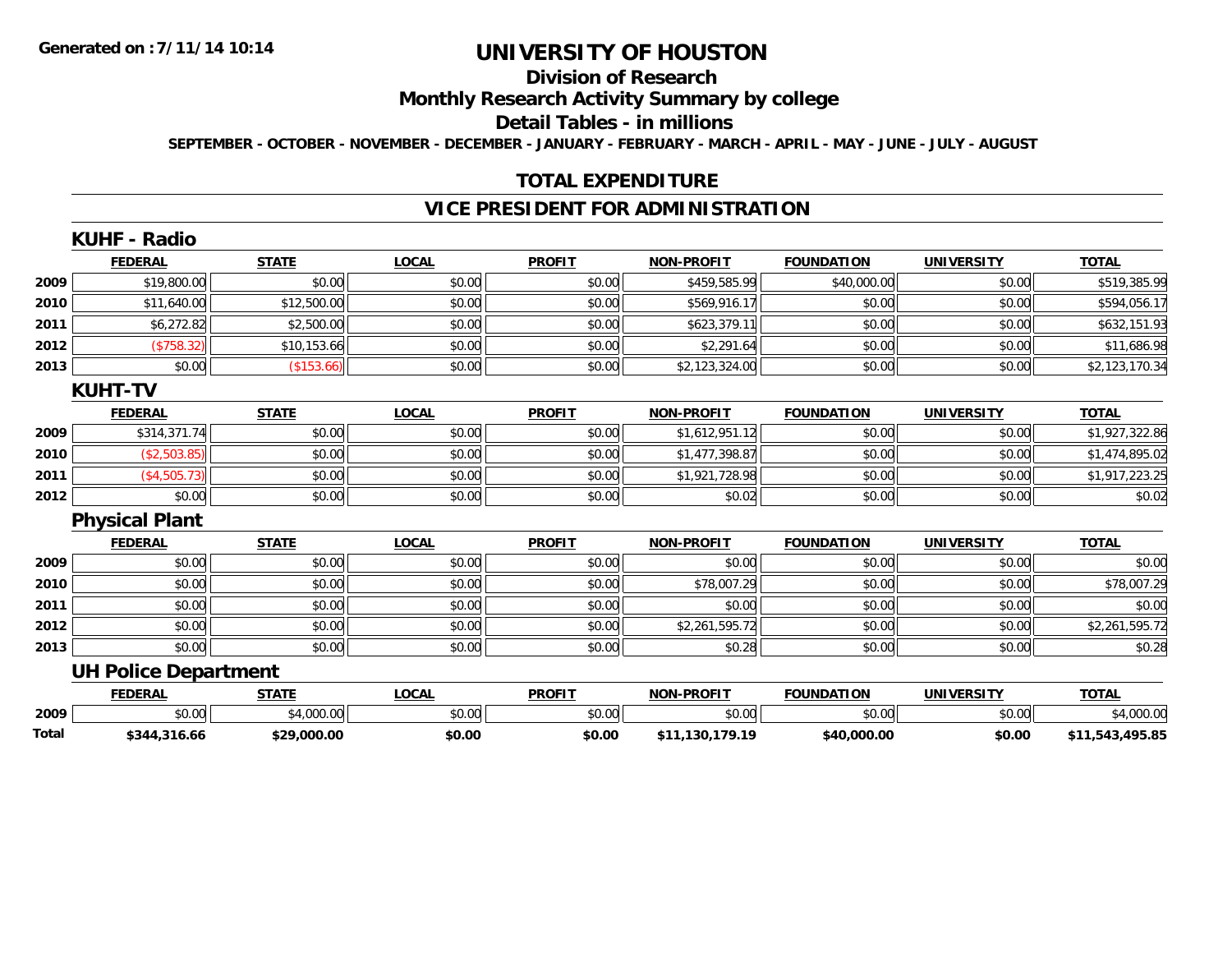# UNIVERSITY OF HOUSTON

## Division of Research

## Monthly Research Activity Summary by college

## Detail Tables - in millions

**SEPTEMBER - OCTOBER - NOVEMBER - DECEMBER - JANUARY - FEBRUARY - MARCH - APRIL - MAY - JUNE - JULY - AUGUST**

Generated on :7/11/14 10:14

## TOTAL EXPENDITURE

## VICE PRESIDENT FOR ADMINISTRATION

### KUHF - Radio

| | FEDERAL | STATE | LOCAL | PROFIT | NON-PROFIT | FOUNDATION | UNIVERSITY | TOTAL |
|---|---|---|---|---|---|---|---|---|
| 2009 | $19,800.00 | $0.00 | $0.00 | $0.00 | $459,585.99 | $40,000.00 | $0.00 | $519,385.99 |
| 2010 | $11,640.00 | $12,500.00 | $0.00 | $0.00 | $569,916.17 | $0.00 | $0.00 | $594,056.17 |
| 2011 | $6,272.82 | $2,500.00 | $0.00 | $0.00 | $623,379.11 | $0.00 | $0.00 | $632,151.93 |
| 2012 | ($758.32) | $10,153.66 | $0.00 | $0.00 | $2,291.64 | $0.00 | $0.00 | $11,686.98 |
| 2013 | $0.00 | ($153.66) | $0.00 | $0.00 | $2,123,324.00 | $0.00 | $0.00 | $2,123,170.34 |

### KUHT-TV

| | FEDERAL | STATE | LOCAL | PROFIT | NON-PROFIT | FOUNDATION | UNIVERSITY | TOTAL |
|---|---|---|---|---|---|---|---|---|
| 2009 | $314,371.74 | $0.00 | $0.00 | $0.00 | $1,612,951.12 | $0.00 | $0.00 | $1,927,322.86 |
| 2010 | ($2,503.85) | $0.00 | $0.00 | $0.00 | $1,477,398.87 | $0.00 | $0.00 | $1,474,895.02 |
| 2011 | ($4,505.73) | $0.00 | $0.00 | $0.00 | $1,921,728.98 | $0.00 | $0.00 | $1,917,223.25 |
| 2012 | $0.00 | $0.00 | $0.00 | $0.00 | $0.02 | $0.00 | $0.00 | $0.02 |

### Physical Plant

| | FEDERAL | STATE | LOCAL | PROFIT | NON-PROFIT | FOUNDATION | UNIVERSITY | TOTAL |
|---|---|---|---|---|---|---|---|---|
| 2009 | $0.00 | $0.00 | $0.00 | $0.00 | $0.00 | $0.00 | $0.00 | $0.00 |
| 2010 | $0.00 | $0.00 | $0.00 | $0.00 | $78,007.29 | $0.00 | $0.00 | $78,007.29 |
| 2011 | $0.00 | $0.00 | $0.00 | $0.00 | $0.00 | $0.00 | $0.00 | $0.00 |
| 2012 | $0.00 | $0.00 | $0.00 | $0.00 | $2,261,595.72 | $0.00 | $0.00 | $2,261,595.72 |
| 2013 | $0.00 | $0.00 | $0.00 | $0.00 | $0.28 | $0.00 | $0.00 | $0.28 |

### UH Police Department

| | FEDERAL | STATE | LOCAL | PROFIT | NON-PROFIT | FOUNDATION | UNIVERSITY | TOTAL |
|---|---|---|---|---|---|---|---|---|
| 2009 | $0.00 | $4,000.00 | $0.00 | $0.00 | $0.00 | $0.00 | $0.00 | $4,000.00 |
| **Total** | **$344,316.66** | **$29,000.00** | **$0.00** | **$0.00** | **$11,130,179.19** | **$40,000.00** | **$0.00** | **$11,543,495.85** |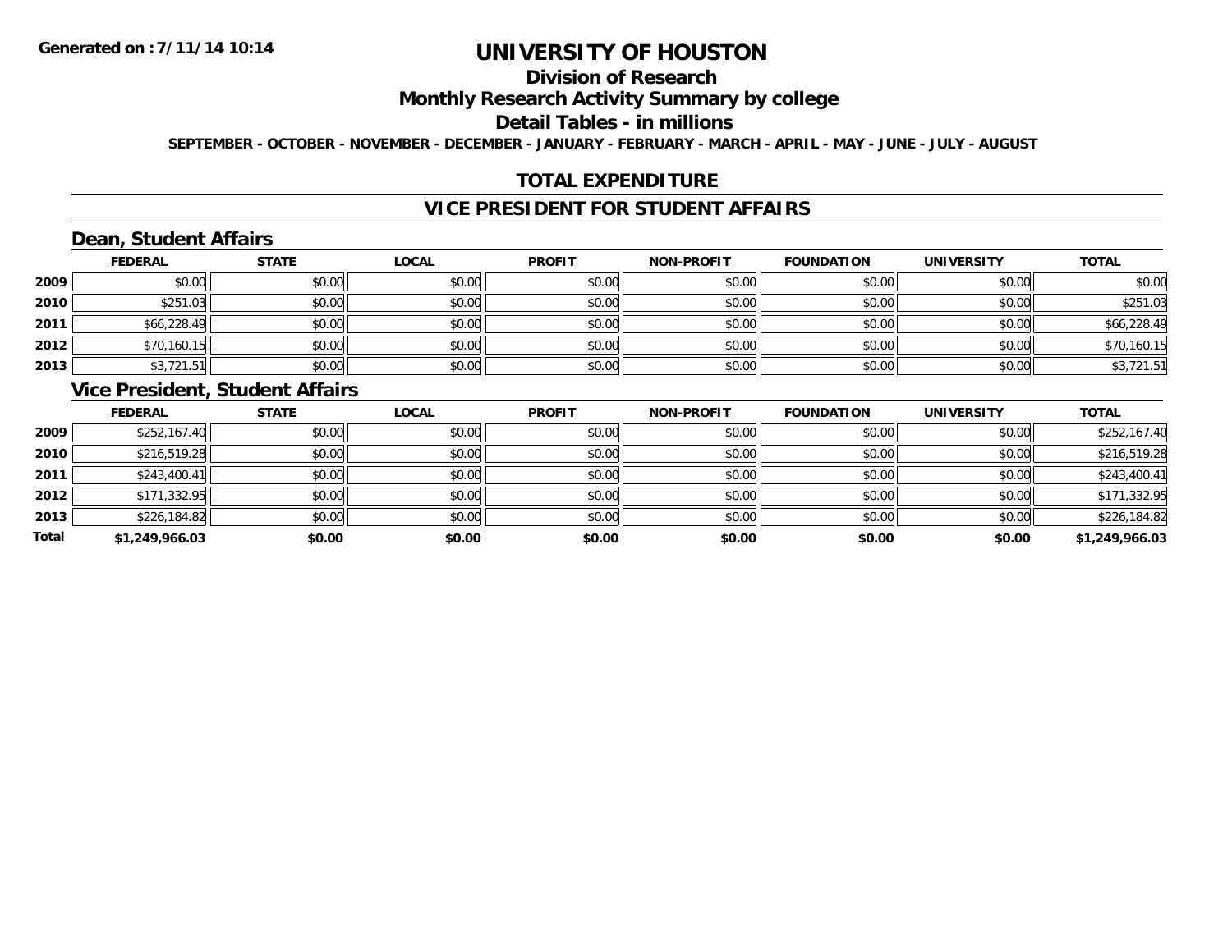**Generated on :7/11/14 10:14**

# UNIVERSITY OF HOUSTON

## Division of Research

## Monthly Research Activity Summary by college

## Detail Tables - in millions

**SEPTEMBER - OCTOBER - NOVEMBER - DECEMBER - JANUARY - FEBRUARY - MARCH - APRIL - MAY - JUNE - JULY - AUGUST**

## TOTAL EXPENDITURE

## VICE PRESIDENT FOR STUDENT AFFAIRS

### Dean, Student Affairs

| | FEDERAL | STATE | LOCAL | PROFIT | NON-PROFIT | FOUNDATION | UNIVERSITY | TOTAL |
|---|---|---|---|---|---|---|---|---|
| 2009 | $0.00 | $0.00 | $0.00 | $0.00 | $0.00 | $0.00 | $0.00 | $0.00 |
| 2010 | $251.03 | $0.00 | $0.00 | $0.00 | $0.00 | $0.00 | $0.00 | $251.03 |
| 2011 | $66,228.49 | $0.00 | $0.00 | $0.00 | $0.00 | $0.00 | $0.00 | $66,228.49 |
| 2012 | $70,160.15 | $0.00 | $0.00 | $0.00 | $0.00 | $0.00 | $0.00 | $70,160.15 |
| 2013 | $3,721.51 | $0.00 | $0.00 | $0.00 | $0.00 | $0.00 | $0.00 | $3,721.51 |

### Vice President, Student Affairs

| | FEDERAL | STATE | LOCAL | PROFIT | NON-PROFIT | FOUNDATION | UNIVERSITY | TOTAL |
|---|---|---|---|---|---|---|---|---|
| 2009 | $252,167.40 | $0.00 | $0.00 | $0.00 | $0.00 | $0.00 | $0.00 | $252,167.40 |
| 2010 | $216,519.28 | $0.00 | $0.00 | $0.00 | $0.00 | $0.00 | $0.00 | $216,519.28 |
| 2011 | $243,400.41 | $0.00 | $0.00 | $0.00 | $0.00 | $0.00 | $0.00 | $243,400.41 |
| 2012 | $171,332.95 | $0.00 | $0.00 | $0.00 | $0.00 | $0.00 | $0.00 | $171,332.95 |
| 2013 | $226,184.82 | $0.00 | $0.00 | $0.00 | $0.00 | $0.00 | $0.00 | $226,184.82 |
| **Total** | **$1,249,966.03** | **$0.00** | **$0.00** | **$0.00** | **$0.00** | **$0.00** | **$0.00** | **$1,249,966.03** |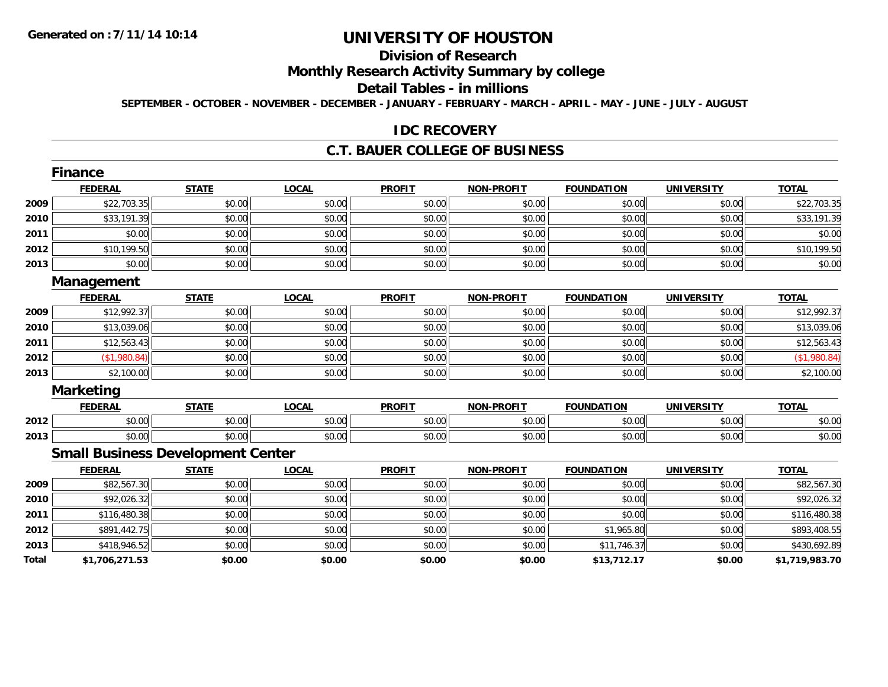Generated on :7/11/14 10:14

# UNIVERSITY OF HOUSTON

## Division of Research

## Monthly Research Activity Summary by college

## Detail Tables - in millions

**SEPTEMBER - OCTOBER - NOVEMBER - DECEMBER - JANUARY - FEBRUARY - MARCH - APRIL - MAY - JUNE - JULY - AUGUST**

## IDC RECOVERY

## C.T. BAUER COLLEGE OF BUSINESS

### Finance

| | FEDERAL | STATE | LOCAL | PROFIT | NON-PROFIT | FOUNDATION | UNIVERSITY | TOTAL |
|---|---|---|---|---|---|---|---|---|
| 2009 | $22,703.35 | $0.00 | $0.00 | $0.00 | $0.00 | $0.00 | $0.00 | $22,703.35 |
| 2010 | $33,191.39 | $0.00 | $0.00 | $0.00 | $0.00 | $0.00 | $0.00 | $33,191.39 |
| 2011 | $0.00 | $0.00 | $0.00 | $0.00 | $0.00 | $0.00 | $0.00 | $0.00 |
| 2012 | $10,199.50 | $0.00 | $0.00 | $0.00 | $0.00 | $0.00 | $0.00 | $10,199.50 |
| 2013 | $0.00 | $0.00 | $0.00 | $0.00 | $0.00 | $0.00 | $0.00 | $0.00 |

### Management

| | FEDERAL | STATE | LOCAL | PROFIT | NON-PROFIT | FOUNDATION | UNIVERSITY | TOTAL |
|---|---|---|---|---|---|---|---|---|
| 2009 | $12,992.37 | $0.00 | $0.00 | $0.00 | $0.00 | $0.00 | $0.00 | $12,992.37 |
| 2010 | $13,039.06 | $0.00 | $0.00 | $0.00 | $0.00 | $0.00 | $0.00 | $13,039.06 |
| 2011 | $12,563.43 | $0.00 | $0.00 | $0.00 | $0.00 | $0.00 | $0.00 | $12,563.43 |
| 2012 | ($1,980.84) | $0.00 | $0.00 | $0.00 | $0.00 | $0.00 | $0.00 | ($1,980.84) |
| 2013 | $2,100.00 | $0.00 | $0.00 | $0.00 | $0.00 | $0.00 | $0.00 | $2,100.00 |

### Marketing

| | FEDERAL | STATE | LOCAL | PROFIT | NON-PROFIT | FOUNDATION | UNIVERSITY | TOTAL |
|---|---|---|---|---|---|---|---|---|
| 2012 | $0.00 | $0.00 | $0.00 | $0.00 | $0.00 | $0.00 | $0.00 | $0.00 |
| 2013 | $0.00 | $0.00 | $0.00 | $0.00 | $0.00 | $0.00 | $0.00 | $0.00 |

### Small Business Development Center

| | FEDERAL | STATE | LOCAL | PROFIT | NON-PROFIT | FOUNDATION | UNIVERSITY | TOTAL |
|---|---|---|---|---|---|---|---|---|
| 2009 | $82,567.30 | $0.00 | $0.00 | $0.00 | $0.00 | $0.00 | $0.00 | $82,567.30 |
| 2010 | $92,026.32 | $0.00 | $0.00 | $0.00 | $0.00 | $0.00 | $0.00 | $92,026.32 |
| 2011 | $116,480.38 | $0.00 | $0.00 | $0.00 | $0.00 | $0.00 | $0.00 | $116,480.38 |
| 2012 | $891,442.75 | $0.00 | $0.00 | $0.00 | $0.00 | $1,965.80 | $0.00 | $893,408.55 |
| 2013 | $418,946.52 | $0.00 | $0.00 | $0.00 | $0.00 | $11,746.37 | $0.00 | $430,692.89 |
| **Total** | **$1,706,271.53** | **$0.00** | **$0.00** | **$0.00** | **$0.00** | **$13,712.17** | **$0.00** | **$1,719,983.70** |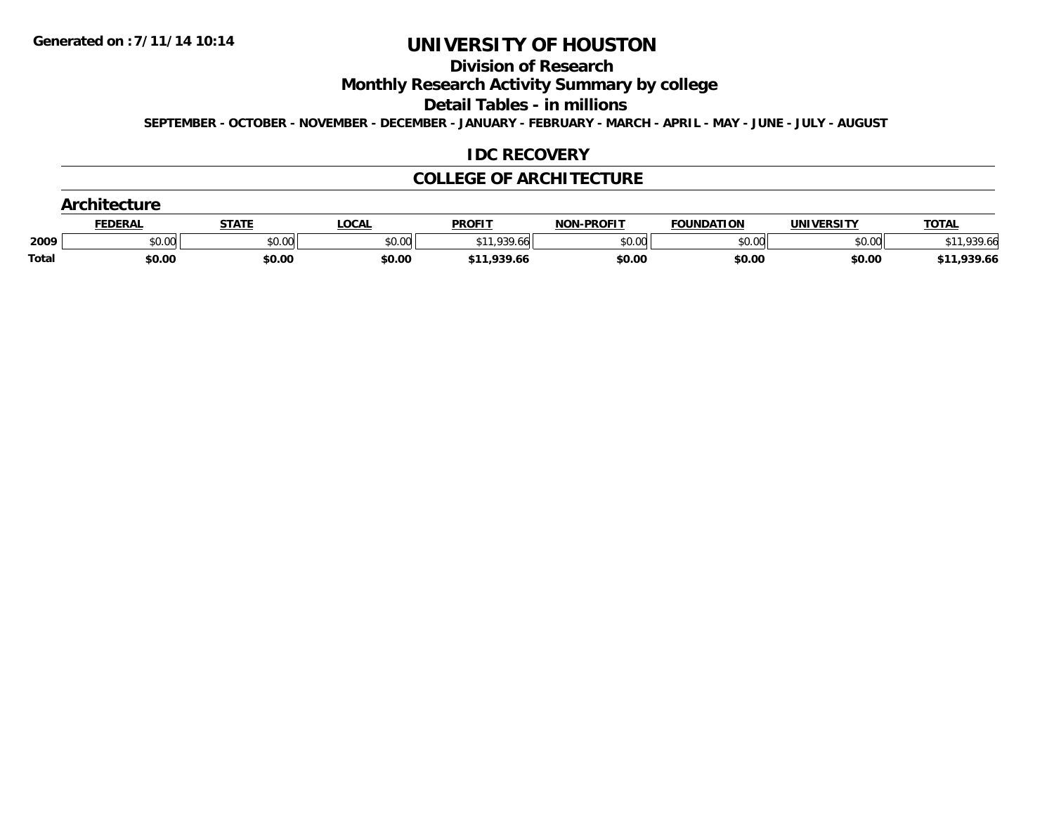Generated on :7/11/14 10:14

# UNIVERSITY OF HOUSTON

## Division of Research

## Monthly Research Activity Summary by college

## Detail Tables - in millions

**SEPTEMBER - OCTOBER - NOVEMBER - DECEMBER - JANUARY - FEBRUARY - MARCH - APRIL - MAY - JUNE - JULY - AUGUST**

### IDC RECOVERY

### COLLEGE OF ARCHITECTURE

### Architecture

| | FEDERAL | STATE | LOCAL | PROFIT | NON-PROFIT | FOUNDATION | UNIVERSITY | TOTAL |
|---|---|---|---|---|---|---|---|---|
| 2009 | $0.00 | $0.00 | $0.00 | $11,939.66 | $0.00 | $0.00 | $0.00 | $11,939.66 |
| **Total** | **$0.00** | **$0.00** | **$0.00** | **$11,939.66** | **$0.00** | **$0.00** | **$0.00** | **$11,939.66** |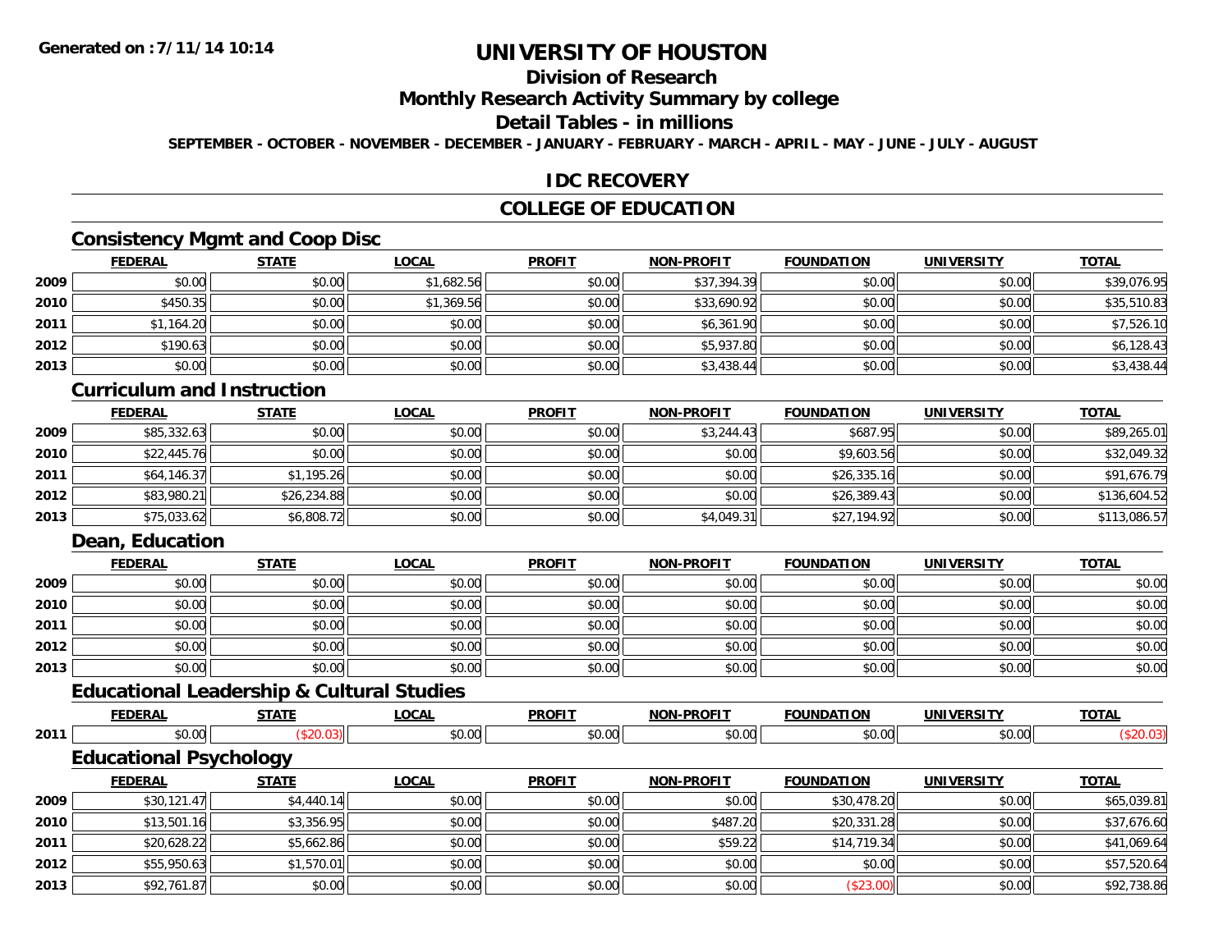# UNIVERSITY OF HOUSTON

## Division of Research

## Monthly Research Activity Summary by college

## Detail Tables - in millions

**SEPTEMBER - OCTOBER - NOVEMBER - DECEMBER - JANUARY - FEBRUARY - MARCH - APRIL - MAY - JUNE - JULY - AUGUST**

## IDC RECOVERY

## COLLEGE OF EDUCATION

### Consistency Mgmt and Coop Disc

| | FEDERAL | STATE | LOCAL | PROFIT | NON-PROFIT | FOUNDATION | UNIVERSITY | TOTAL |
|---|---|---|---|---|---|---|---|---|
| 2009 | $0.00 | $0.00 | $1,682.56 | $0.00 | $37,394.39 | $0.00 | $0.00 | $39,076.95 |
| 2010 | $450.35 | $0.00 | $1,369.56 | $0.00 | $33,690.92 | $0.00 | $0.00 | $35,510.83 |
| 2011 | $1,164.20 | $0.00 | $0.00 | $0.00 | $6,361.90 | $0.00 | $0.00 | $7,526.10 |
| 2012 | $190.63 | $0.00 | $0.00 | $0.00 | $5,937.80 | $0.00 | $0.00 | $6,128.43 |
| 2013 | $0.00 | $0.00 | $0.00 | $0.00 | $3,438.44 | $0.00 | $0.00 | $3,438.44 |

### Curriculum and Instruction

| | FEDERAL | STATE | LOCAL | PROFIT | NON-PROFIT | FOUNDATION | UNIVERSITY | TOTAL |
|---|---|---|---|---|---|---|---|---|
| 2009 | $85,332.63 | $0.00 | $0.00 | $0.00 | $3,244.43 | $687.95 | $0.00 | $89,265.01 |
| 2010 | $22,445.76 | $0.00 | $0.00 | $0.00 | $0.00 | $9,603.56 | $0.00 | $32,049.32 |
| 2011 | $64,146.37 | $1,195.26 | $0.00 | $0.00 | $0.00 | $26,335.16 | $0.00 | $91,676.79 |
| 2012 | $83,980.21 | $26,234.88 | $0.00 | $0.00 | $0.00 | $26,389.43 | $0.00 | $136,604.52 |
| 2013 | $75,033.62 | $6,808.72 | $0.00 | $0.00 | $4,049.31 | $27,194.92 | $0.00 | $113,086.57 |

### Dean, Education

| | FEDERAL | STATE | LOCAL | PROFIT | NON-PROFIT | FOUNDATION | UNIVERSITY | TOTAL |
|---|---|---|---|---|---|---|---|---|
| 2009 | $0.00 | $0.00 | $0.00 | $0.00 | $0.00 | $0.00 | $0.00 | $0.00 |
| 2010 | $0.00 | $0.00 | $0.00 | $0.00 | $0.00 | $0.00 | $0.00 | $0.00 |
| 2011 | $0.00 | $0.00 | $0.00 | $0.00 | $0.00 | $0.00 | $0.00 | $0.00 |
| 2012 | $0.00 | $0.00 | $0.00 | $0.00 | $0.00 | $0.00 | $0.00 | $0.00 |
| 2013 | $0.00 | $0.00 | $0.00 | $0.00 | $0.00 | $0.00 | $0.00 | $0.00 |

### Educational Leadership & Cultural Studies

| | FEDERAL | STATE | LOCAL | PROFIT | NON-PROFIT | FOUNDATION | UNIVERSITY | TOTAL |
|---|---|---|---|---|---|---|---|---|
| 2011 | $0.00 | ($20.03) | $0.00 | $0.00 | $0.00 | $0.00 | $0.00 | ($20.03) |

### Educational Psychology

| | FEDERAL | STATE | LOCAL | PROFIT | NON-PROFIT | FOUNDATION | UNIVERSITY | TOTAL |
|---|---|---|---|---|---|---|---|---|
| 2009 | $30,121.47 | $4,440.14 | $0.00 | $0.00 | $0.00 | $30,478.20 | $0.00 | $65,039.81 |
| 2010 | $13,501.16 | $3,356.95 | $0.00 | $0.00 | $487.20 | $20,331.28 | $0.00 | $37,676.60 |
| 2011 | $20,628.22 | $5,662.86 | $0.00 | $0.00 | $59.22 | $14,719.34 | $0.00 | $41,069.64 |
| 2012 | $55,950.63 | $1,570.01 | $0.00 | $0.00 | $0.00 | $0.00 | $0.00 | $57,520.64 |
| 2013 | $92,761.87 | $0.00 | $0.00 | $0.00 | $0.00 | ($23.00) | $0.00 | $92,738.86 |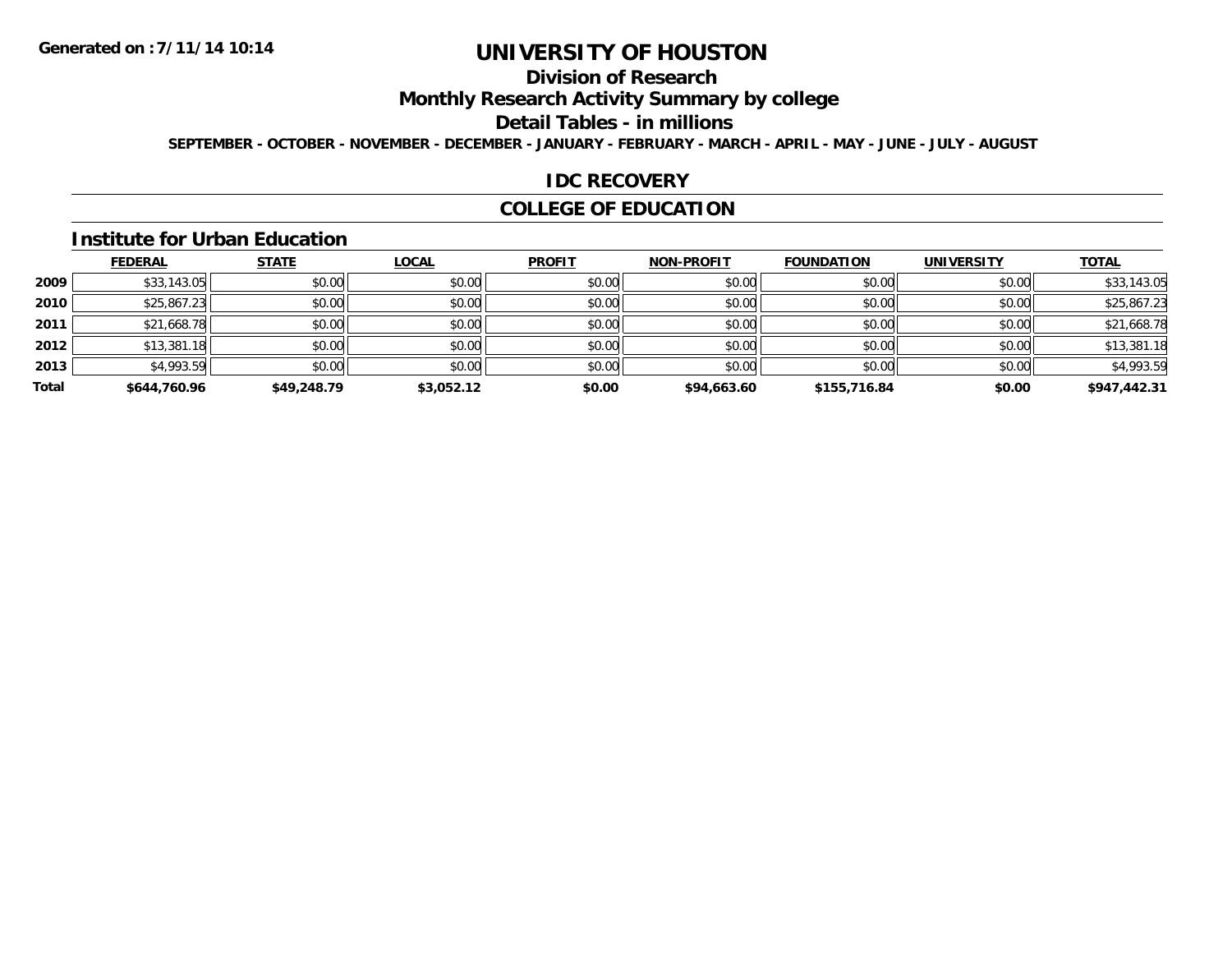# UNIVERSITY OF HOUSTON

## Division of Research

## Monthly Research Activity Summary by college

## Detail Tables - in millions

SEPTEMBER - OCTOBER - NOVEMBER - DECEMBER - JANUARY - FEBRUARY - MARCH - APRIL - MAY - JUNE - JULY - AUGUST

## IDC RECOVERY

## COLLEGE OF EDUCATION

### Institute for Urban Education

| | FEDERAL | STATE | LOCAL | PROFIT | NON-PROFIT | FOUNDATION | UNIVERSITY | TOTAL |
|---|---|---|---|---|---|---|---|---|
| 2009 | $33,143.05 | $0.00 | $0.00 | $0.00 | $0.00 | $0.00 | $0.00 | $33,143.05 |
| 2010 | $25,867.23 | $0.00 | $0.00 | $0.00 | $0.00 | $0.00 | $0.00 | $25,867.23 |
| 2011 | $21,668.78 | $0.00 | $0.00 | $0.00 | $0.00 | $0.00 | $0.00 | $21,668.78 |
| 2012 | $13,381.18 | $0.00 | $0.00 | $0.00 | $0.00 | $0.00 | $0.00 | $13,381.18 |
| 2013 | $4,993.59 | $0.00 | $0.00 | $0.00 | $0.00 | $0.00 | $0.00 | $4,993.59 |
| **Total** | **$644,760.96** | **$49,248.79** | **$3,052.12** | **$0.00** | **$94,663.60** | **$155,716.84** | **$0.00** | **$947,442.31** |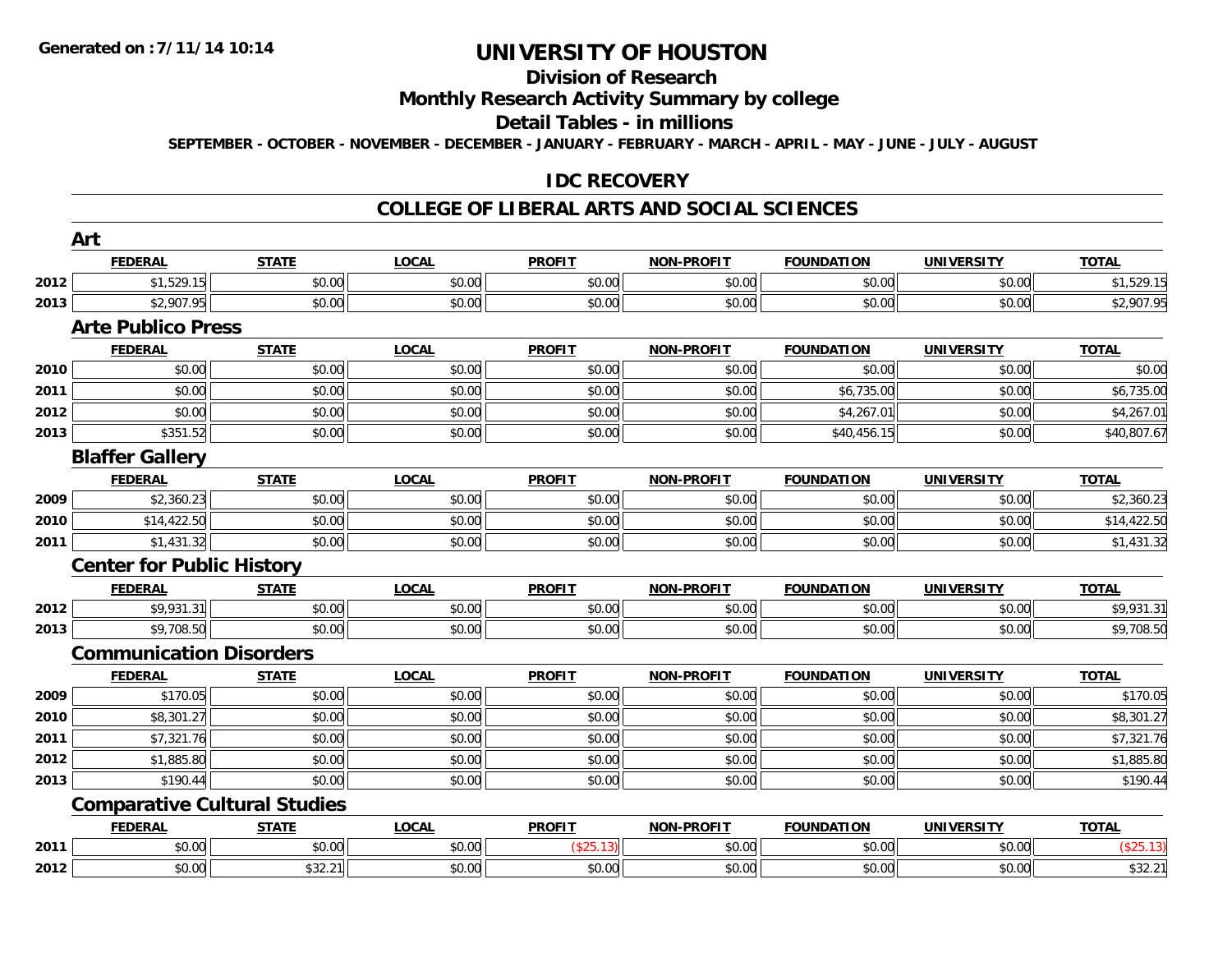# UNIVERSITY OF HOUSTON

## Division of Research

## Monthly Research Activity Summary by college

## Detail Tables - in millions

SEPTEMBER - OCTOBER - NOVEMBER - DECEMBER - JANUARY - FEBRUARY - MARCH - APRIL - MAY - JUNE - JULY - AUGUST

## IDC RECOVERY

## COLLEGE OF LIBERAL ARTS AND SOCIAL SCIENCES

### Art

| | FEDERAL | STATE | LOCAL | PROFIT | NON-PROFIT | FOUNDATION | UNIVERSITY | TOTAL |
|---|---|---|---|---|---|---|---|---|
| 2012 | $1,529.15 | $0.00 | $0.00 | $0.00 | $0.00 | $0.00 | $0.00 | $1,529.15 |
| 2013 | $2,907.95 | $0.00 | $0.00 | $0.00 | $0.00 | $0.00 | $0.00 | $2,907.95 |

### Arte Publico Press

| | FEDERAL | STATE | LOCAL | PROFIT | NON-PROFIT | FOUNDATION | UNIVERSITY | TOTAL |
|---|---|---|---|---|---|---|---|---|
| 2010 | $0.00 | $0.00 | $0.00 | $0.00 | $0.00 | $0.00 | $0.00 | $0.00 |
| 2011 | $0.00 | $0.00 | $0.00 | $0.00 | $0.00 | $6,735.00 | $0.00 | $6,735.00 |
| 2012 | $0.00 | $0.00 | $0.00 | $0.00 | $0.00 | $4,267.01 | $0.00 | $4,267.01 |
| 2013 | $351.52 | $0.00 | $0.00 | $0.00 | $0.00 | $40,456.15 | $0.00 | $40,807.67 |

### Blaffer Gallery

| | FEDERAL | STATE | LOCAL | PROFIT | NON-PROFIT | FOUNDATION | UNIVERSITY | TOTAL |
|---|---|---|---|---|---|---|---|---|
| 2009 | $2,360.23 | $0.00 | $0.00 | $0.00 | $0.00 | $0.00 | $0.00 | $2,360.23 |
| 2010 | $14,422.50 | $0.00 | $0.00 | $0.00 | $0.00 | $0.00 | $0.00 | $14,422.50 |
| 2011 | $1,431.32 | $0.00 | $0.00 | $0.00 | $0.00 | $0.00 | $0.00 | $1,431.32 |

### Center for Public History

| | FEDERAL | STATE | LOCAL | PROFIT | NON-PROFIT | FOUNDATION | UNIVERSITY | TOTAL |
|---|---|---|---|---|---|---|---|---|
| 2012 | $9,931.31 | $0.00 | $0.00 | $0.00 | $0.00 | $0.00 | $0.00 | $9,931.31 |
| 2013 | $9,708.50 | $0.00 | $0.00 | $0.00 | $0.00 | $0.00 | $0.00 | $9,708.50 |

### Communication Disorders

| | FEDERAL | STATE | LOCAL | PROFIT | NON-PROFIT | FOUNDATION | UNIVERSITY | TOTAL |
|---|---|---|---|---|---|---|---|---|
| 2009 | $170.05 | $0.00 | $0.00 | $0.00 | $0.00 | $0.00 | $0.00 | $170.05 |
| 2010 | $8,301.27 | $0.00 | $0.00 | $0.00 | $0.00 | $0.00 | $0.00 | $8,301.27 |
| 2011 | $7,321.76 | $0.00 | $0.00 | $0.00 | $0.00 | $0.00 | $0.00 | $7,321.76 |
| 2012 | $1,885.80 | $0.00 | $0.00 | $0.00 | $0.00 | $0.00 | $0.00 | $1,885.80 |
| 2013 | $190.44 | $0.00 | $0.00 | $0.00 | $0.00 | $0.00 | $0.00 | $190.44 |

### Comparative Cultural Studies

| | FEDERAL | STATE | LOCAL | PROFIT | NON-PROFIT | FOUNDATION | UNIVERSITY | TOTAL |
|---|---|---|---|---|---|---|---|---|
| 2011 | $0.00 | $0.00 | $0.00 | ($25.13) | $0.00 | $0.00 | $0.00 | ($25.13) |
| 2012 | $0.00 | $32.21 | $0.00 | $0.00 | $0.00 | $0.00 | $0.00 | $32.21 |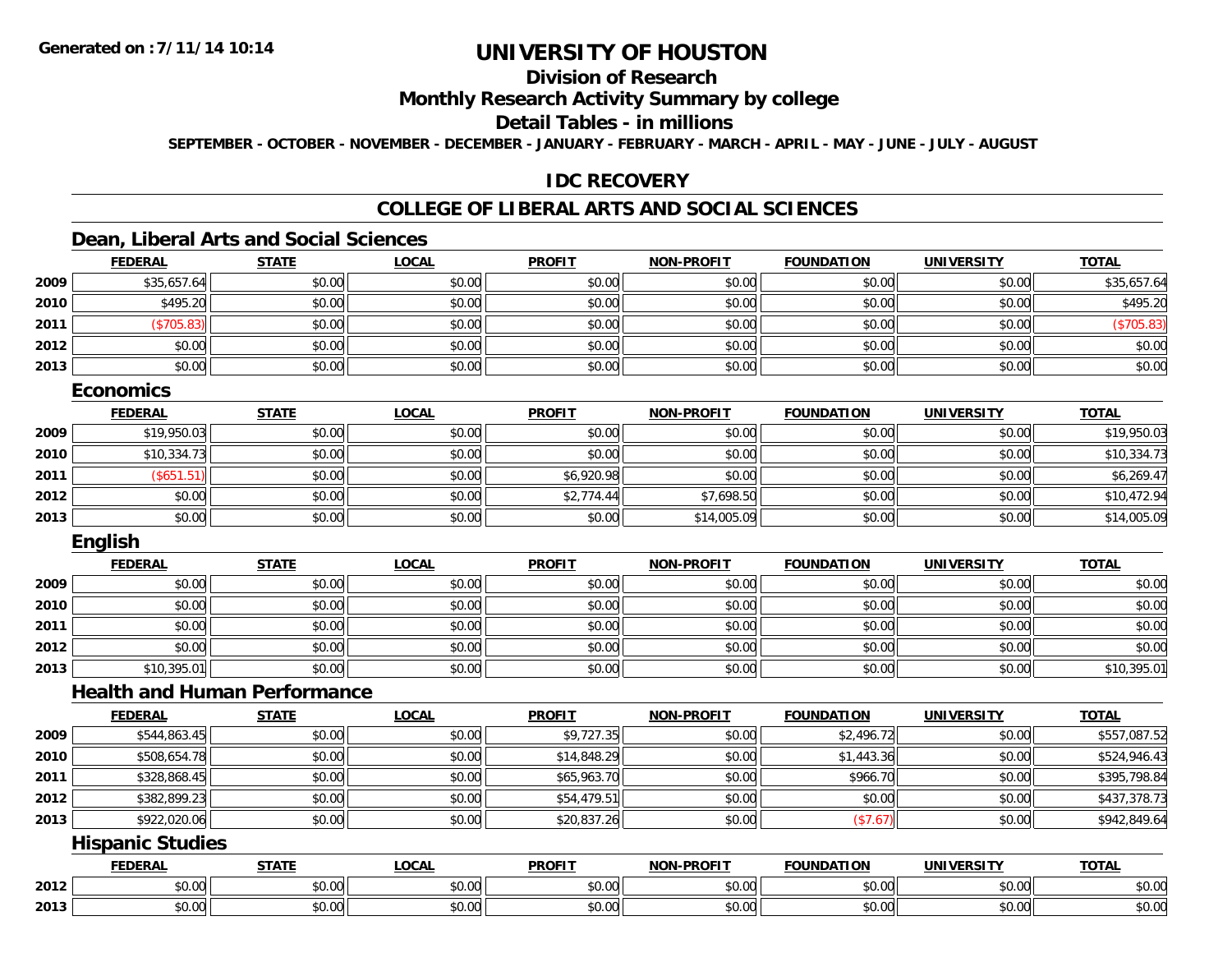# UNIVERSITY OF HOUSTON

## Division of Research

## Monthly Research Activity Summary by college

## Detail Tables - in millions

SEPTEMBER - OCTOBER - NOVEMBER - DECEMBER - JANUARY - FEBRUARY - MARCH - APRIL - MAY - JUNE - JULY - AUGUST

## IDC RECOVERY

## COLLEGE OF LIBERAL ARTS AND SOCIAL SCIENCES

### Dean, Liberal Arts and Social Sciences

| | FEDERAL | STATE | LOCAL | PROFIT | NON-PROFIT | FOUNDATION | UNIVERSITY | TOTAL |
|---|---|---|---|---|---|---|---|---|
| 2009 | $35,657.64 | $0.00 | $0.00 | $0.00 | $0.00 | $0.00 | $0.00 | $35,657.64 |
| 2010 | $495.20 | $0.00 | $0.00 | $0.00 | $0.00 | $0.00 | $0.00 | $495.20 |
| 2011 | ($705.83) | $0.00 | $0.00 | $0.00 | $0.00 | $0.00 | $0.00 | ($705.83) |
| 2012 | $0.00 | $0.00 | $0.00 | $0.00 | $0.00 | $0.00 | $0.00 | $0.00 |
| 2013 | $0.00 | $0.00 | $0.00 | $0.00 | $0.00 | $0.00 | $0.00 | $0.00 |

### Economics

| | FEDERAL | STATE | LOCAL | PROFIT | NON-PROFIT | FOUNDATION | UNIVERSITY | TOTAL |
|---|---|---|---|---|---|---|---|---|
| 2009 | $19,950.03 | $0.00 | $0.00 | $0.00 | $0.00 | $0.00 | $0.00 | $19,950.03 |
| 2010 | $10,334.73 | $0.00 | $0.00 | $0.00 | $0.00 | $0.00 | $0.00 | $10,334.73 |
| 2011 | ($651.51) | $0.00 | $0.00 | $6,920.98 | $0.00 | $0.00 | $0.00 | $6,269.47 |
| 2012 | $0.00 | $0.00 | $0.00 | $2,774.44 | $7,698.50 | $0.00 | $0.00 | $10,472.94 |
| 2013 | $0.00 | $0.00 | $0.00 | $0.00 | $14,005.09 | $0.00 | $0.00 | $14,005.09 |

### English

| | FEDERAL | STATE | LOCAL | PROFIT | NON-PROFIT | FOUNDATION | UNIVERSITY | TOTAL |
|---|---|---|---|---|---|---|---|---|
| 2009 | $0.00 | $0.00 | $0.00 | $0.00 | $0.00 | $0.00 | $0.00 | $0.00 |
| 2010 | $0.00 | $0.00 | $0.00 | $0.00 | $0.00 | $0.00 | $0.00 | $0.00 |
| 2011 | $0.00 | $0.00 | $0.00 | $0.00 | $0.00 | $0.00 | $0.00 | $0.00 |
| 2012 | $0.00 | $0.00 | $0.00 | $0.00 | $0.00 | $0.00 | $0.00 | $0.00 |
| 2013 | $10,395.01 | $0.00 | $0.00 | $0.00 | $0.00 | $0.00 | $0.00 | $10,395.01 |

### Health and Human Performance

| | FEDERAL | STATE | LOCAL | PROFIT | NON-PROFIT | FOUNDATION | UNIVERSITY | TOTAL |
|---|---|---|---|---|---|---|---|---|
| 2009 | $544,863.45 | $0.00 | $0.00 | $9,727.35 | $0.00 | $2,496.72 | $0.00 | $557,087.52 |
| 2010 | $508,654.78 | $0.00 | $0.00 | $14,848.29 | $0.00 | $1,443.36 | $0.00 | $524,946.43 |
| 2011 | $328,868.45 | $0.00 | $0.00 | $65,963.70 | $0.00 | $966.70 | $0.00 | $395,798.84 |
| 2012 | $382,899.23 | $0.00 | $0.00 | $54,479.51 | $0.00 | $0.00 | $0.00 | $437,378.73 |
| 2013 | $922,020.06 | $0.00 | $0.00 | $20,837.26 | $0.00 | ($7.67) | $0.00 | $942,849.64 |

### Hispanic Studies

| | FEDERAL | STATE | LOCAL | PROFIT | NON-PROFIT | FOUNDATION | UNIVERSITY | TOTAL |
|---|---|---|---|---|---|---|---|---|
| 2012 | $0.00 | $0.00 | $0.00 | $0.00 | $0.00 | $0.00 | $0.00 | $0.00 |
| 2013 | $0.00 | $0.00 | $0.00 | $0.00 | $0.00 | $0.00 | $0.00 | $0.00 |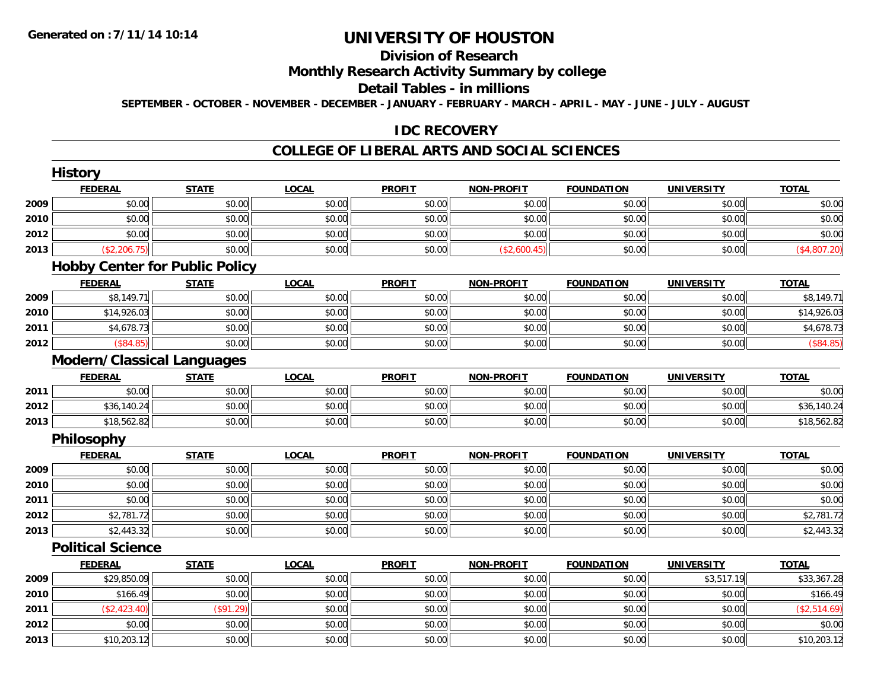# UNIVERSITY OF HOUSTON

## Division of Research

## Monthly Research Activity Summary by college

## Detail Tables - in millions

**SEPTEMBER - OCTOBER - NOVEMBER - DECEMBER - JANUARY - FEBRUARY - MARCH - APRIL - MAY - JUNE - JULY - AUGUST**

## IDC RECOVERY

## COLLEGE OF LIBERAL ARTS AND SOCIAL SCIENCES

### History

| | FEDERAL | STATE | LOCAL | PROFIT | NON-PROFIT | FOUNDATION | UNIVERSITY | TOTAL |
|---|---|---|---|---|---|---|---|---|
| 2009 | $0.00 | $0.00 | $0.00 | $0.00 | $0.00 | $0.00 | $0.00 | $0.00 |
| 2010 | $0.00 | $0.00 | $0.00 | $0.00 | $0.00 | $0.00 | $0.00 | $0.00 |
| 2012 | $0.00 | $0.00 | $0.00 | $0.00 | $0.00 | $0.00 | $0.00 | $0.00 |
| 2013 | ($2,206.75) | $0.00 | $0.00 | $0.00 | ($2,600.45) | $0.00 | $0.00 | ($4,807.20) |

### Hobby Center for Public Policy

| | FEDERAL | STATE | LOCAL | PROFIT | NON-PROFIT | FOUNDATION | UNIVERSITY | TOTAL |
|---|---|---|---|---|---|---|---|---|
| 2009 | $8,149.71 | $0.00 | $0.00 | $0.00 | $0.00 | $0.00 | $0.00 | $8,149.71 |
| 2010 | $14,926.03 | $0.00 | $0.00 | $0.00 | $0.00 | $0.00 | $0.00 | $14,926.03 |
| 2011 | $4,678.73 | $0.00 | $0.00 | $0.00 | $0.00 | $0.00 | $0.00 | $4,678.73 |
| 2012 | ($84.85) | $0.00 | $0.00 | $0.00 | $0.00 | $0.00 | $0.00 | ($84.85) |

### Modern/Classical Languages

| | FEDERAL | STATE | LOCAL | PROFIT | NON-PROFIT | FOUNDATION | UNIVERSITY | TOTAL |
|---|---|---|---|---|---|---|---|---|
| 2011 | $0.00 | $0.00 | $0.00 | $0.00 | $0.00 | $0.00 | $0.00 | $0.00 |
| 2012 | $36,140.24 | $0.00 | $0.00 | $0.00 | $0.00 | $0.00 | $0.00 | $36,140.24 |
| 2013 | $18,562.82 | $0.00 | $0.00 | $0.00 | $0.00 | $0.00 | $0.00 | $18,562.82 |

### Philosophy

| | FEDERAL | STATE | LOCAL | PROFIT | NON-PROFIT | FOUNDATION | UNIVERSITY | TOTAL |
|---|---|---|---|---|---|---|---|---|
| 2009 | $0.00 | $0.00 | $0.00 | $0.00 | $0.00 | $0.00 | $0.00 | $0.00 |
| 2010 | $0.00 | $0.00 | $0.00 | $0.00 | $0.00 | $0.00 | $0.00 | $0.00 |
| 2011 | $0.00 | $0.00 | $0.00 | $0.00 | $0.00 | $0.00 | $0.00 | $0.00 |
| 2012 | $2,781.72 | $0.00 | $0.00 | $0.00 | $0.00 | $0.00 | $0.00 | $2,781.72 |
| 2013 | $2,443.32 | $0.00 | $0.00 | $0.00 | $0.00 | $0.00 | $0.00 | $2,443.32 |

### Political Science

| | FEDERAL | STATE | LOCAL | PROFIT | NON-PROFIT | FOUNDATION | UNIVERSITY | TOTAL |
|---|---|---|---|---|---|---|---|---|
| 2009 | $29,850.09 | $0.00 | $0.00 | $0.00 | $0.00 | $0.00 | $3,517.19 | $33,367.28 |
| 2010 | $166.49 | $0.00 | $0.00 | $0.00 | $0.00 | $0.00 | $0.00 | $166.49 |
| 2011 | ($2,423.40) | ($91.29) | $0.00 | $0.00 | $0.00 | $0.00 | $0.00 | ($2,514.69) |
| 2012 | $0.00 | $0.00 | $0.00 | $0.00 | $0.00 | $0.00 | $0.00 | $0.00 |
| 2013 | $10,203.12 | $0.00 | $0.00 | $0.00 | $0.00 | $0.00 | $0.00 | $10,203.12 |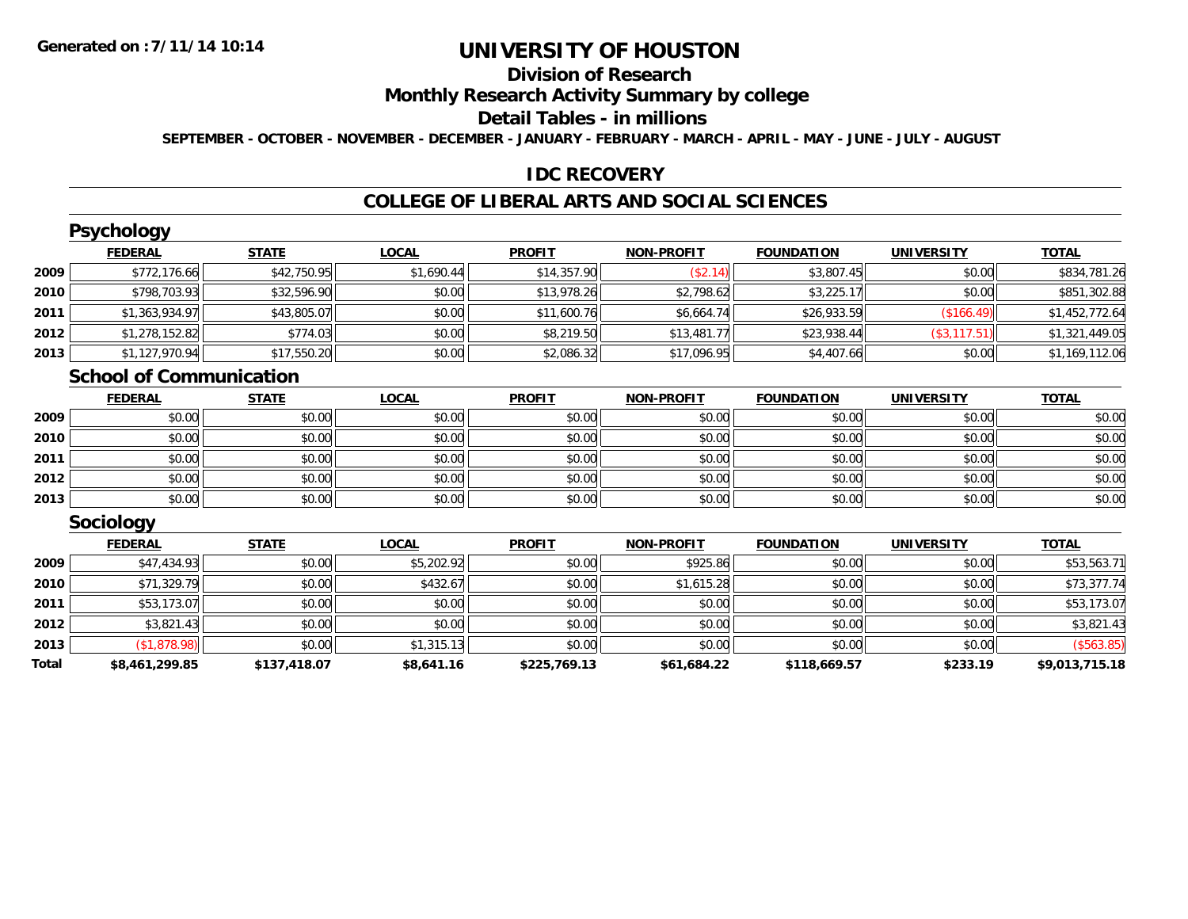# UNIVERSITY OF HOUSTON

## Division of Research

## Monthly Research Activity Summary by college

## Detail Tables - in millions

**SEPTEMBER - OCTOBER - NOVEMBER - DECEMBER - JANUARY - FEBRUARY - MARCH - APRIL - MAY - JUNE - JULY - AUGUST**

### IDC RECOVERY

### COLLEGE OF LIBERAL ARTS AND SOCIAL SCIENCES

#### Psychology

| | FEDERAL | STATE | LOCAL | PROFIT | NON-PROFIT | FOUNDATION | UNIVERSITY | TOTAL |
|---|---|---|---|---|---|---|---|---|
| 2009 | $772,176.66 | $42,750.95 | $1,690.44 | $14,357.90 | ($2.14) | $3,807.45 | $0.00 | $834,781.26 |
| 2010 | $798,703.93 | $32,596.90 | $0.00 | $13,978.26 | $2,798.62 | $3,225.17 | $0.00 | $851,302.88 |
| 2011 | $1,363,934.97 | $43,805.07 | $0.00 | $11,600.76 | $6,664.74 | $26,933.59 | ($166.49) | $1,452,772.64 |
| 2012 | $1,278,152.82 | $774.03 | $0.00 | $8,219.50 | $13,481.77 | $23,938.44 | ($3,117.51) | $1,321,449.05 |
| 2013 | $1,127,970.94 | $17,550.20 | $0.00 | $2,086.32 | $17,096.95 | $4,407.66 | $0.00 | $1,169,112.06 |

#### School of Communication

| | FEDERAL | STATE | LOCAL | PROFIT | NON-PROFIT | FOUNDATION | UNIVERSITY | TOTAL |
|---|---|---|---|---|---|---|---|---|
| 2009 | $0.00 | $0.00 | $0.00 | $0.00 | $0.00 | $0.00 | $0.00 | $0.00 |
| 2010 | $0.00 | $0.00 | $0.00 | $0.00 | $0.00 | $0.00 | $0.00 | $0.00 |
| 2011 | $0.00 | $0.00 | $0.00 | $0.00 | $0.00 | $0.00 | $0.00 | $0.00 |
| 2012 | $0.00 | $0.00 | $0.00 | $0.00 | $0.00 | $0.00 | $0.00 | $0.00 |
| 2013 | $0.00 | $0.00 | $0.00 | $0.00 | $0.00 | $0.00 | $0.00 | $0.00 |

#### Sociology

| | FEDERAL | STATE | LOCAL | PROFIT | NON-PROFIT | FOUNDATION | UNIVERSITY | TOTAL |
|---|---|---|---|---|---|---|---|---|
| 2009 | $47,434.93 | $0.00 | $5,202.92 | $0.00 | $925.86 | $0.00 | $0.00 | $53,563.71 |
| 2010 | $71,329.79 | $0.00 | $432.67 | $0.00 | $1,615.28 | $0.00 | $0.00 | $73,377.74 |
| 2011 | $53,173.07 | $0.00 | $0.00 | $0.00 | $0.00 | $0.00 | $0.00 | $53,173.07 |
| 2012 | $3,821.43 | $0.00 | $0.00 | $0.00 | $0.00 | $0.00 | $0.00 | $3,821.43 |
| 2013 | ($1,878.98) | $0.00 | $1,315.13 | $0.00 | $0.00 | $0.00 | $0.00 | ($563.85) |
| **Total** | **$8,461,299.85** | **$137,418.07** | **$8,641.16** | **$225,769.13** | **$61,684.22** | **$118,669.57** | **$233.19** | **$9,013,715.18** |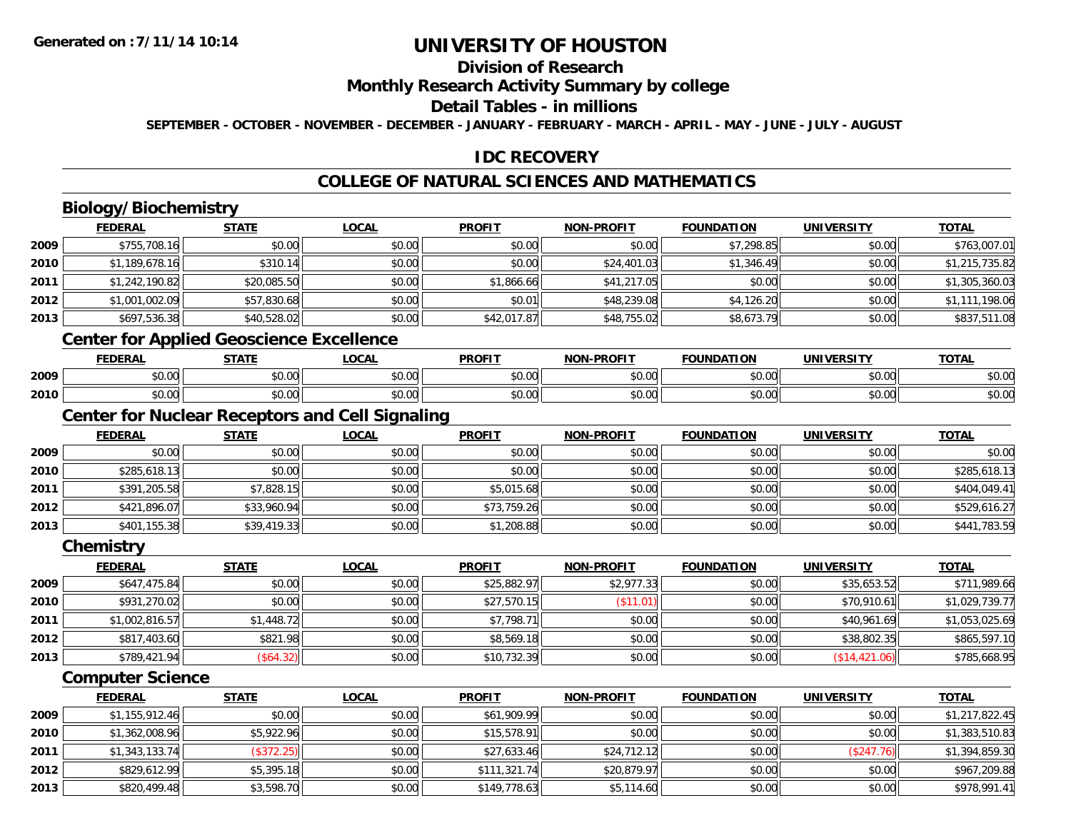**Generated on :7/11/14 10:14**

# UNIVERSITY OF HOUSTON

## Division of Research

## Monthly Research Activity Summary by college

## Detail Tables - in millions

**SEPTEMBER - OCTOBER - NOVEMBER - DECEMBER - JANUARY - FEBRUARY - MARCH - APRIL - MAY - JUNE - JULY - AUGUST**

## IDC RECOVERY

## COLLEGE OF NATURAL SCIENCES AND MATHEMATICS

### Biology/Biochemistry

| | FEDERAL | STATE | LOCAL | PROFIT | NON-PROFIT | FOUNDATION | UNIVERSITY | TOTAL |
|---|---|---|---|---|---|---|---|---|
| 2009 | $755,708.16 | $0.00 | $0.00 | $0.00 | $0.00 | $7,298.85 | $0.00 | $763,007.01 |
| 2010 | $1,189,678.16 | $310.14 | $0.00 | $0.00 | $24,401.03 | $1,346.49 | $0.00 | $1,215,735.82 |
| 2011 | $1,242,190.82 | $20,085.50 | $0.00 | $1,866.66 | $41,217.05 | $0.00 | $0.00 | $1,305,360.03 |
| 2012 | $1,001,002.09 | $57,830.68 | $0.00 | $0.01 | $48,239.08 | $4,126.20 | $0.00 | $1,111,198.06 |
| 2013 | $697,536.38 | $40,528.02 | $0.00 | $42,017.87 | $48,755.02 | $8,673.79 | $0.00 | $837,511.08 |

### Center for Applied Geoscience Excellence

| | FEDERAL | STATE | LOCAL | PROFIT | NON-PROFIT | FOUNDATION | UNIVERSITY | TOTAL |
|---|---|---|---|---|---|---|---|---|
| 2009 | $0.00 | $0.00 | $0.00 | $0.00 | $0.00 | $0.00 | $0.00 | $0.00 |
| 2010 | $0.00 | $0.00 | $0.00 | $0.00 | $0.00 | $0.00 | $0.00 | $0.00 |

### Center for Nuclear Receptors and Cell Signaling

| | FEDERAL | STATE | LOCAL | PROFIT | NON-PROFIT | FOUNDATION | UNIVERSITY | TOTAL |
|---|---|---|---|---|---|---|---|---|
| 2009 | $0.00 | $0.00 | $0.00 | $0.00 | $0.00 | $0.00 | $0.00 | $0.00 |
| 2010 | $285,618.13 | $0.00 | $0.00 | $0.00 | $0.00 | $0.00 | $0.00 | $285,618.13 |
| 2011 | $391,205.58 | $7,828.15 | $0.00 | $5,015.68 | $0.00 | $0.00 | $0.00 | $404,049.41 |
| 2012 | $421,896.07 | $33,960.94 | $0.00 | $73,759.26 | $0.00 | $0.00 | $0.00 | $529,616.27 |
| 2013 | $401,155.38 | $39,419.33 | $0.00 | $1,208.88 | $0.00 | $0.00 | $0.00 | $441,783.59 |

### Chemistry

| | FEDERAL | STATE | LOCAL | PROFIT | NON-PROFIT | FOUNDATION | UNIVERSITY | TOTAL |
|---|---|---|---|---|---|---|---|---|
| 2009 | $647,475.84 | $0.00 | $0.00 | $25,882.97 | $2,977.33 | $0.00 | $35,653.52 | $711,989.66 |
| 2010 | $931,270.02 | $0.00 | $0.00 | $27,570.15 | ($11.01) | $0.00 | $70,910.61 | $1,029,739.77 |
| 2011 | $1,002,816.57 | $1,448.72 | $0.00 | $7,798.71 | $0.00 | $0.00 | $40,961.69 | $1,053,025.69 |
| 2012 | $817,403.60 | $821.98 | $0.00 | $8,569.18 | $0.00 | $0.00 | $38,802.35 | $865,597.10 |
| 2013 | $789,421.94 | ($64.32) | $0.00 | $10,732.39 | $0.00 | $0.00 | ($14,421.06) | $785,668.95 |

### Computer Science

| | FEDERAL | STATE | LOCAL | PROFIT | NON-PROFIT | FOUNDATION | UNIVERSITY | TOTAL |
|---|---|---|---|---|---|---|---|---|
| 2009 | $1,155,912.46 | $0.00 | $0.00 | $61,909.99 | $0.00 | $0.00 | $0.00 | $1,217,822.45 |
| 2010 | $1,362,008.96 | $5,922.96 | $0.00 | $15,578.91 | $0.00 | $0.00 | $0.00 | $1,383,510.83 |
| 2011 | $1,343,133.74 | ($372.25) | $0.00 | $27,633.46 | $24,712.12 | $0.00 | ($247.76) | $1,394,859.30 |
| 2012 | $829,612.99 | $5,395.18 | $0.00 | $111,321.74 | $20,879.97 | $0.00 | $0.00 | $967,209.88 |
| 2013 | $820,499.48 | $3,598.70 | $0.00 | $149,778.63 | $5,114.60 | $0.00 | $0.00 | $978,991.41 |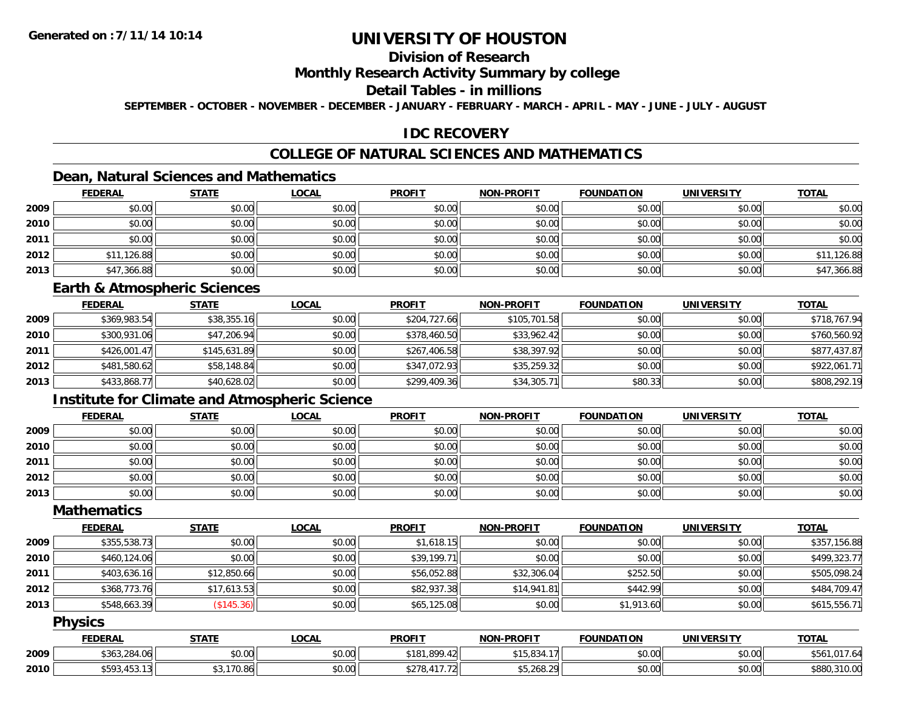# UNIVERSITY OF HOUSTON

## Division of Research

## Monthly Research Activity Summary by college

## Detail Tables - in millions

**SEPTEMBER - OCTOBER - NOVEMBER - DECEMBER - JANUARY - FEBRUARY - MARCH - APRIL - MAY - JUNE - JULY - AUGUST**

## IDC RECOVERY

## COLLEGE OF NATURAL SCIENCES AND MATHEMATICS

### Dean, Natural Sciences and Mathematics

| | FEDERAL | STATE | LOCAL | PROFIT | NON-PROFIT | FOUNDATION | UNIVERSITY | TOTAL |
|---|---|---|---|---|---|---|---|---|
| 2009 | $0.00 | $0.00 | $0.00 | $0.00 | $0.00 | $0.00 | $0.00 | $0.00 |
| 2010 | $0.00 | $0.00 | $0.00 | $0.00 | $0.00 | $0.00 | $0.00 | $0.00 |
| 2011 | $0.00 | $0.00 | $0.00 | $0.00 | $0.00 | $0.00 | $0.00 | $0.00 |
| 2012 | $11,126.88 | $0.00 | $0.00 | $0.00 | $0.00 | $0.00 | $0.00 | $11,126.88 |
| 2013 | $47,366.88 | $0.00 | $0.00 | $0.00 | $0.00 | $0.00 | $0.00 | $47,366.88 |

### Earth & Atmospheric Sciences

| | FEDERAL | STATE | LOCAL | PROFIT | NON-PROFIT | FOUNDATION | UNIVERSITY | TOTAL |
|---|---|---|---|---|---|---|---|---|
| 2009 | $369,983.54 | $38,355.16 | $0.00 | $204,727.66 | $105,701.58 | $0.00 | $0.00 | $718,767.94 |
| 2010 | $300,931.06 | $47,206.94 | $0.00 | $378,460.50 | $33,962.42 | $0.00 | $0.00 | $760,560.92 |
| 2011 | $426,001.47 | $145,631.89 | $0.00 | $267,406.58 | $38,397.92 | $0.00 | $0.00 | $877,437.87 |
| 2012 | $481,580.62 | $58,148.84 | $0.00 | $347,072.93 | $35,259.32 | $0.00 | $0.00 | $922,061.71 |
| 2013 | $433,868.77 | $40,628.02 | $0.00 | $299,409.36 | $34,305.71 | $80.33 | $0.00 | $808,292.19 |

### Institute for Climate and Atmospheric Science

| | FEDERAL | STATE | LOCAL | PROFIT | NON-PROFIT | FOUNDATION | UNIVERSITY | TOTAL |
|---|---|---|---|---|---|---|---|---|
| 2009 | $0.00 | $0.00 | $0.00 | $0.00 | $0.00 | $0.00 | $0.00 | $0.00 |
| 2010 | $0.00 | $0.00 | $0.00 | $0.00 | $0.00 | $0.00 | $0.00 | $0.00 |
| 2011 | $0.00 | $0.00 | $0.00 | $0.00 | $0.00 | $0.00 | $0.00 | $0.00 |
| 2012 | $0.00 | $0.00 | $0.00 | $0.00 | $0.00 | $0.00 | $0.00 | $0.00 |
| 2013 | $0.00 | $0.00 | $0.00 | $0.00 | $0.00 | $0.00 | $0.00 | $0.00 |

### Mathematics

| | FEDERAL | STATE | LOCAL | PROFIT | NON-PROFIT | FOUNDATION | UNIVERSITY | TOTAL |
|---|---|---|---|---|---|---|---|---|
| 2009 | $355,538.73 | $0.00 | $0.00 | $1,618.15 | $0.00 | $0.00 | $0.00 | $357,156.88 |
| 2010 | $460,124.06 | $0.00 | $0.00 | $39,199.71 | $0.00 | $0.00 | $0.00 | $499,323.77 |
| 2011 | $403,636.16 | $12,850.66 | $0.00 | $56,052.88 | $32,306.04 | $252.50 | $0.00 | $505,098.24 |
| 2012 | $368,773.76 | $17,613.53 | $0.00 | $82,937.38 | $14,941.81 | $442.99 | $0.00 | $484,709.47 |
| 2013 | $548,663.39 | ($145.36) | $0.00 | $65,125.08 | $0.00 | $1,913.60 | $0.00 | $615,556.71 |

### Physics

| | FEDERAL | STATE | LOCAL | PROFIT | NON-PROFIT | FOUNDATION | UNIVERSITY | TOTAL |
|---|---|---|---|---|---|---|---|---|
| 2009 | $363,284.06 | $0.00 | $0.00 | $181,899.42 | $15,834.17 | $0.00 | $0.00 | $561,017.64 |
| 2010 | $593,453.13 | $3,170.86 | $0.00 | $278,417.72 | $5,268.29 | $0.00 | $0.00 | $880,310.00 |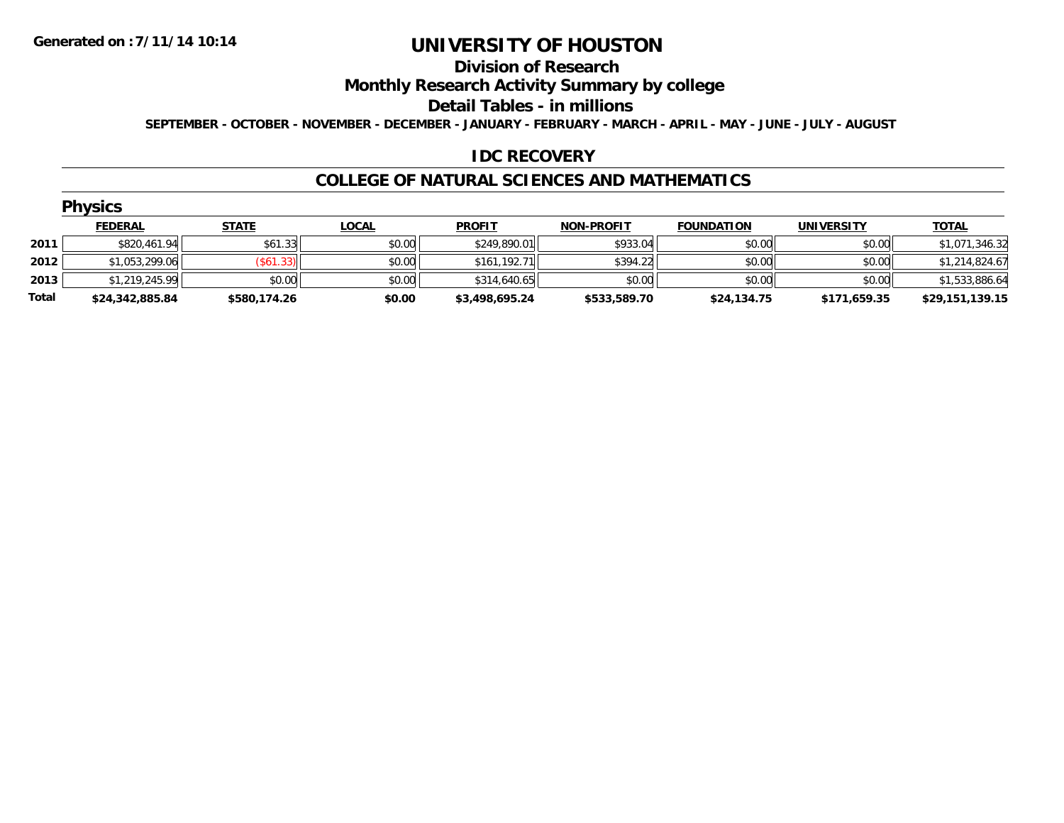Generated on :7/11/14 10:14

# UNIVERSITY OF HOUSTON

## Division of Research

## Monthly Research Activity Summary by college

## Detail Tables - in millions

SEPTEMBER - OCTOBER - NOVEMBER - DECEMBER - JANUARY - FEBRUARY - MARCH - APRIL - MAY - JUNE - JULY - AUGUST

### IDC RECOVERY

### COLLEGE OF NATURAL SCIENCES AND MATHEMATICS

#### Physics

| | FEDERAL | STATE | LOCAL | PROFIT | NON-PROFIT | FOUNDATION | UNIVERSITY | TOTAL |
|---|---|---|---|---|---|---|---|---|
| 2011 | $820,461.94 | $61.33 | $0.00 | $249,890.01 | $933.04 | $0.00 | $0.00 | $1,071,346.32 |
| 2012 | $1,053,299.06 | ($61.33) | $0.00 | $161,192.71 | $394.22 | $0.00 | $0.00 | $1,214,824.67 |
| 2013 | $1,219,245.99 | $0.00 | $0.00 | $314,640.65 | $0.00 | $0.00 | $0.00 | $1,533,886.64 |
| **Total** | **$24,342,885.84** | **$580,174.26** | **$0.00** | **$3,498,695.24** | **$533,589.70** | **$24,134.75** | **$171,659.35** | **$29,151,139.15** |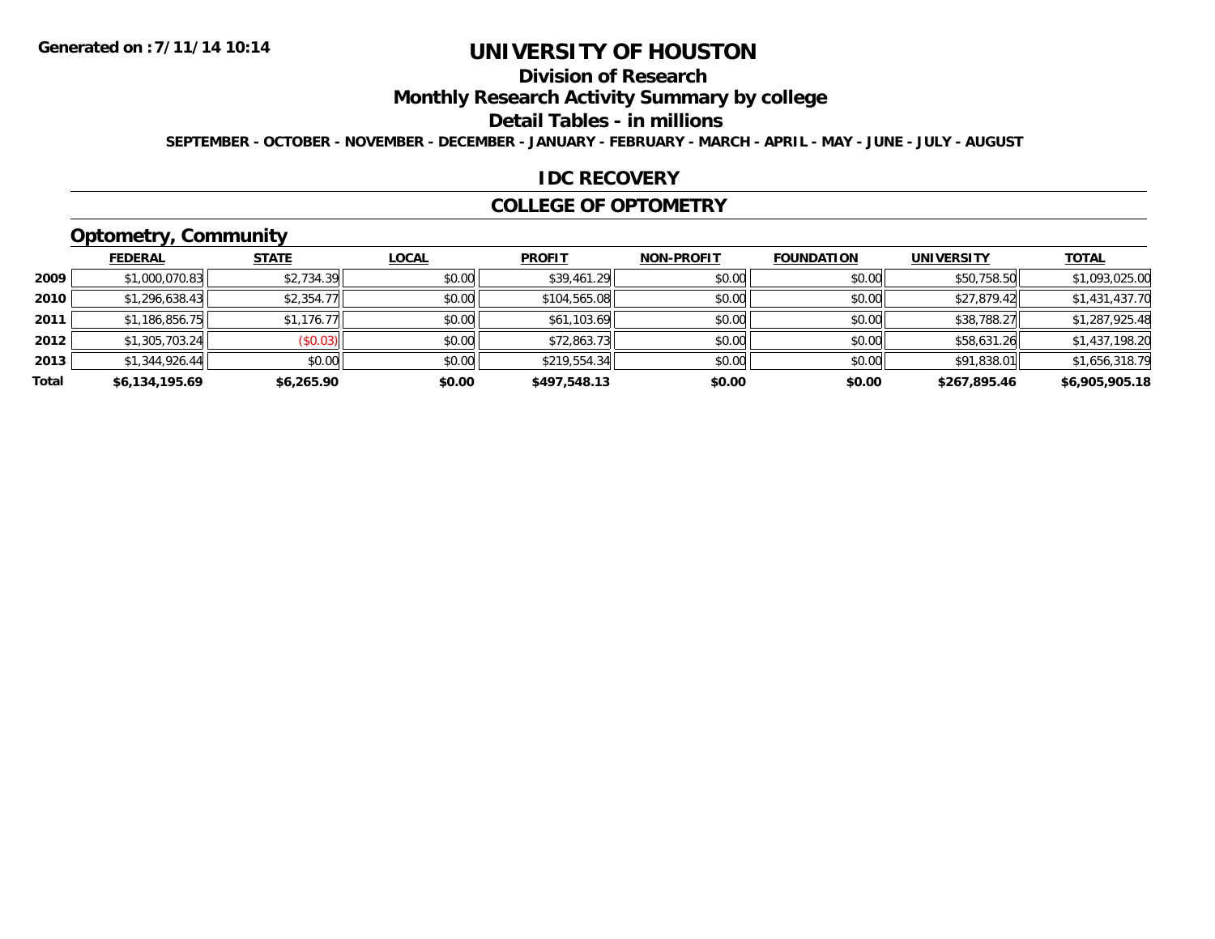# UNIVERSITY OF HOUSTON

## Division of Research

## Monthly Research Activity Summary by college

## Detail Tables - in millions

SEPTEMBER - OCTOBER - NOVEMBER - DECEMBER - JANUARY - FEBRUARY - MARCH - APRIL - MAY - JUNE - JULY - AUGUST

### IDC RECOVERY

### COLLEGE OF OPTOMETRY

### Optometry, Community

| | FEDERAL | STATE | LOCAL | PROFIT | NON-PROFIT | FOUNDATION | UNIVERSITY | TOTAL |
|---|---|---|---|---|---|---|---|---|
| 2009 | $1,000,070.83 | $2,734.39 | $0.00 | $39,461.29 | $0.00 | $0.00 | $50,758.50 | $1,093,025.00 |
| 2010 | $1,296,638.43 | $2,354.77 | $0.00 | $104,565.08 | $0.00 | $0.00 | $27,879.42 | $1,431,437.70 |
| 2011 | $1,186,856.75 | $1,176.77 | $0.00 | $61,103.69 | $0.00 | $0.00 | $38,788.27 | $1,287,925.48 |
| 2012 | $1,305,703.24 | ($0.03) | $0.00 | $72,863.73 | $0.00 | $0.00 | $58,631.26 | $1,437,198.20 |
| 2013 | $1,344,926.44 | $0.00 | $0.00 | $219,554.34 | $0.00 | $0.00 | $91,838.01 | $1,656,318.79 |
| **Total** | **$6,134,195.69** | **$6,265.90** | **$0.00** | **$497,548.13** | **$0.00** | **$0.00** | **$267,895.46** | **$6,905,905.18** |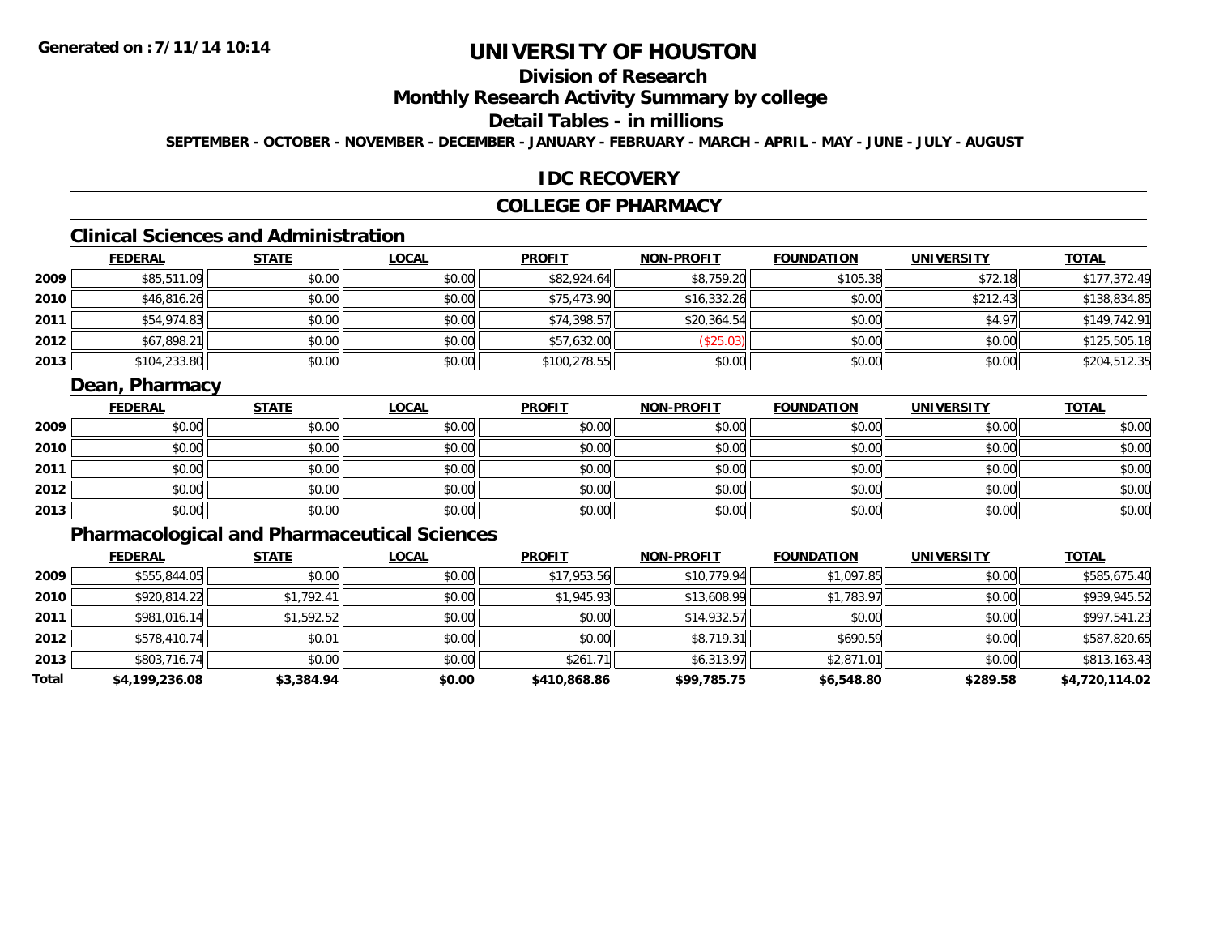# UNIVERSITY OF HOUSTON

## Division of Research

## Monthly Research Activity Summary by college

## Detail Tables - in millions

**SEPTEMBER - OCTOBER - NOVEMBER - DECEMBER - JANUARY - FEBRUARY - MARCH - APRIL - MAY - JUNE - JULY - AUGUST**

## IDC RECOVERY

## COLLEGE OF PHARMACY

### Clinical Sciences and Administration

| | FEDERAL | STATE | LOCAL | PROFIT | NON-PROFIT | FOUNDATION | UNIVERSITY | TOTAL |
|---|---|---|---|---|---|---|---|---|
| 2009 | $85,511.09 | $0.00 | $0.00 | $82,924.64 | $8,759.20 | $105.38 | $72.18 | $177,372.49 |
| 2010 | $46,816.26 | $0.00 | $0.00 | $75,473.90 | $16,332.26 | $0.00 | $212.43 | $138,834.85 |
| 2011 | $54,974.83 | $0.00 | $0.00 | $74,398.57 | $20,364.54 | $0.00 | $4.97 | $149,742.91 |
| 2012 | $67,898.21 | $0.00 | $0.00 | $57,632.00 | ($25.03) | $0.00 | $0.00 | $125,505.18 |
| 2013 | $104,233.80 | $0.00 | $0.00 | $100,278.55 | $0.00 | $0.00 | $0.00 | $204,512.35 |

### Dean, Pharmacy

| | FEDERAL | STATE | LOCAL | PROFIT | NON-PROFIT | FOUNDATION | UNIVERSITY | TOTAL |
|---|---|---|---|---|---|---|---|---|
| 2009 | $0.00 | $0.00 | $0.00 | $0.00 | $0.00 | $0.00 | $0.00 | $0.00 |
| 2010 | $0.00 | $0.00 | $0.00 | $0.00 | $0.00 | $0.00 | $0.00 | $0.00 |
| 2011 | $0.00 | $0.00 | $0.00 | $0.00 | $0.00 | $0.00 | $0.00 | $0.00 |
| 2012 | $0.00 | $0.00 | $0.00 | $0.00 | $0.00 | $0.00 | $0.00 | $0.00 |
| 2013 | $0.00 | $0.00 | $0.00 | $0.00 | $0.00 | $0.00 | $0.00 | $0.00 |

### Pharmacological and Pharmaceutical Sciences

| | FEDERAL | STATE | LOCAL | PROFIT | NON-PROFIT | FOUNDATION | UNIVERSITY | TOTAL |
|---|---|---|---|---|---|---|---|---|
| 2009 | $555,844.05 | $0.00 | $0.00 | $17,953.56 | $10,779.94 | $1,097.85 | $0.00 | $585,675.40 |
| 2010 | $920,814.22 | $1,792.41 | $0.00 | $1,945.93 | $13,608.99 | $1,783.97 | $0.00 | $939,945.52 |
| 2011 | $981,016.14 | $1,592.52 | $0.00 | $0.00 | $14,932.57 | $0.00 | $0.00 | $997,541.23 |
| 2012 | $578,410.74 | $0.01 | $0.00 | $0.00 | $8,719.31 | $690.59 | $0.00 | $587,820.65 |
| 2013 | $803,716.74 | $0.00 | $0.00 | $261.71 | $6,313.97 | $2,871.01 | $0.00 | $813,163.43 |
| **Total** | **$4,199,236.08** | **$3,384.94** | **$0.00** | **$410,868.86** | **$99,785.75** | **$6,548.80** | **$289.58** | **$4,720,114.02** |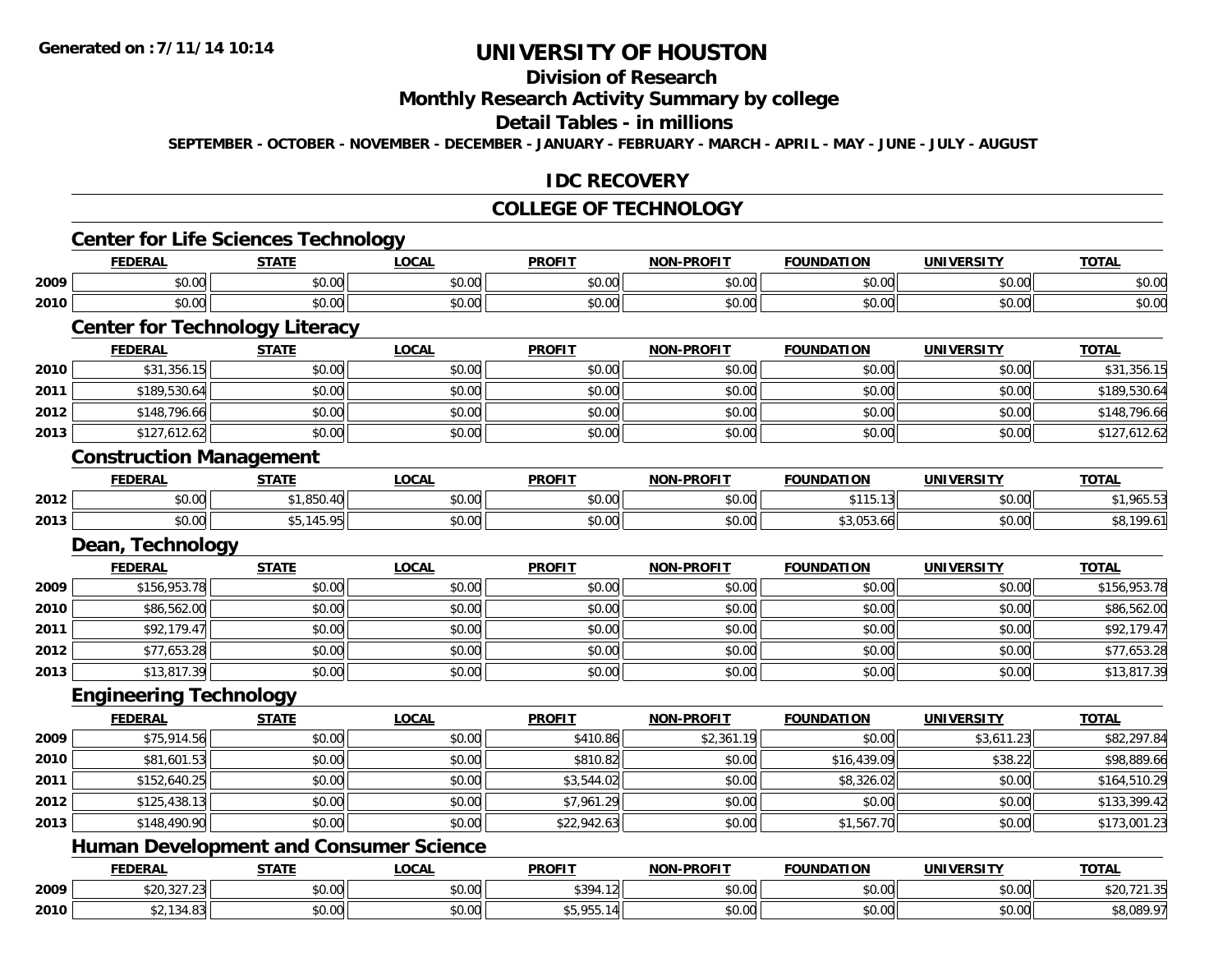Generated on :7/11/14 10:14

# UNIVERSITY OF HOUSTON

## Division of Research

## Monthly Research Activity Summary by college

## Detail Tables - in millions

SEPTEMBER - OCTOBER - NOVEMBER - DECEMBER - JANUARY - FEBRUARY - MARCH - APRIL - MAY - JUNE - JULY - AUGUST

## IDC RECOVERY

## COLLEGE OF TECHNOLOGY

### Center for Life Sciences Technology

| | FEDERAL | STATE | LOCAL | PROFIT | NON-PROFIT | FOUNDATION | UNIVERSITY | TOTAL |
|---|---|---|---|---|---|---|---|---|
| 2009 | $0.00 | $0.00 | $0.00 | $0.00 | $0.00 | $0.00 | $0.00 | $0.00 |
| 2010 | $0.00 | $0.00 | $0.00 | $0.00 | $0.00 | $0.00 | $0.00 | $0.00 |

### Center for Technology Literacy

| | FEDERAL | STATE | LOCAL | PROFIT | NON-PROFIT | FOUNDATION | UNIVERSITY | TOTAL |
|---|---|---|---|---|---|---|---|---|
| 2010 | $31,356.15 | $0.00 | $0.00 | $0.00 | $0.00 | $0.00 | $0.00 | $31,356.15 |
| 2011 | $189,530.64 | $0.00 | $0.00 | $0.00 | $0.00 | $0.00 | $0.00 | $189,530.64 |
| 2012 | $148,796.66 | $0.00 | $0.00 | $0.00 | $0.00 | $0.00 | $0.00 | $148,796.66 |
| 2013 | $127,612.62 | $0.00 | $0.00 | $0.00 | $0.00 | $0.00 | $0.00 | $127,612.62 |

### Construction Management

| | FEDERAL | STATE | LOCAL | PROFIT | NON-PROFIT | FOUNDATION | UNIVERSITY | TOTAL |
|---|---|---|---|---|---|---|---|---|
| 2012 | $0.00 | $1,850.40 | $0.00 | $0.00 | $0.00 | $115.13 | $0.00 | $1,965.53 |
| 2013 | $0.00 | $5,145.95 | $0.00 | $0.00 | $0.00 | $3,053.66 | $0.00 | $8,199.61 |

### Dean, Technology

| | FEDERAL | STATE | LOCAL | PROFIT | NON-PROFIT | FOUNDATION | UNIVERSITY | TOTAL |
|---|---|---|---|---|---|---|---|---|
| 2009 | $156,953.78 | $0.00 | $0.00 | $0.00 | $0.00 | $0.00 | $0.00 | $156,953.78 |
| 2010 | $86,562.00 | $0.00 | $0.00 | $0.00 | $0.00 | $0.00 | $0.00 | $86,562.00 |
| 2011 | $92,179.47 | $0.00 | $0.00 | $0.00 | $0.00 | $0.00 | $0.00 | $92,179.47 |
| 2012 | $77,653.28 | $0.00 | $0.00 | $0.00 | $0.00 | $0.00 | $0.00 | $77,653.28 |
| 2013 | $13,817.39 | $0.00 | $0.00 | $0.00 | $0.00 | $0.00 | $0.00 | $13,817.39 |

### Engineering Technology

| | FEDERAL | STATE | LOCAL | PROFIT | NON-PROFIT | FOUNDATION | UNIVERSITY | TOTAL |
|---|---|---|---|---|---|---|---|---|
| 2009 | $75,914.56 | $0.00 | $0.00 | $410.86 | $2,361.19 | $0.00 | $3,611.23 | $82,297.84 |
| 2010 | $81,601.53 | $0.00 | $0.00 | $810.82 | $0.00 | $16,439.09 | $38.22 | $98,889.66 |
| 2011 | $152,640.25 | $0.00 | $0.00 | $3,544.02 | $0.00 | $8,326.02 | $0.00 | $164,510.29 |
| 2012 | $125,438.13 | $0.00 | $0.00 | $7,961.29 | $0.00 | $0.00 | $0.00 | $133,399.42 |
| 2013 | $148,490.90 | $0.00 | $0.00 | $22,942.63 | $0.00 | $1,567.70 | $0.00 | $173,001.23 |

### Human Development and Consumer Science

| | FEDERAL | STATE | LOCAL | PROFIT | NON-PROFIT | FOUNDATION | UNIVERSITY | TOTAL |
|---|---|---|---|---|---|---|---|---|
| 2009 | $20,327.23 | $0.00 | $0.00 | $394.12 | $0.00 | $0.00 | $0.00 | $20,721.35 |
| 2010 | $2,134.83 | $0.00 | $0.00 | $5,955.14 | $0.00 | $0.00 | $0.00 | $8,089.97 |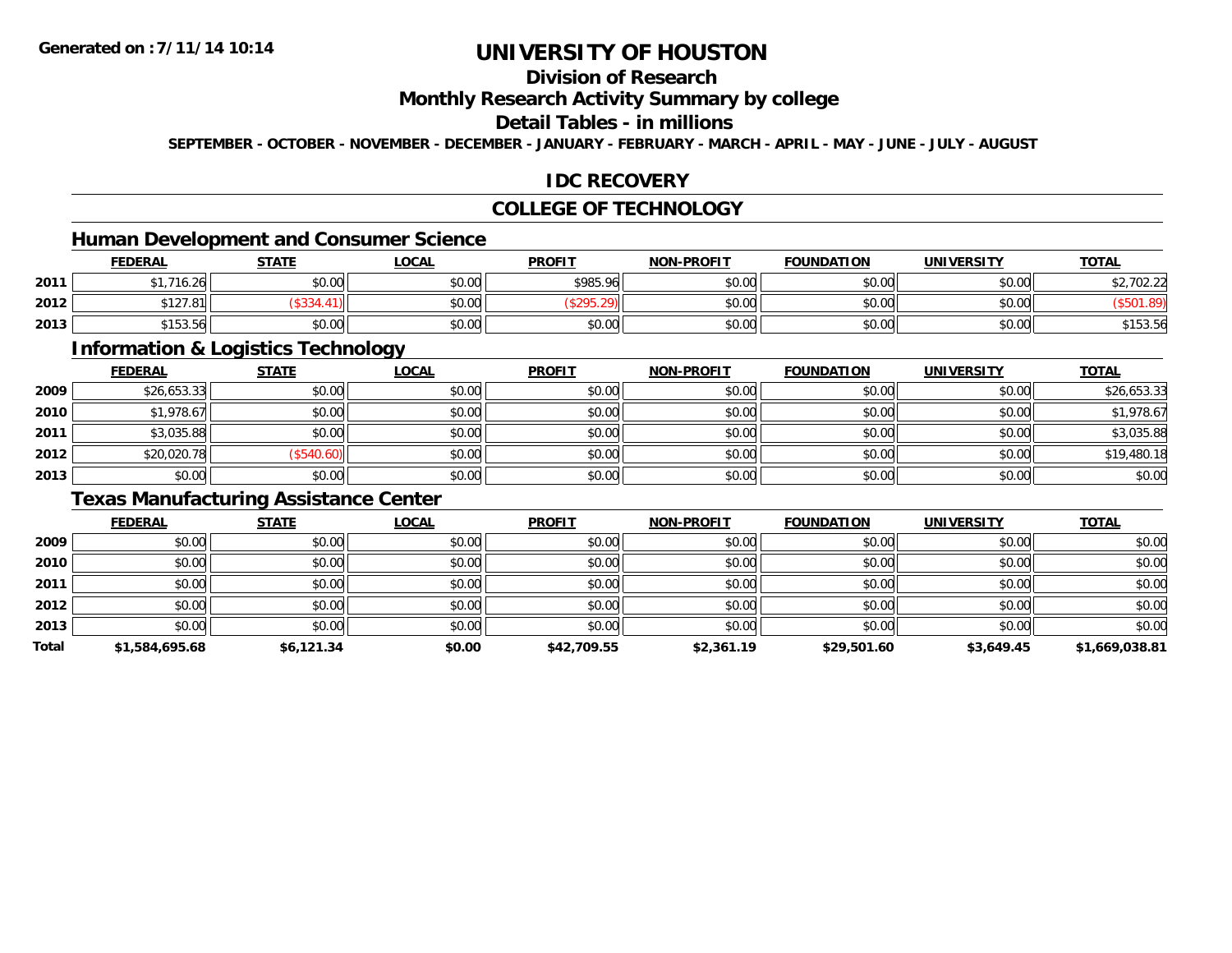# UNIVERSITY OF HOUSTON

## Division of Research

## Monthly Research Activity Summary by college

## Detail Tables - in millions

**SEPTEMBER - OCTOBER - NOVEMBER - DECEMBER - JANUARY - FEBRUARY - MARCH - APRIL - MAY - JUNE - JULY - AUGUST**

## IDC RECOVERY

## COLLEGE OF TECHNOLOGY

### Human Development and Consumer Science

| | FEDERAL | STATE | LOCAL | PROFIT | NON-PROFIT | FOUNDATION | UNIVERSITY | TOTAL |
|---|---|---|---|---|---|---|---|---|
| 2011 | $1,716.26 | $0.00 | $0.00 | $985.96 | $0.00 | $0.00 | $0.00 | $2,702.22 |
| 2012 | $127.81 | ($334.41) | $0.00 | ($295.29) | $0.00 | $0.00 | $0.00 | ($501.89) |
| 2013 | $153.56 | $0.00 | $0.00 | $0.00 | $0.00 | $0.00 | $0.00 | $153.56 |

### Information & Logistics Technology

| | FEDERAL | STATE | LOCAL | PROFIT | NON-PROFIT | FOUNDATION | UNIVERSITY | TOTAL |
|---|---|---|---|---|---|---|---|---|
| 2009 | $26,653.33 | $0.00 | $0.00 | $0.00 | $0.00 | $0.00 | $0.00 | $26,653.33 |
| 2010 | $1,978.67 | $0.00 | $0.00 | $0.00 | $0.00 | $0.00 | $0.00 | $1,978.67 |
| 2011 | $3,035.88 | $0.00 | $0.00 | $0.00 | $0.00 | $0.00 | $0.00 | $3,035.88 |
| 2012 | $20,020.78 | ($540.60) | $0.00 | $0.00 | $0.00 | $0.00 | $0.00 | $19,480.18 |
| 2013 | $0.00 | $0.00 | $0.00 | $0.00 | $0.00 | $0.00 | $0.00 | $0.00 |

### Texas Manufacturing Assistance Center

| | FEDERAL | STATE | LOCAL | PROFIT | NON-PROFIT | FOUNDATION | UNIVERSITY | TOTAL |
|---|---|---|---|---|---|---|---|---|
| 2009 | $0.00 | $0.00 | $0.00 | $0.00 | $0.00 | $0.00 | $0.00 | $0.00 |
| 2010 | $0.00 | $0.00 | $0.00 | $0.00 | $0.00 | $0.00 | $0.00 | $0.00 |
| 2011 | $0.00 | $0.00 | $0.00 | $0.00 | $0.00 | $0.00 | $0.00 | $0.00 |
| 2012 | $0.00 | $0.00 | $0.00 | $0.00 | $0.00 | $0.00 | $0.00 | $0.00 |
| 2013 | $0.00 | $0.00 | $0.00 | $0.00 | $0.00 | $0.00 | $0.00 | $0.00 |
| **Total** | **$1,584,695.68** | **$6,121.34** | **$0.00** | **$42,709.55** | **$2,361.19** | **$29,501.60** | **$3,649.45** | **$1,669,038.81** |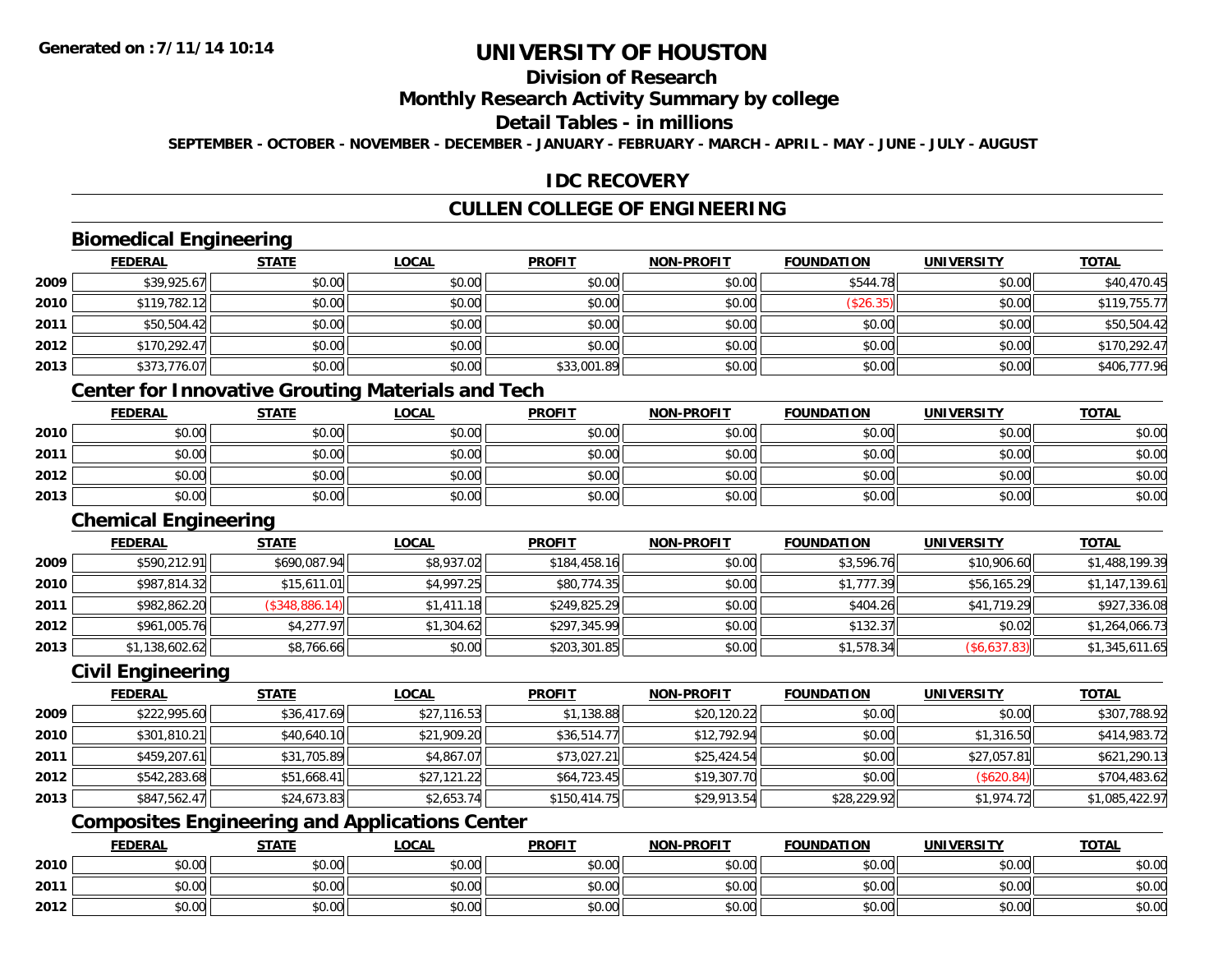# UNIVERSITY OF HOUSTON

## Division of Research

## Monthly Research Activity Summary by college

## Detail Tables - in millions

SEPTEMBER - OCTOBER - NOVEMBER - DECEMBER - JANUARY - FEBRUARY - MARCH - APRIL - MAY - JUNE - JULY - AUGUST

## IDC RECOVERY

## CULLEN COLLEGE OF ENGINEERING

### Biomedical Engineering

| | FEDERAL | STATE | LOCAL | PROFIT | NON-PROFIT | FOUNDATION | UNIVERSITY | TOTAL |
|---|---|---|---|---|---|---|---|---|
| 2009 | $39,925.67 | $0.00 | $0.00 | $0.00 | $0.00 | $544.78 | $0.00 | $40,470.45 |
| 2010 | $119,782.12 | $0.00 | $0.00 | $0.00 | $0.00 | ($26.35) | $0.00 | $119,755.77 |
| 2011 | $50,504.42 | $0.00 | $0.00 | $0.00 | $0.00 | $0.00 | $0.00 | $50,504.42 |
| 2012 | $170,292.47 | $0.00 | $0.00 | $0.00 | $0.00 | $0.00 | $0.00 | $170,292.47 |
| 2013 | $373,776.07 | $0.00 | $0.00 | $33,001.89 | $0.00 | $0.00 | $0.00 | $406,777.96 |

### Center for Innovative Grouting Materials and Tech

| | FEDERAL | STATE | LOCAL | PROFIT | NON-PROFIT | FOUNDATION | UNIVERSITY | TOTAL |
|---|---|---|---|---|---|---|---|---|
| 2010 | $0.00 | $0.00 | $0.00 | $0.00 | $0.00 | $0.00 | $0.00 | $0.00 |
| 2011 | $0.00 | $0.00 | $0.00 | $0.00 | $0.00 | $0.00 | $0.00 | $0.00 |
| 2012 | $0.00 | $0.00 | $0.00 | $0.00 | $0.00 | $0.00 | $0.00 | $0.00 |
| 2013 | $0.00 | $0.00 | $0.00 | $0.00 | $0.00 | $0.00 | $0.00 | $0.00 |

### Chemical Engineering

| | FEDERAL | STATE | LOCAL | PROFIT | NON-PROFIT | FOUNDATION | UNIVERSITY | TOTAL |
|---|---|---|---|---|---|---|---|---|
| 2009 | $590,212.91 | $690,087.94 | $8,937.02 | $184,458.16 | $0.00 | $3,596.76 | $10,906.60 | $1,488,199.39 |
| 2010 | $987,814.32 | $15,611.01 | $4,997.25 | $80,774.35 | $0.00 | $1,777.39 | $56,165.29 | $1,147,139.61 |
| 2011 | $982,862.20 | ($348,886.14) | $1,411.18 | $249,825.29 | $0.00 | $404.26 | $41,719.29 | $927,336.08 |
| 2012 | $961,005.76 | $4,277.97 | $1,304.62 | $297,345.99 | $0.00 | $132.37 | $0.02 | $1,264,066.73 |
| 2013 | $1,138,602.62 | $8,766.66 | $0.00 | $203,301.85 | $0.00 | $1,578.34 | ($6,637.83) | $1,345,611.65 |

### Civil Engineering

| | FEDERAL | STATE | LOCAL | PROFIT | NON-PROFIT | FOUNDATION | UNIVERSITY | TOTAL |
|---|---|---|---|---|---|---|---|---|
| 2009 | $222,995.60 | $36,417.69 | $27,116.53 | $1,138.88 | $20,120.22 | $0.00 | $0.00 | $307,788.92 |
| 2010 | $301,810.21 | $40,640.10 | $21,909.20 | $36,514.77 | $12,792.94 | $0.00 | $1,316.50 | $414,983.72 |
| 2011 | $459,207.61 | $31,705.89 | $4,867.07 | $73,027.21 | $25,424.54 | $0.00 | $27,057.81 | $621,290.13 |
| 2012 | $542,283.68 | $51,668.41 | $27,121.22 | $64,723.45 | $19,307.70 | $0.00 | ($620.84) | $704,483.62 |
| 2013 | $847,562.47 | $24,673.83 | $2,653.74 | $150,414.75 | $29,913.54 | $28,229.92 | $1,974.72 | $1,085,422.97 |

### Composites Engineering and Applications Center

| | FEDERAL | STATE | LOCAL | PROFIT | NON-PROFIT | FOUNDATION | UNIVERSITY | TOTAL |
|---|---|---|---|---|---|---|---|---|
| 2010 | $0.00 | $0.00 | $0.00 | $0.00 | $0.00 | $0.00 | $0.00 | $0.00 |
| 2011 | $0.00 | $0.00 | $0.00 | $0.00 | $0.00 | $0.00 | $0.00 | $0.00 |
| 2012 | $0.00 | $0.00 | $0.00 | $0.00 | $0.00 | $0.00 | $0.00 | $0.00 |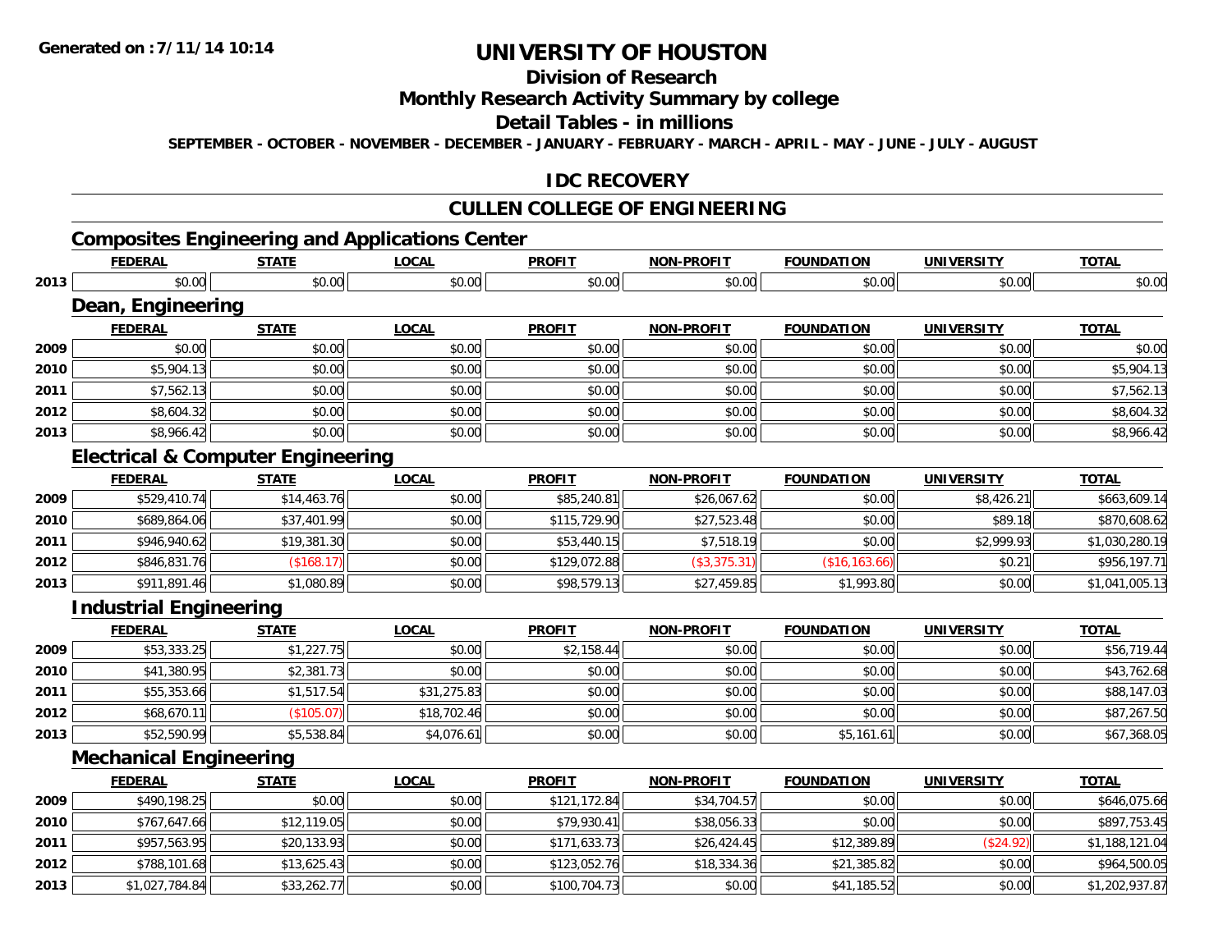# UNIVERSITY OF HOUSTON

## Division of Research

## Monthly Research Activity Summary by college

## Detail Tables - in millions

**SEPTEMBER - OCTOBER - NOVEMBER - DECEMBER - JANUARY - FEBRUARY - MARCH - APRIL - MAY - JUNE - JULY - AUGUST**

## IDC RECOVERY

## CULLEN COLLEGE OF ENGINEERING

### Composites Engineering and Applications Center

| | FEDERAL | STATE | LOCAL | PROFIT | NON-PROFIT | FOUNDATION | UNIVERSITY | TOTAL |
|---|---|---|---|---|---|---|---|---|
| 2013 | $0.00 | $0.00 | $0.00 | $0.00 | $0.00 | $0.00 | $0.00 | $0.00 |

### Dean, Engineering

| | FEDERAL | STATE | LOCAL | PROFIT | NON-PROFIT | FOUNDATION | UNIVERSITY | TOTAL |
|---|---|---|---|---|---|---|---|---|
| 2009 | $0.00 | $0.00 | $0.00 | $0.00 | $0.00 | $0.00 | $0.00 | $0.00 |
| 2010 | $5,904.13 | $0.00 | $0.00 | $0.00 | $0.00 | $0.00 | $0.00 | $5,904.13 |
| 2011 | $7,562.13 | $0.00 | $0.00 | $0.00 | $0.00 | $0.00 | $0.00 | $7,562.13 |
| 2012 | $8,604.32 | $0.00 | $0.00 | $0.00 | $0.00 | $0.00 | $0.00 | $8,604.32 |
| 2013 | $8,966.42 | $0.00 | $0.00 | $0.00 | $0.00 | $0.00 | $0.00 | $8,966.42 |

### Electrical & Computer Engineering

| | FEDERAL | STATE | LOCAL | PROFIT | NON-PROFIT | FOUNDATION | UNIVERSITY | TOTAL |
|---|---|---|---|---|---|---|---|---|
| 2009 | $529,410.74 | $14,463.76 | $0.00 | $85,240.81 | $26,067.62 | $0.00 | $8,426.21 | $663,609.14 |
| 2010 | $689,864.06 | $37,401.99 | $0.00 | $115,729.90 | $27,523.48 | $0.00 | $89.18 | $870,608.62 |
| 2011 | $946,940.62 | $19,381.30 | $0.00 | $53,440.15 | $7,518.19 | $0.00 | $2,999.93 | $1,030,280.19 |
| 2012 | $846,831.76 | ($168.17) | $0.00 | $129,072.88 | ($3,375.31) | ($16,163.66) | $0.21 | $956,197.71 |
| 2013 | $911,891.46 | $1,080.89 | $0.00 | $98,579.13 | $27,459.85 | $1,993.80 | $0.00 | $1,041,005.13 |

### Industrial Engineering

| | FEDERAL | STATE | LOCAL | PROFIT | NON-PROFIT | FOUNDATION | UNIVERSITY | TOTAL |
|---|---|---|---|---|---|---|---|---|
| 2009 | $53,333.25 | $1,227.75 | $0.00 | $2,158.44 | $0.00 | $0.00 | $0.00 | $56,719.44 |
| 2010 | $41,380.95 | $2,381.73 | $0.00 | $0.00 | $0.00 | $0.00 | $0.00 | $43,762.68 |
| 2011 | $55,353.66 | $1,517.54 | $31,275.83 | $0.00 | $0.00 | $0.00 | $0.00 | $88,147.03 |
| 2012 | $68,670.11 | ($105.07) | $18,702.46 | $0.00 | $0.00 | $0.00 | $0.00 | $87,267.50 |
| 2013 | $52,590.99 | $5,538.84 | $4,076.61 | $0.00 | $0.00 | $5,161.61 | $0.00 | $67,368.05 |

### Mechanical Engineering

| | FEDERAL | STATE | LOCAL | PROFIT | NON-PROFIT | FOUNDATION | UNIVERSITY | TOTAL |
|---|---|---|---|---|---|---|---|---|
| 2009 | $490,198.25 | $0.00 | $0.00 | $121,172.84 | $34,704.57 | $0.00 | $0.00 | $646,075.66 |
| 2010 | $767,647.66 | $12,119.05 | $0.00 | $79,930.41 | $38,056.33 | $0.00 | $0.00 | $897,753.45 |
| 2011 | $957,563.95 | $20,133.93 | $0.00 | $171,633.73 | $26,424.45 | $12,389.89 | ($24.92) | $1,188,121.04 |
| 2012 | $788,101.68 | $13,625.43 | $0.00 | $123,052.76 | $18,334.36 | $21,385.82 | $0.00 | $964,500.05 |
| 2013 | $1,027,784.84 | $33,262.77 | $0.00 | $100,704.73 | $0.00 | $41,185.52 | $0.00 | $1,202,937.87 |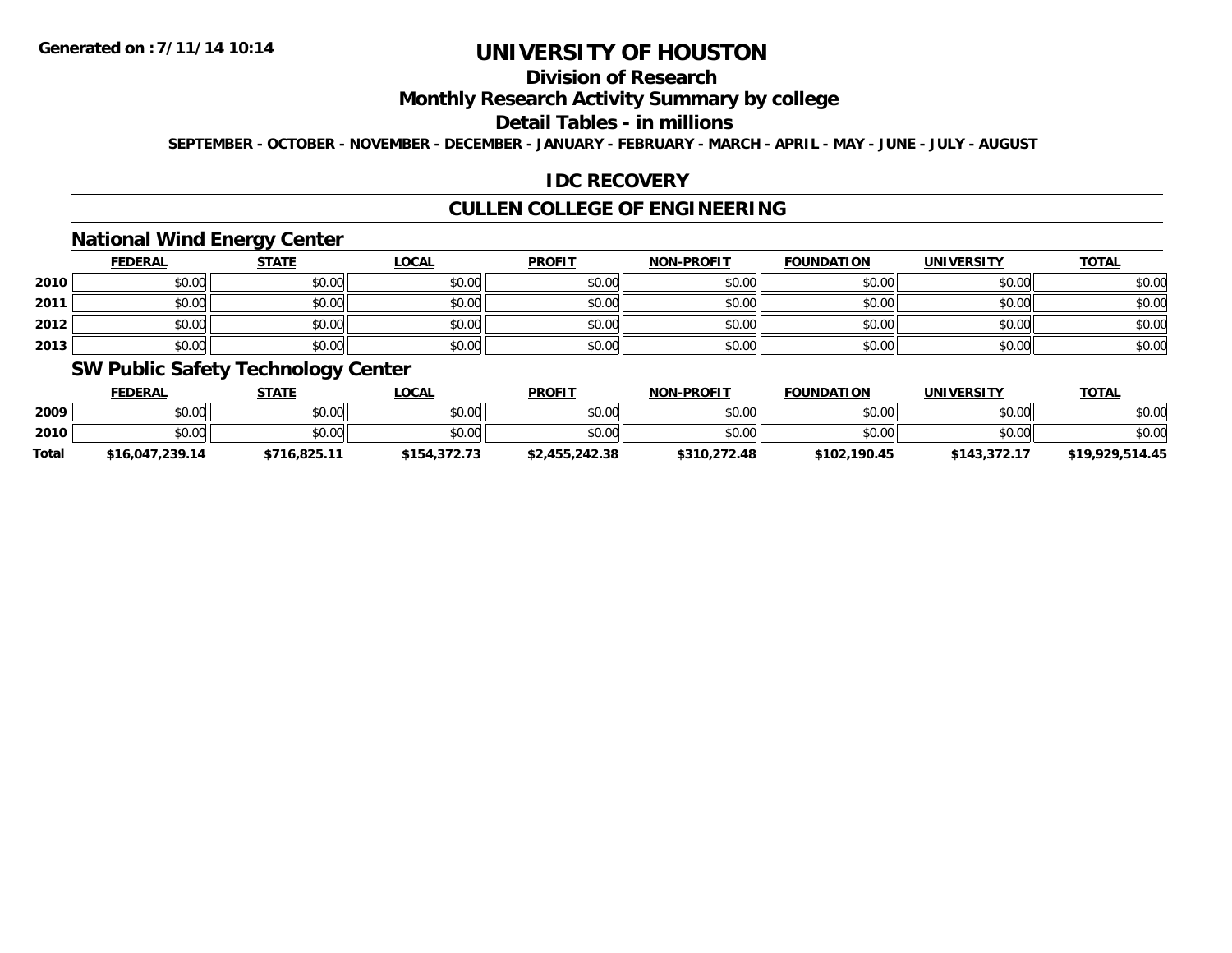# UNIVERSITY OF HOUSTON

## Division of Research

## Monthly Research Activity Summary by college

## Detail Tables - in millions

**SEPTEMBER - OCTOBER - NOVEMBER - DECEMBER - JANUARY - FEBRUARY - MARCH - APRIL - MAY - JUNE - JULY - AUGUST**

## IDC RECOVERY

## CULLEN COLLEGE OF ENGINEERING

### National Wind Energy Center

| | FEDERAL | STATE | LOCAL | PROFIT | NON-PROFIT | FOUNDATION | UNIVERSITY | TOTAL |
|---|---|---|---|---|---|---|---|---|
| 2010 | $0.00 | $0.00 | $0.00 | $0.00 | $0.00 | $0.00 | $0.00 | $0.00 |
| 2011 | $0.00 | $0.00 | $0.00 | $0.00 | $0.00 | $0.00 | $0.00 | $0.00 |
| 2012 | $0.00 | $0.00 | $0.00 | $0.00 | $0.00 | $0.00 | $0.00 | $0.00 |
| 2013 | $0.00 | $0.00 | $0.00 | $0.00 | $0.00 | $0.00 | $0.00 | $0.00 |

### SW Public Safety Technology Center

| | FEDERAL | STATE | LOCAL | PROFIT | NON-PROFIT | FOUNDATION | UNIVERSITY | TOTAL |
|---|---|---|---|---|---|---|---|---|
| 2009 | $0.00 | $0.00 | $0.00 | $0.00 | $0.00 | $0.00 | $0.00 | $0.00 |
| 2010 | $0.00 | $0.00 | $0.00 | $0.00 | $0.00 | $0.00 | $0.00 | $0.00 |
| **Total** | **$16,047,239.14** | **$716,825.11** | **$154,372.73** | **$2,455,242.38** | **$310,272.48** | **$102,190.45** | **$143,372.17** | **$19,929,514.45** |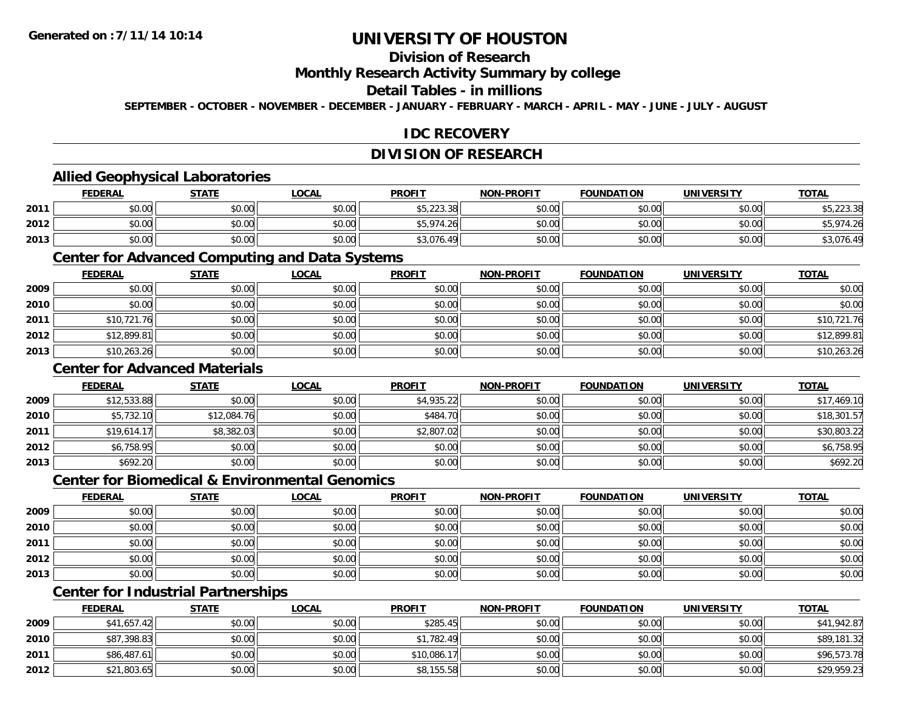# UNIVERSITY OF HOUSTON

## Division of Research

## Monthly Research Activity Summary by college

## Detail Tables - in millions

**SEPTEMBER - OCTOBER - NOVEMBER - DECEMBER - JANUARY - FEBRUARY - MARCH - APRIL - MAY - JUNE - JULY - AUGUST**

## IDC RECOVERY

## DIVISION OF RESEARCH

### Allied Geophysical Laboratories

| | FEDERAL | STATE | LOCAL | PROFIT | NON-PROFIT | FOUNDATION | UNIVERSITY | TOTAL |
|---|---|---|---|---|---|---|---|---|
| 2011 | $0.00 | $0.00 | $0.00 | $5,223.38 | $0.00 | $0.00 | $0.00 | $5,223.38 |
| 2012 | $0.00 | $0.00 | $0.00 | $5,974.26 | $0.00 | $0.00 | $0.00 | $5,974.26 |
| 2013 | $0.00 | $0.00 | $0.00 | $3,076.49 | $0.00 | $0.00 | $0.00 | $3,076.49 |

### Center for Advanced Computing and Data Systems

| | FEDERAL | STATE | LOCAL | PROFIT | NON-PROFIT | FOUNDATION | UNIVERSITY | TOTAL |
|---|---|---|---|---|---|---|---|---|
| 2009 | $0.00 | $0.00 | $0.00 | $0.00 | $0.00 | $0.00 | $0.00 | $0.00 |
| 2010 | $0.00 | $0.00 | $0.00 | $0.00 | $0.00 | $0.00 | $0.00 | $0.00 |
| 2011 | $10,721.76 | $0.00 | $0.00 | $0.00 | $0.00 | $0.00 | $0.00 | $10,721.76 |
| 2012 | $12,899.81 | $0.00 | $0.00 | $0.00 | $0.00 | $0.00 | $0.00 | $12,899.81 |
| 2013 | $10,263.26 | $0.00 | $0.00 | $0.00 | $0.00 | $0.00 | $0.00 | $10,263.26 |

### Center for Advanced Materials

| | FEDERAL | STATE | LOCAL | PROFIT | NON-PROFIT | FOUNDATION | UNIVERSITY | TOTAL |
|---|---|---|---|---|---|---|---|---|
| 2009 | $12,533.88 | $0.00 | $0.00 | $4,935.22 | $0.00 | $0.00 | $0.00 | $17,469.10 |
| 2010 | $5,732.10 | $12,084.76 | $0.00 | $484.70 | $0.00 | $0.00 | $0.00 | $18,301.57 |
| 2011 | $19,614.17 | $8,382.03 | $0.00 | $2,807.02 | $0.00 | $0.00 | $0.00 | $30,803.22 |
| 2012 | $6,758.95 | $0.00 | $0.00 | $0.00 | $0.00 | $0.00 | $0.00 | $6,758.95 |
| 2013 | $692.20 | $0.00 | $0.00 | $0.00 | $0.00 | $0.00 | $0.00 | $692.20 |

### Center for Biomedical & Environmental Genomics

| | FEDERAL | STATE | LOCAL | PROFIT | NON-PROFIT | FOUNDATION | UNIVERSITY | TOTAL |
|---|---|---|---|---|---|---|---|---|
| 2009 | $0.00 | $0.00 | $0.00 | $0.00 | $0.00 | $0.00 | $0.00 | $0.00 |
| 2010 | $0.00 | $0.00 | $0.00 | $0.00 | $0.00 | $0.00 | $0.00 | $0.00 |
| 2011 | $0.00 | $0.00 | $0.00 | $0.00 | $0.00 | $0.00 | $0.00 | $0.00 |
| 2012 | $0.00 | $0.00 | $0.00 | $0.00 | $0.00 | $0.00 | $0.00 | $0.00 |
| 2013 | $0.00 | $0.00 | $0.00 | $0.00 | $0.00 | $0.00 | $0.00 | $0.00 |

### Center for Industrial Partnerships

| | FEDERAL | STATE | LOCAL | PROFIT | NON-PROFIT | FOUNDATION | UNIVERSITY | TOTAL |
|---|---|---|---|---|---|---|---|---|
| 2009 | $41,657.42 | $0.00 | $0.00 | $285.45 | $0.00 | $0.00 | $0.00 | $41,942.87 |
| 2010 | $87,398.83 | $0.00 | $0.00 | $1,782.49 | $0.00 | $0.00 | $0.00 | $89,181.32 |
| 2011 | $86,487.61 | $0.00 | $0.00 | $10,086.17 | $0.00 | $0.00 | $0.00 | $96,573.78 |
| 2012 | $21,803.65 | $0.00 | $0.00 | $8,155.58 | $0.00 | $0.00 | $0.00 | $29,959.23 |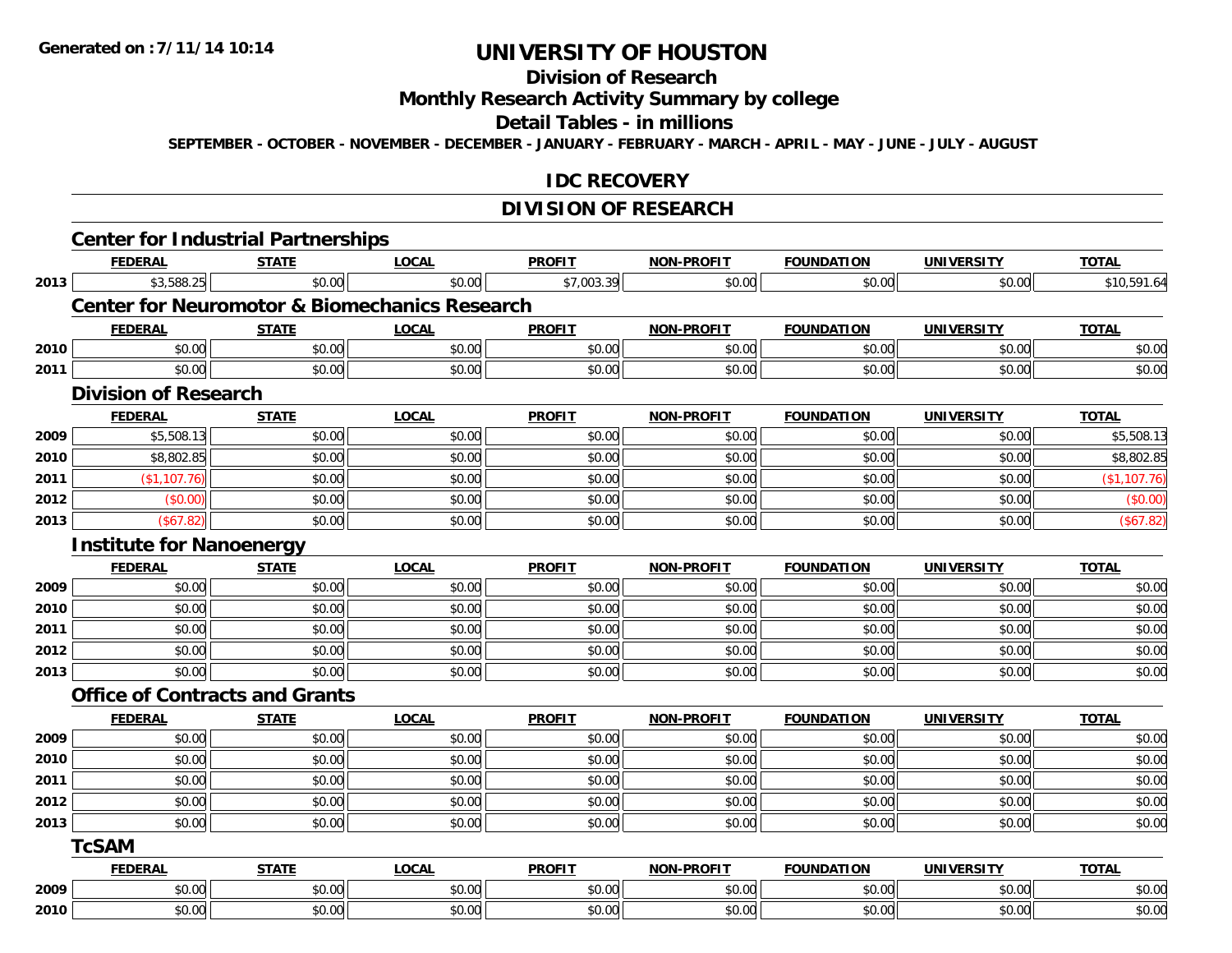# UNIVERSITY OF HOUSTON

## Division of Research

## Monthly Research Activity Summary by college

## Detail Tables - in millions

SEPTEMBER - OCTOBER - NOVEMBER - DECEMBER - JANUARY - FEBRUARY - MARCH - APRIL - MAY - JUNE - JULY - AUGUST

## IDC RECOVERY

## DIVISION OF RESEARCH

### Center for Industrial Partnerships

| | FEDERAL | STATE | LOCAL | PROFIT | NON-PROFIT | FOUNDATION | UNIVERSITY | TOTAL |
|---|---|---|---|---|---|---|---|---|
| 2013 | $3,588.25 | $0.00 | $0.00 | $7,003.39 | $0.00 | $0.00 | $0.00 | $10,591.64 |

### Center for Neuromotor & Biomechanics Research

| | FEDERAL | STATE | LOCAL | PROFIT | NON-PROFIT | FOUNDATION | UNIVERSITY | TOTAL |
|---|---|---|---|---|---|---|---|---|
| 2010 | $0.00 | $0.00 | $0.00 | $0.00 | $0.00 | $0.00 | $0.00 | $0.00 |
| 2011 | $0.00 | $0.00 | $0.00 | $0.00 | $0.00 | $0.00 | $0.00 | $0.00 |

### Division of Research

| | FEDERAL | STATE | LOCAL | PROFIT | NON-PROFIT | FOUNDATION | UNIVERSITY | TOTAL |
|---|---|---|---|---|---|---|---|---|
| 2009 | $5,508.13 | $0.00 | $0.00 | $0.00 | $0.00 | $0.00 | $0.00 | $5,508.13 |
| 2010 | $8,802.85 | $0.00 | $0.00 | $0.00 | $0.00 | $0.00 | $0.00 | $8,802.85 |
| 2011 | ($1,107.76) | $0.00 | $0.00 | $0.00 | $0.00 | $0.00 | $0.00 | ($1,107.76) |
| 2012 | ($0.00) | $0.00 | $0.00 | $0.00 | $0.00 | $0.00 | $0.00 | ($0.00) |
| 2013 | ($67.82) | $0.00 | $0.00 | $0.00 | $0.00 | $0.00 | $0.00 | ($67.82) |

### Institute for Nanoenergy

| | FEDERAL | STATE | LOCAL | PROFIT | NON-PROFIT | FOUNDATION | UNIVERSITY | TOTAL |
|---|---|---|---|---|---|---|---|---|
| 2009 | $0.00 | $0.00 | $0.00 | $0.00 | $0.00 | $0.00 | $0.00 | $0.00 |
| 2010 | $0.00 | $0.00 | $0.00 | $0.00 | $0.00 | $0.00 | $0.00 | $0.00 |
| 2011 | $0.00 | $0.00 | $0.00 | $0.00 | $0.00 | $0.00 | $0.00 | $0.00 |
| 2012 | $0.00 | $0.00 | $0.00 | $0.00 | $0.00 | $0.00 | $0.00 | $0.00 |
| 2013 | $0.00 | $0.00 | $0.00 | $0.00 | $0.00 | $0.00 | $0.00 | $0.00 |

### Office of Contracts and Grants

| | FEDERAL | STATE | LOCAL | PROFIT | NON-PROFIT | FOUNDATION | UNIVERSITY | TOTAL |
|---|---|---|---|---|---|---|---|---|
| 2009 | $0.00 | $0.00 | $0.00 | $0.00 | $0.00 | $0.00 | $0.00 | $0.00 |
| 2010 | $0.00 | $0.00 | $0.00 | $0.00 | $0.00 | $0.00 | $0.00 | $0.00 |
| 2011 | $0.00 | $0.00 | $0.00 | $0.00 | $0.00 | $0.00 | $0.00 | $0.00 |
| 2012 | $0.00 | $0.00 | $0.00 | $0.00 | $0.00 | $0.00 | $0.00 | $0.00 |
| 2013 | $0.00 | $0.00 | $0.00 | $0.00 | $0.00 | $0.00 | $0.00 | $0.00 |

### TcSAM

| | FEDERAL | STATE | LOCAL | PROFIT | NON-PROFIT | FOUNDATION | UNIVERSITY | TOTAL |
|---|---|---|---|---|---|---|---|---|
| 2009 | $0.00 | $0.00 | $0.00 | $0.00 | $0.00 | $0.00 | $0.00 | $0.00 |
| 2010 | $0.00 | $0.00 | $0.00 | $0.00 | $0.00 | $0.00 | $0.00 | $0.00 |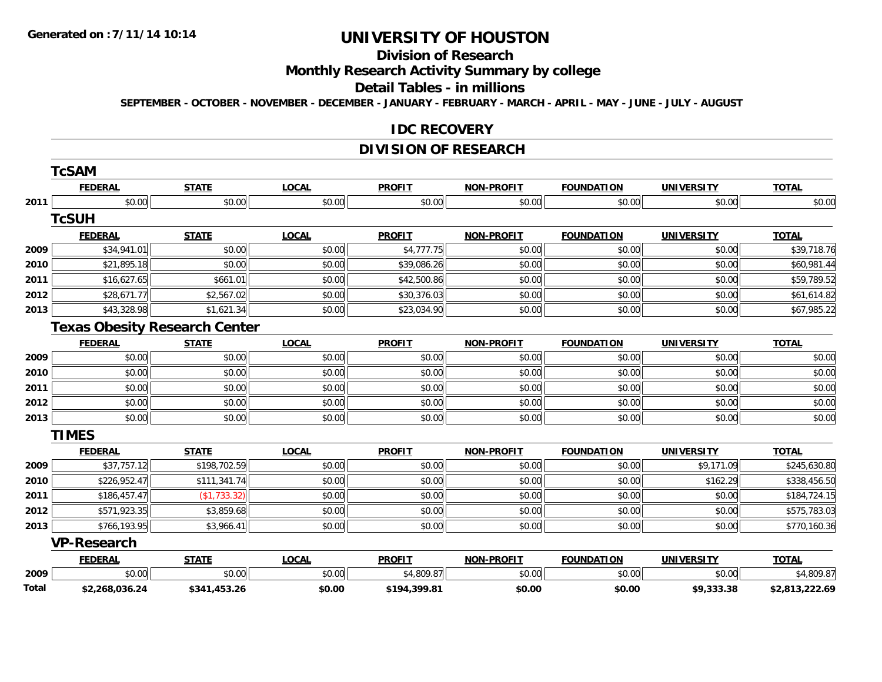# UNIVERSITY OF HOUSTON

## Division of Research

## Monthly Research Activity Summary by college

## Detail Tables - in millions

**SEPTEMBER - OCTOBER - NOVEMBER - DECEMBER - JANUARY - FEBRUARY - MARCH - APRIL - MAY - JUNE - JULY - AUGUST**

## IDC RECOVERY

## DIVISION OF RESEARCH

### TcSAM

| | FEDERAL | STATE | LOCAL | PROFIT | NON-PROFIT | FOUNDATION | UNIVERSITY | TOTAL |
|---|---|---|---|---|---|---|---|---|
| 2011 | $0.00 | $0.00 | $0.00 | $0.00 | $0.00 | $0.00 | $0.00 | $0.00 |

### TcSUH

| | FEDERAL | STATE | LOCAL | PROFIT | NON-PROFIT | FOUNDATION | UNIVERSITY | TOTAL |
|---|---|---|---|---|---|---|---|---|
| 2009 | $34,941.01 | $0.00 | $0.00 | $4,777.75 | $0.00 | $0.00 | $0.00 | $39,718.76 |
| 2010 | $21,895.18 | $0.00 | $0.00 | $39,086.26 | $0.00 | $0.00 | $0.00 | $60,981.44 |
| 2011 | $16,627.65 | $661.01 | $0.00 | $42,500.86 | $0.00 | $0.00 | $0.00 | $59,789.52 |
| 2012 | $28,671.77 | $2,567.02 | $0.00 | $30,376.03 | $0.00 | $0.00 | $0.00 | $61,614.82 |
| 2013 | $43,328.98 | $1,621.34 | $0.00 | $23,034.90 | $0.00 | $0.00 | $0.00 | $67,985.22 |

### Texas Obesity Research Center

| | FEDERAL | STATE | LOCAL | PROFIT | NON-PROFIT | FOUNDATION | UNIVERSITY | TOTAL |
|---|---|---|---|---|---|---|---|---|
| 2009 | $0.00 | $0.00 | $0.00 | $0.00 | $0.00 | $0.00 | $0.00 | $0.00 |
| 2010 | $0.00 | $0.00 | $0.00 | $0.00 | $0.00 | $0.00 | $0.00 | $0.00 |
| 2011 | $0.00 | $0.00 | $0.00 | $0.00 | $0.00 | $0.00 | $0.00 | $0.00 |
| 2012 | $0.00 | $0.00 | $0.00 | $0.00 | $0.00 | $0.00 | $0.00 | $0.00 |
| 2013 | $0.00 | $0.00 | $0.00 | $0.00 | $0.00 | $0.00 | $0.00 | $0.00 |

### TIMES

| | FEDERAL | STATE | LOCAL | PROFIT | NON-PROFIT | FOUNDATION | UNIVERSITY | TOTAL |
|---|---|---|---|---|---|---|---|---|
| 2009 | $37,757.12 | $198,702.59 | $0.00 | $0.00 | $0.00 | $0.00 | $9,171.09 | $245,630.80 |
| 2010 | $226,952.47 | $111,341.74 | $0.00 | $0.00 | $0.00 | $0.00 | $162.29 | $338,456.50 |
| 2011 | $186,457.47 | ($1,733.32) | $0.00 | $0.00 | $0.00 | $0.00 | $0.00 | $184,724.15 |
| 2012 | $571,923.35 | $3,859.68 | $0.00 | $0.00 | $0.00 | $0.00 | $0.00 | $575,783.03 |
| 2013 | $766,193.95 | $3,966.41 | $0.00 | $0.00 | $0.00 | $0.00 | $0.00 | $770,160.36 |

### VP-Research

| | FEDERAL | STATE | LOCAL | PROFIT | NON-PROFIT | FOUNDATION | UNIVERSITY | TOTAL |
|---|---|---|---|---|---|---|---|---|
| 2009 | $0.00 | $0.00 | $0.00 | $4,809.87 | $0.00 | $0.00 | $0.00 | $4,809.87 |
| **Total** | **$2,268,036.24** | **$341,453.26** | **$0.00** | **$194,399.81** | **$0.00** | **$0.00** | **$9,333.38** | **$2,813,222.69** |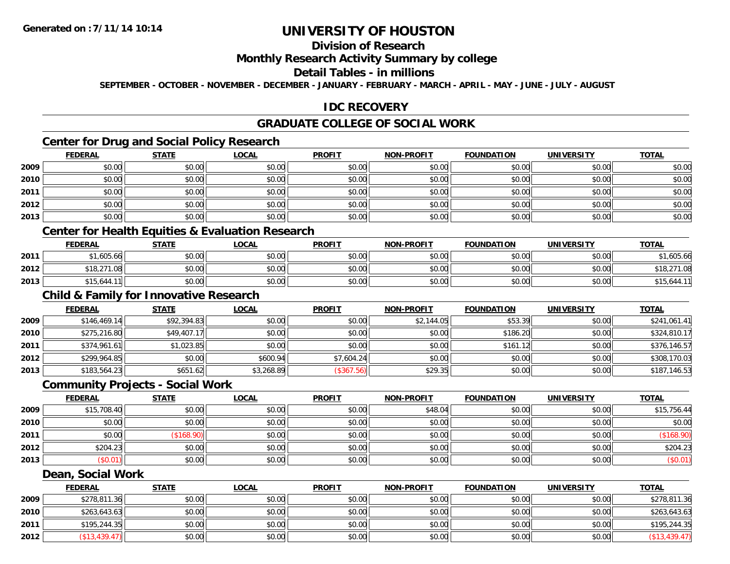# UNIVERSITY OF HOUSTON

## Division of Research

## Monthly Research Activity Summary by college

## Detail Tables - in millions

**SEPTEMBER - OCTOBER - NOVEMBER - DECEMBER - JANUARY - FEBRUARY - MARCH - APRIL - MAY - JUNE - JULY - AUGUST**

## IDC RECOVERY

## GRADUATE COLLEGE OF SOCIAL WORK

### Center for Drug and Social Policy Research

| | FEDERAL | STATE | LOCAL | PROFIT | NON-PROFIT | FOUNDATION | UNIVERSITY | TOTAL |
|---|---|---|---|---|---|---|---|---|
| 2009 | $0.00 | $0.00 | $0.00 | $0.00 | $0.00 | $0.00 | $0.00 | $0.00 |
| 2010 | $0.00 | $0.00 | $0.00 | $0.00 | $0.00 | $0.00 | $0.00 | $0.00 |
| 2011 | $0.00 | $0.00 | $0.00 | $0.00 | $0.00 | $0.00 | $0.00 | $0.00 |
| 2012 | $0.00 | $0.00 | $0.00 | $0.00 | $0.00 | $0.00 | $0.00 | $0.00 |
| 2013 | $0.00 | $0.00 | $0.00 | $0.00 | $0.00 | $0.00 | $0.00 | $0.00 |

### Center for Health Equities & Evaluation Research

| | FEDERAL | STATE | LOCAL | PROFIT | NON-PROFIT | FOUNDATION | UNIVERSITY | TOTAL |
|---|---|---|---|---|---|---|---|---|
| 2011 | $1,605.66 | $0.00 | $0.00 | $0.00 | $0.00 | $0.00 | $0.00 | $1,605.66 |
| 2012 | $18,271.08 | $0.00 | $0.00 | $0.00 | $0.00 | $0.00 | $0.00 | $18,271.08 |
| 2013 | $15,644.11 | $0.00 | $0.00 | $0.00 | $0.00 | $0.00 | $0.00 | $15,644.11 |

### Child & Family for Innovative Research

| | FEDERAL | STATE | LOCAL | PROFIT | NON-PROFIT | FOUNDATION | UNIVERSITY | TOTAL |
|---|---|---|---|---|---|---|---|---|
| 2009 | $146,469.14 | $92,394.83 | $0.00 | $0.00 | $2,144.05 | $53.39 | $0.00 | $241,061.41 |
| 2010 | $275,216.80 | $49,407.17 | $0.00 | $0.00 | $0.00 | $186.20 | $0.00 | $324,810.17 |
| 2011 | $374,961.61 | $1,023.85 | $0.00 | $0.00 | $0.00 | $161.12 | $0.00 | $376,146.57 |
| 2012 | $299,964.85 | $0.00 | $600.94 | $7,604.24 | $0.00 | $0.00 | $0.00 | $308,170.03 |
| 2013 | $183,564.23 | $651.62 | $3,268.89 | ($367.56) | $29.35 | $0.00 | $0.00 | $187,146.53 |

### Community Projects - Social Work

| | FEDERAL | STATE | LOCAL | PROFIT | NON-PROFIT | FOUNDATION | UNIVERSITY | TOTAL |
|---|---|---|---|---|---|---|---|---|
| 2009 | $15,708.40 | $0.00 | $0.00 | $0.00 | $48.04 | $0.00 | $0.00 | $15,756.44 |
| 2010 | $0.00 | $0.00 | $0.00 | $0.00 | $0.00 | $0.00 | $0.00 | $0.00 |
| 2011 | $0.00 | ($168.90) | $0.00 | $0.00 | $0.00 | $0.00 | $0.00 | ($168.90) |
| 2012 | $204.23 | $0.00 | $0.00 | $0.00 | $0.00 | $0.00 | $0.00 | $204.23 |
| 2013 | ($0.01) | $0.00 | $0.00 | $0.00 | $0.00 | $0.00 | $0.00 | ($0.01) |

### Dean, Social Work

| | FEDERAL | STATE | LOCAL | PROFIT | NON-PROFIT | FOUNDATION | UNIVERSITY | TOTAL |
|---|---|---|---|---|---|---|---|---|
| 2009 | $278,811.36 | $0.00 | $0.00 | $0.00 | $0.00 | $0.00 | $0.00 | $278,811.36 |
| 2010 | $263,643.63 | $0.00 | $0.00 | $0.00 | $0.00 | $0.00 | $0.00 | $263,643.63 |
| 2011 | $195,244.35 | $0.00 | $0.00 | $0.00 | $0.00 | $0.00 | $0.00 | $195,244.35 |
| 2012 | ($13,439.47) | $0.00 | $0.00 | $0.00 | $0.00 | $0.00 | $0.00 | ($13,439.47) |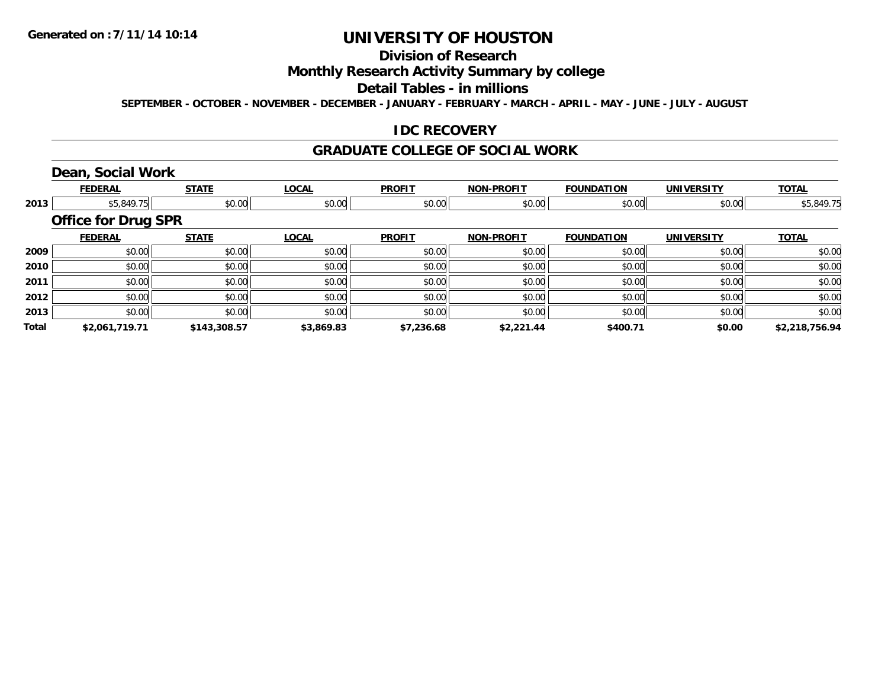# UNIVERSITY OF HOUSTON

## Division of Research

## Monthly Research Activity Summary by college

## Detail Tables - in millions

**SEPTEMBER - OCTOBER - NOVEMBER - DECEMBER - JANUARY - FEBRUARY - MARCH - APRIL - MAY - JUNE - JULY - AUGUST**

## IDC RECOVERY

## GRADUATE COLLEGE OF SOCIAL WORK

### Dean, Social Work

| | FEDERAL | STATE | LOCAL | PROFIT | NON-PROFIT | FOUNDATION | UNIVERSITY | TOTAL |
|---|---|---|---|---|---|---|---|---|
| 2013 | $5,849.75 | $0.00 | $0.00 | $0.00 | $0.00 | $0.00 | $0.00 | $5,849.75 |

### Office for Drug SPR

| | FEDERAL | STATE | LOCAL | PROFIT | NON-PROFIT | FOUNDATION | UNIVERSITY | TOTAL |
|---|---|---|---|---|---|---|---|---|
| 2009 | $0.00 | $0.00 | $0.00 | $0.00 | $0.00 | $0.00 | $0.00 | $0.00 |
| 2010 | $0.00 | $0.00 | $0.00 | $0.00 | $0.00 | $0.00 | $0.00 | $0.00 |
| 2011 | $0.00 | $0.00 | $0.00 | $0.00 | $0.00 | $0.00 | $0.00 | $0.00 |
| 2012 | $0.00 | $0.00 | $0.00 | $0.00 | $0.00 | $0.00 | $0.00 | $0.00 |
| 2013 | $0.00 | $0.00 | $0.00 | $0.00 | $0.00 | $0.00 | $0.00 | $0.00 |
| **Total** | **$2,061,719.71** | **$143,308.57** | **$3,869.83** | **$7,236.68** | **$2,221.44** | **$400.71** | **$0.00** | **$2,218,756.94** |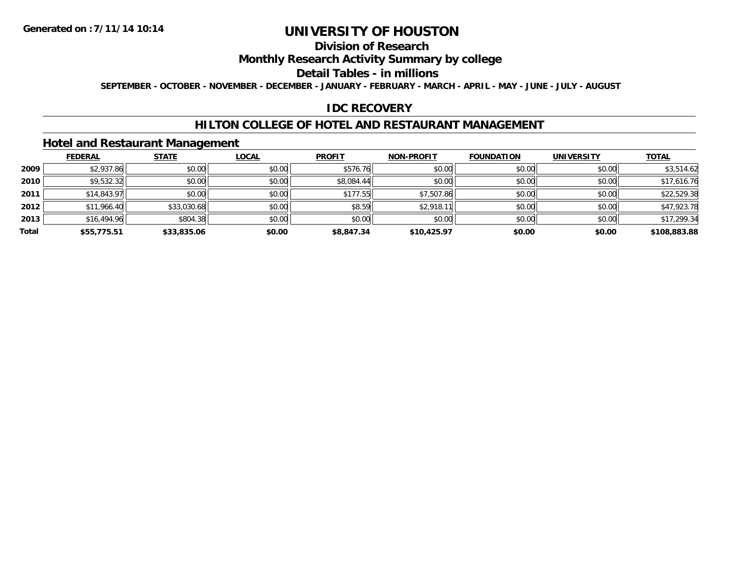**Generated on :7/11/14 10:14**

# UNIVERSITY OF HOUSTON

## Division of Research

## Monthly Research Activity Summary by college

## Detail Tables - in millions

**SEPTEMBER - OCTOBER - NOVEMBER - DECEMBER - JANUARY - FEBRUARY - MARCH - APRIL - MAY - JUNE - JULY - AUGUST**

## IDC RECOVERY

## HILTON COLLEGE OF HOTEL AND RESTAURANT MANAGEMENT

### Hotel and Restaurant Management

| | FEDERAL | STATE | LOCAL | PROFIT | NON-PROFIT | FOUNDATION | UNIVERSITY | TOTAL |
|---|---|---|---|---|---|---|---|---|
| 2009 | $2,937.86 | $0.00 | $0.00 | $576.76 | $0.00 | $0.00 | $0.00 | $3,514.62 |
| 2010 | $9,532.32 | $0.00 | $0.00 | $8,084.44 | $0.00 | $0.00 | $0.00 | $17,616.76 |
| 2011 | $14,843.97 | $0.00 | $0.00 | $177.55 | $7,507.86 | $0.00 | $0.00 | $22,529.38 |
| 2012 | $11,966.40 | $33,030.68 | $0.00 | $8.59 | $2,918.11 | $0.00 | $0.00 | $47,923.78 |
| 2013 | $16,494.96 | $804.38 | $0.00 | $0.00 | $0.00 | $0.00 | $0.00 | $17,299.34 |
| **Total** | **$55,775.51** | **$33,835.06** | **$0.00** | **$8,847.34** | **$10,425.97** | **$0.00** | **$0.00** | **$108,883.88** |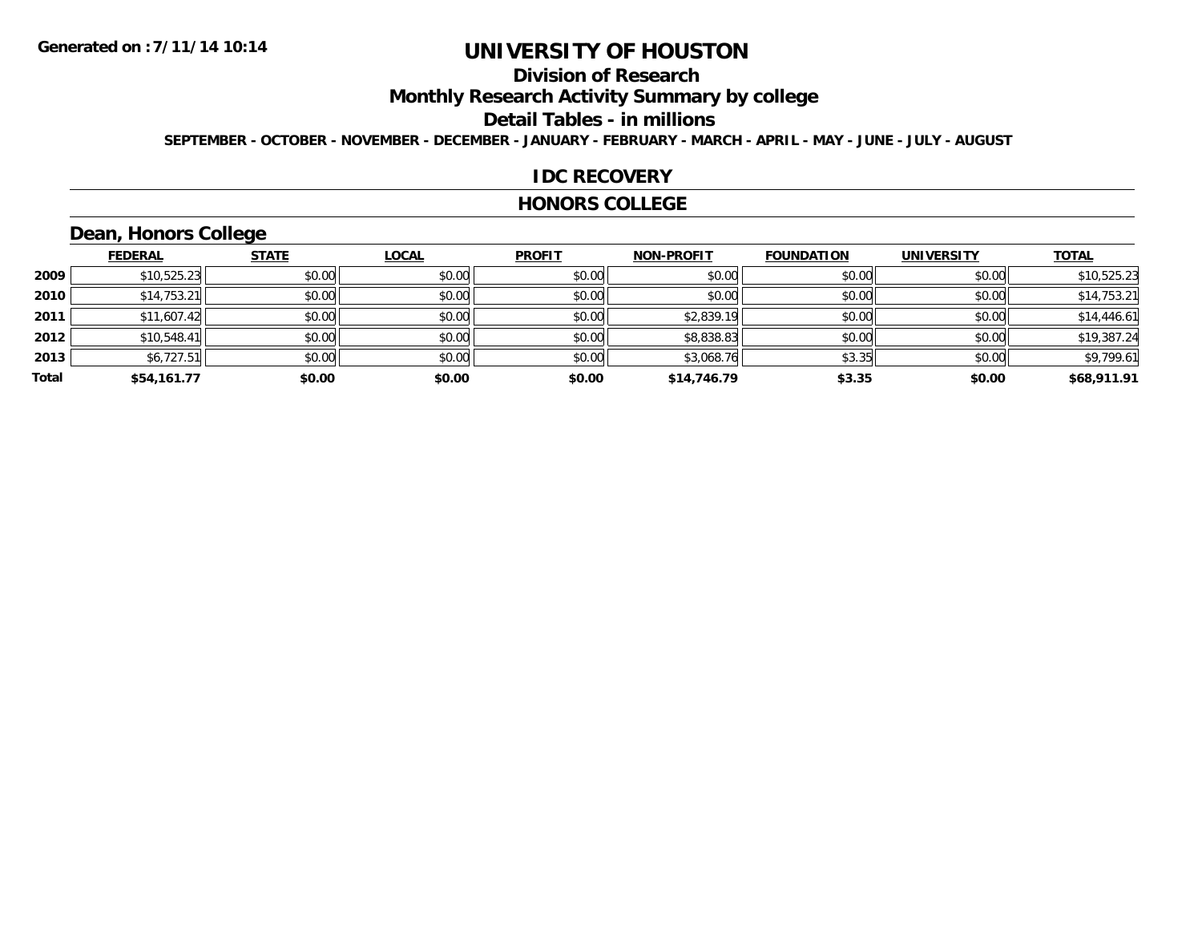# UNIVERSITY OF HOUSTON

## Division of Research

## Monthly Research Activity Summary by college

## Detail Tables - in millions

**SEPTEMBER - OCTOBER - NOVEMBER - DECEMBER - JANUARY - FEBRUARY - MARCH - APRIL - MAY - JUNE - JULY - AUGUST**

## IDC RECOVERY

## HONORS COLLEGE

### Dean, Honors College

| | FEDERAL | STATE | LOCAL | PROFIT | NON-PROFIT | FOUNDATION | UNIVERSITY | TOTAL |
|---|---|---|---|---|---|---|---|---|
| 2009 | $10,525.23 | $0.00 | $0.00 | $0.00 | $0.00 | $0.00 | $0.00 | $10,525.23 |
| 2010 | $14,753.21 | $0.00 | $0.00 | $0.00 | $0.00 | $0.00 | $0.00 | $14,753.21 |
| 2011 | $11,607.42 | $0.00 | $0.00 | $0.00 | $2,839.19 | $0.00 | $0.00 | $14,446.61 |
| 2012 | $10,548.41 | $0.00 | $0.00 | $0.00 | $8,838.83 | $0.00 | $0.00 | $19,387.24 |
| 2013 | $6,727.51 | $0.00 | $0.00 | $0.00 | $3,068.76 | $3.35 | $0.00 | $9,799.61 |
| **Total** | **$54,161.77** | **$0.00** | **$0.00** | **$0.00** | **$14,746.79** | **$3.35** | **$0.00** | **$68,911.91** |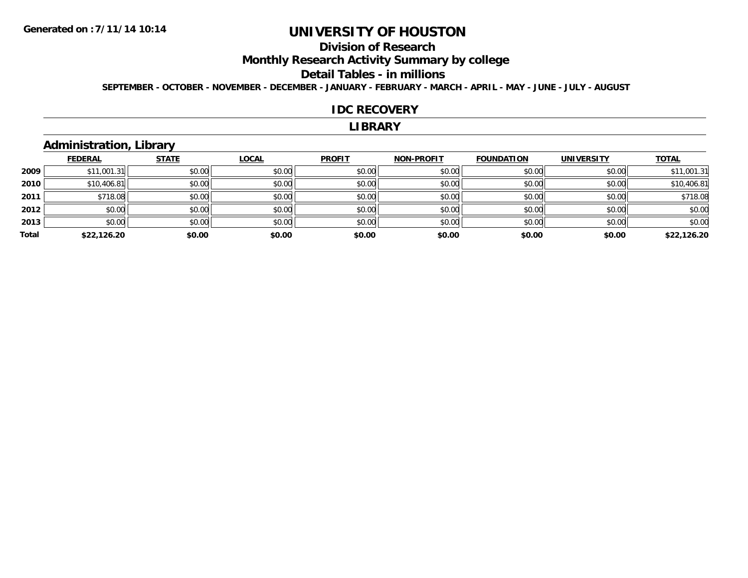# UNIVERSITY OF HOUSTON

## Division of Research

## Monthly Research Activity Summary by college

## Detail Tables - in millions

**SEPTEMBER - OCTOBER - NOVEMBER - DECEMBER - JANUARY - FEBRUARY - MARCH - APRIL - MAY - JUNE - JULY - AUGUST**

### IDC RECOVERY

### LIBRARY

### Administration, Library

| | FEDERAL | STATE | LOCAL | PROFIT | NON-PROFIT | FOUNDATION | UNIVERSITY | TOTAL |
|---|---|---|---|---|---|---|---|---|
| 2009 | $11,001.31 | $0.00 | $0.00 | $0.00 | $0.00 | $0.00 | $0.00 | $11,001.31 |
| 2010 | $10,406.81 | $0.00 | $0.00 | $0.00 | $0.00 | $0.00 | $0.00 | $10,406.81 |
| 2011 | $718.08 | $0.00 | $0.00 | $0.00 | $0.00 | $0.00 | $0.00 | $718.08 |
| 2012 | $0.00 | $0.00 | $0.00 | $0.00 | $0.00 | $0.00 | $0.00 | $0.00 |
| 2013 | $0.00 | $0.00 | $0.00 | $0.00 | $0.00 | $0.00 | $0.00 | $0.00 |
| **Total** | **$22,126.20** | **$0.00** | **$0.00** | **$0.00** | **$0.00** | **$0.00** | **$0.00** | **$22,126.20** |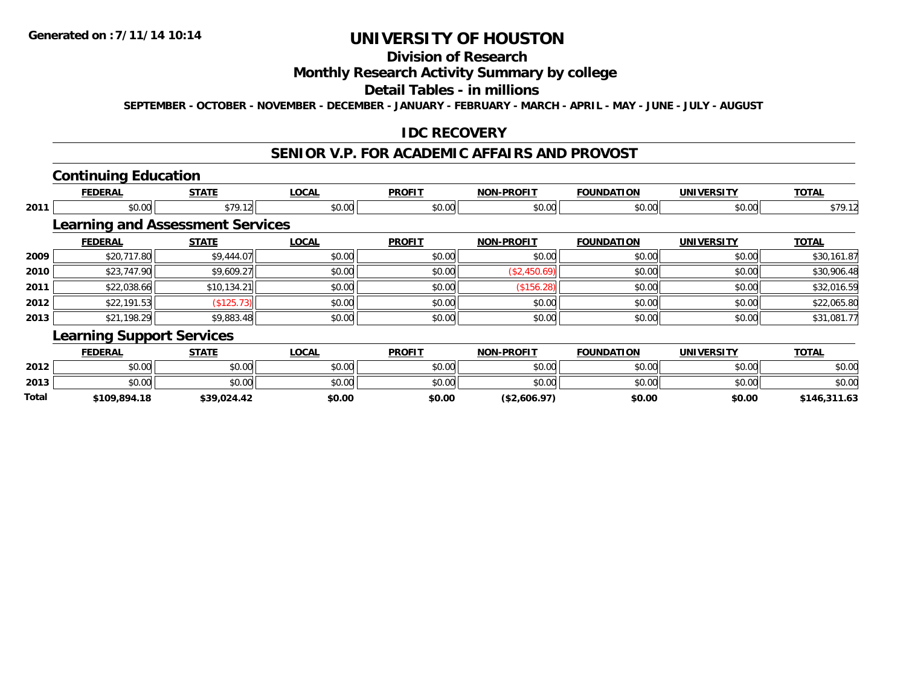**Generated on :7/11/14 10:14**

# UNIVERSITY OF HOUSTON

## Division of Research

## Monthly Research Activity Summary by college

## Detail Tables - in millions

**SEPTEMBER - OCTOBER - NOVEMBER - DECEMBER - JANUARY - FEBRUARY - MARCH - APRIL - MAY - JUNE - JULY - AUGUST**

## IDC RECOVERY

## SENIOR V.P. FOR ACADEMIC AFFAIRS AND PROVOST

### Continuing Education

| | FEDERAL | STATE | LOCAL | PROFIT | NON-PROFIT | FOUNDATION | UNIVERSITY | TOTAL |
|---|---|---|---|---|---|---|---|---|
| 2011 | $0.00 | $79.12 | $0.00 | $0.00 | $0.00 | $0.00 | $0.00 | $79.12 |

### Learning and Assessment Services

| | FEDERAL | STATE | LOCAL | PROFIT | NON-PROFIT | FOUNDATION | UNIVERSITY | TOTAL |
|---|---|---|---|---|---|---|---|---|
| 2009 | $20,717.80 | $9,444.07 | $0.00 | $0.00 | $0.00 | $0.00 | $0.00 | $30,161.87 |
| 2010 | $23,747.90 | $9,609.27 | $0.00 | $0.00 | ($2,450.69) | $0.00 | $0.00 | $30,906.48 |
| 2011 | $22,038.66 | $10,134.21 | $0.00 | $0.00 | ($156.28) | $0.00 | $0.00 | $32,016.59 |
| 2012 | $22,191.53 | ($125.73) | $0.00 | $0.00 | $0.00 | $0.00 | $0.00 | $22,065.80 |
| 2013 | $21,198.29 | $9,883.48 | $0.00 | $0.00 | $0.00 | $0.00 | $0.00 | $31,081.77 |

### Learning Support Services

| | FEDERAL | STATE | LOCAL | PROFIT | NON-PROFIT | FOUNDATION | UNIVERSITY | TOTAL |
|---|---|---|---|---|---|---|---|---|
| 2012 | $0.00 | $0.00 | $0.00 | $0.00 | $0.00 | $0.00 | $0.00 | $0.00 |
| 2013 | $0.00 | $0.00 | $0.00 | $0.00 | $0.00 | $0.00 | $0.00 | $0.00 |
| **Total** | **$109,894.18** | **$39,024.42** | **$0.00** | **$0.00** | **($2,606.97)** | **$0.00** | **$0.00** | **$146,311.63** |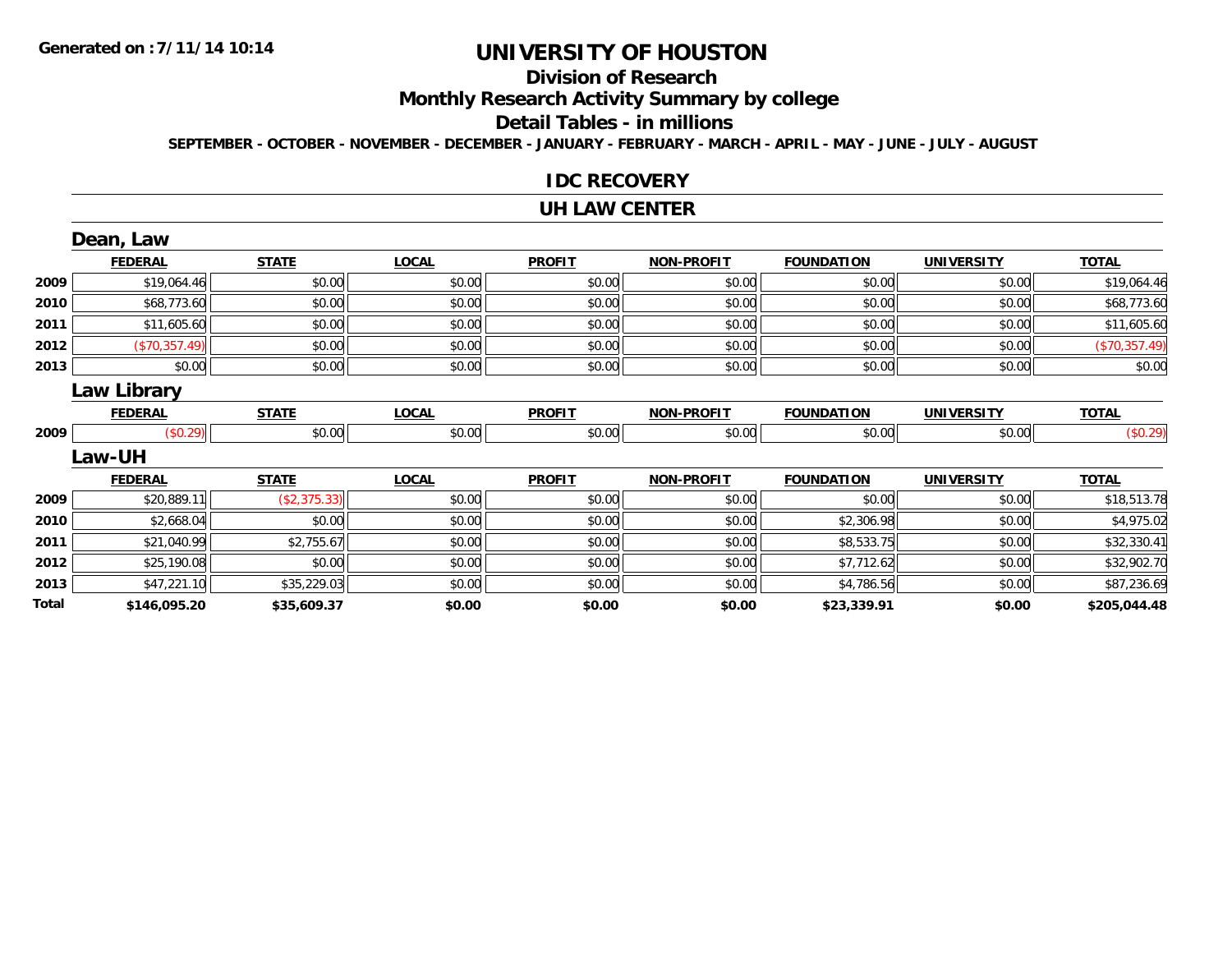Generated on :7/11/14 10:14

# UNIVERSITY OF HOUSTON

## Division of Research

## Monthly Research Activity Summary by college

## Detail Tables - in millions

SEPTEMBER - OCTOBER - NOVEMBER - DECEMBER - JANUARY - FEBRUARY - MARCH - APRIL - MAY - JUNE - JULY - AUGUST

## IDC RECOVERY

## UH LAW CENTER

### Dean, Law

| | FEDERAL | STATE | LOCAL | PROFIT | NON-PROFIT | FOUNDATION | UNIVERSITY | TOTAL |
|---|---|---|---|---|---|---|---|---|
| 2009 | $19,064.46 | $0.00 | $0.00 | $0.00 | $0.00 | $0.00 | $0.00 | $19,064.46 |
| 2010 | $68,773.60 | $0.00 | $0.00 | $0.00 | $0.00 | $0.00 | $0.00 | $68,773.60 |
| 2011 | $11,605.60 | $0.00 | $0.00 | $0.00 | $0.00 | $0.00 | $0.00 | $11,605.60 |
| 2012 | ($70,357.49) | $0.00 | $0.00 | $0.00 | $0.00 | $0.00 | $0.00 | ($70,357.49) |
| 2013 | $0.00 | $0.00 | $0.00 | $0.00 | $0.00 | $0.00 | $0.00 | $0.00 |

### Law Library

| | FEDERAL | STATE | LOCAL | PROFIT | NON-PROFIT | FOUNDATION | UNIVERSITY | TOTAL |
|---|---|---|---|---|---|---|---|---|
| 2009 | ($0.29) | $0.00 | $0.00 | $0.00 | $0.00 | $0.00 | $0.00 | ($0.29) |

### Law-UH

| | FEDERAL | STATE | LOCAL | PROFIT | NON-PROFIT | FOUNDATION | UNIVERSITY | TOTAL |
|---|---|---|---|---|---|---|---|---|
| 2009 | $20,889.11 | ($2,375.33) | $0.00 | $0.00 | $0.00 | $0.00 | $0.00 | $18,513.78 |
| 2010 | $2,668.04 | $0.00 | $0.00 | $0.00 | $0.00 | $2,306.98 | $0.00 | $4,975.02 |
| 2011 | $21,040.99 | $2,755.67 | $0.00 | $0.00 | $0.00 | $8,533.75 | $0.00 | $32,330.41 |
| 2012 | $25,190.08 | $0.00 | $0.00 | $0.00 | $0.00 | $7,712.62 | $0.00 | $32,902.70 |
| 2013 | $47,221.10 | $35,229.03 | $0.00 | $0.00 | $0.00 | $4,786.56 | $0.00 | $87,236.69 |
| **Total** | **$146,095.20** | **$35,609.37** | **$0.00** | **$0.00** | **$0.00** | **$23,339.91** | **$0.00** | **$205,044.48** |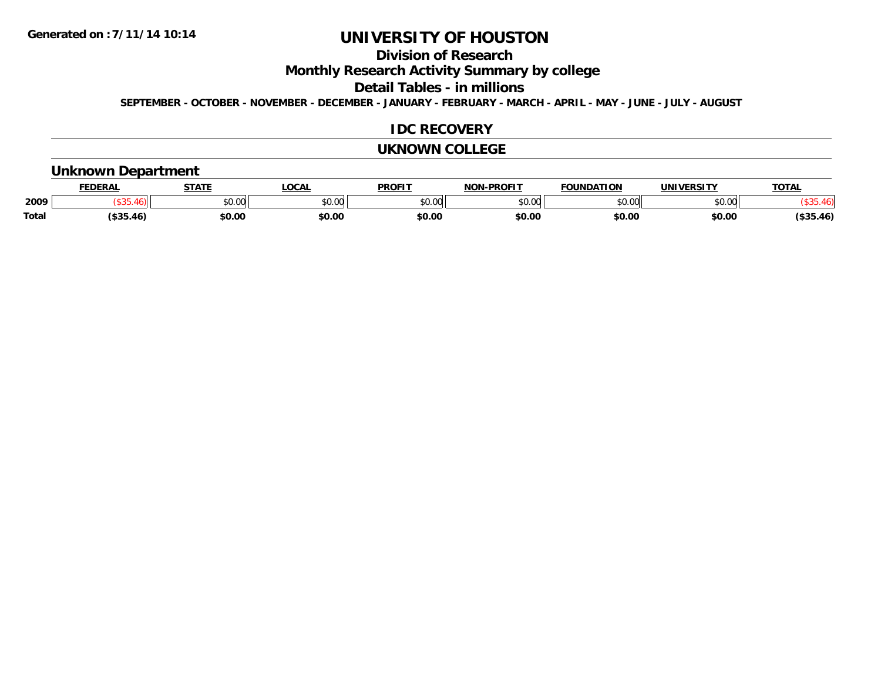**Generated on :7/11/14 10:14**

# UNIVERSITY OF HOUSTON

## Division of Research

## Monthly Research Activity Summary by college

## Detail Tables - in millions

**SEPTEMBER - OCTOBER - NOVEMBER - DECEMBER - JANUARY - FEBRUARY - MARCH - APRIL - MAY - JUNE - JULY - AUGUST**

## IDC RECOVERY

## UKNOWN COLLEGE

### Unknown Department

| | FEDERAL | STATE | LOCAL | PROFIT | NON-PROFIT | FOUNDATION | UNIVERSITY | TOTAL |
|---|---|---|---|---|---|---|---|---|
| 2009 | ($35.46) | $0.00 | $0.00 | $0.00 | $0.00 | $0.00 | $0.00 | ($35.46) |
| **Total** | **($35.46)** | **$0.00** | **$0.00** | **$0.00** | **$0.00** | **$0.00** | **$0.00** | **($35.46)** |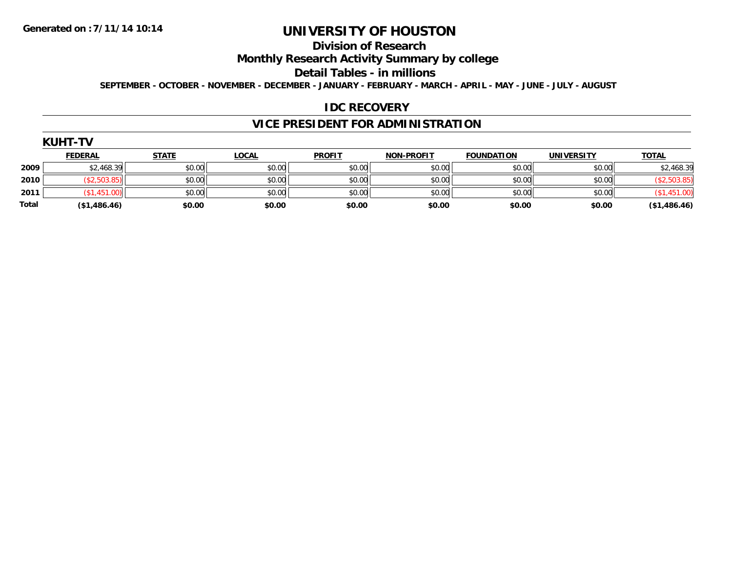Generated on :7/11/14 10:14

# UNIVERSITY OF HOUSTON

## Division of Research

## Monthly Research Activity Summary by college

## Detail Tables - in millions

SEPTEMBER - OCTOBER - NOVEMBER - DECEMBER - JANUARY - FEBRUARY - MARCH - APRIL - MAY - JUNE - JULY - AUGUST

## IDC RECOVERY

## VICE PRESIDENT FOR ADMINISTRATION

### KUHT-TV

| | FEDERAL | STATE | LOCAL | PROFIT | NON-PROFIT | FOUNDATION | UNIVERSITY | TOTAL |
|---|---|---|---|---|---|---|---|---|
| 2009 | $2,468.39 | $0.00 | $0.00 | $0.00 | $0.00 | $0.00 | $0.00 | $2,468.39 |
| 2010 | ($2,503.85) | $0.00 | $0.00 | $0.00 | $0.00 | $0.00 | $0.00 | ($2,503.85) |
| 2011 | ($1,451.00) | $0.00 | $0.00 | $0.00 | $0.00 | $0.00 | $0.00 | ($1,451.00) |
| **Total** | **($1,486.46)** | **$0.00** | **$0.00** | **$0.00** | **$0.00** | **$0.00** | **$0.00** | **($1,486.46)** |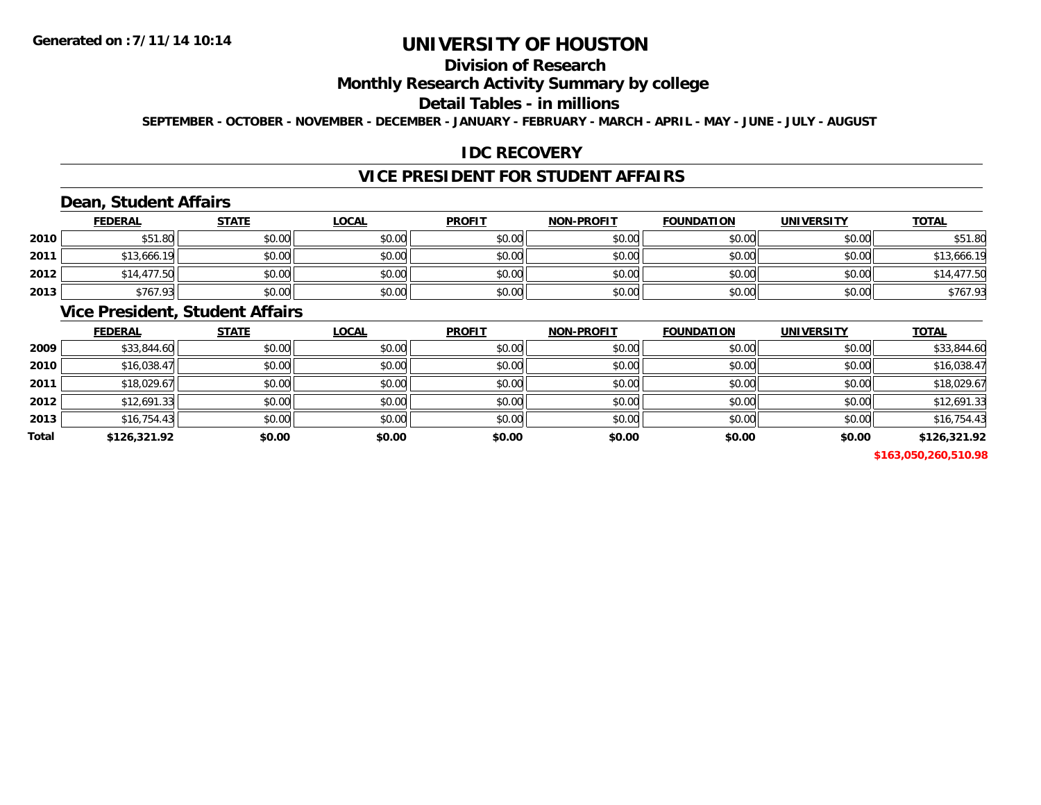Generated on :7/11/14 10:14

# UNIVERSITY OF HOUSTON

## Division of Research

## Monthly Research Activity Summary by college

## Detail Tables - in millions

SEPTEMBER - OCTOBER - NOVEMBER - DECEMBER - JANUARY - FEBRUARY - MARCH - APRIL - MAY - JUNE - JULY - AUGUST

## IDC RECOVERY

## VICE PRESIDENT FOR STUDENT AFFAIRS

### Dean, Student Affairs

| | FEDERAL | STATE | LOCAL | PROFIT | NON-PROFIT | FOUNDATION | UNIVERSITY | TOTAL |
|---|---|---|---|---|---|---|---|---|
| 2010 | $51.80 | $0.00 | $0.00 | $0.00 | $0.00 | $0.00 | $0.00 | $51.80 |
| 2011 | $13,666.19 | $0.00 | $0.00 | $0.00 | $0.00 | $0.00 | $0.00 | $13,666.19 |
| 2012 | $14,477.50 | $0.00 | $0.00 | $0.00 | $0.00 | $0.00 | $0.00 | $14,477.50 |
| 2013 | $767.93 | $0.00 | $0.00 | $0.00 | $0.00 | $0.00 | $0.00 | $767.93 |

### Vice President, Student Affairs

| | FEDERAL | STATE | LOCAL | PROFIT | NON-PROFIT | FOUNDATION | UNIVERSITY | TOTAL |
|---|---|---|---|---|---|---|---|---|
| 2009 | $33,844.60 | $0.00 | $0.00 | $0.00 | $0.00 | $0.00 | $0.00 | $33,844.60 |
| 2010 | $16,038.47 | $0.00 | $0.00 | $0.00 | $0.00 | $0.00 | $0.00 | $16,038.47 |
| 2011 | $18,029.67 | $0.00 | $0.00 | $0.00 | $0.00 | $0.00 | $0.00 | $18,029.67 |
| 2012 | $12,691.33 | $0.00 | $0.00 | $0.00 | $0.00 | $0.00 | $0.00 | $12,691.33 |
| 2013 | $16,754.43 | $0.00 | $0.00 | $0.00 | $0.00 | $0.00 | $0.00 | $16,754.43 |
| **Total** | **$126,321.92** | **$0.00** | **$0.00** | **$0.00** | **$0.00** | **$0.00** | **$0.00** | **$126,321.92** |

**$163,050,260,510.98**